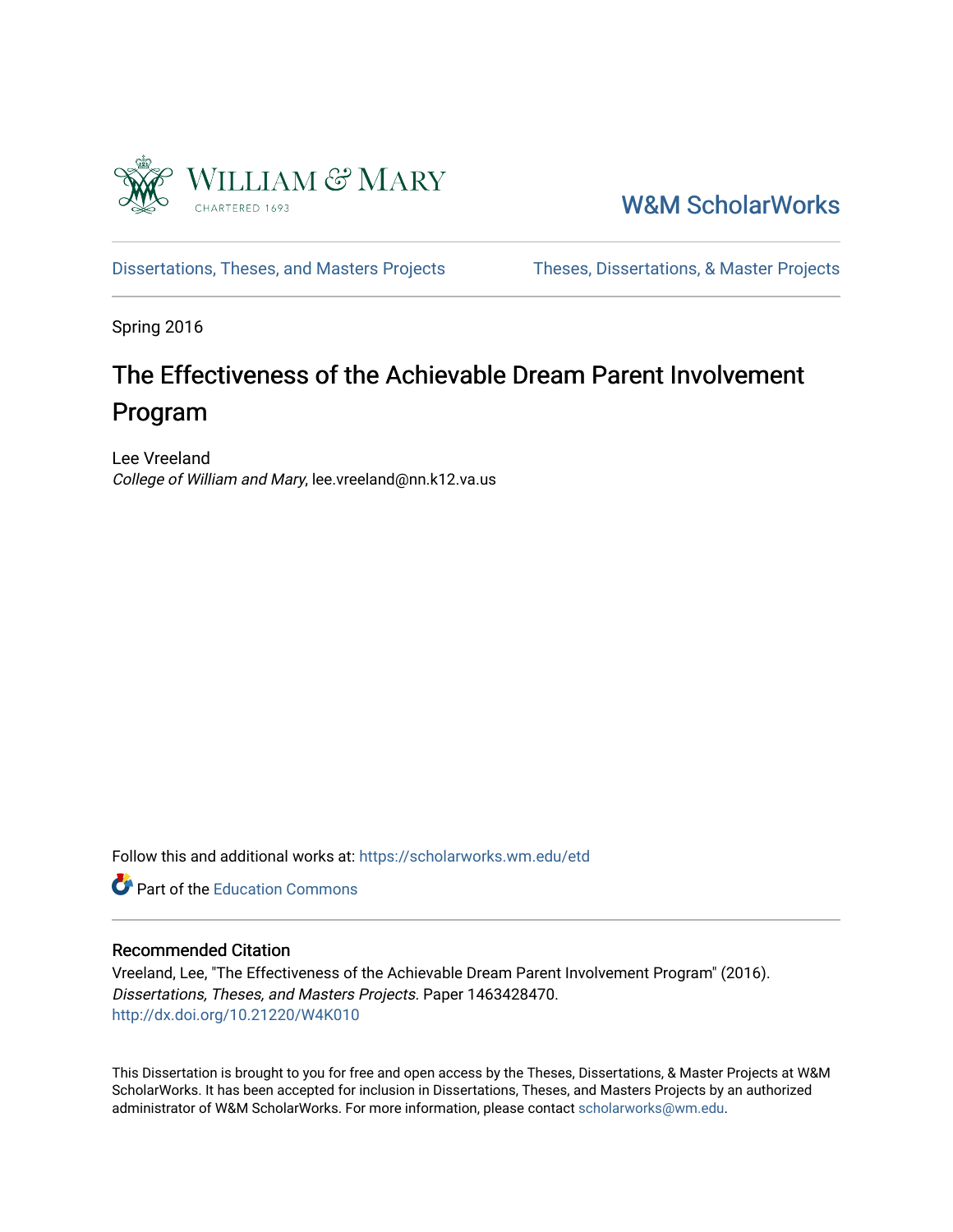William & Mary
CHARTERED 1693

W&M ScholarWorks

Dissertations, Theses, and Masters Projects

Theses, Dissertations, & Master Projects

Spring 2016

# The Effectiveness of the Achievable Dream Parent Involvement Program

Lee Vreeland
*College of William and Mary*, lee.vreeland@nn.k12.va.us

Follow this and additional works at: https://scholarworks.wm.edu/etd

Part of the Education Commons

## Recommended Citation

Vreeland, Lee, "The Effectiveness of the Achievable Dream Parent Involvement Program" (2016). *Dissertations, Theses, and Masters Projects.* Paper 1463428470.
http://dx.doi.org/10.21220/W4K010

This Dissertation is brought to you for free and open access by the Theses, Dissertations, & Master Projects at W&M ScholarWorks. It has been accepted for inclusion in Dissertations, Theses, and Masters Projects by an authorized administrator of W&M ScholarWorks. For more information, please contact scholarworks@wm.edu.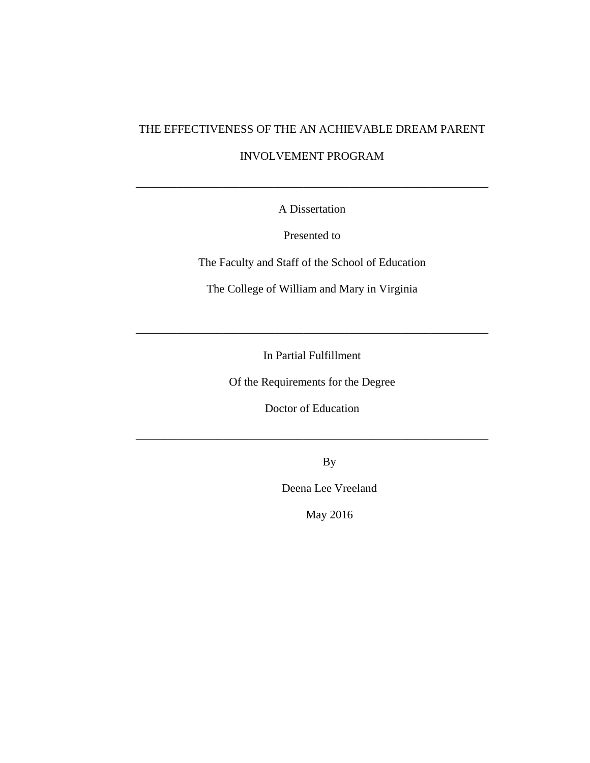# THE EFFECTIVENESS OF THE AN ACHIEVABLE DREAM PARENT INVOLVEMENT PROGRAM

---

A Dissertation

Presented to

The Faculty and Staff of the School of Education

The College of William and Mary in Virginia

---

In Partial Fulfillment

Of the Requirements for the Degree

Doctor of Education

---

By

Deena Lee Vreeland

May 2016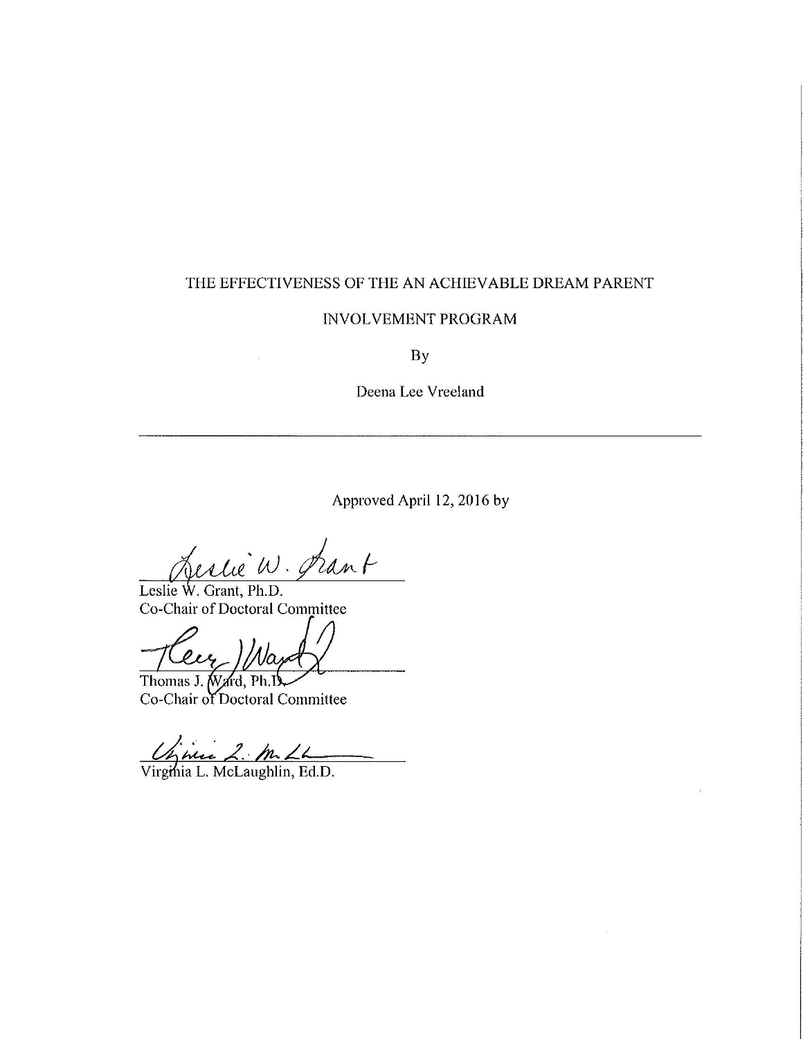THE EFFECTIVENESS OF THE AN ACHIEVABLE DREAM PARENT

INVOLVEMENT PROGRAM

By

Deena Lee Vreeland

---

Approved April 12, 2016 by

Leslie W. Grant, Ph.D.
Co-Chair of Doctoral Committee

Thomas J. Ward, Ph.D.
Co-Chair of Doctoral Committee

Virginia L. McLaughlin, Ed.D.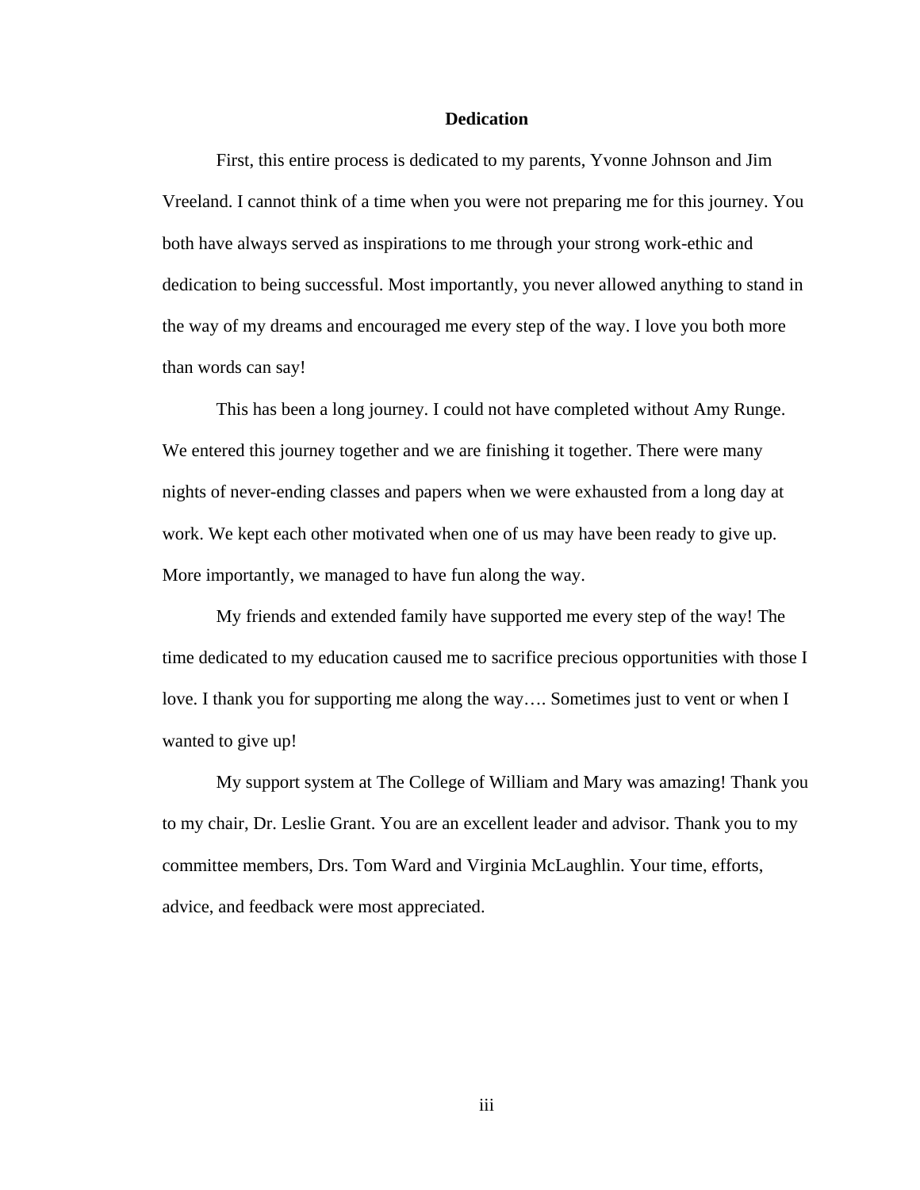# Dedication

First, this entire process is dedicated to my parents, Yvonne Johnson and Jim Vreeland. I cannot think of a time when you were not preparing me for this journey. You both have always served as inspirations to me through your strong work-ethic and dedication to being successful. Most importantly, you never allowed anything to stand in the way of my dreams and encouraged me every step of the way. I love you both more than words can say!

This has been a long journey. I could not have completed without Amy Runge. We entered this journey together and we are finishing it together. There were many nights of never-ending classes and papers when we were exhausted from a long day at work. We kept each other motivated when one of us may have been ready to give up. More importantly, we managed to have fun along the way.

My friends and extended family have supported me every step of the way! The time dedicated to my education caused me to sacrifice precious opportunities with those I love. I thank you for supporting me along the way…. Sometimes just to vent or when I wanted to give up!

My support system at The College of William and Mary was amazing! Thank you to my chair, Dr. Leslie Grant. You are an excellent leader and advisor. Thank you to my committee members, Drs. Tom Ward and Virginia McLaughlin. Your time, efforts, advice, and feedback were most appreciated.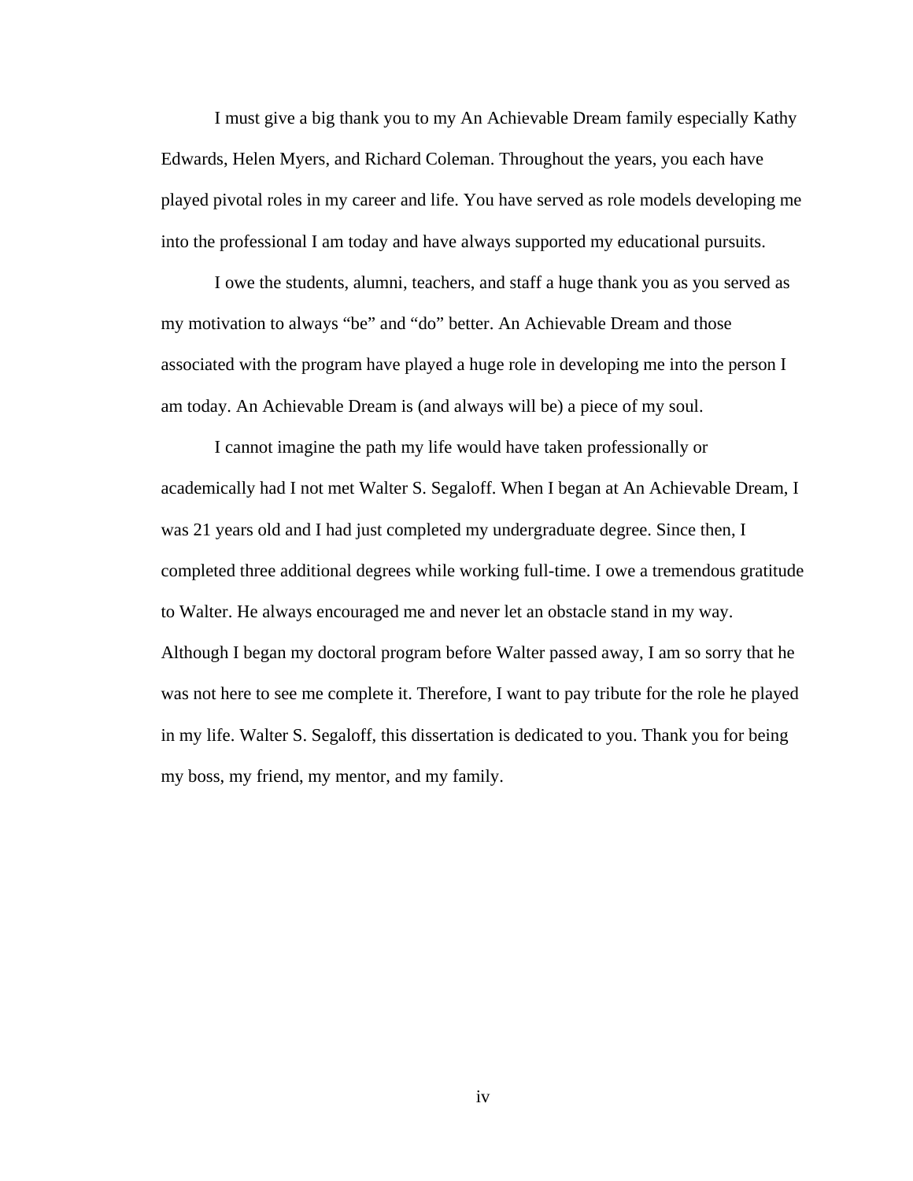I must give a big thank you to my An Achievable Dream family especially Kathy Edwards, Helen Myers, and Richard Coleman. Throughout the years, you each have played pivotal roles in my career and life. You have served as role models developing me into the professional I am today and have always supported my educational pursuits.

I owe the students, alumni, teachers, and staff a huge thank you as you served as my motivation to always "be" and "do" better. An Achievable Dream and those associated with the program have played a huge role in developing me into the person I am today. An Achievable Dream is (and always will be) a piece of my soul.

I cannot imagine the path my life would have taken professionally or academically had I not met Walter S. Segaloff. When I began at An Achievable Dream, I was 21 years old and I had just completed my undergraduate degree. Since then, I completed three additional degrees while working full-time. I owe a tremendous gratitude to Walter. He always encouraged me and never let an obstacle stand in my way. Although I began my doctoral program before Walter passed away, I am so sorry that he was not here to see me complete it. Therefore, I want to pay tribute for the role he played in my life. Walter S. Segaloff, this dissertation is dedicated to you. Thank you for being my boss, my friend, my mentor, and my family.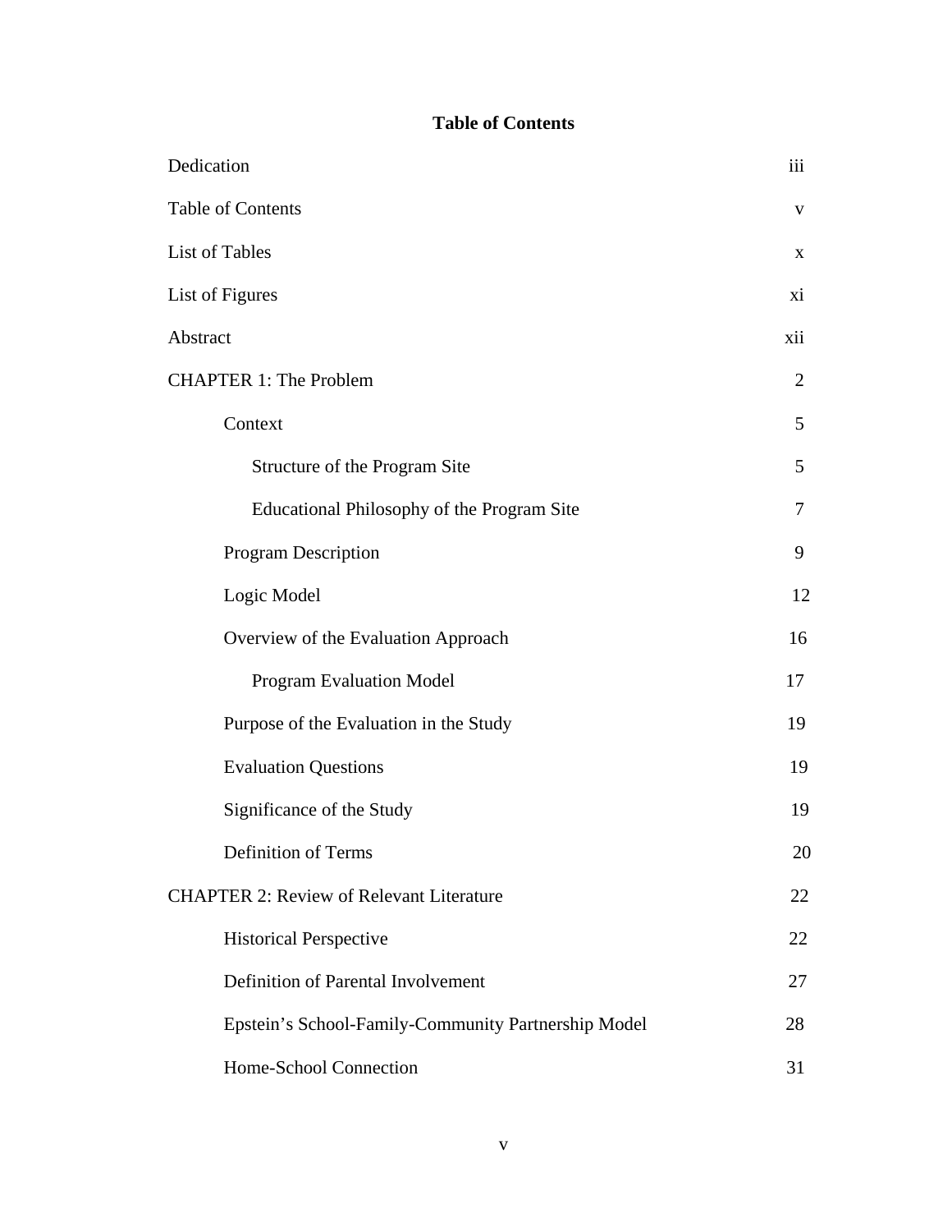**Table of Contents**

| | |
|---|---|
| Dedication | iii |
| Table of Contents | v |
| List of Tables | x |
| List of Figures | xi |
| Abstract | xii |
| CHAPTER 1: The Problem | 2 |
| &nbsp;&nbsp;&nbsp;&nbsp;Context | 5 |
| &nbsp;&nbsp;&nbsp;&nbsp;&nbsp;&nbsp;&nbsp;&nbsp;Structure of the Program Site | 5 |
| &nbsp;&nbsp;&nbsp;&nbsp;&nbsp;&nbsp;&nbsp;&nbsp;Educational Philosophy of the Program Site | 7 |
| &nbsp;&nbsp;&nbsp;&nbsp;Program Description | 9 |
| &nbsp;&nbsp;&nbsp;&nbsp;Logic Model | 12 |
| &nbsp;&nbsp;&nbsp;&nbsp;Overview of the Evaluation Approach | 16 |
| &nbsp;&nbsp;&nbsp;&nbsp;&nbsp;&nbsp;&nbsp;&nbsp;Program Evaluation Model | 17 |
| &nbsp;&nbsp;&nbsp;&nbsp;Purpose of the Evaluation in the Study | 19 |
| &nbsp;&nbsp;&nbsp;&nbsp;Evaluation Questions | 19 |
| &nbsp;&nbsp;&nbsp;&nbsp;Significance of the Study | 19 |
| &nbsp;&nbsp;&nbsp;&nbsp;Definition of Terms | 20 |
| CHAPTER 2: Review of Relevant Literature | 22 |
| &nbsp;&nbsp;&nbsp;&nbsp;Historical Perspective | 22 |
| &nbsp;&nbsp;&nbsp;&nbsp;Definition of Parental Involvement | 27 |
| &nbsp;&nbsp;&nbsp;&nbsp;Epstein's School-Family-Community Partnership Model | 28 |
| &nbsp;&nbsp;&nbsp;&nbsp;Home-School Connection | 31 |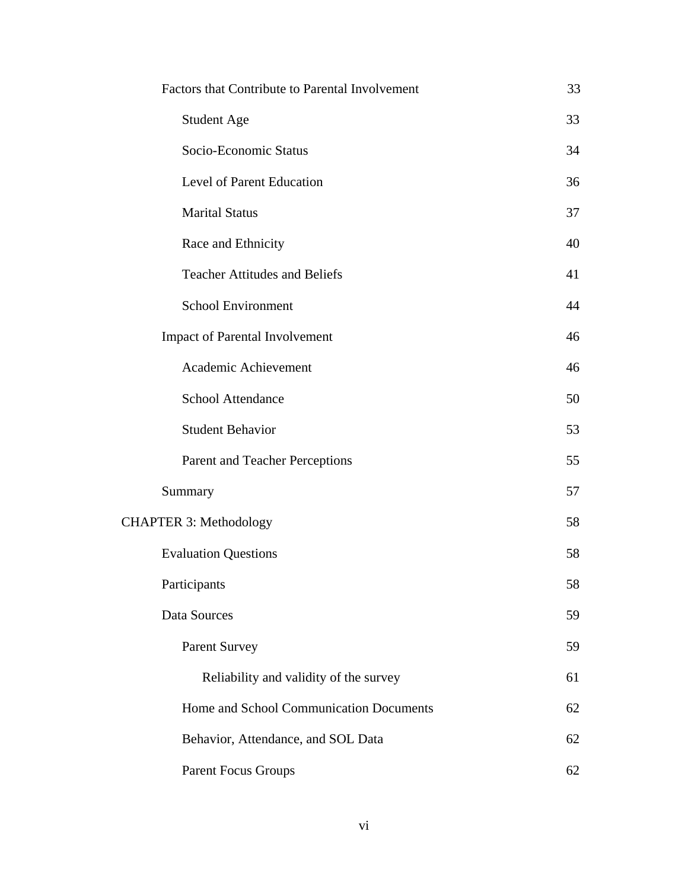| | |
|---|---|
| Factors that Contribute to Parental Involvement | 33 |
| &nbsp;&nbsp;&nbsp;&nbsp;Student Age | 33 |
| &nbsp;&nbsp;&nbsp;&nbsp;Socio-Economic Status | 34 |
| &nbsp;&nbsp;&nbsp;&nbsp;Level of Parent Education | 36 |
| &nbsp;&nbsp;&nbsp;&nbsp;Marital Status | 37 |
| &nbsp;&nbsp;&nbsp;&nbsp;Race and Ethnicity | 40 |
| &nbsp;&nbsp;&nbsp;&nbsp;Teacher Attitudes and Beliefs | 41 |
| &nbsp;&nbsp;&nbsp;&nbsp;School Environment | 44 |
| Impact of Parental Involvement | 46 |
| &nbsp;&nbsp;&nbsp;&nbsp;Academic Achievement | 46 |
| &nbsp;&nbsp;&nbsp;&nbsp;School Attendance | 50 |
| &nbsp;&nbsp;&nbsp;&nbsp;Student Behavior | 53 |
| &nbsp;&nbsp;&nbsp;&nbsp;Parent and Teacher Perceptions | 55 |
| Summary | 57 |
| CHAPTER 3: Methodology | 58 |
| Evaluation Questions | 58 |
| Participants | 58 |
| Data Sources | 59 |
| &nbsp;&nbsp;&nbsp;&nbsp;Parent Survey | 59 |
| &nbsp;&nbsp;&nbsp;&nbsp;&nbsp;&nbsp;&nbsp;&nbsp;Reliability and validity of the survey | 61 |
| &nbsp;&nbsp;&nbsp;&nbsp;Home and School Communication Documents | 62 |
| &nbsp;&nbsp;&nbsp;&nbsp;Behavior, Attendance, and SOL Data | 62 |
| &nbsp;&nbsp;&nbsp;&nbsp;Parent Focus Groups | 62 |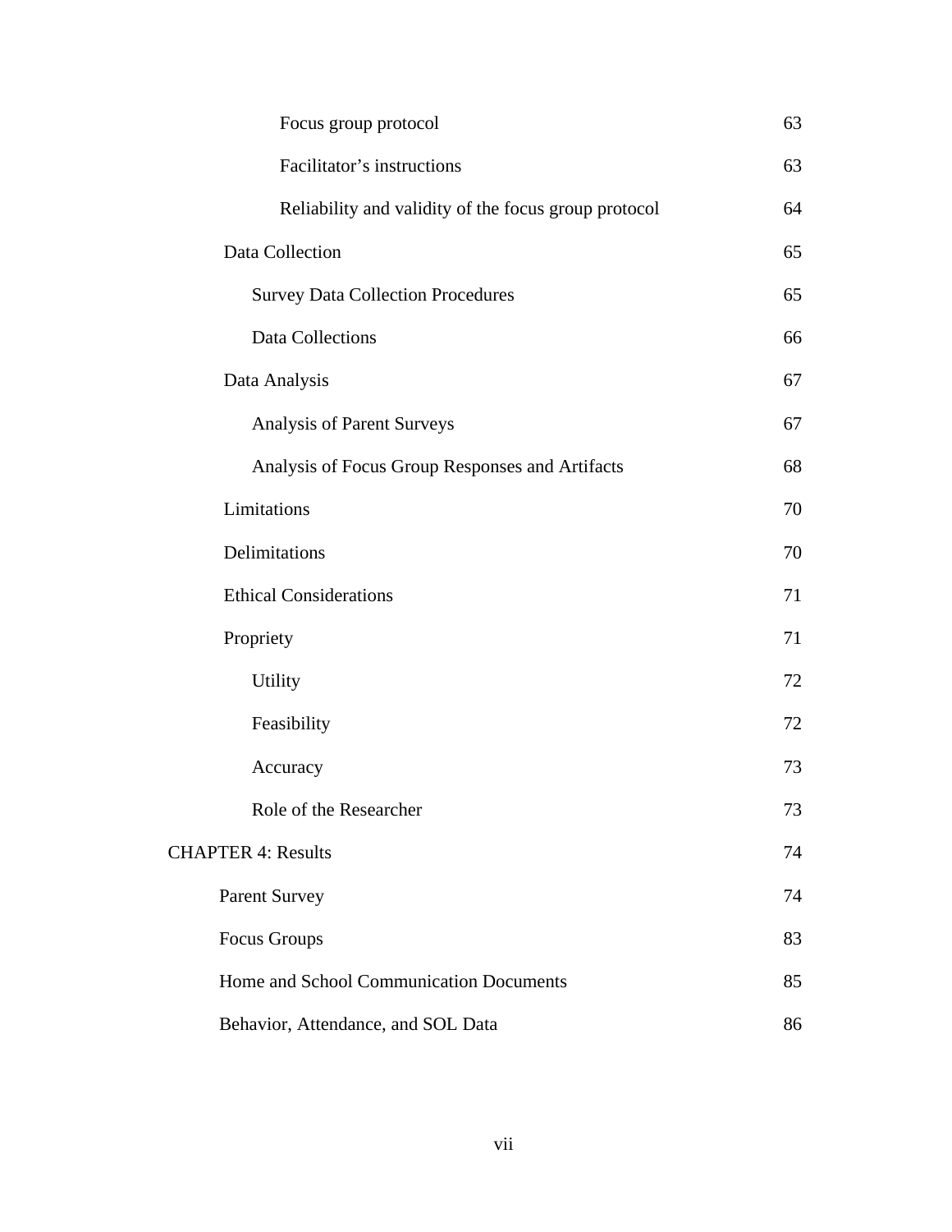| | |
|---|---|
| Focus group protocol | 63 |
| Facilitator's instructions | 63 |
| Reliability and validity of the focus group protocol | 64 |
| Data Collection | 65 |
| Survey Data Collection Procedures | 65 |
| Data Collections | 66 |
| Data Analysis | 67 |
| Analysis of Parent Surveys | 67 |
| Analysis of Focus Group Responses and Artifacts | 68 |
| Limitations | 70 |
| Delimitations | 70 |
| Ethical Considerations | 71 |
| Propriety | 71 |
| Utility | 72 |
| Feasibility | 72 |
| Accuracy | 73 |
| Role of the Researcher | 73 |
| CHAPTER 4: Results | 74 |
| Parent Survey | 74 |
| Focus Groups | 83 |
| Home and School Communication Documents | 85 |
| Behavior, Attendance, and SOL Data | 86 |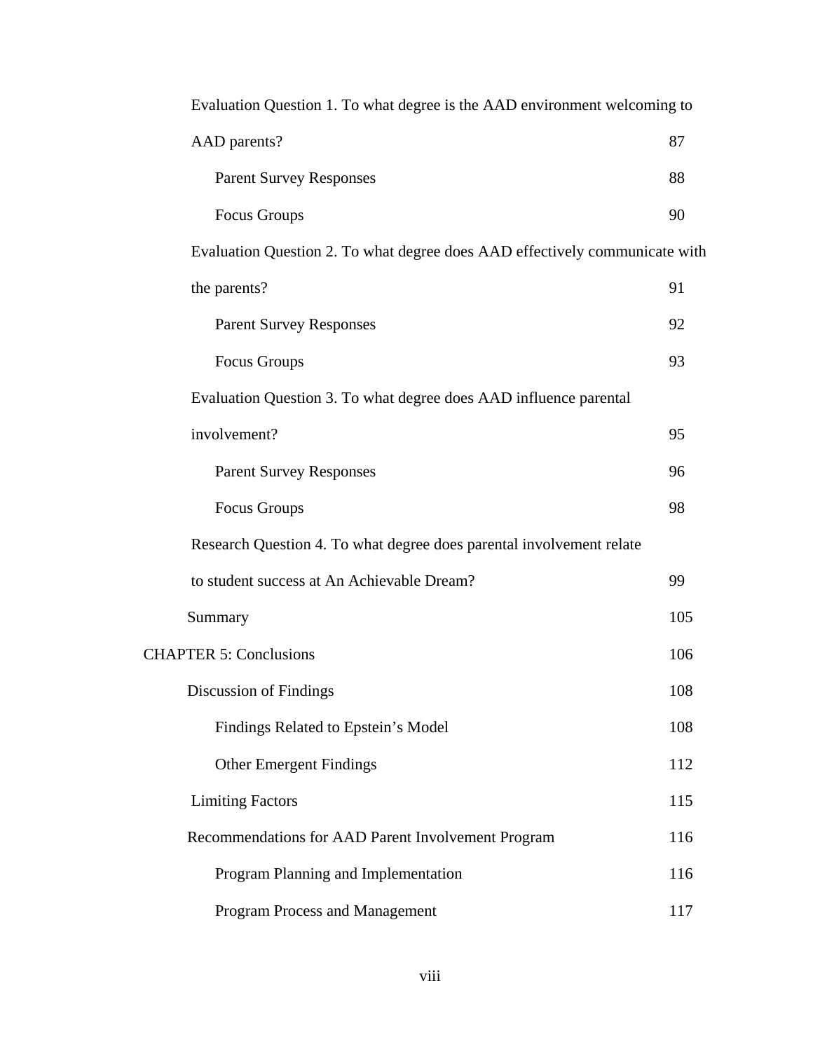Evaluation Question 1. To what degree is the AAD environment welcoming to AAD parents? 87

Parent Survey Responses 88

Focus Groups 90

Evaluation Question 2. To what degree does AAD effectively communicate with the parents? 91

Parent Survey Responses 92

Focus Groups 93

Evaluation Question 3. To what degree does AAD influence parental involvement? 95

Parent Survey Responses 96

Focus Groups 98

Research Question 4. To what degree does parental involvement relate to student success at An Achievable Dream? 99

Summary 105

CHAPTER 5: Conclusions 106

Discussion of Findings 108

Findings Related to Epstein's Model 108

Other Emergent Findings 112

Limiting Factors 115

Recommendations for AAD Parent Involvement Program 116

Program Planning and Implementation 116

Program Process and Management 117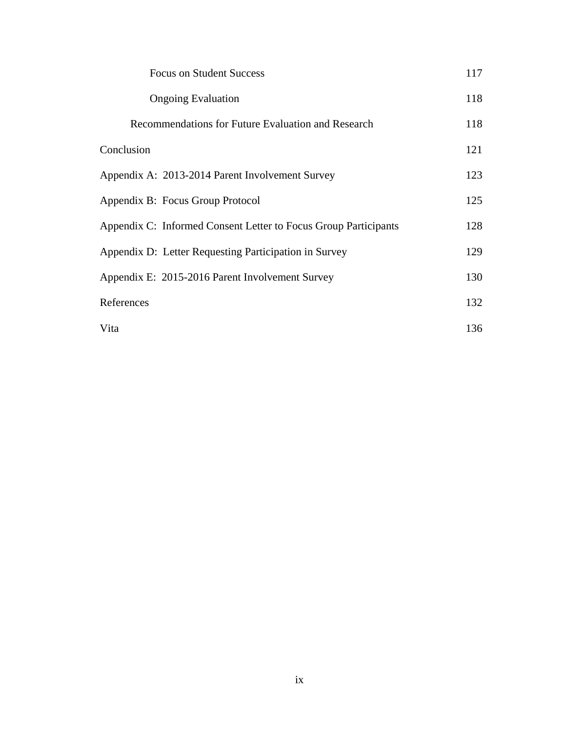| | |
|---|---|
| Focus on Student Success | 117 |
| Ongoing Evaluation | 118 |
| Recommendations for Future Evaluation and Research | 118 |
| Conclusion | 121 |
| Appendix A: 2013-2014 Parent Involvement Survey | 123 |
| Appendix B: Focus Group Protocol | 125 |
| Appendix C: Informed Consent Letter to Focus Group Participants | 128 |
| Appendix D: Letter Requesting Participation in Survey | 129 |
| Appendix E: 2015-2016 Parent Involvement Survey | 130 |
| References | 132 |
| Vita | 136 |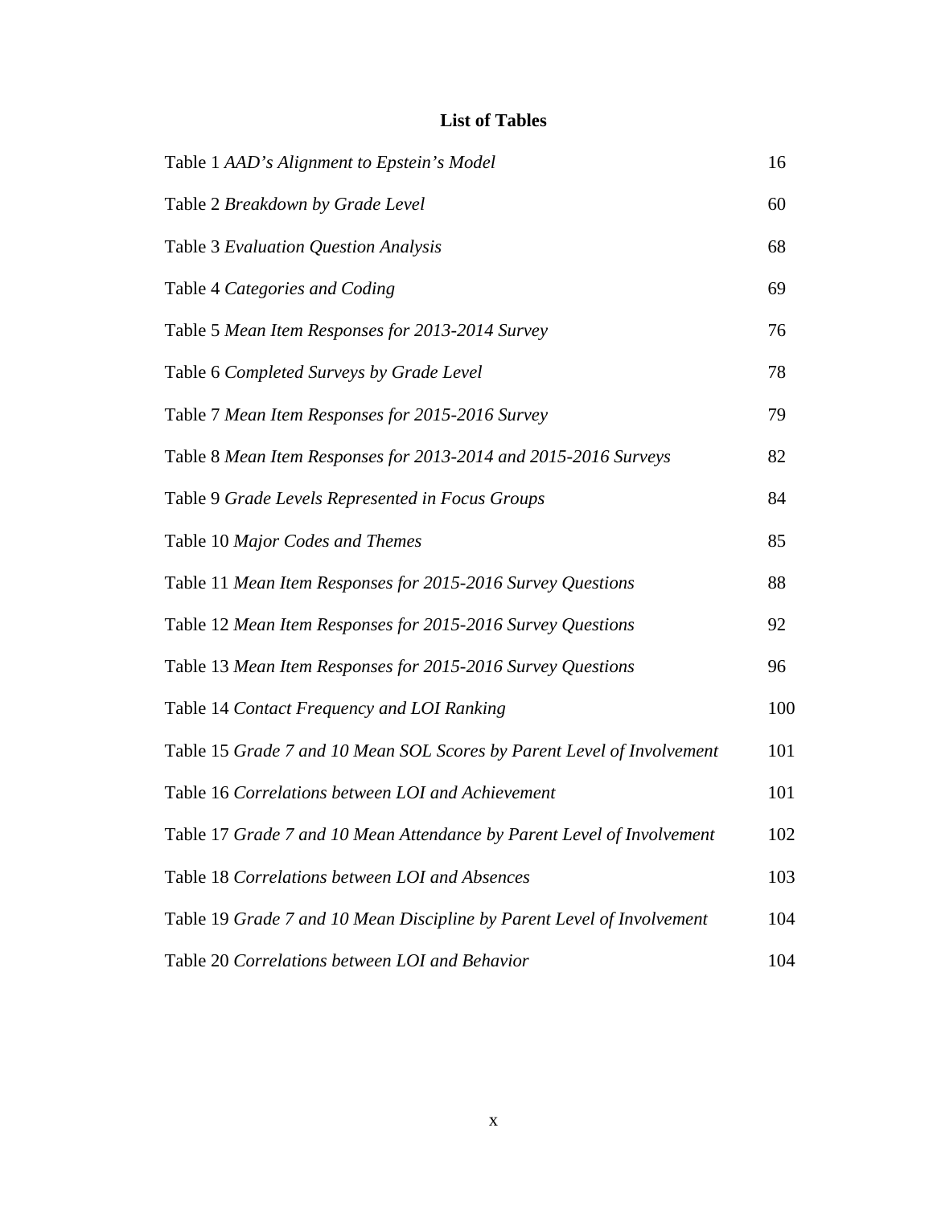## List of Tables

| | |
|---|---|
| Table 1 *AAD's Alignment to Epstein's Model* | 16 |
| Table 2 *Breakdown by Grade Level* | 60 |
| Table 3 *Evaluation Question Analysis* | 68 |
| Table 4 *Categories and Coding* | 69 |
| Table 5 *Mean Item Responses for 2013-2014 Survey* | 76 |
| Table 6 *Completed Surveys by Grade Level* | 78 |
| Table 7 *Mean Item Responses for 2015-2016 Survey* | 79 |
| Table 8 *Mean Item Responses for 2013-2014 and 2015-2016 Surveys* | 82 |
| Table 9 *Grade Levels Represented in Focus Groups* | 84 |
| Table 10 *Major Codes and Themes* | 85 |
| Table 11 *Mean Item Responses for 2015-2016 Survey Questions* | 88 |
| Table 12 *Mean Item Responses for 2015-2016 Survey Questions* | 92 |
| Table 13 *Mean Item Responses for 2015-2016 Survey Questions* | 96 |
| Table 14 *Contact Frequency and LOI Ranking* | 100 |
| Table 15 *Grade 7 and 10 Mean SOL Scores by Parent Level of Involvement* | 101 |
| Table 16 *Correlations between LOI and Achievement* | 101 |
| Table 17 *Grade 7 and 10 Mean Attendance by Parent Level of Involvement* | 102 |
| Table 18 *Correlations between LOI and Absences* | 103 |
| Table 19 *Grade 7 and 10 Mean Discipline by Parent Level of Involvement* | 104 |
| Table 20 *Correlations between LOI and Behavior* | 104 |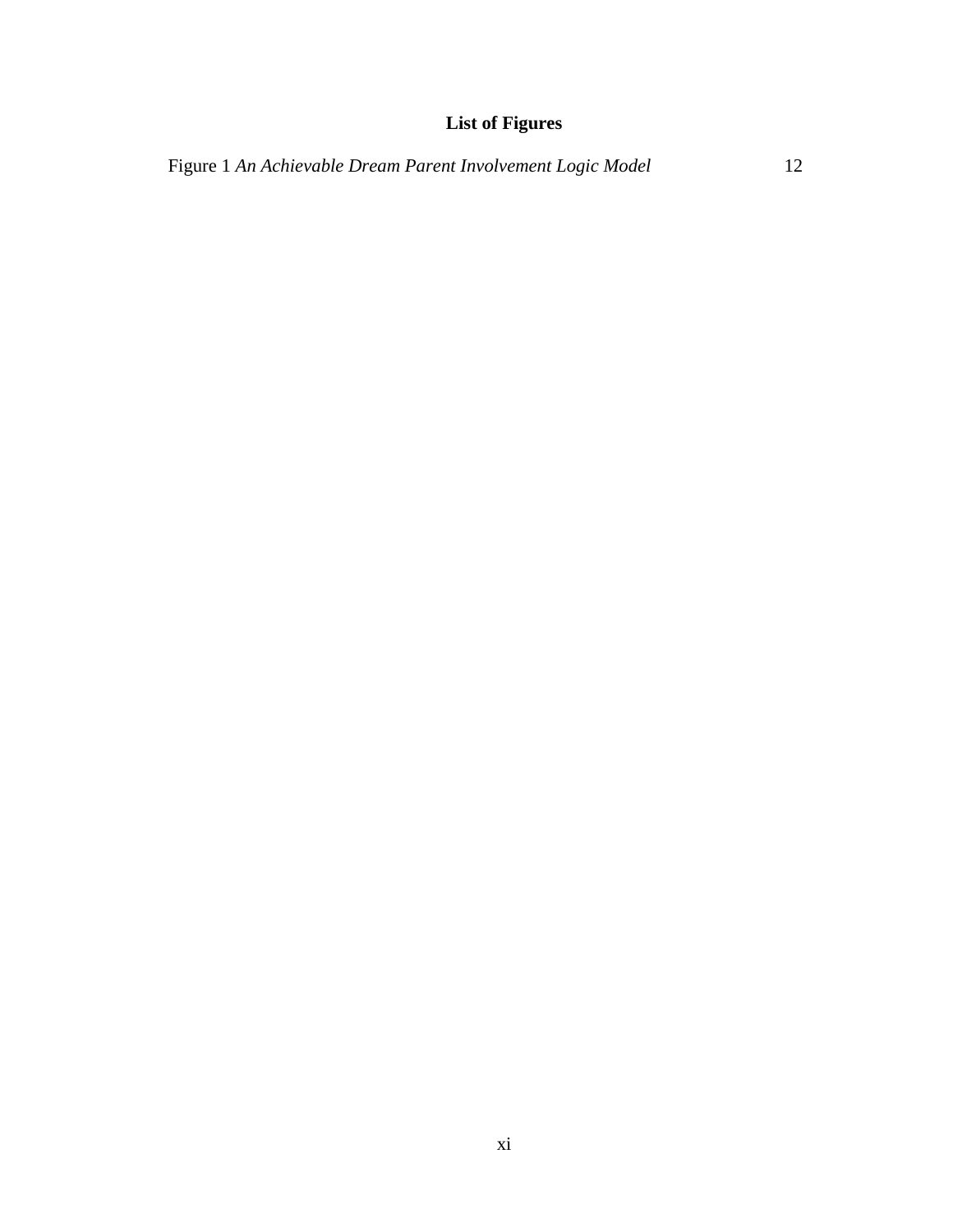# List of Figures

Figure 1 *An Achievable Dream Parent Involvement Logic Model* 12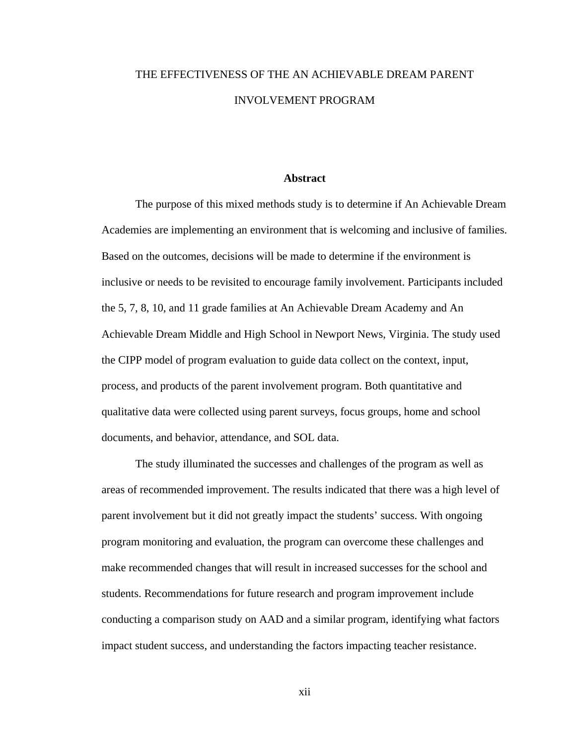# THE EFFECTIVENESS OF THE AN ACHIEVABLE DREAM PARENT INVOLVEMENT PROGRAM

## Abstract

The purpose of this mixed methods study is to determine if An Achievable Dream Academies are implementing an environment that is welcoming and inclusive of families. Based on the outcomes, decisions will be made to determine if the environment is inclusive or needs to be revisited to encourage family involvement. Participants included the 5, 7, 8, 10, and 11 grade families at An Achievable Dream Academy and An Achievable Dream Middle and High School in Newport News, Virginia. The study used the CIPP model of program evaluation to guide data collect on the context, input, process, and products of the parent involvement program. Both quantitative and qualitative data were collected using parent surveys, focus groups, home and school documents, and behavior, attendance, and SOL data.

The study illuminated the successes and challenges of the program as well as areas of recommended improvement. The results indicated that there was a high level of parent involvement but it did not greatly impact the students' success. With ongoing program monitoring and evaluation, the program can overcome these challenges and make recommended changes that will result in increased successes for the school and students. Recommendations for future research and program improvement include conducting a comparison study on AAD and a similar program, identifying what factors impact student success, and understanding the factors impacting teacher resistance.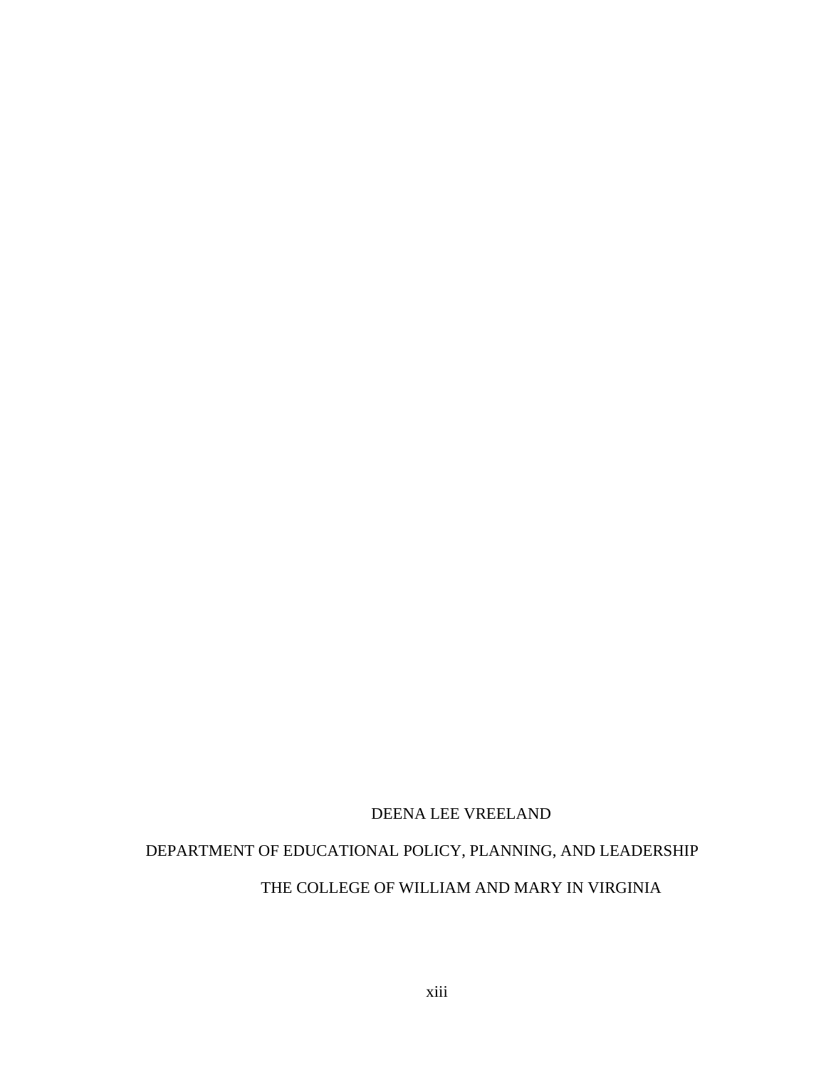DEENA LEE VREELAND

DEPARTMENT OF EDUCATIONAL POLICY, PLANNING, AND LEADERSHIP

THE COLLEGE OF WILLIAM AND MARY IN VIRGINIA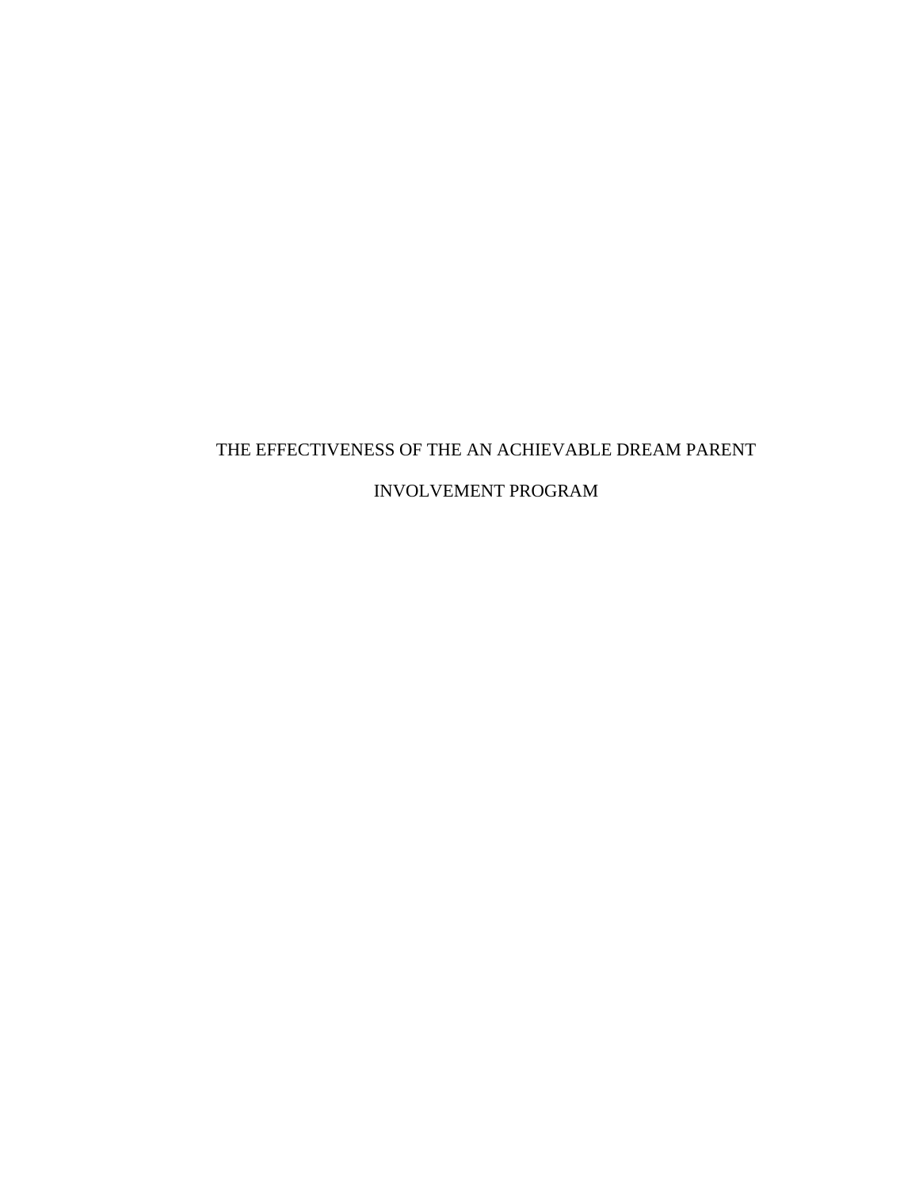THE EFFECTIVENESS OF THE AN ACHIEVABLE DREAM PARENT

INVOLVEMENT PROGRAM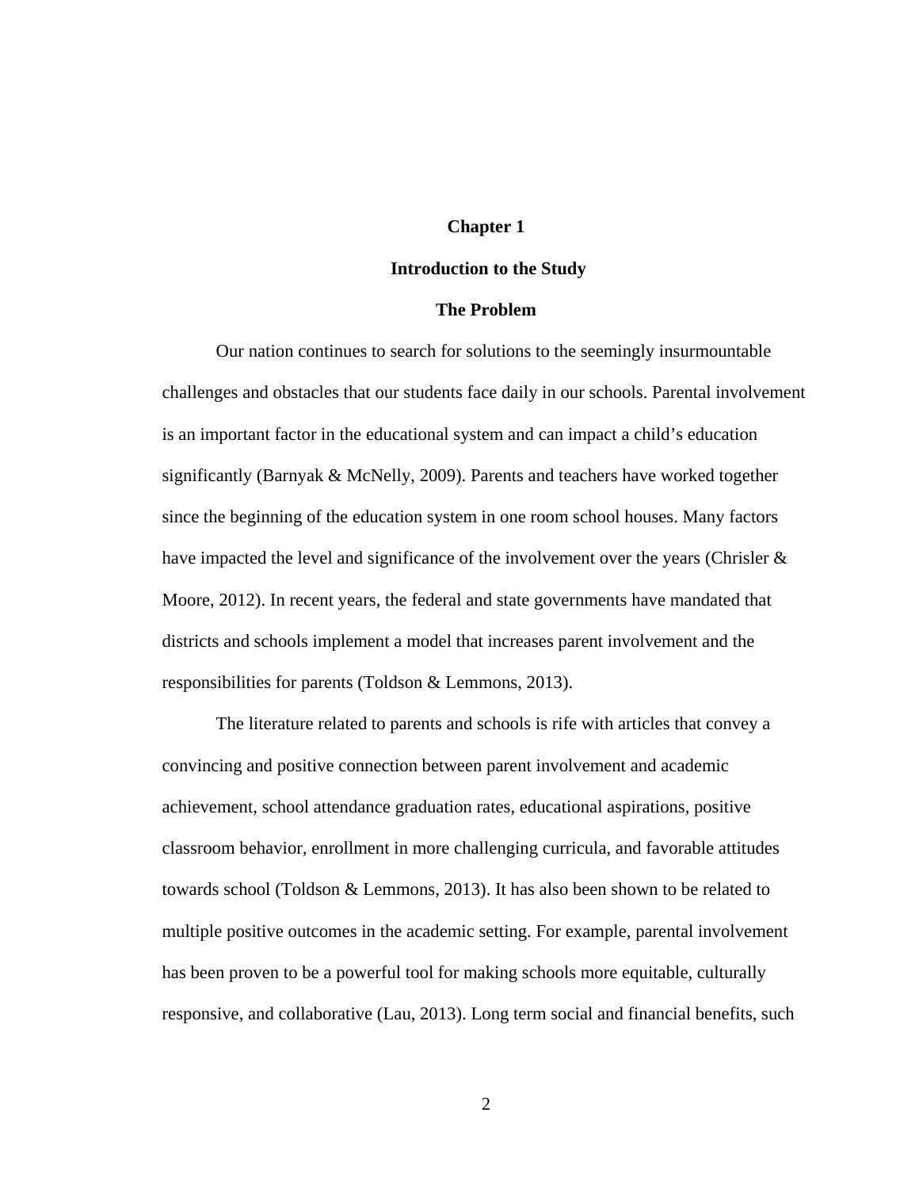# Chapter 1

## Introduction to the Study

### The Problem

Our nation continues to search for solutions to the seemingly insurmountable challenges and obstacles that our students face daily in our schools. Parental involvement is an important factor in the educational system and can impact a child's education significantly (Barnyak & McNelly, 2009). Parents and teachers have worked together since the beginning of the education system in one room school houses. Many factors have impacted the level and significance of the involvement over the years (Chrisler & Moore, 2012). In recent years, the federal and state governments have mandated that districts and schools implement a model that increases parent involvement and the responsibilities for parents (Toldson & Lemmons, 2013).

The literature related to parents and schools is rife with articles that convey a convincing and positive connection between parent involvement and academic achievement, school attendance graduation rates, educational aspirations, positive classroom behavior, enrollment in more challenging curricula, and favorable attitudes towards school (Toldson & Lemmons, 2013). It has also been shown to be related to multiple positive outcomes in the academic setting. For example, parental involvement has been proven to be a powerful tool for making schools more equitable, culturally responsive, and collaborative (Lau, 2013). Long term social and financial benefits, such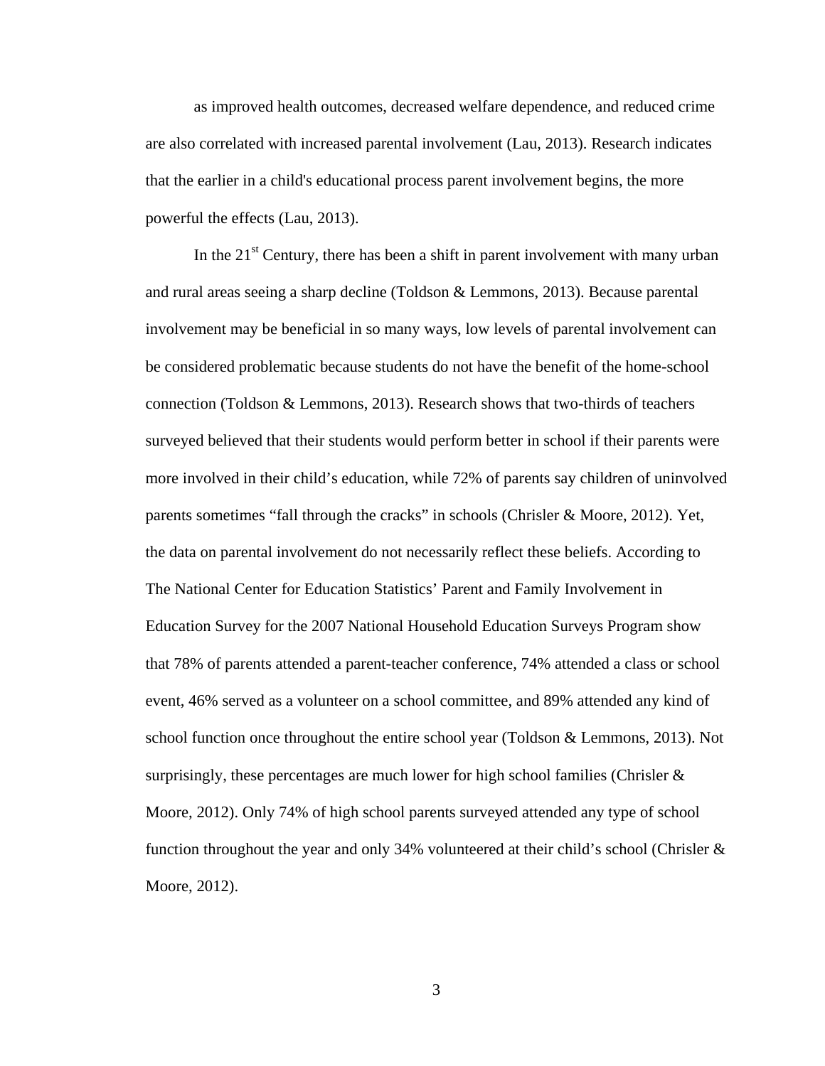as improved health outcomes, decreased welfare dependence, and reduced crime are also correlated with increased parental involvement (Lau, 2013). Research indicates that the earlier in a child's educational process parent involvement begins, the more powerful the effects (Lau, 2013).

In the 21st Century, there has been a shift in parent involvement with many urban and rural areas seeing a sharp decline (Toldson & Lemmons, 2013). Because parental involvement may be beneficial in so many ways, low levels of parental involvement can be considered problematic because students do not have the benefit of the home-school connection (Toldson & Lemmons, 2013). Research shows that two-thirds of teachers surveyed believed that their students would perform better in school if their parents were more involved in their child's education, while 72% of parents say children of uninvolved parents sometimes "fall through the cracks" in schools (Chrisler & Moore, 2012). Yet, the data on parental involvement do not necessarily reflect these beliefs. According to The National Center for Education Statistics' Parent and Family Involvement in Education Survey for the 2007 National Household Education Surveys Program show that 78% of parents attended a parent-teacher conference, 74% attended a class or school event, 46% served as a volunteer on a school committee, and 89% attended any kind of school function once throughout the entire school year (Toldson & Lemmons, 2013). Not surprisingly, these percentages are much lower for high school families (Chrisler & Moore, 2012). Only 74% of high school parents surveyed attended any type of school function throughout the year and only 34% volunteered at their child's school (Chrisler & Moore, 2012).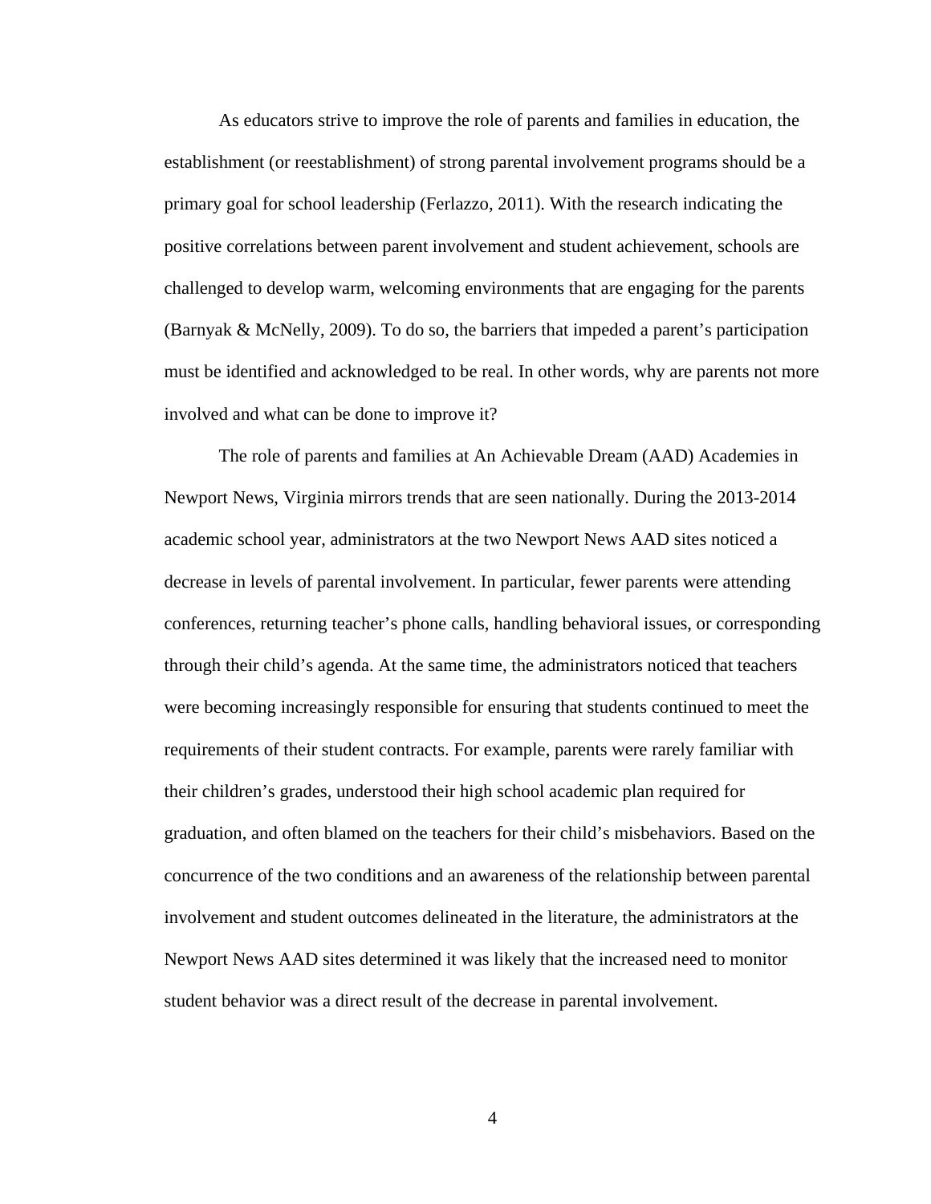As educators strive to improve the role of parents and families in education, the establishment (or reestablishment) of strong parental involvement programs should be a primary goal for school leadership (Ferlazzo, 2011). With the research indicating the positive correlations between parent involvement and student achievement, schools are challenged to develop warm, welcoming environments that are engaging for the parents (Barnyak & McNelly, 2009). To do so, the barriers that impeded a parent's participation must be identified and acknowledged to be real. In other words, why are parents not more involved and what can be done to improve it?

The role of parents and families at An Achievable Dream (AAD) Academies in Newport News, Virginia mirrors trends that are seen nationally. During the 2013-2014 academic school year, administrators at the two Newport News AAD sites noticed a decrease in levels of parental involvement. In particular, fewer parents were attending conferences, returning teacher's phone calls, handling behavioral issues, or corresponding through their child's agenda. At the same time, the administrators noticed that teachers were becoming increasingly responsible for ensuring that students continued to meet the requirements of their student contracts. For example, parents were rarely familiar with their children's grades, understood their high school academic plan required for graduation, and often blamed on the teachers for their child's misbehaviors. Based on the concurrence of the two conditions and an awareness of the relationship between parental involvement and student outcomes delineated in the literature, the administrators at the Newport News AAD sites determined it was likely that the increased need to monitor student behavior was a direct result of the decrease in parental involvement.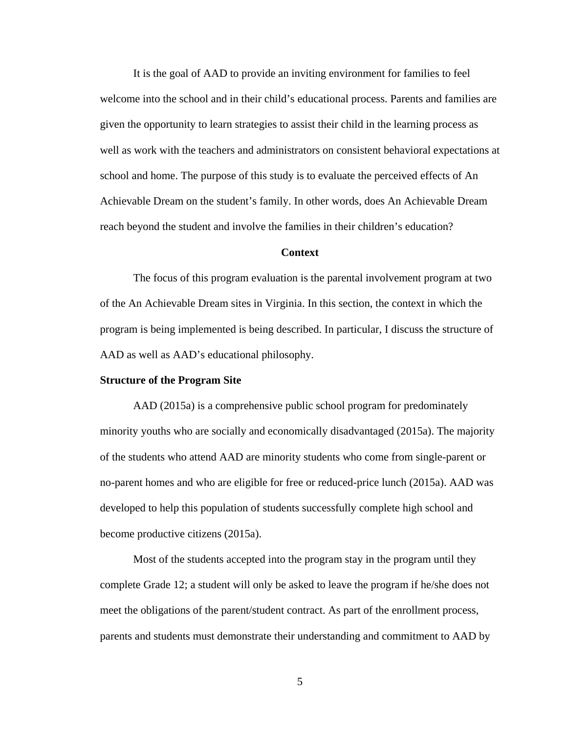It is the goal of AAD to provide an inviting environment for families to feel welcome into the school and in their child's educational process. Parents and families are given the opportunity to learn strategies to assist their child in the learning process as well as work with the teachers and administrators on consistent behavioral expectations at school and home. The purpose of this study is to evaluate the perceived effects of An Achievable Dream on the student's family. In other words, does An Achievable Dream reach beyond the student and involve the families in their children's education?

## Context

The focus of this program evaluation is the parental involvement program at two of the An Achievable Dream sites in Virginia. In this section, the context in which the program is being implemented is being described. In particular, I discuss the structure of AAD as well as AAD's educational philosophy.

### Structure of the Program Site

AAD (2015a) is a comprehensive public school program for predominately minority youths who are socially and economically disadvantaged (2015a). The majority of the students who attend AAD are minority students who come from single-parent or no-parent homes and who are eligible for free or reduced-price lunch (2015a). AAD was developed to help this population of students successfully complete high school and become productive citizens (2015a).

Most of the students accepted into the program stay in the program until they complete Grade 12; a student will only be asked to leave the program if he/she does not meet the obligations of the parent/student contract. As part of the enrollment process, parents and students must demonstrate their understanding and commitment to AAD by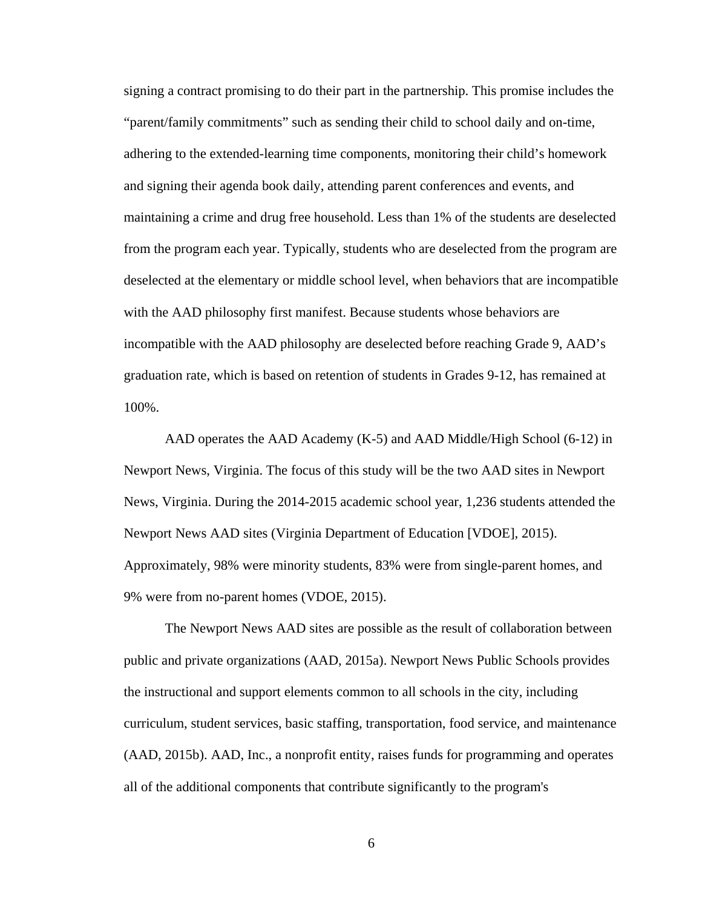signing a contract promising to do their part in the partnership. This promise includes the "parent/family commitments" such as sending their child to school daily and on-time, adhering to the extended-learning time components, monitoring their child's homework and signing their agenda book daily, attending parent conferences and events, and maintaining a crime and drug free household. Less than 1% of the students are deselected from the program each year. Typically, students who are deselected from the program are deselected at the elementary or middle school level, when behaviors that are incompatible with the AAD philosophy first manifest. Because students whose behaviors are incompatible with the AAD philosophy are deselected before reaching Grade 9, AAD's graduation rate, which is based on retention of students in Grades 9-12, has remained at 100%.

AAD operates the AAD Academy (K-5) and AAD Middle/High School (6-12) in Newport News, Virginia. The focus of this study will be the two AAD sites in Newport News, Virginia. During the 2014-2015 academic school year, 1,236 students attended the Newport News AAD sites (Virginia Department of Education [VDOE], 2015). Approximately, 98% were minority students, 83% were from single-parent homes, and 9% were from no-parent homes (VDOE, 2015).

The Newport News AAD sites are possible as the result of collaboration between public and private organizations (AAD, 2015a). Newport News Public Schools provides the instructional and support elements common to all schools in the city, including curriculum, student services, basic staffing, transportation, food service, and maintenance (AAD, 2015b). AAD, Inc., a nonprofit entity, raises funds for programming and operates all of the additional components that contribute significantly to the program's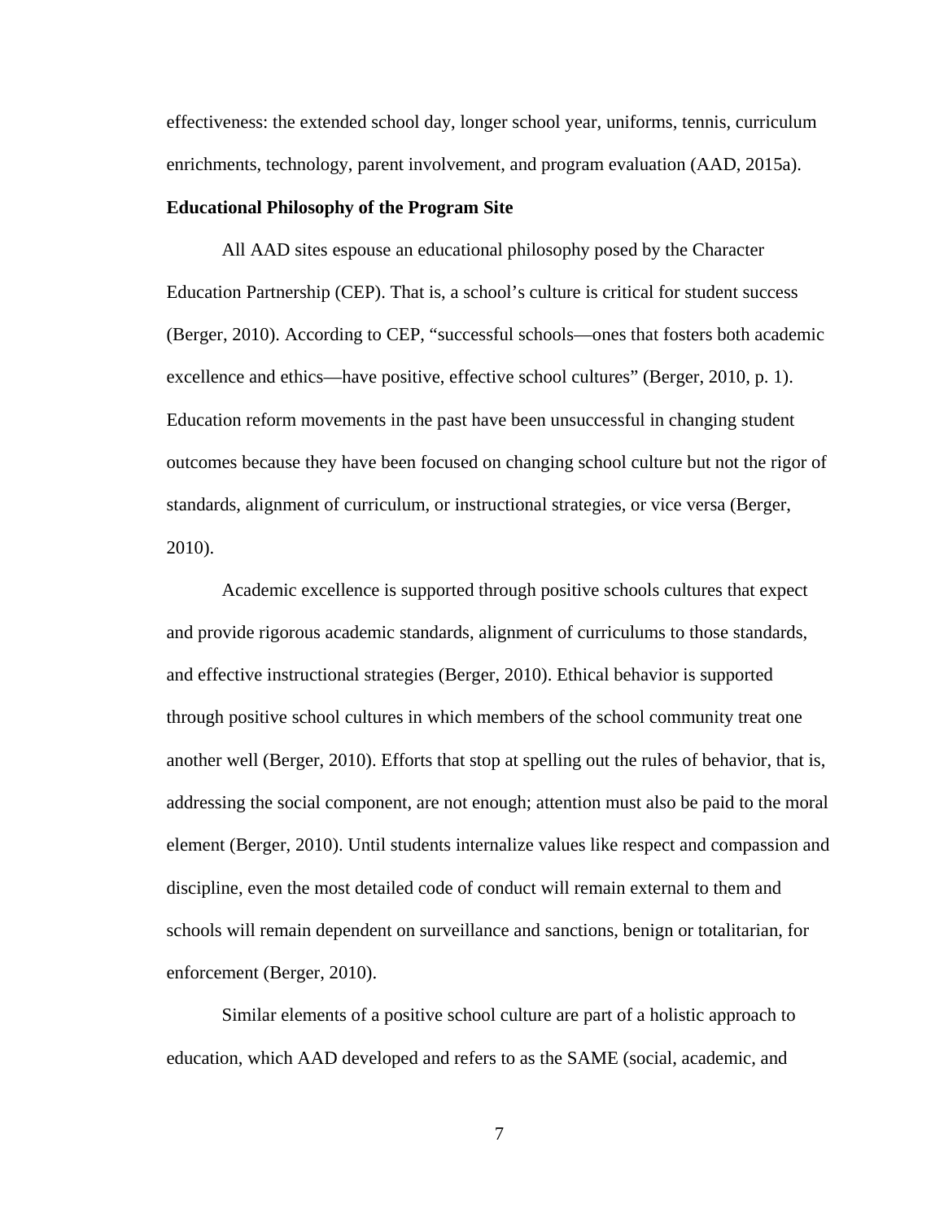effectiveness: the extended school day, longer school year, uniforms, tennis, curriculum enrichments, technology, parent involvement, and program evaluation (AAD, 2015a).

**Educational Philosophy of the Program Site**

All AAD sites espouse an educational philosophy posed by the Character Education Partnership (CEP). That is, a school's culture is critical for student success (Berger, 2010). According to CEP, "successful schools—ones that fosters both academic excellence and ethics—have positive, effective school cultures" (Berger, 2010, p. 1). Education reform movements in the past have been unsuccessful in changing student outcomes because they have been focused on changing school culture but not the rigor of standards, alignment of curriculum, or instructional strategies, or vice versa (Berger, 2010).

Academic excellence is supported through positive schools cultures that expect and provide rigorous academic standards, alignment of curriculums to those standards, and effective instructional strategies (Berger, 2010). Ethical behavior is supported through positive school cultures in which members of the school community treat one another well (Berger, 2010). Efforts that stop at spelling out the rules of behavior, that is, addressing the social component, are not enough; attention must also be paid to the moral element (Berger, 2010). Until students internalize values like respect and compassion and discipline, even the most detailed code of conduct will remain external to them and schools will remain dependent on surveillance and sanctions, benign or totalitarian, for enforcement (Berger, 2010).

Similar elements of a positive school culture are part of a holistic approach to education, which AAD developed and refers to as the SAME (social, academic, and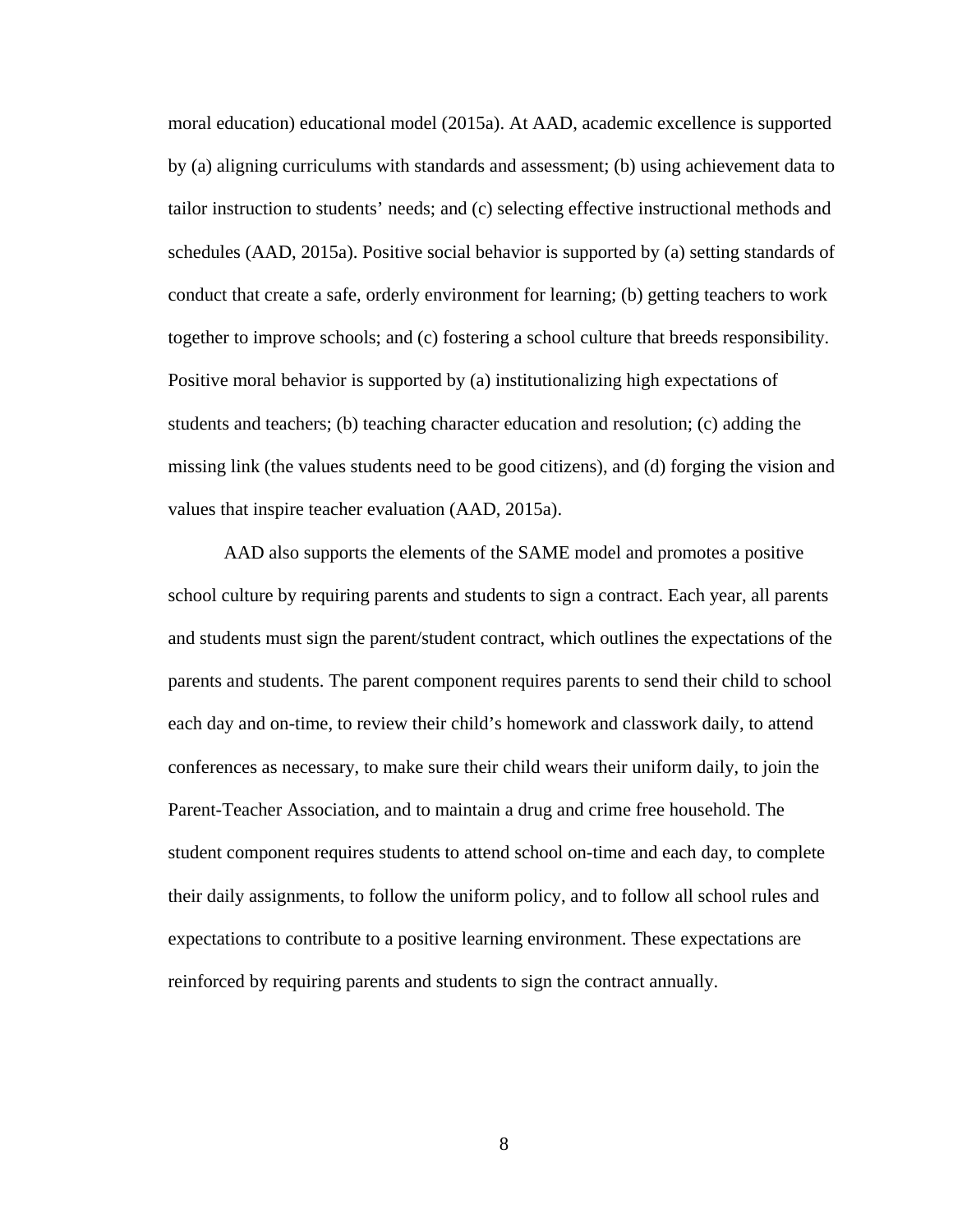moral education) educational model (2015a). At AAD, academic excellence is supported by (a) aligning curriculums with standards and assessment; (b) using achievement data to tailor instruction to students' needs; and (c) selecting effective instructional methods and schedules (AAD, 2015a). Positive social behavior is supported by (a) setting standards of conduct that create a safe, orderly environment for learning; (b) getting teachers to work together to improve schools; and (c) fostering a school culture that breeds responsibility. Positive moral behavior is supported by (a) institutionalizing high expectations of students and teachers; (b) teaching character education and resolution; (c) adding the missing link (the values students need to be good citizens), and (d) forging the vision and values that inspire teacher evaluation (AAD, 2015a).

AAD also supports the elements of the SAME model and promotes a positive school culture by requiring parents and students to sign a contract. Each year, all parents and students must sign the parent/student contract, which outlines the expectations of the parents and students. The parent component requires parents to send their child to school each day and on-time, to review their child's homework and classwork daily, to attend conferences as necessary, to make sure their child wears their uniform daily, to join the Parent-Teacher Association, and to maintain a drug and crime free household. The student component requires students to attend school on-time and each day, to complete their daily assignments, to follow the uniform policy, and to follow all school rules and expectations to contribute to a positive learning environment. These expectations are reinforced by requiring parents and students to sign the contract annually.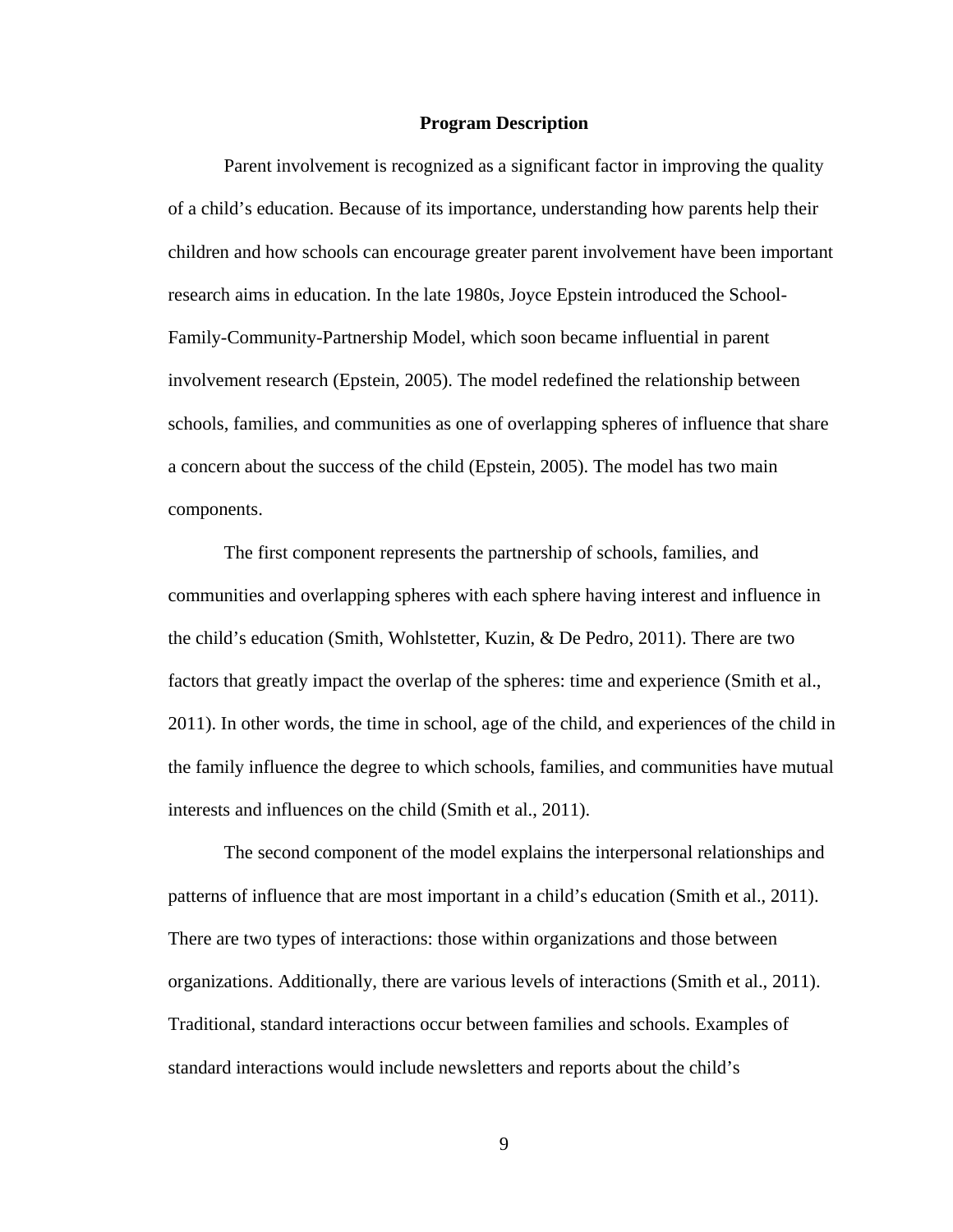## Program Description

Parent involvement is recognized as a significant factor in improving the quality of a child's education. Because of its importance, understanding how parents help their children and how schools can encourage greater parent involvement have been important research aims in education. In the late 1980s, Joyce Epstein introduced the School-Family-Community-Partnership Model, which soon became influential in parent involvement research (Epstein, 2005). The model redefined the relationship between schools, families, and communities as one of overlapping spheres of influence that share a concern about the success of the child (Epstein, 2005). The model has two main components.

The first component represents the partnership of schools, families, and communities and overlapping spheres with each sphere having interest and influence in the child's education (Smith, Wohlstetter, Kuzin, & De Pedro, 2011). There are two factors that greatly impact the overlap of the spheres: time and experience (Smith et al., 2011). In other words, the time in school, age of the child, and experiences of the child in the family influence the degree to which schools, families, and communities have mutual interests and influences on the child (Smith et al., 2011).

The second component of the model explains the interpersonal relationships and patterns of influence that are most important in a child's education (Smith et al., 2011). There are two types of interactions: those within organizations and those between organizations. Additionally, there are various levels of interactions (Smith et al., 2011). Traditional, standard interactions occur between families and schools. Examples of standard interactions would include newsletters and reports about the child's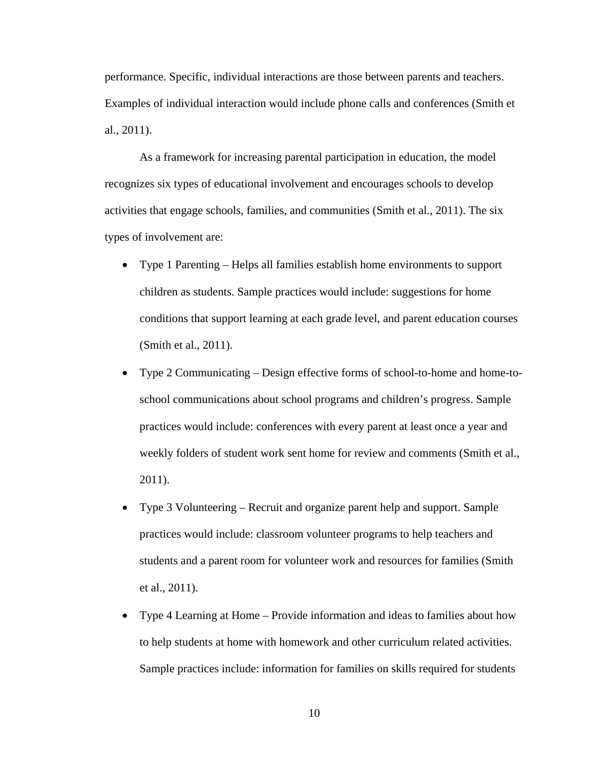performance. Specific, individual interactions are those between parents and teachers. Examples of individual interaction would include phone calls and conferences (Smith et al., 2011).

As a framework for increasing parental participation in education, the model recognizes six types of educational involvement and encourages schools to develop activities that engage schools, families, and communities (Smith et al., 2011). The six types of involvement are:

- Type 1 Parenting – Helps all families establish home environments to support children as students. Sample practices would include: suggestions for home conditions that support learning at each grade level, and parent education courses (Smith et al., 2011).
- Type 2 Communicating – Design effective forms of school-to-home and home-to-school communications about school programs and children's progress. Sample practices would include: conferences with every parent at least once a year and weekly folders of student work sent home for review and comments (Smith et al., 2011).
- Type 3 Volunteering – Recruit and organize parent help and support. Sample practices would include: classroom volunteer programs to help teachers and students and a parent room for volunteer work and resources for families (Smith et al., 2011).
- Type 4 Learning at Home – Provide information and ideas to families about how to help students at home with homework and other curriculum related activities. Sample practices include: information for families on skills required for students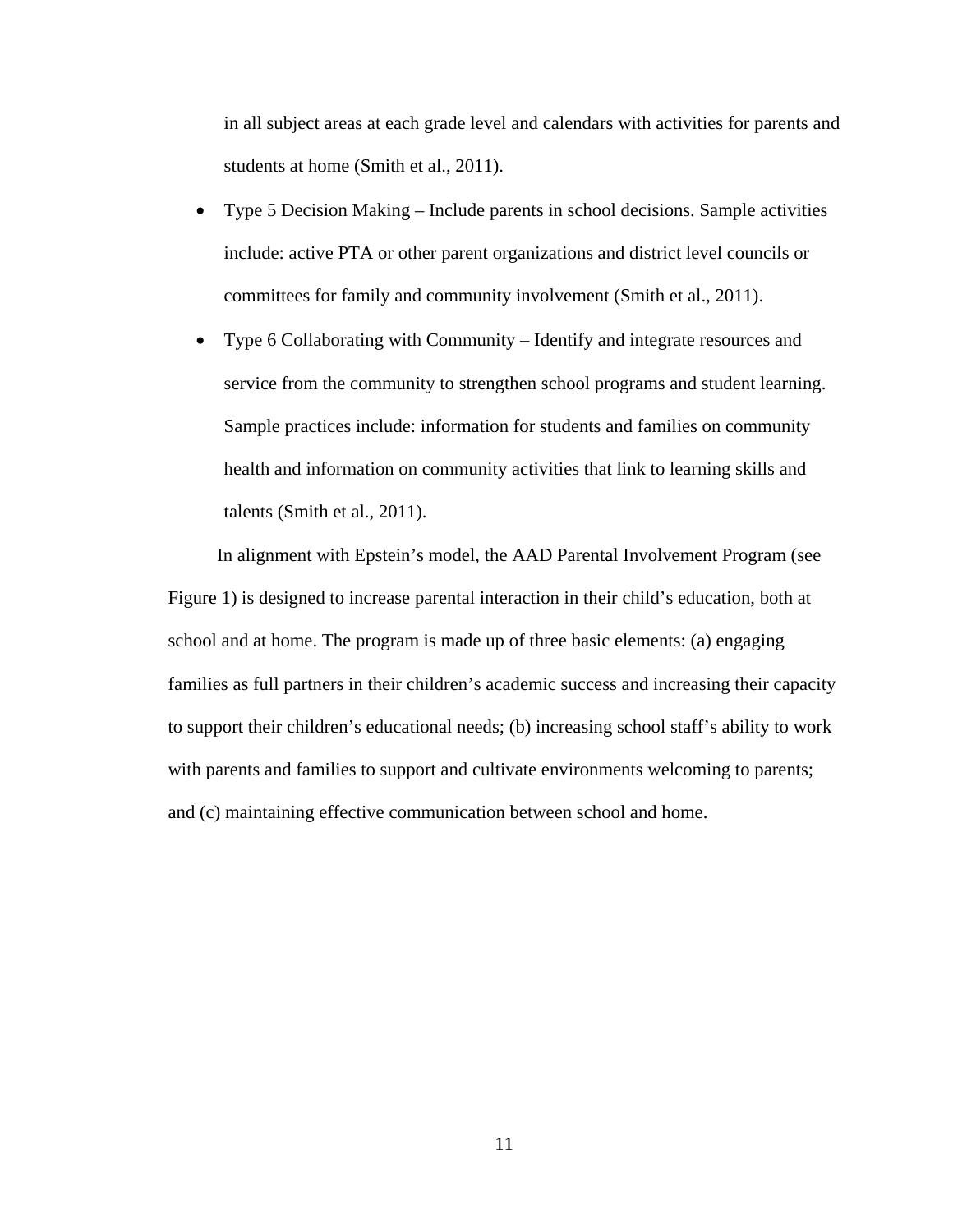in all subject areas at each grade level and calendars with activities for parents and students at home (Smith et al., 2011).

- Type 5 Decision Making – Include parents in school decisions. Sample activities include: active PTA or other parent organizations and district level councils or committees for family and community involvement (Smith et al., 2011).
- Type 6 Collaborating with Community – Identify and integrate resources and service from the community to strengthen school programs and student learning. Sample practices include: information for students and families on community health and information on community activities that link to learning skills and talents (Smith et al., 2011).

In alignment with Epstein's model, the AAD Parental Involvement Program (see Figure 1) is designed to increase parental interaction in their child's education, both at school and at home. The program is made up of three basic elements: (a) engaging families as full partners in their children's academic success and increasing their capacity to support their children's educational needs; (b) increasing school staff's ability to work with parents and families to support and cultivate environments welcoming to parents; and (c) maintaining effective communication between school and home.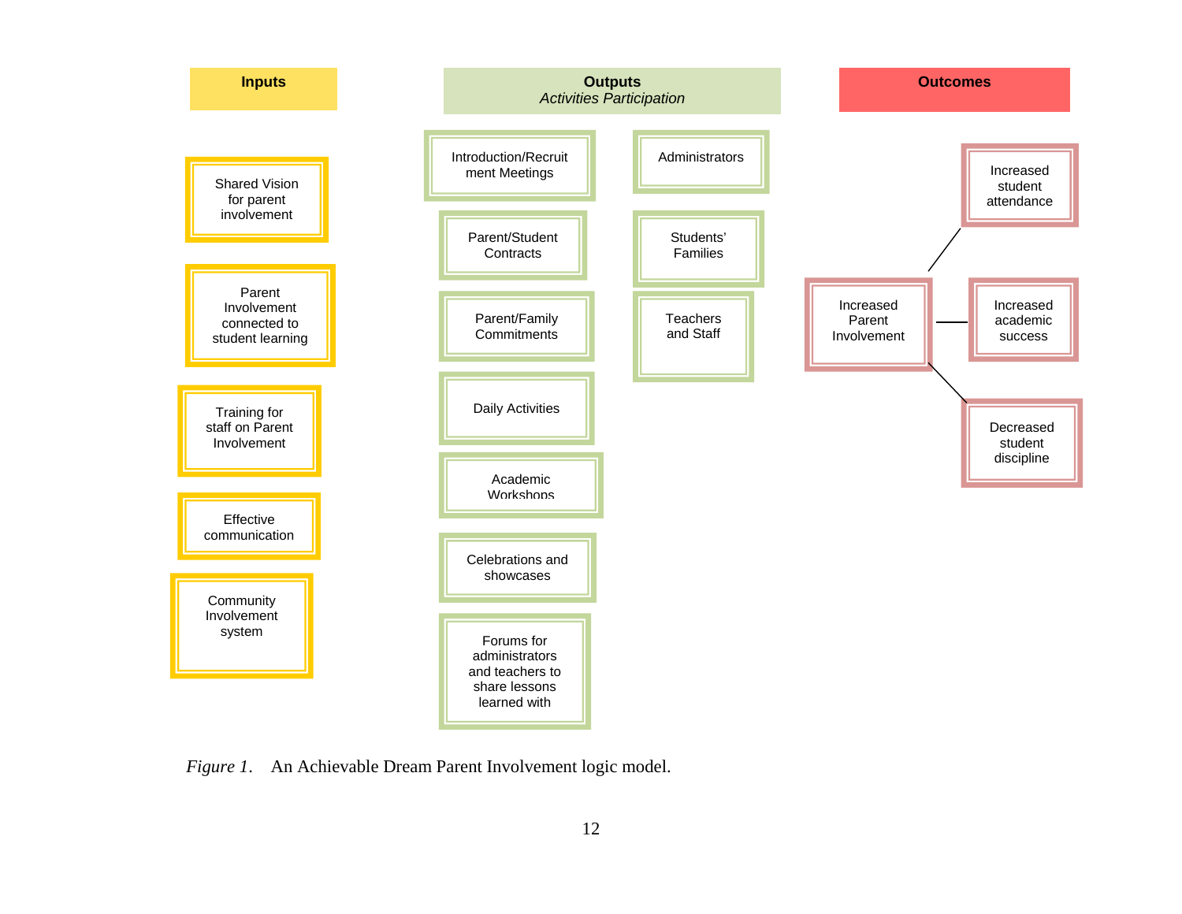**Inputs**

- Shared Vision for parent involvement
- Parent Involvement connected to student learning
- Training for staff on Parent Involvement
- Effective communication
- Community Involvement system

**Outputs**
*Activities Participation*

- Introduction/Recruitment Meetings
- Parent/Student Contracts
- Parent/Family Commitments
- Daily Activities
- Academic Workshops
- Celebrations and showcases
- Forums for administrators and teachers to share lessons learned with

- Administrators
- Students' Families
- Teachers and Staff

**Outcomes**

- Increased Parent Involvement
  - Increased student attendance
  - Increased academic success
  - Decreased student discipline

*Figure 1*. An Achievable Dream Parent Involvement logic model.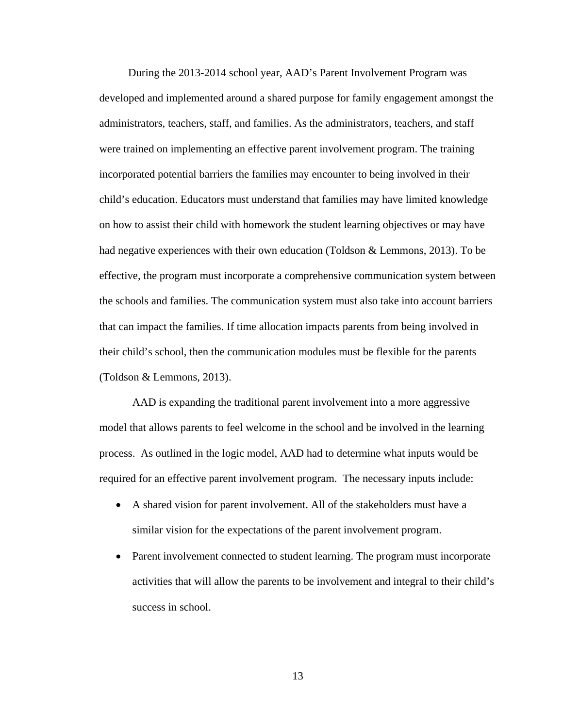During the 2013-2014 school year, AAD's Parent Involvement Program was developed and implemented around a shared purpose for family engagement amongst the administrators, teachers, staff, and families. As the administrators, teachers, and staff were trained on implementing an effective parent involvement program. The training incorporated potential barriers the families may encounter to being involved in their child's education. Educators must understand that families may have limited knowledge on how to assist their child with homework the student learning objectives or may have had negative experiences with their own education (Toldson & Lemmons, 2013). To be effective, the program must incorporate a comprehensive communication system between the schools and families. The communication system must also take into account barriers that can impact the families. If time allocation impacts parents from being involved in their child's school, then the communication modules must be flexible for the parents (Toldson & Lemmons, 2013).

AAD is expanding the traditional parent involvement into a more aggressive model that allows parents to feel welcome in the school and be involved in the learning process. As outlined in the logic model, AAD had to determine what inputs would be required for an effective parent involvement program. The necessary inputs include:

- A shared vision for parent involvement. All of the stakeholders must have a similar vision for the expectations of the parent involvement program.
- Parent involvement connected to student learning. The program must incorporate activities that will allow the parents to be involvement and integral to their child's success in school.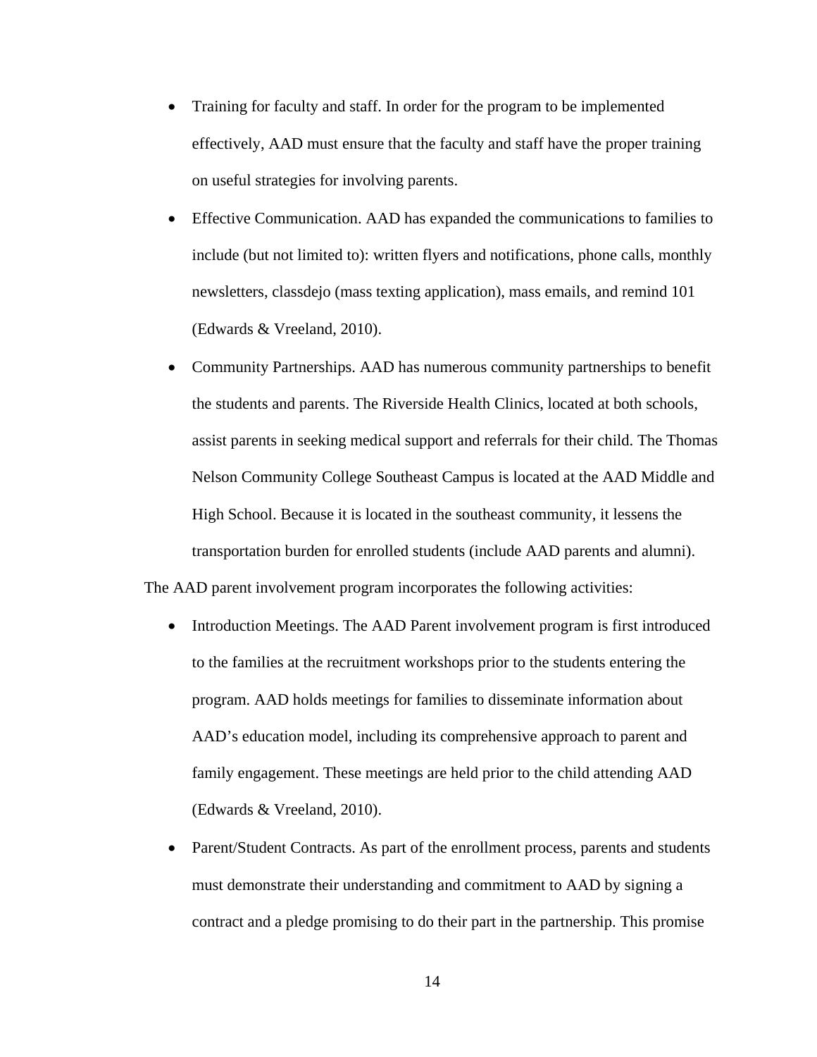- Training for faculty and staff. In order for the program to be implemented effectively, AAD must ensure that the faculty and staff have the proper training on useful strategies for involving parents.
- Effective Communication. AAD has expanded the communications to families to include (but not limited to): written flyers and notifications, phone calls, monthly newsletters, classdejo (mass texting application), mass emails, and remind 101 (Edwards & Vreeland, 2010).
- Community Partnerships. AAD has numerous community partnerships to benefit the students and parents. The Riverside Health Clinics, located at both schools, assist parents in seeking medical support and referrals for their child. The Thomas Nelson Community College Southeast Campus is located at the AAD Middle and High School. Because it is located in the southeast community, it lessens the transportation burden for enrolled students (include AAD parents and alumni).

The AAD parent involvement program incorporates the following activities:

- Introduction Meetings. The AAD Parent involvement program is first introduced to the families at the recruitment workshops prior to the students entering the program. AAD holds meetings for families to disseminate information about AAD's education model, including its comprehensive approach to parent and family engagement. These meetings are held prior to the child attending AAD (Edwards & Vreeland, 2010).
- Parent/Student Contracts. As part of the enrollment process, parents and students must demonstrate their understanding and commitment to AAD by signing a contract and a pledge promising to do their part in the partnership. This promise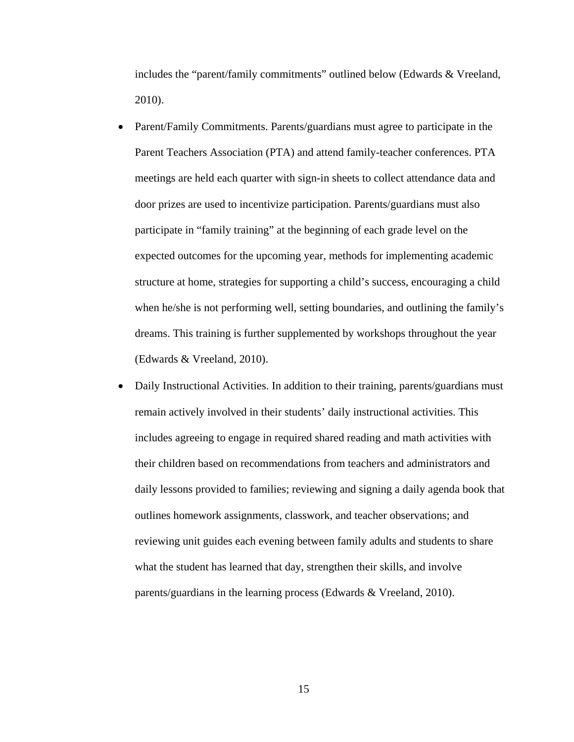includes the "parent/family commitments" outlined below (Edwards & Vreeland, 2010).

- Parent/Family Commitments. Parents/guardians must agree to participate in the Parent Teachers Association (PTA) and attend family-teacher conferences. PTA meetings are held each quarter with sign-in sheets to collect attendance data and door prizes are used to incentivize participation. Parents/guardians must also participate in "family training" at the beginning of each grade level on the expected outcomes for the upcoming year, methods for implementing academic structure at home, strategies for supporting a child's success, encouraging a child when he/she is not performing well, setting boundaries, and outlining the family's dreams. This training is further supplemented by workshops throughout the year (Edwards & Vreeland, 2010).
- Daily Instructional Activities. In addition to their training, parents/guardians must remain actively involved in their students' daily instructional activities. This includes agreeing to engage in required shared reading and math activities with their children based on recommendations from teachers and administrators and daily lessons provided to families; reviewing and signing a daily agenda book that outlines homework assignments, classwork, and teacher observations; and reviewing unit guides each evening between family adults and students to share what the student has learned that day, strengthen their skills, and involve parents/guardians in the learning process (Edwards & Vreeland, 2010).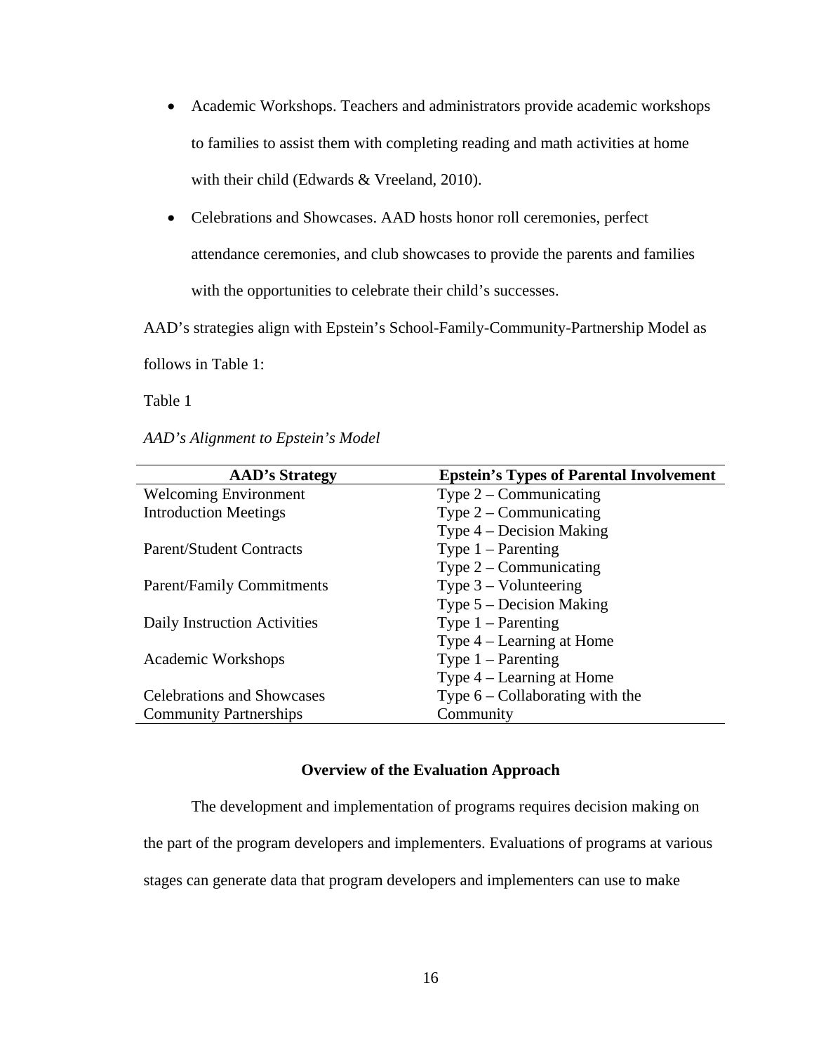- Academic Workshops. Teachers and administrators provide academic workshops to families to assist them with completing reading and math activities at home with their child (Edwards & Vreeland, 2010).
- Celebrations and Showcases. AAD hosts honor roll ceremonies, perfect attendance ceremonies, and club showcases to provide the parents and families with the opportunities to celebrate their child's successes.

AAD's strategies align with Epstein's School-Family-Community-Partnership Model as follows in Table 1:

Table 1

*AAD's Alignment to Epstein's Model*

| AAD's Strategy | Epstein's Types of Parental Involvement |
|---|---|
| Welcoming Environment | Type 2 – Communicating |
| Introduction Meetings | Type 2 – Communicating<br>Type 4 – Decision Making |
| Parent/Student Contracts | Type 1 – Parenting<br>Type 2 – Communicating |
| Parent/Family Commitments | Type 3 – Volunteering<br>Type 5 – Decision Making |
| Daily Instruction Activities | Type 1 – Parenting<br>Type 4 – Learning at Home |
| Academic Workshops | Type 1 – Parenting<br>Type 4 – Learning at Home |
| Celebrations and Showcases<br>Community Partnerships | Type 6 – Collaborating with the Community |

## Overview of the Evaluation Approach

The development and implementation of programs requires decision making on the part of the program developers and implementers. Evaluations of programs at various stages can generate data that program developers and implementers can use to make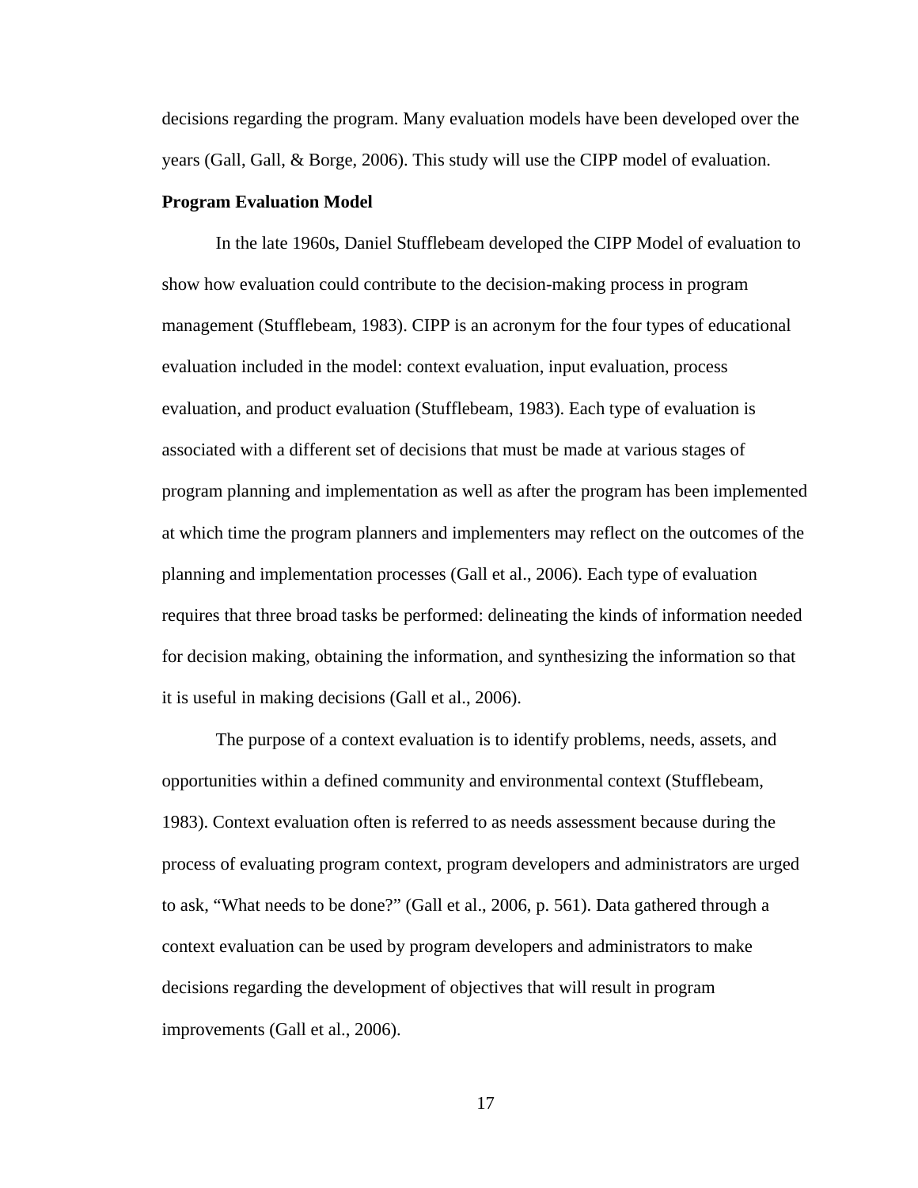decisions regarding the program. Many evaluation models have been developed over the years (Gall, Gall, & Borge, 2006). This study will use the CIPP model of evaluation.

**Program Evaluation Model**

In the late 1960s, Daniel Stufflebeam developed the CIPP Model of evaluation to show how evaluation could contribute to the decision-making process in program management (Stufflebeam, 1983). CIPP is an acronym for the four types of educational evaluation included in the model: context evaluation, input evaluation, process evaluation, and product evaluation (Stufflebeam, 1983). Each type of evaluation is associated with a different set of decisions that must be made at various stages of program planning and implementation as well as after the program has been implemented at which time the program planners and implementers may reflect on the outcomes of the planning and implementation processes (Gall et al., 2006). Each type of evaluation requires that three broad tasks be performed: delineating the kinds of information needed for decision making, obtaining the information, and synthesizing the information so that it is useful in making decisions (Gall et al., 2006).

The purpose of a context evaluation is to identify problems, needs, assets, and opportunities within a defined community and environmental context (Stufflebeam, 1983). Context evaluation often is referred to as needs assessment because during the process of evaluating program context, program developers and administrators are urged to ask, “What needs to be done?” (Gall et al., 2006, p. 561). Data gathered through a context evaluation can be used by program developers and administrators to make decisions regarding the development of objectives that will result in program improvements (Gall et al., 2006).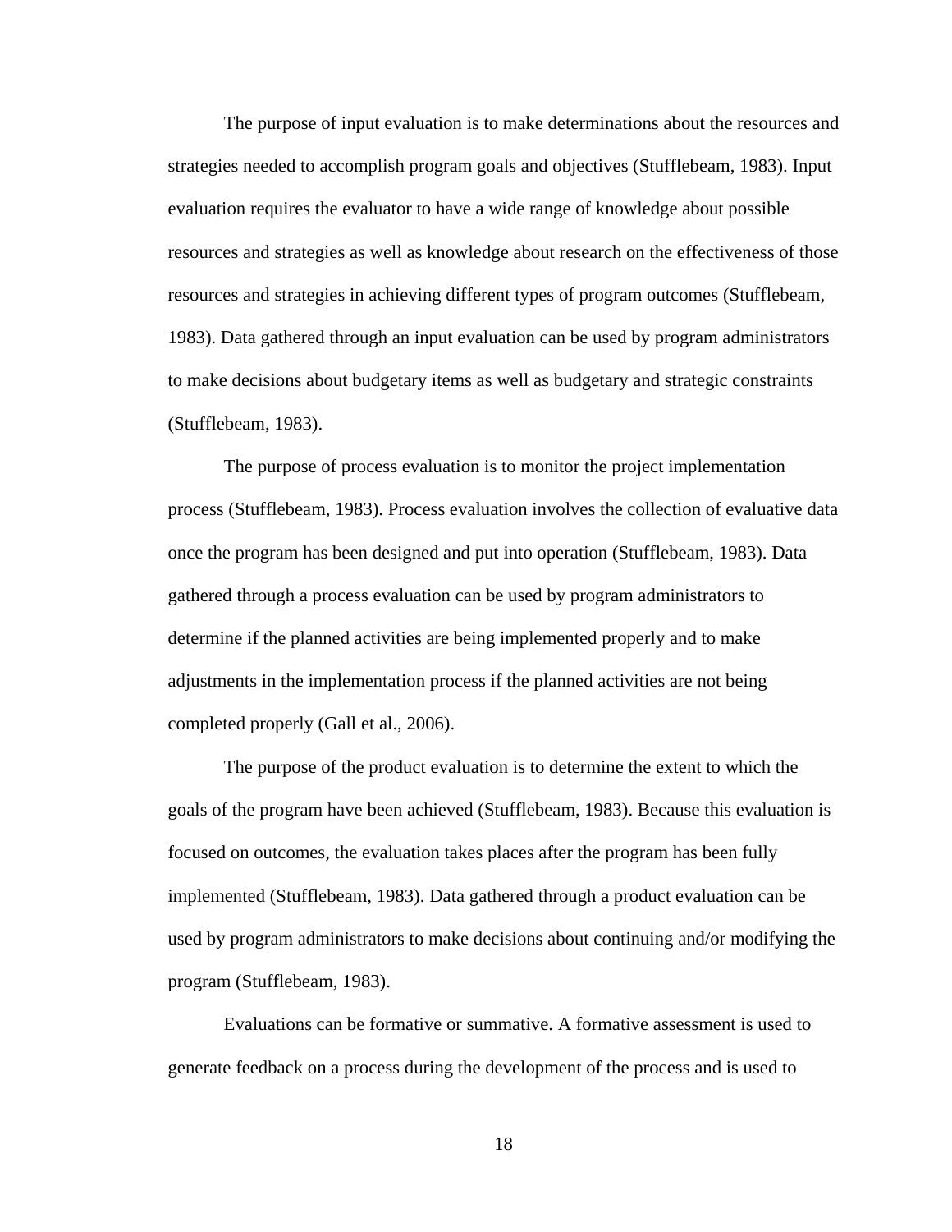The purpose of input evaluation is to make determinations about the resources and strategies needed to accomplish program goals and objectives (Stufflebeam, 1983). Input evaluation requires the evaluator to have a wide range of knowledge about possible resources and strategies as well as knowledge about research on the effectiveness of those resources and strategies in achieving different types of program outcomes (Stufflebeam, 1983). Data gathered through an input evaluation can be used by program administrators to make decisions about budgetary items as well as budgetary and strategic constraints (Stufflebeam, 1983).

The purpose of process evaluation is to monitor the project implementation process (Stufflebeam, 1983). Process evaluation involves the collection of evaluative data once the program has been designed and put into operation (Stufflebeam, 1983). Data gathered through a process evaluation can be used by program administrators to determine if the planned activities are being implemented properly and to make adjustments in the implementation process if the planned activities are not being completed properly (Gall et al., 2006).

The purpose of the product evaluation is to determine the extent to which the goals of the program have been achieved (Stufflebeam, 1983). Because this evaluation is focused on outcomes, the evaluation takes places after the program has been fully implemented (Stufflebeam, 1983). Data gathered through a product evaluation can be used by program administrators to make decisions about continuing and/or modifying the program (Stufflebeam, 1983).

Evaluations can be formative or summative. A formative assessment is used to generate feedback on a process during the development of the process and is used to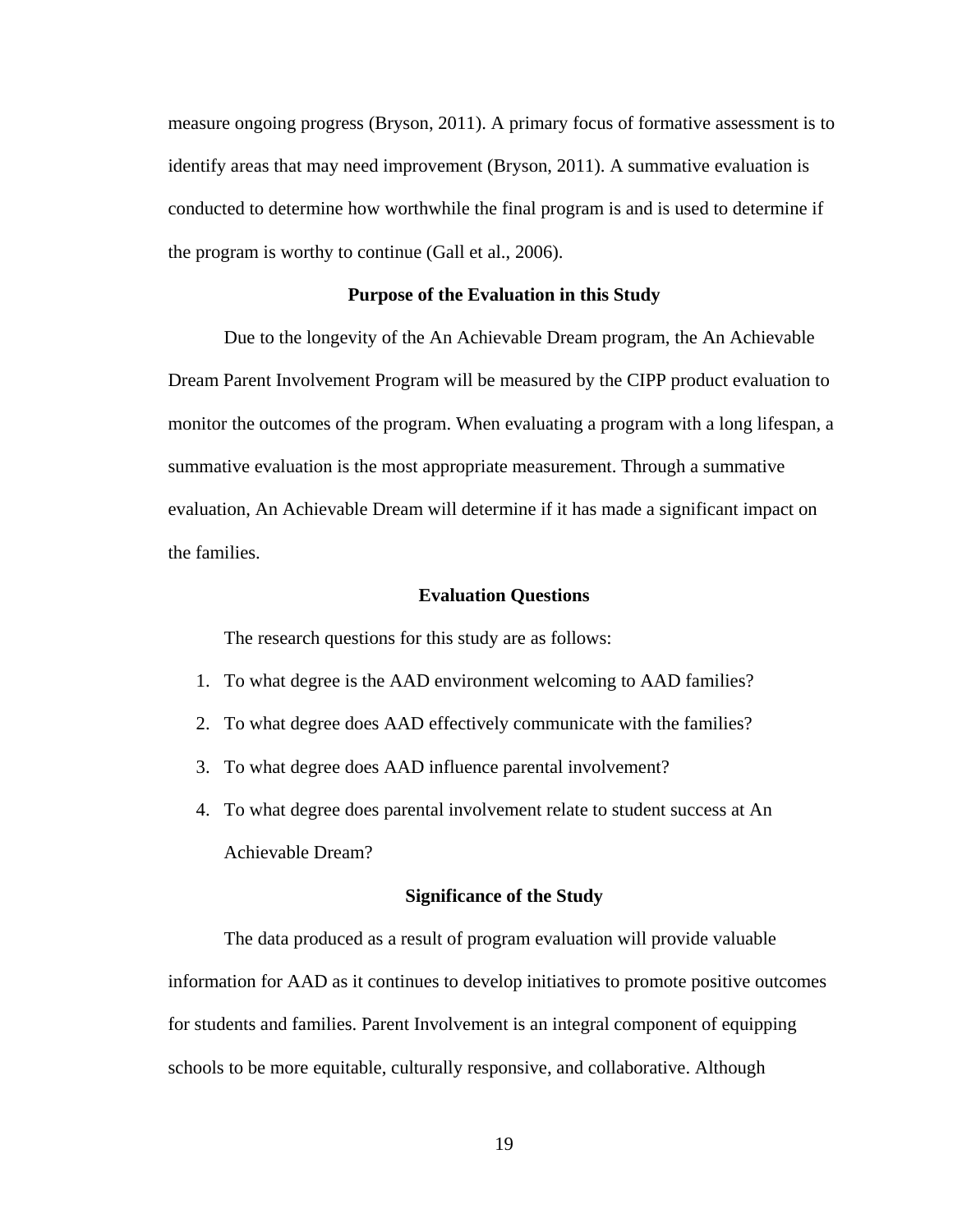measure ongoing progress (Bryson, 2011). A primary focus of formative assessment is to identify areas that may need improvement (Bryson, 2011). A summative evaluation is conducted to determine how worthwhile the final program is and is used to determine if the program is worthy to continue (Gall et al., 2006).

## Purpose of the Evaluation in this Study

Due to the longevity of the An Achievable Dream program, the An Achievable Dream Parent Involvement Program will be measured by the CIPP product evaluation to monitor the outcomes of the program. When evaluating a program with a long lifespan, a summative evaluation is the most appropriate measurement. Through a summative evaluation, An Achievable Dream will determine if it has made a significant impact on the families.

## Evaluation Questions

The research questions for this study are as follows:

1. To what degree is the AAD environment welcoming to AAD families?
2. To what degree does AAD effectively communicate with the families?
3. To what degree does AAD influence parental involvement?
4. To what degree does parental involvement relate to student success at An Achievable Dream?

## Significance of the Study

The data produced as a result of program evaluation will provide valuable information for AAD as it continues to develop initiatives to promote positive outcomes for students and families. Parent Involvement is an integral component of equipping schools to be more equitable, culturally responsive, and collaborative. Although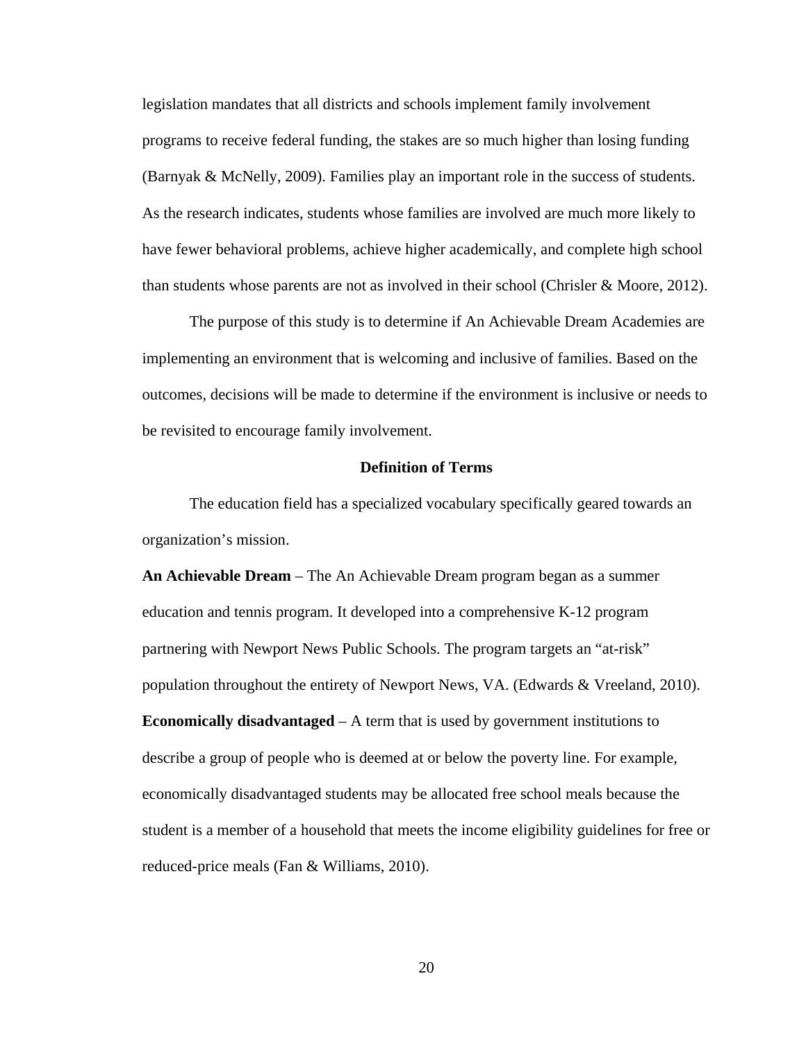legislation mandates that all districts and schools implement family involvement programs to receive federal funding, the stakes are so much higher than losing funding (Barnyak & McNelly, 2009). Families play an important role in the success of students. As the research indicates, students whose families are involved are much more likely to have fewer behavioral problems, achieve higher academically, and complete high school than students whose parents are not as involved in their school (Chrisler & Moore, 2012).

The purpose of this study is to determine if An Achievable Dream Academies are implementing an environment that is welcoming and inclusive of families. Based on the outcomes, decisions will be made to determine if the environment is inclusive or needs to be revisited to encourage family involvement.

## Definition of Terms

The education field has a specialized vocabulary specifically geared towards an organization's mission.

**An Achievable Dream** – The An Achievable Dream program began as a summer education and tennis program. It developed into a comprehensive K-12 program partnering with Newport News Public Schools. The program targets an "at-risk" population throughout the entirety of Newport News, VA. (Edwards & Vreeland, 2010).

**Economically disadvantaged** – A term that is used by government institutions to describe a group of people who is deemed at or below the poverty line. For example, economically disadvantaged students may be allocated free school meals because the student is a member of a household that meets the income eligibility guidelines for free or reduced-price meals (Fan & Williams, 2010).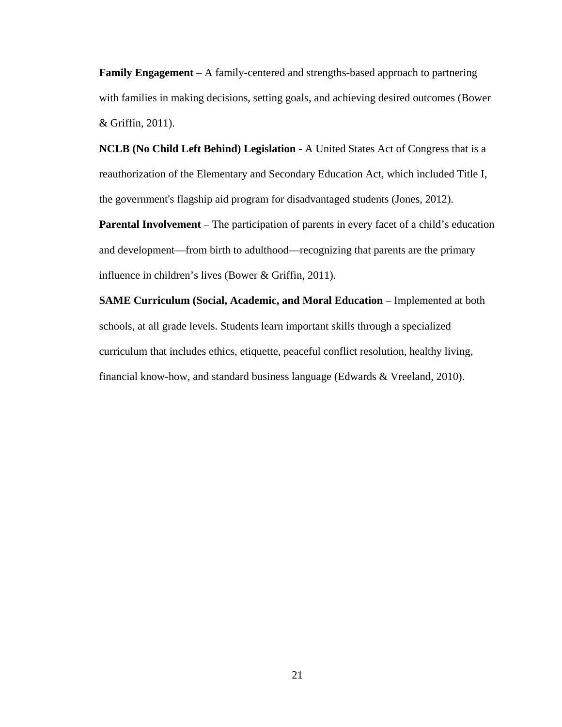**Family Engagement** – A family-centered and strengths-based approach to partnering with families in making decisions, setting goals, and achieving desired outcomes (Bower & Griffin, 2011).

**NCLB (No Child Left Behind) Legislation** - A United States Act of Congress that is a reauthorization of the Elementary and Secondary Education Act, which included Title I, the government's flagship aid program for disadvantaged students (Jones, 2012).

**Parental Involvement** – The participation of parents in every facet of a child’s education and development—from birth to adulthood—recognizing that parents are the primary influence in children’s lives (Bower & Griffin, 2011).

**SAME Curriculum (Social, Academic, and Moral Education** – Implemented at both schools, at all grade levels. Students learn important skills through a specialized curriculum that includes ethics, etiquette, peaceful conflict resolution, healthy living, financial know-how, and standard business language (Edwards & Vreeland, 2010).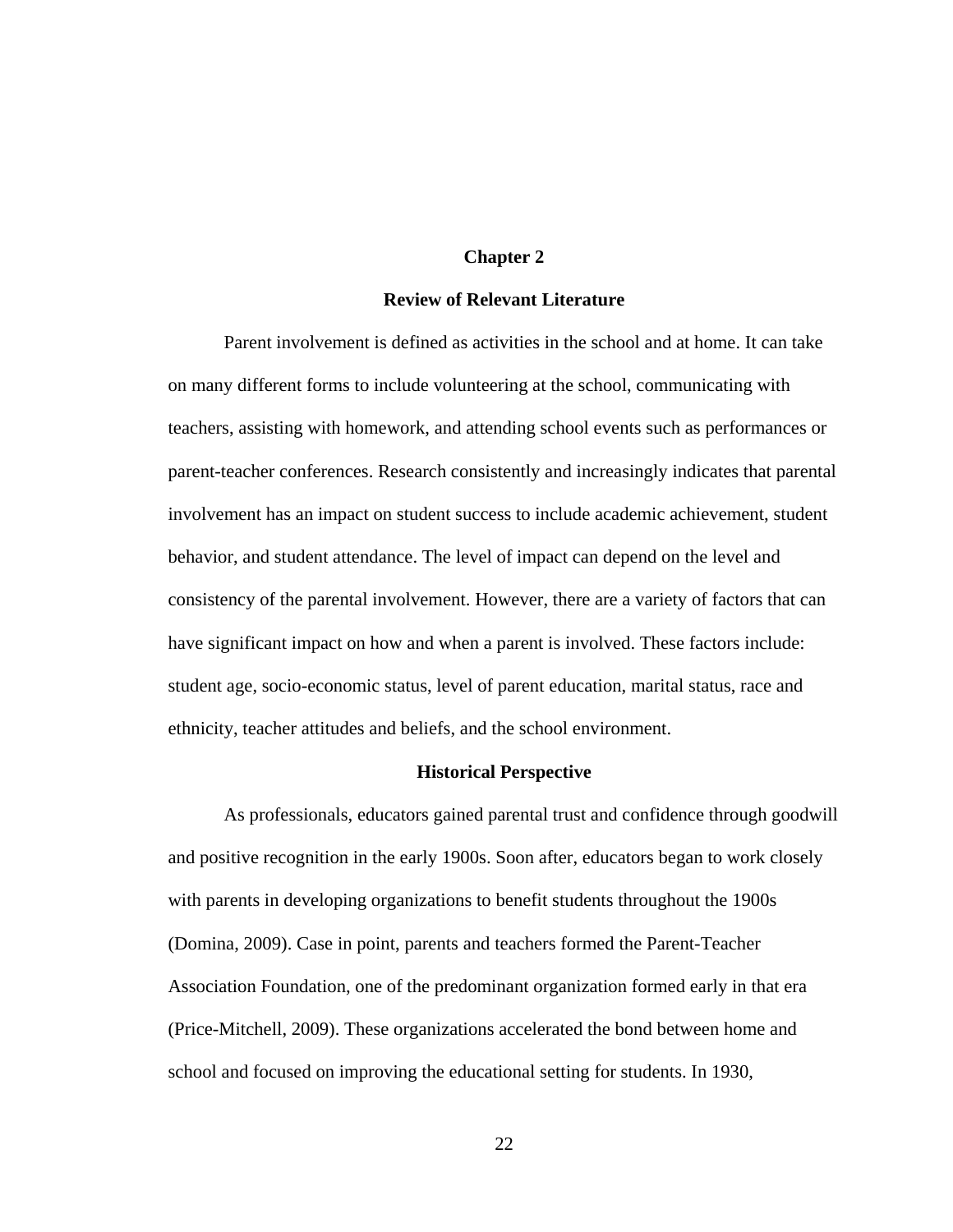# Chapter 2

## Review of Relevant Literature

Parent involvement is defined as activities in the school and at home. It can take on many different forms to include volunteering at the school, communicating with teachers, assisting with homework, and attending school events such as performances or parent-teacher conferences. Research consistently and increasingly indicates that parental involvement has an impact on student success to include academic achievement, student behavior, and student attendance. The level of impact can depend on the level and consistency of the parental involvement. However, there are a variety of factors that can have significant impact on how and when a parent is involved. These factors include: student age, socio-economic status, level of parent education, marital status, race and ethnicity, teacher attitudes and beliefs, and the school environment.

### Historical Perspective

As professionals, educators gained parental trust and confidence through goodwill and positive recognition in the early 1900s. Soon after, educators began to work closely with parents in developing organizations to benefit students throughout the 1900s (Domina, 2009). Case in point, parents and teachers formed the Parent-Teacher Association Foundation, one of the predominant organization formed early in that era (Price-Mitchell, 2009). These organizations accelerated the bond between home and school and focused on improving the educational setting for students. In 1930,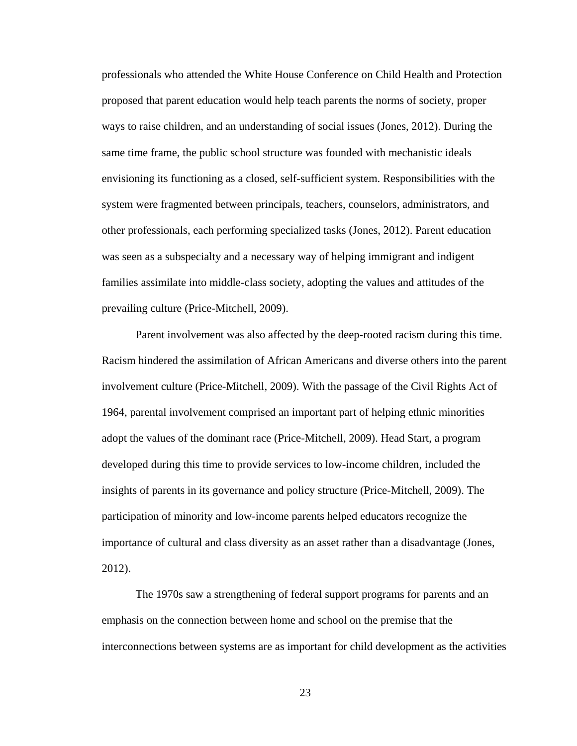professionals who attended the White House Conference on Child Health and Protection proposed that parent education would help teach parents the norms of society, proper ways to raise children, and an understanding of social issues (Jones, 2012). During the same time frame, the public school structure was founded with mechanistic ideals envisioning its functioning as a closed, self-sufficient system. Responsibilities with the system were fragmented between principals, teachers, counselors, administrators, and other professionals, each performing specialized tasks (Jones, 2012). Parent education was seen as a subspecialty and a necessary way of helping immigrant and indigent families assimilate into middle-class society, adopting the values and attitudes of the prevailing culture (Price-Mitchell, 2009).

Parent involvement was also affected by the deep-rooted racism during this time. Racism hindered the assimilation of African Americans and diverse others into the parent involvement culture (Price-Mitchell, 2009). With the passage of the Civil Rights Act of 1964, parental involvement comprised an important part of helping ethnic minorities adopt the values of the dominant race (Price-Mitchell, 2009). Head Start, a program developed during this time to provide services to low-income children, included the insights of parents in its governance and policy structure (Price-Mitchell, 2009). The participation of minority and low-income parents helped educators recognize the importance of cultural and class diversity as an asset rather than a disadvantage (Jones, 2012).

The 1970s saw a strengthening of federal support programs for parents and an emphasis on the connection between home and school on the premise that the interconnections between systems are as important for child development as the activities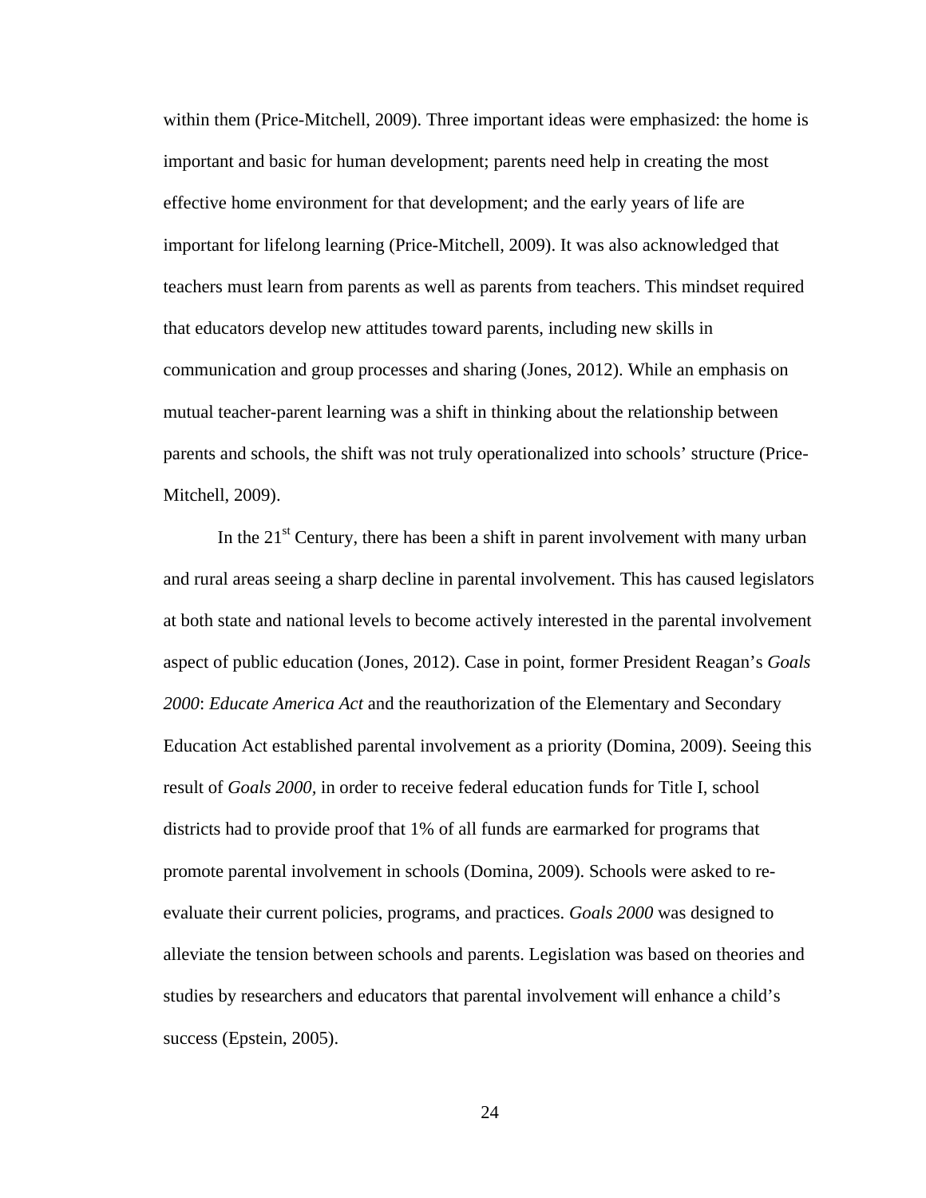within them (Price-Mitchell, 2009). Three important ideas were emphasized: the home is important and basic for human development; parents need help in creating the most effective home environment for that development; and the early years of life are important for lifelong learning (Price-Mitchell, 2009). It was also acknowledged that teachers must learn from parents as well as parents from teachers. This mindset required that educators develop new attitudes toward parents, including new skills in communication and group processes and sharing (Jones, 2012). While an emphasis on mutual teacher-parent learning was a shift in thinking about the relationship between parents and schools, the shift was not truly operationalized into schools' structure (Price-Mitchell, 2009).

In the 21st Century, there has been a shift in parent involvement with many urban and rural areas seeing a sharp decline in parental involvement. This has caused legislators at both state and national levels to become actively interested in the parental involvement aspect of public education (Jones, 2012). Case in point, former President Reagan's *Goals 2000*: *Educate America Act* and the reauthorization of the Elementary and Secondary Education Act established parental involvement as a priority (Domina, 2009). Seeing this result of *Goals 2000*, in order to receive federal education funds for Title I, school districts had to provide proof that 1% of all funds are earmarked for programs that promote parental involvement in schools (Domina, 2009). Schools were asked to re-evaluate their current policies, programs, and practices. *Goals 2000* was designed to alleviate the tension between schools and parents. Legislation was based on theories and studies by researchers and educators that parental involvement will enhance a child's success (Epstein, 2005).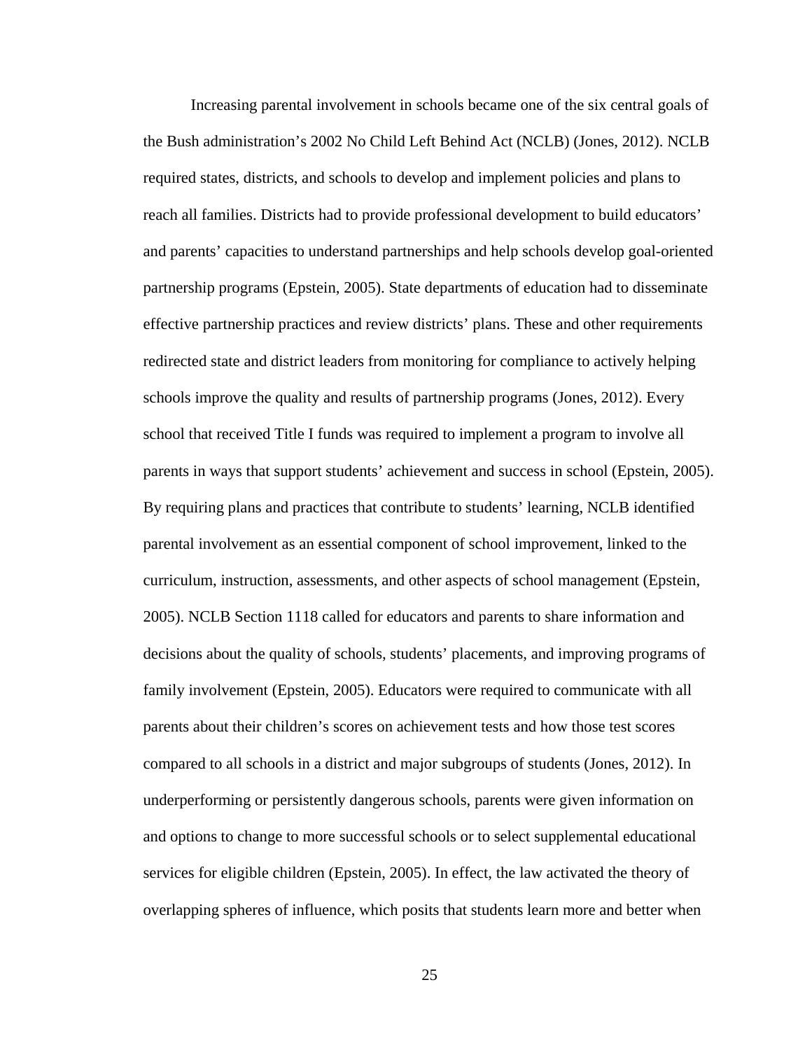Increasing parental involvement in schools became one of the six central goals of the Bush administration's 2002 No Child Left Behind Act (NCLB) (Jones, 2012). NCLB required states, districts, and schools to develop and implement policies and plans to reach all families. Districts had to provide professional development to build educators' and parents' capacities to understand partnerships and help schools develop goal-oriented partnership programs (Epstein, 2005). State departments of education had to disseminate effective partnership practices and review districts' plans. These and other requirements redirected state and district leaders from monitoring for compliance to actively helping schools improve the quality and results of partnership programs (Jones, 2012). Every school that received Title I funds was required to implement a program to involve all parents in ways that support students' achievement and success in school (Epstein, 2005). By requiring plans and practices that contribute to students' learning, NCLB identified parental involvement as an essential component of school improvement, linked to the curriculum, instruction, assessments, and other aspects of school management (Epstein, 2005). NCLB Section 1118 called for educators and parents to share information and decisions about the quality of schools, students' placements, and improving programs of family involvement (Epstein, 2005). Educators were required to communicate with all parents about their children's scores on achievement tests and how those test scores compared to all schools in a district and major subgroups of students (Jones, 2012). In underperforming or persistently dangerous schools, parents were given information on and options to change to more successful schools or to select supplemental educational services for eligible children (Epstein, 2005). In effect, the law activated the theory of overlapping spheres of influence, which posits that students learn more and better when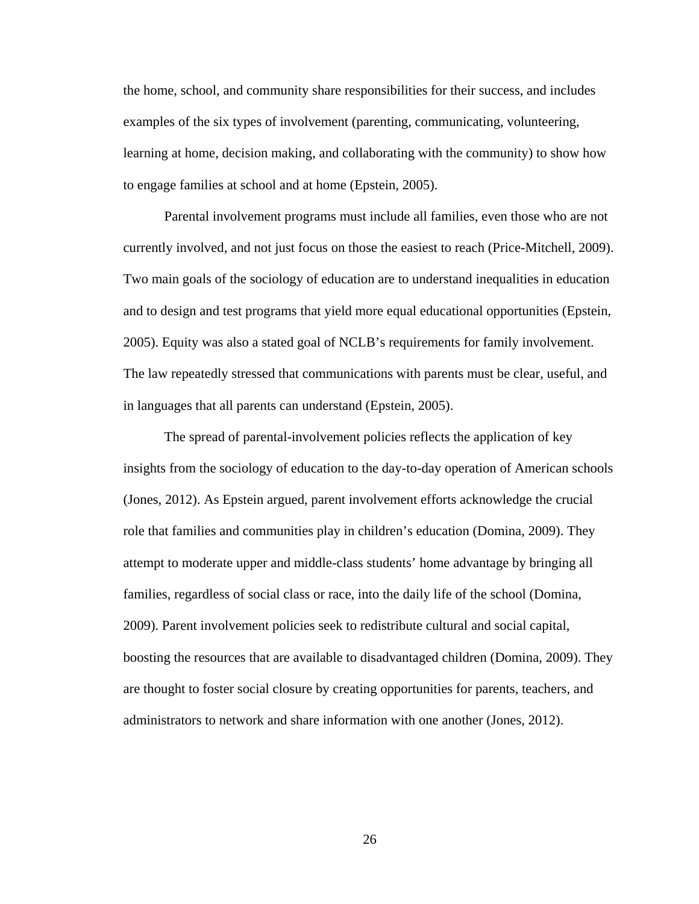the home, school, and community share responsibilities for their success, and includes examples of the six types of involvement (parenting, communicating, volunteering, learning at home, decision making, and collaborating with the community) to show how to engage families at school and at home (Epstein, 2005).

Parental involvement programs must include all families, even those who are not currently involved, and not just focus on those the easiest to reach (Price-Mitchell, 2009). Two main goals of the sociology of education are to understand inequalities in education and to design and test programs that yield more equal educational opportunities (Epstein, 2005). Equity was also a stated goal of NCLB’s requirements for family involvement. The law repeatedly stressed that communications with parents must be clear, useful, and in languages that all parents can understand (Epstein, 2005).

The spread of parental-involvement policies reflects the application of key insights from the sociology of education to the day-to-day operation of American schools (Jones, 2012). As Epstein argued, parent involvement efforts acknowledge the crucial role that families and communities play in children’s education (Domina, 2009). They attempt to moderate upper and middle-class students’ home advantage by bringing all families, regardless of social class or race, into the daily life of the school (Domina, 2009). Parent involvement policies seek to redistribute cultural and social capital, boosting the resources that are available to disadvantaged children (Domina, 2009). They are thought to foster social closure by creating opportunities for parents, teachers, and administrators to network and share information with one another (Jones, 2012).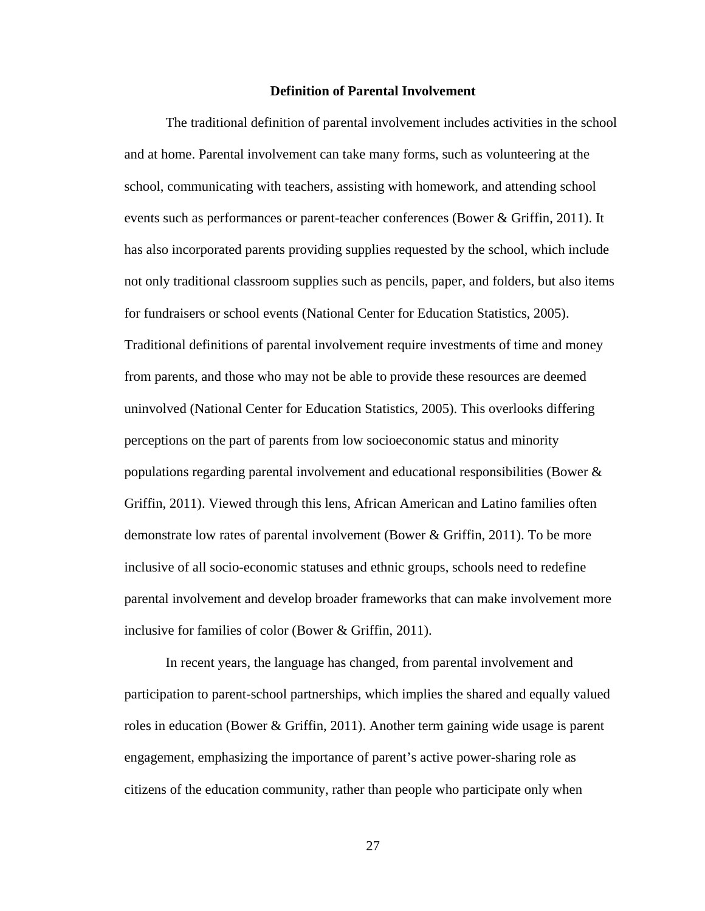## Definition of Parental Involvement

The traditional definition of parental involvement includes activities in the school and at home. Parental involvement can take many forms, such as volunteering at the school, communicating with teachers, assisting with homework, and attending school events such as performances or parent-teacher conferences (Bower & Griffin, 2011). It has also incorporated parents providing supplies requested by the school, which include not only traditional classroom supplies such as pencils, paper, and folders, but also items for fundraisers or school events (National Center for Education Statistics, 2005). Traditional definitions of parental involvement require investments of time and money from parents, and those who may not be able to provide these resources are deemed uninvolved (National Center for Education Statistics, 2005). This overlooks differing perceptions on the part of parents from low socioeconomic status and minority populations regarding parental involvement and educational responsibilities (Bower & Griffin, 2011). Viewed through this lens, African American and Latino families often demonstrate low rates of parental involvement (Bower & Griffin, 2011). To be more inclusive of all socio-economic statuses and ethnic groups, schools need to redefine parental involvement and develop broader frameworks that can make involvement more inclusive for families of color (Bower & Griffin, 2011).

In recent years, the language has changed, from parental involvement and participation to parent-school partnerships, which implies the shared and equally valued roles in education (Bower & Griffin, 2011). Another term gaining wide usage is parent engagement, emphasizing the importance of parent's active power-sharing role as citizens of the education community, rather than people who participate only when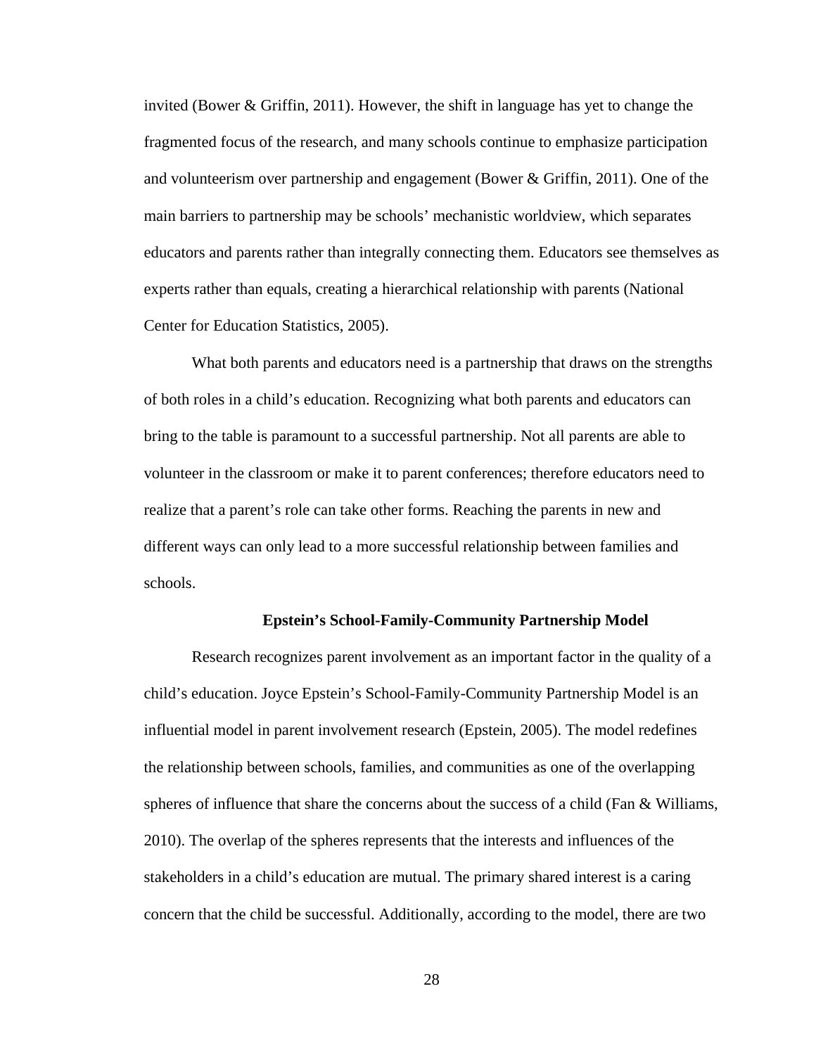invited (Bower & Griffin, 2011). However, the shift in language has yet to change the fragmented focus of the research, and many schools continue to emphasize participation and volunteerism over partnership and engagement (Bower & Griffin, 2011). One of the main barriers to partnership may be schools' mechanistic worldview, which separates educators and parents rather than integrally connecting them. Educators see themselves as experts rather than equals, creating a hierarchical relationship with parents (National Center for Education Statistics, 2005).

What both parents and educators need is a partnership that draws on the strengths of both roles in a child's education. Recognizing what both parents and educators can bring to the table is paramount to a successful partnership. Not all parents are able to volunteer in the classroom or make it to parent conferences; therefore educators need to realize that a parent's role can take other forms. Reaching the parents in new and different ways can only lead to a more successful relationship between families and schools.

## Epstein's School-Family-Community Partnership Model

Research recognizes parent involvement as an important factor in the quality of a child's education. Joyce Epstein's School-Family-Community Partnership Model is an influential model in parent involvement research (Epstein, 2005). The model redefines the relationship between schools, families, and communities as one of the overlapping spheres of influence that share the concerns about the success of a child (Fan & Williams, 2010). The overlap of the spheres represents that the interests and influences of the stakeholders in a child's education are mutual. The primary shared interest is a caring concern that the child be successful. Additionally, according to the model, there are two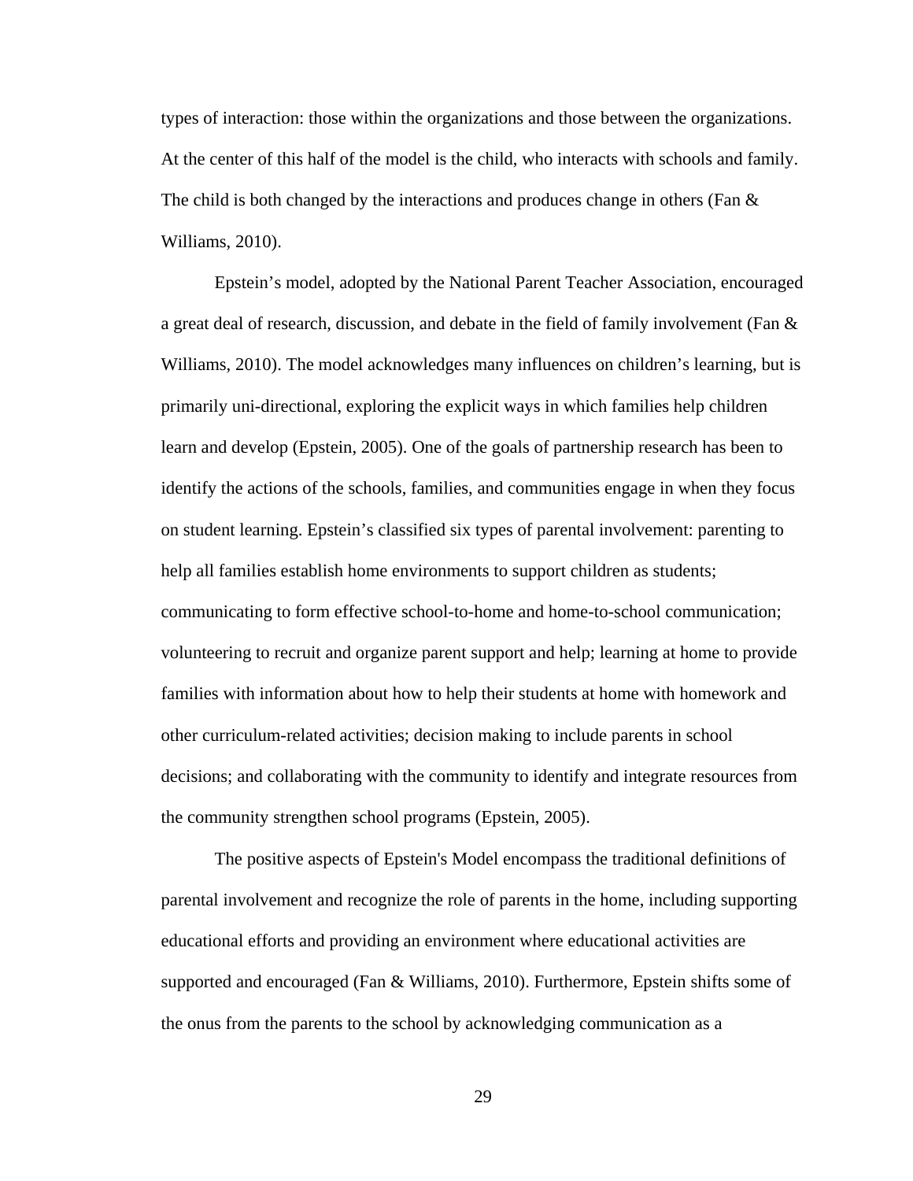types of interaction: those within the organizations and those between the organizations. At the center of this half of the model is the child, who interacts with schools and family. The child is both changed by the interactions and produces change in others (Fan & Williams, 2010).

Epstein's model, adopted by the National Parent Teacher Association, encouraged a great deal of research, discussion, and debate in the field of family involvement (Fan & Williams, 2010). The model acknowledges many influences on children's learning, but is primarily uni-directional, exploring the explicit ways in which families help children learn and develop (Epstein, 2005). One of the goals of partnership research has been to identify the actions of the schools, families, and communities engage in when they focus on student learning. Epstein's classified six types of parental involvement: parenting to help all families establish home environments to support children as students; communicating to form effective school-to-home and home-to-school communication; volunteering to recruit and organize parent support and help; learning at home to provide families with information about how to help their students at home with homework and other curriculum-related activities; decision making to include parents in school decisions; and collaborating with the community to identify and integrate resources from the community strengthen school programs (Epstein, 2005).

The positive aspects of Epstein's Model encompass the traditional definitions of parental involvement and recognize the role of parents in the home, including supporting educational efforts and providing an environment where educational activities are supported and encouraged (Fan & Williams, 2010). Furthermore, Epstein shifts some of the onus from the parents to the school by acknowledging communication as a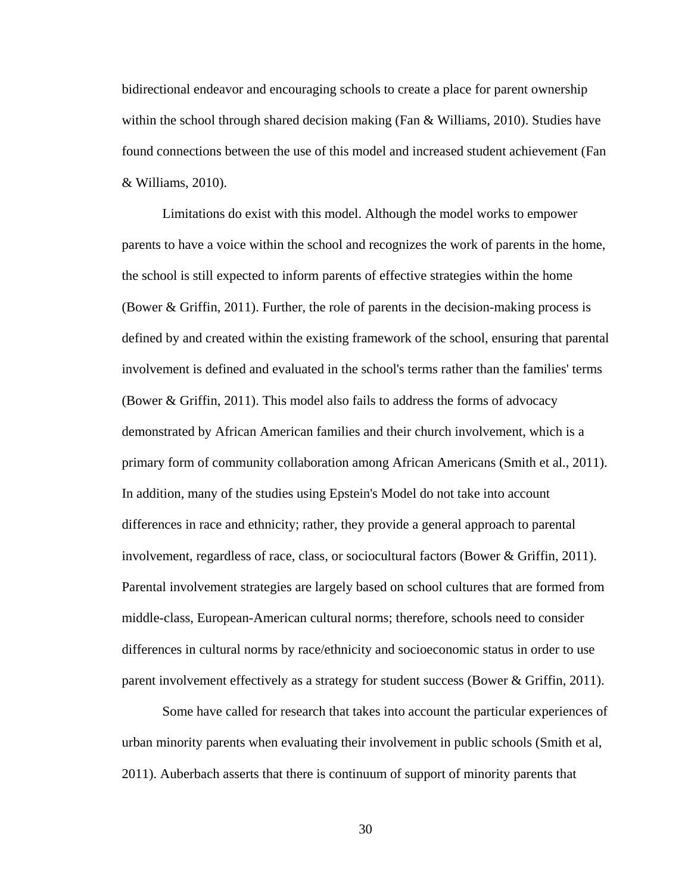bidirectional endeavor and encouraging schools to create a place for parent ownership within the school through shared decision making (Fan & Williams, 2010). Studies have found connections between the use of this model and increased student achievement (Fan & Williams, 2010).

Limitations do exist with this model. Although the model works to empower parents to have a voice within the school and recognizes the work of parents in the home, the school is still expected to inform parents of effective strategies within the home (Bower & Griffin, 2011). Further, the role of parents in the decision-making process is defined by and created within the existing framework of the school, ensuring that parental involvement is defined and evaluated in the school's terms rather than the families' terms (Bower & Griffin, 2011). This model also fails to address the forms of advocacy demonstrated by African American families and their church involvement, which is a primary form of community collaboration among African Americans (Smith et al., 2011). In addition, many of the studies using Epstein's Model do not take into account differences in race and ethnicity; rather, they provide a general approach to parental involvement, regardless of race, class, or sociocultural factors (Bower & Griffin, 2011). Parental involvement strategies are largely based on school cultures that are formed from middle-class, European-American cultural norms; therefore, schools need to consider differences in cultural norms by race/ethnicity and socioeconomic status in order to use parent involvement effectively as a strategy for student success (Bower & Griffin, 2011).

Some have called for research that takes into account the particular experiences of urban minority parents when evaluating their involvement in public schools (Smith et al, 2011). Auberbach asserts that there is continuum of support of minority parents that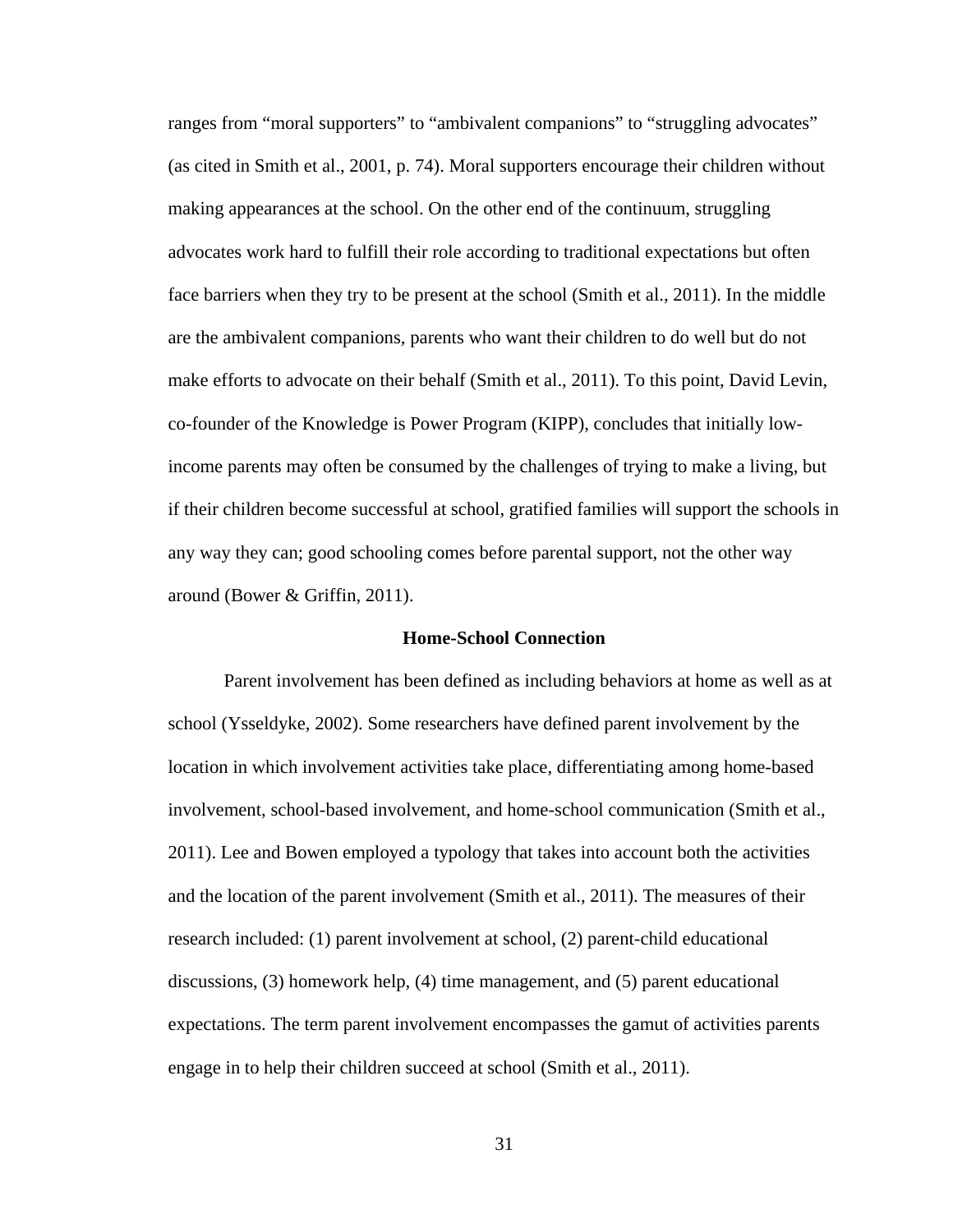ranges from “moral supporters” to “ambivalent companions” to “struggling advocates” (as cited in Smith et al., 2001, p. 74). Moral supporters encourage their children without making appearances at the school. On the other end of the continuum, struggling advocates work hard to fulfill their role according to traditional expectations but often face barriers when they try to be present at the school (Smith et al., 2011). In the middle are the ambivalent companions, parents who want their children to do well but do not make efforts to advocate on their behalf (Smith et al., 2011). To this point, David Levin, co-founder of the Knowledge is Power Program (KIPP), concludes that initially low-income parents may often be consumed by the challenges of trying to make a living, but if their children become successful at school, gratified families will support the schools in any way they can; good schooling comes before parental support, not the other way around (Bower & Griffin, 2011).

## Home-School Connection

Parent involvement has been defined as including behaviors at home as well as at school (Ysseldyke, 2002). Some researchers have defined parent involvement by the location in which involvement activities take place, differentiating among home-based involvement, school-based involvement, and home-school communication (Smith et al., 2011). Lee and Bowen employed a typology that takes into account both the activities and the location of the parent involvement (Smith et al., 2011). The measures of their research included: (1) parent involvement at school, (2) parent-child educational discussions, (3) homework help, (4) time management, and (5) parent educational expectations. The term parent involvement encompasses the gamut of activities parents engage in to help their children succeed at school (Smith et al., 2011).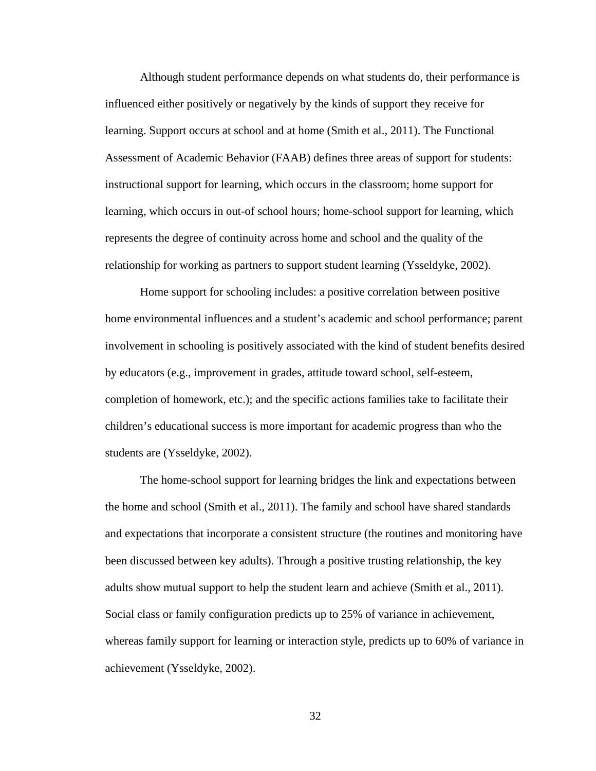Although student performance depends on what students do, their performance is influenced either positively or negatively by the kinds of support they receive for learning. Support occurs at school and at home (Smith et al., 2011). The Functional Assessment of Academic Behavior (FAAB) defines three areas of support for students: instructional support for learning, which occurs in the classroom; home support for learning, which occurs in out-of school hours; home-school support for learning, which represents the degree of continuity across home and school and the quality of the relationship for working as partners to support student learning (Ysseldyke, 2002).

Home support for schooling includes: a positive correlation between positive home environmental influences and a student's academic and school performance; parent involvement in schooling is positively associated with the kind of student benefits desired by educators (e.g., improvement in grades, attitude toward school, self-esteem, completion of homework, etc.); and the specific actions families take to facilitate their children's educational success is more important for academic progress than who the students are (Ysseldyke, 2002).

The home-school support for learning bridges the link and expectations between the home and school (Smith et al., 2011). The family and school have shared standards and expectations that incorporate a consistent structure (the routines and monitoring have been discussed between key adults). Through a positive trusting relationship, the key adults show mutual support to help the student learn and achieve (Smith et al., 2011). Social class or family configuration predicts up to 25% of variance in achievement, whereas family support for learning or interaction style, predicts up to 60% of variance in achievement (Ysseldyke, 2002).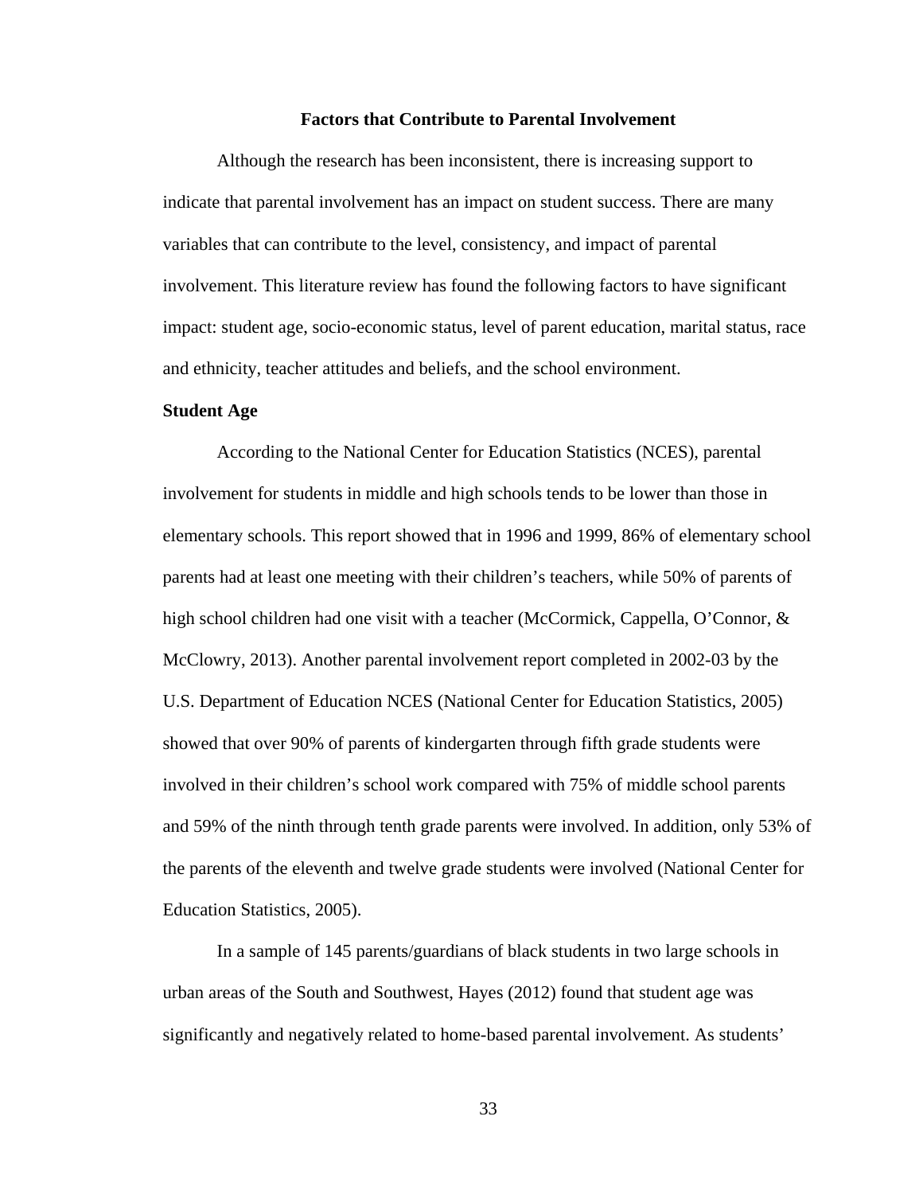## Factors that Contribute to Parental Involvement

Although the research has been inconsistent, there is increasing support to indicate that parental involvement has an impact on student success. There are many variables that can contribute to the level, consistency, and impact of parental involvement. This literature review has found the following factors to have significant impact: student age, socio-economic status, level of parent education, marital status, race and ethnicity, teacher attitudes and beliefs, and the school environment.

### Student Age

According to the National Center for Education Statistics (NCES), parental involvement for students in middle and high schools tends to be lower than those in elementary schools. This report showed that in 1996 and 1999, 86% of elementary school parents had at least one meeting with their children's teachers, while 50% of parents of high school children had one visit with a teacher (McCormick, Cappella, O'Connor, & McClowry, 2013). Another parental involvement report completed in 2002-03 by the U.S. Department of Education NCES (National Center for Education Statistics, 2005) showed that over 90% of parents of kindergarten through fifth grade students were involved in their children's school work compared with 75% of middle school parents and 59% of the ninth through tenth grade parents were involved. In addition, only 53% of the parents of the eleventh and twelve grade students were involved (National Center for Education Statistics, 2005).

In a sample of 145 parents/guardians of black students in two large schools in urban areas of the South and Southwest, Hayes (2012) found that student age was significantly and negatively related to home-based parental involvement. As students'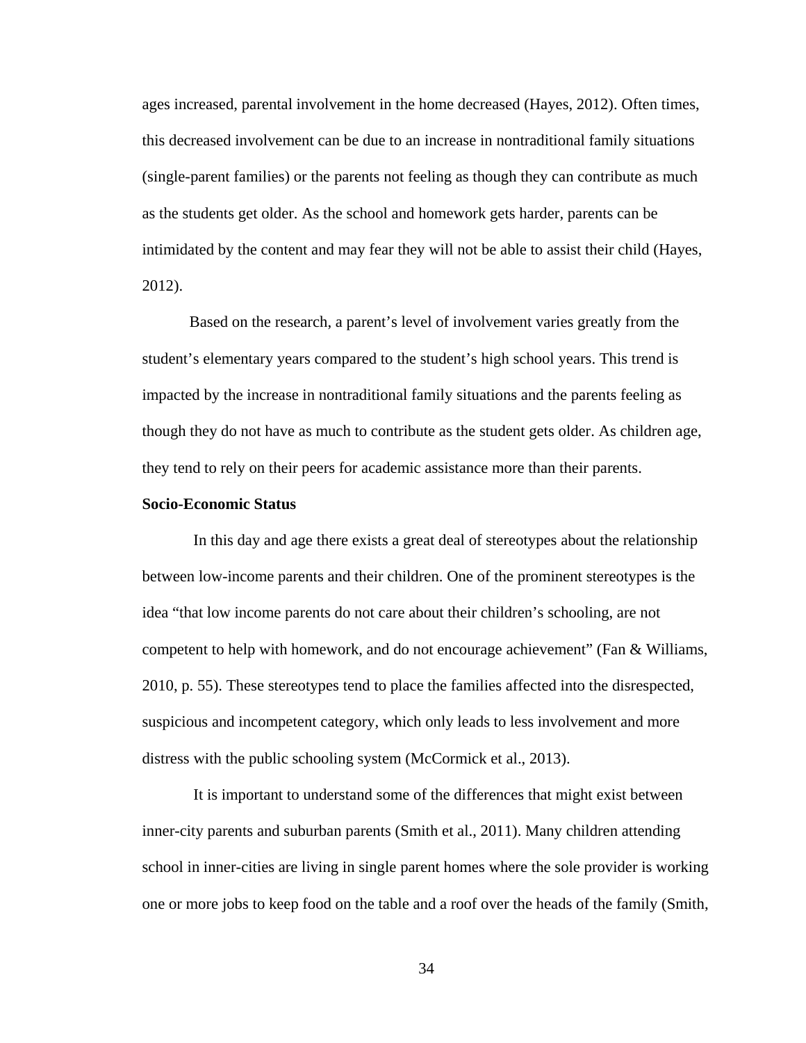ages increased, parental involvement in the home decreased (Hayes, 2012). Often times, this decreased involvement can be due to an increase in nontraditional family situations (single-parent families) or the parents not feeling as though they can contribute as much as the students get older. As the school and homework gets harder, parents can be intimidated by the content and may fear they will not be able to assist their child (Hayes, 2012).

Based on the research, a parent's level of involvement varies greatly from the student's elementary years compared to the student's high school years. This trend is impacted by the increase in nontraditional family situations and the parents feeling as though they do not have as much to contribute as the student gets older. As children age, they tend to rely on their peers for academic assistance more than their parents.

**Socio-Economic Status**

In this day and age there exists a great deal of stereotypes about the relationship between low-income parents and their children. One of the prominent stereotypes is the idea "that low income parents do not care about their children's schooling, are not competent to help with homework, and do not encourage achievement" (Fan & Williams, 2010, p. 55). These stereotypes tend to place the families affected into the disrespected, suspicious and incompetent category, which only leads to less involvement and more distress with the public schooling system (McCormick et al., 2013).

It is important to understand some of the differences that might exist between inner-city parents and suburban parents (Smith et al., 2011). Many children attending school in inner-cities are living in single parent homes where the sole provider is working one or more jobs to keep food on the table and a roof over the heads of the family (Smith,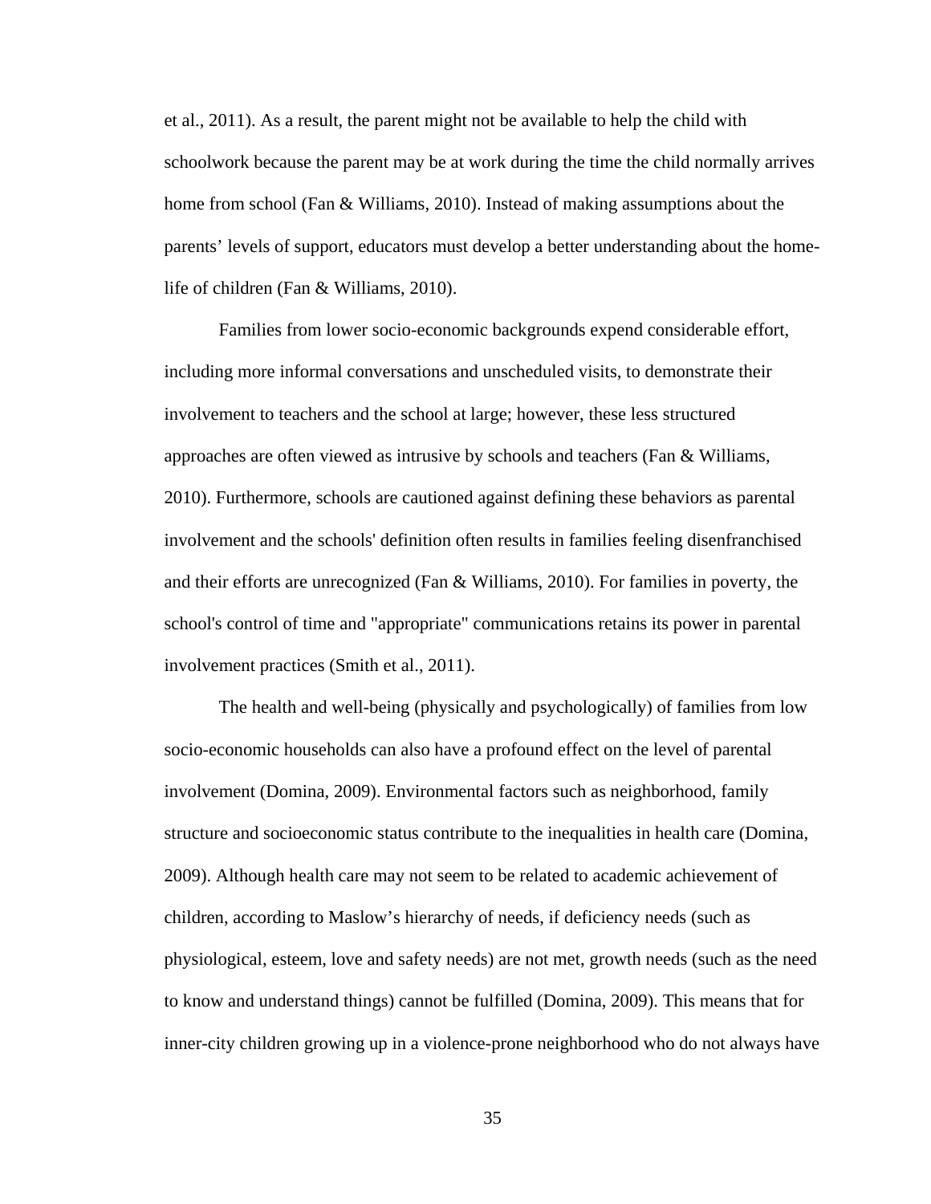et al., 2011). As a result, the parent might not be available to help the child with schoolwork because the parent may be at work during the time the child normally arrives home from school (Fan & Williams, 2010). Instead of making assumptions about the parents' levels of support, educators must develop a better understanding about the home-life of children (Fan & Williams, 2010).

Families from lower socio-economic backgrounds expend considerable effort, including more informal conversations and unscheduled visits, to demonstrate their involvement to teachers and the school at large; however, these less structured approaches are often viewed as intrusive by schools and teachers (Fan & Williams, 2010). Furthermore, schools are cautioned against defining these behaviors as parental involvement and the schools' definition often results in families feeling disenfranchised and their efforts are unrecognized (Fan & Williams, 2010). For families in poverty, the school's control of time and "appropriate" communications retains its power in parental involvement practices (Smith et al., 2011).

The health and well-being (physically and psychologically) of families from low socio-economic households can also have a profound effect on the level of parental involvement (Domina, 2009). Environmental factors such as neighborhood, family structure and socioeconomic status contribute to the inequalities in health care (Domina, 2009). Although health care may not seem to be related to academic achievement of children, according to Maslow's hierarchy of needs, if deficiency needs (such as physiological, esteem, love and safety needs) are not met, growth needs (such as the need to know and understand things) cannot be fulfilled (Domina, 2009). This means that for inner-city children growing up in a violence-prone neighborhood who do not always have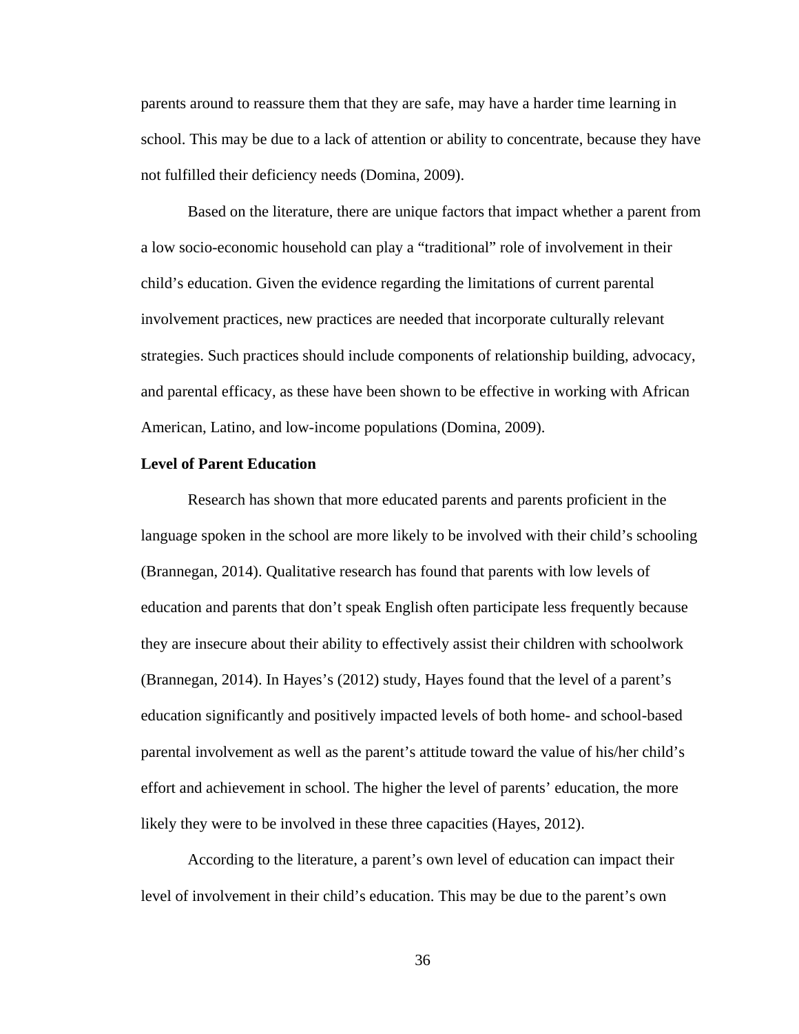parents around to reassure them that they are safe, may have a harder time learning in school. This may be due to a lack of attention or ability to concentrate, because they have not fulfilled their deficiency needs (Domina, 2009).

Based on the literature, there are unique factors that impact whether a parent from a low socio-economic household can play a "traditional" role of involvement in their child's education. Given the evidence regarding the limitations of current parental involvement practices, new practices are needed that incorporate culturally relevant strategies. Such practices should include components of relationship building, advocacy, and parental efficacy, as these have been shown to be effective in working with African American, Latino, and low-income populations (Domina, 2009).

**Level of Parent Education**

Research has shown that more educated parents and parents proficient in the language spoken in the school are more likely to be involved with their child's schooling (Brannegan, 2014). Qualitative research has found that parents with low levels of education and parents that don't speak English often participate less frequently because they are insecure about their ability to effectively assist their children with schoolwork (Brannegan, 2014). In Hayes's (2012) study, Hayes found that the level of a parent's education significantly and positively impacted levels of both home- and school-based parental involvement as well as the parent's attitude toward the value of his/her child's effort and achievement in school. The higher the level of parents' education, the more likely they were to be involved in these three capacities (Hayes, 2012).

According to the literature, a parent's own level of education can impact their level of involvement in their child's education. This may be due to the parent's own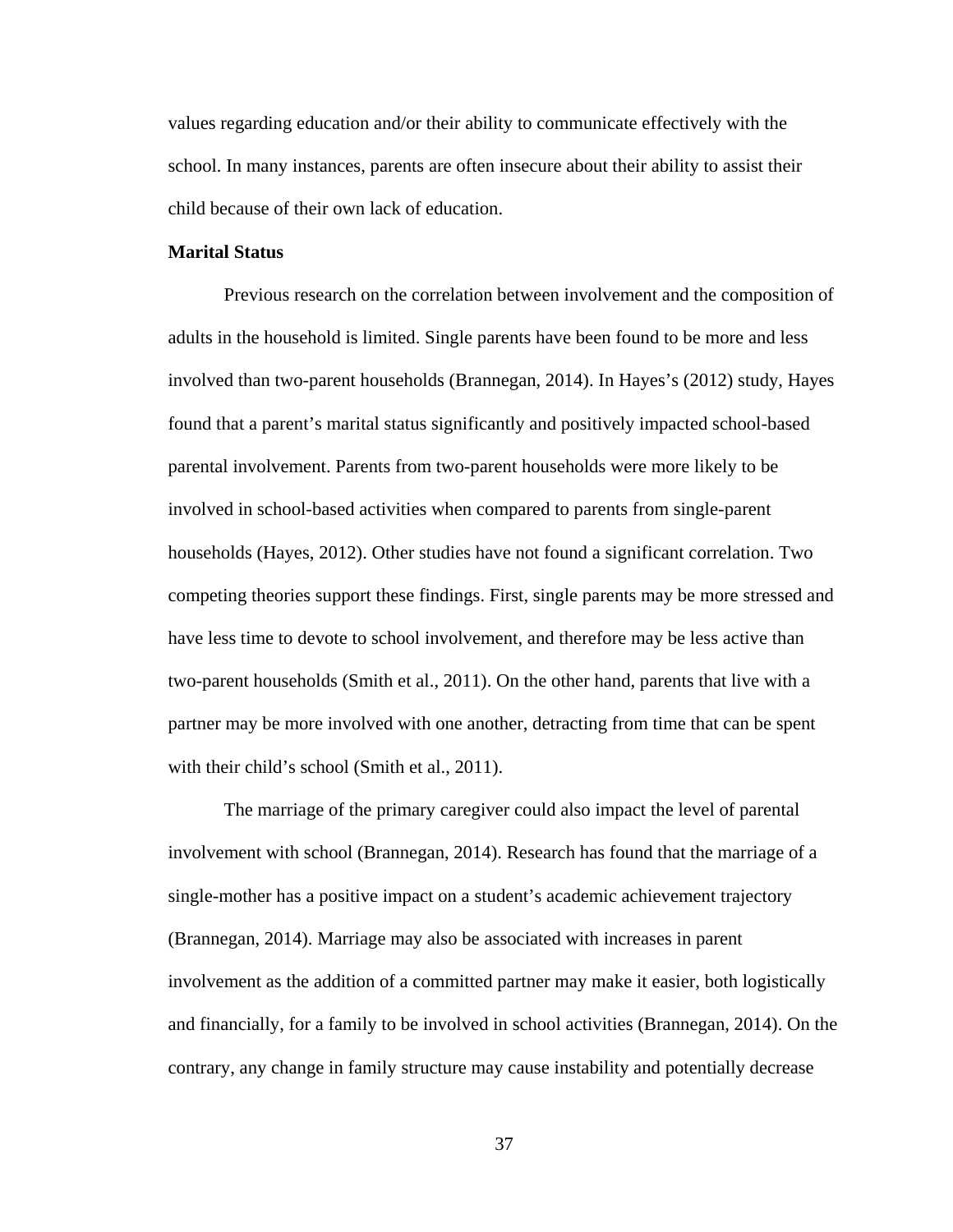values regarding education and/or their ability to communicate effectively with the school. In many instances, parents are often insecure about their ability to assist their child because of their own lack of education.

### Marital Status

Previous research on the correlation between involvement and the composition of adults in the household is limited. Single parents have been found to be more and less involved than two-parent households (Brannegan, 2014). In Hayes's (2012) study, Hayes found that a parent's marital status significantly and positively impacted school-based parental involvement. Parents from two-parent households were more likely to be involved in school-based activities when compared to parents from single-parent households (Hayes, 2012). Other studies have not found a significant correlation. Two competing theories support these findings. First, single parents may be more stressed and have less time to devote to school involvement, and therefore may be less active than two-parent households (Smith et al., 2011). On the other hand, parents that live with a partner may be more involved with one another, detracting from time that can be spent with their child's school (Smith et al., 2011).

The marriage of the primary caregiver could also impact the level of parental involvement with school (Brannegan, 2014). Research has found that the marriage of a single-mother has a positive impact on a student's academic achievement trajectory (Brannegan, 2014). Marriage may also be associated with increases in parent involvement as the addition of a committed partner may make it easier, both logistically and financially, for a family to be involved in school activities (Brannegan, 2014). On the contrary, any change in family structure may cause instability and potentially decrease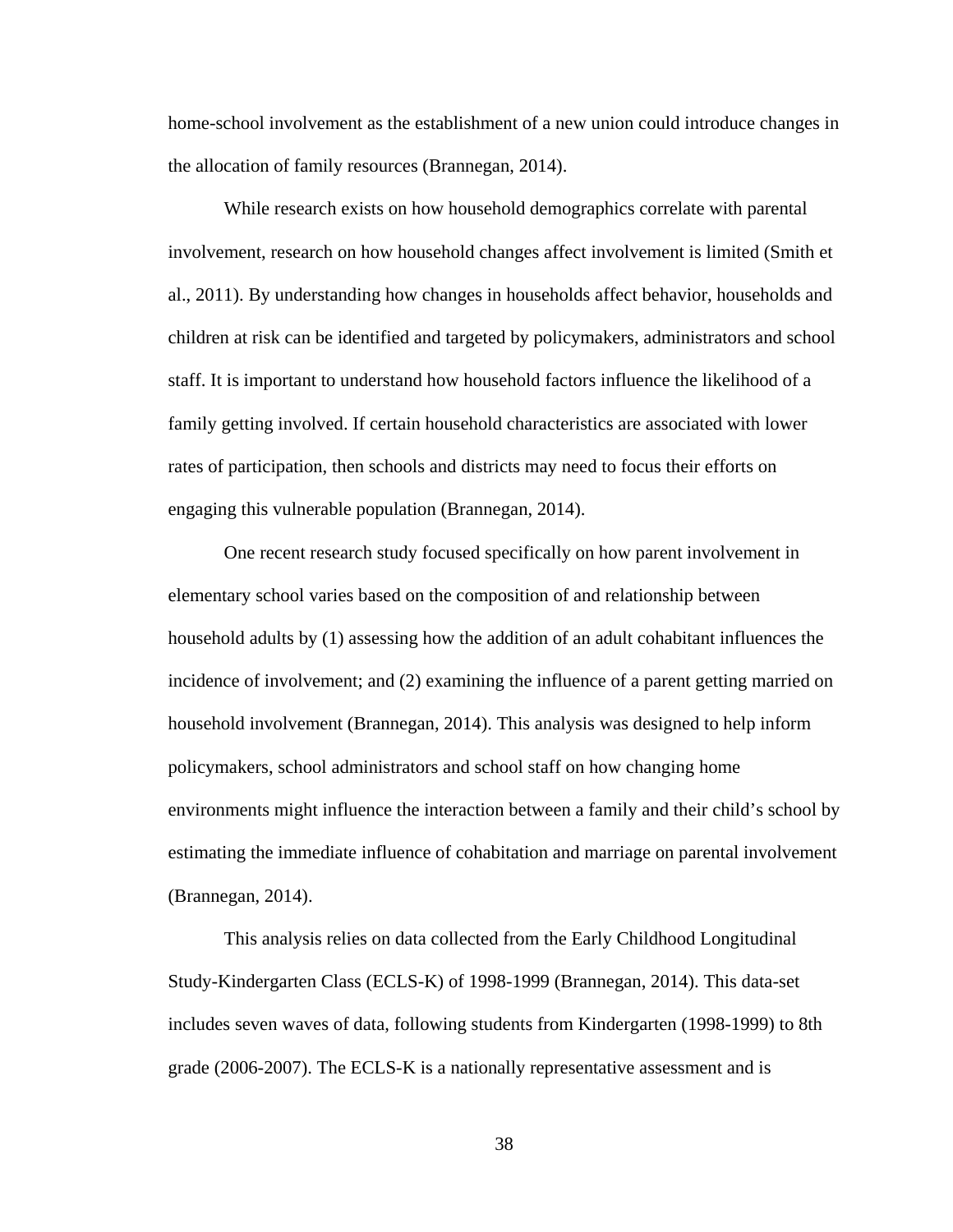home-school involvement as the establishment of a new union could introduce changes in the allocation of family resources (Brannegan, 2014).

While research exists on how household demographics correlate with parental involvement, research on how household changes affect involvement is limited (Smith et al., 2011). By understanding how changes in households affect behavior, households and children at risk can be identified and targeted by policymakers, administrators and school staff. It is important to understand how household factors influence the likelihood of a family getting involved. If certain household characteristics are associated with lower rates of participation, then schools and districts may need to focus their efforts on engaging this vulnerable population (Brannegan, 2014).

One recent research study focused specifically on how parent involvement in elementary school varies based on the composition of and relationship between household adults by (1) assessing how the addition of an adult cohabitant influences the incidence of involvement; and (2) examining the influence of a parent getting married on household involvement (Brannegan, 2014). This analysis was designed to help inform policymakers, school administrators and school staff on how changing home environments might influence the interaction between a family and their child's school by estimating the immediate influence of cohabitation and marriage on parental involvement (Brannegan, 2014).

This analysis relies on data collected from the Early Childhood Longitudinal Study-Kindergarten Class (ECLS-K) of 1998-1999 (Brannegan, 2014). This data-set includes seven waves of data, following students from Kindergarten (1998-1999) to 8th grade (2006-2007). The ECLS-K is a nationally representative assessment and is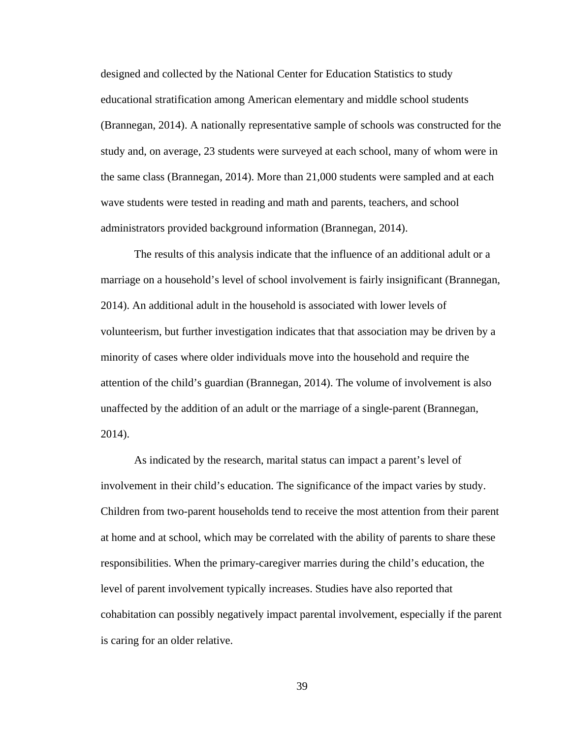designed and collected by the National Center for Education Statistics to study educational stratification among American elementary and middle school students (Brannegan, 2014). A nationally representative sample of schools was constructed for the study and, on average, 23 students were surveyed at each school, many of whom were in the same class (Brannegan, 2014). More than 21,000 students were sampled and at each wave students were tested in reading and math and parents, teachers, and school administrators provided background information (Brannegan, 2014).

The results of this analysis indicate that the influence of an additional adult or a marriage on a household's level of school involvement is fairly insignificant (Brannegan, 2014). An additional adult in the household is associated with lower levels of volunteerism, but further investigation indicates that that association may be driven by a minority of cases where older individuals move into the household and require the attention of the child's guardian (Brannegan, 2014). The volume of involvement is also unaffected by the addition of an adult or the marriage of a single-parent (Brannegan, 2014).

As indicated by the research, marital status can impact a parent's level of involvement in their child's education. The significance of the impact varies by study. Children from two-parent households tend to receive the most attention from their parent at home and at school, which may be correlated with the ability of parents to share these responsibilities. When the primary-caregiver marries during the child's education, the level of parent involvement typically increases. Studies have also reported that cohabitation can possibly negatively impact parental involvement, especially if the parent is caring for an older relative.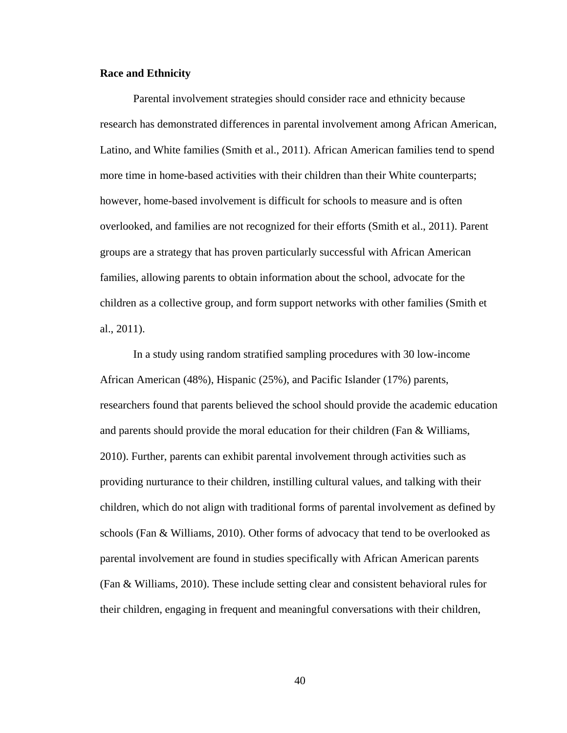**Race and Ethnicity**

Parental involvement strategies should consider race and ethnicity because research has demonstrated differences in parental involvement among African American, Latino, and White families (Smith et al., 2011). African American families tend to spend more time in home-based activities with their children than their White counterparts; however, home-based involvement is difficult for schools to measure and is often overlooked, and families are not recognized for their efforts (Smith et al., 2011). Parent groups are a strategy that has proven particularly successful with African American families, allowing parents to obtain information about the school, advocate for the children as a collective group, and form support networks with other families (Smith et al., 2011).

In a study using random stratified sampling procedures with 30 low-income African American (48%), Hispanic (25%), and Pacific Islander (17%) parents, researchers found that parents believed the school should provide the academic education and parents should provide the moral education for their children (Fan & Williams, 2010). Further, parents can exhibit parental involvement through activities such as providing nurturance to their children, instilling cultural values, and talking with their children, which do not align with traditional forms of parental involvement as defined by schools (Fan & Williams, 2010). Other forms of advocacy that tend to be overlooked as parental involvement are found in studies specifically with African American parents (Fan & Williams, 2010). These include setting clear and consistent behavioral rules for their children, engaging in frequent and meaningful conversations with their children,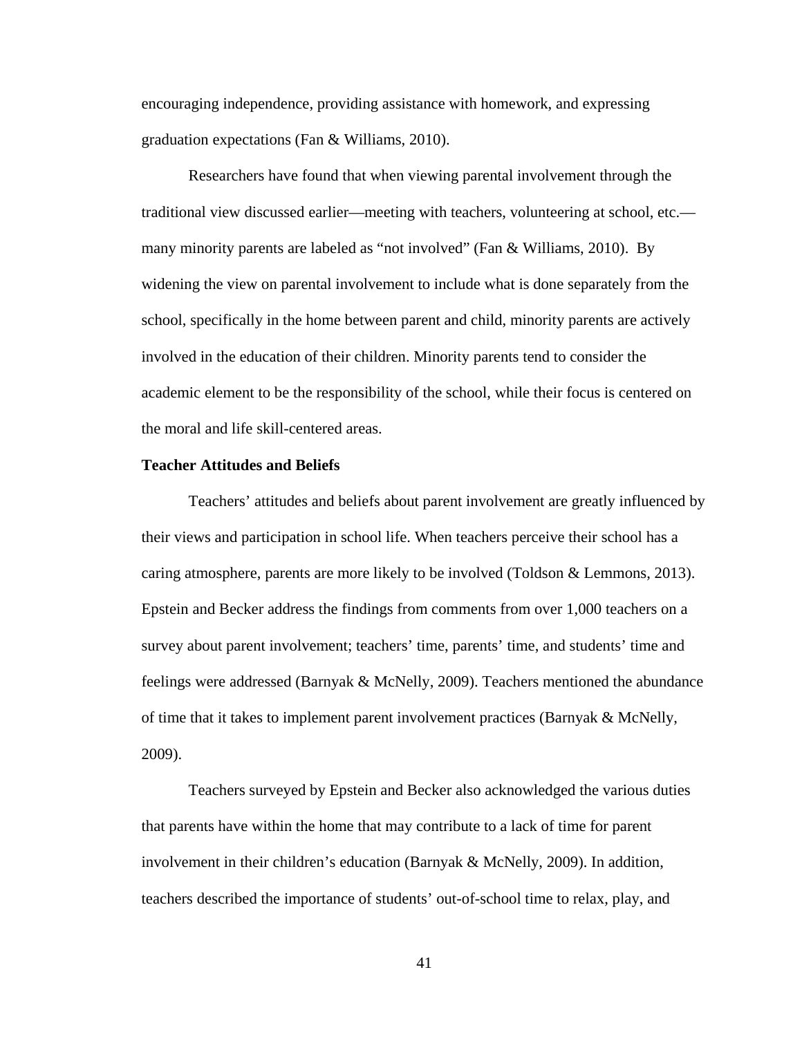encouraging independence, providing assistance with homework, and expressing graduation expectations (Fan & Williams, 2010).

Researchers have found that when viewing parental involvement through the traditional view discussed earlier—meeting with teachers, volunteering at school, etc.—many minority parents are labeled as “not involved” (Fan & Williams, 2010). By widening the view on parental involvement to include what is done separately from the school, specifically in the home between parent and child, minority parents are actively involved in the education of their children. Minority parents tend to consider the academic element to be the responsibility of the school, while their focus is centered on the moral and life skill-centered areas.

**Teacher Attitudes and Beliefs**

Teachers’ attitudes and beliefs about parent involvement are greatly influenced by their views and participation in school life. When teachers perceive their school has a caring atmosphere, parents are more likely to be involved (Toldson & Lemmons, 2013). Epstein and Becker address the findings from comments from over 1,000 teachers on a survey about parent involvement; teachers’ time, parents’ time, and students’ time and feelings were addressed (Barnyak & McNelly, 2009). Teachers mentioned the abundance of time that it takes to implement parent involvement practices (Barnyak & McNelly, 2009).

Teachers surveyed by Epstein and Becker also acknowledged the various duties that parents have within the home that may contribute to a lack of time for parent involvement in their children’s education (Barnyak & McNelly, 2009). In addition, teachers described the importance of students’ out-of-school time to relax, play, and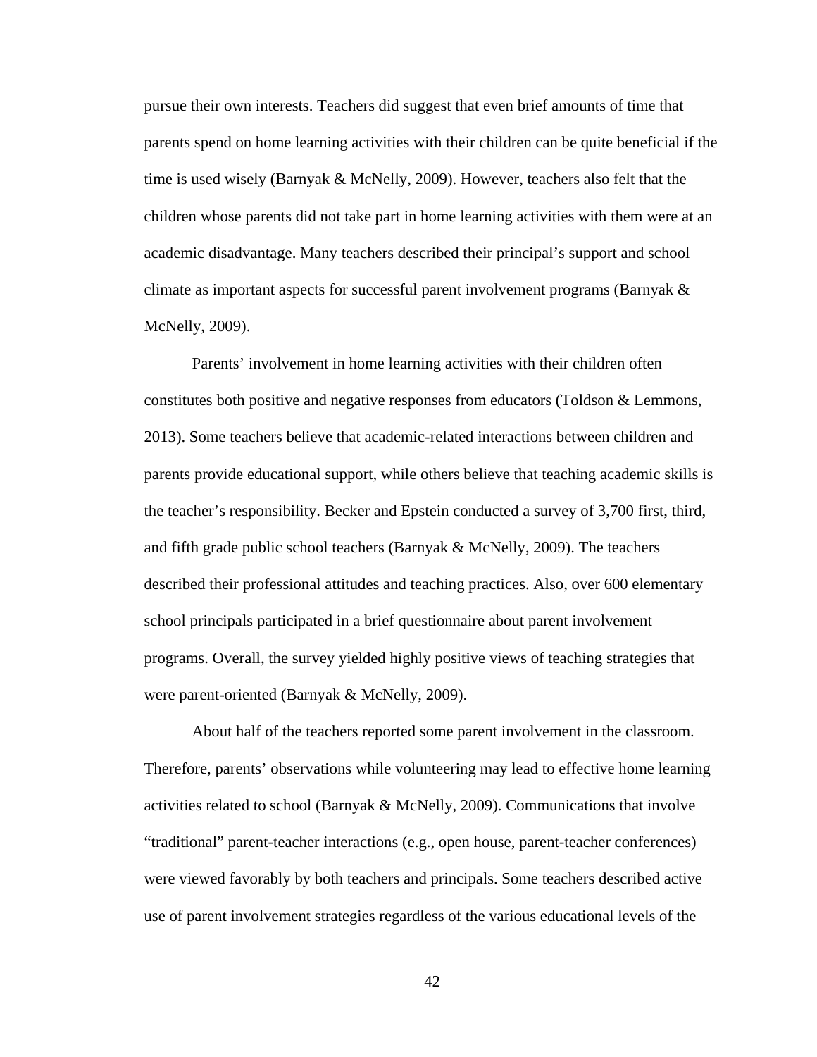pursue their own interests. Teachers did suggest that even brief amounts of time that parents spend on home learning activities with their children can be quite beneficial if the time is used wisely (Barnyak & McNelly, 2009). However, teachers also felt that the children whose parents did not take part in home learning activities with them were at an academic disadvantage. Many teachers described their principal's support and school climate as important aspects for successful parent involvement programs (Barnyak & McNelly, 2009).

Parents' involvement in home learning activities with their children often constitutes both positive and negative responses from educators (Toldson & Lemmons, 2013). Some teachers believe that academic-related interactions between children and parents provide educational support, while others believe that teaching academic skills is the teacher's responsibility. Becker and Epstein conducted a survey of 3,700 first, third, and fifth grade public school teachers (Barnyak & McNelly, 2009). The teachers described their professional attitudes and teaching practices. Also, over 600 elementary school principals participated in a brief questionnaire about parent involvement programs. Overall, the survey yielded highly positive views of teaching strategies that were parent-oriented (Barnyak & McNelly, 2009).

About half of the teachers reported some parent involvement in the classroom. Therefore, parents' observations while volunteering may lead to effective home learning activities related to school (Barnyak & McNelly, 2009). Communications that involve "traditional" parent-teacher interactions (e.g., open house, parent-teacher conferences) were viewed favorably by both teachers and principals. Some teachers described active use of parent involvement strategies regardless of the various educational levels of the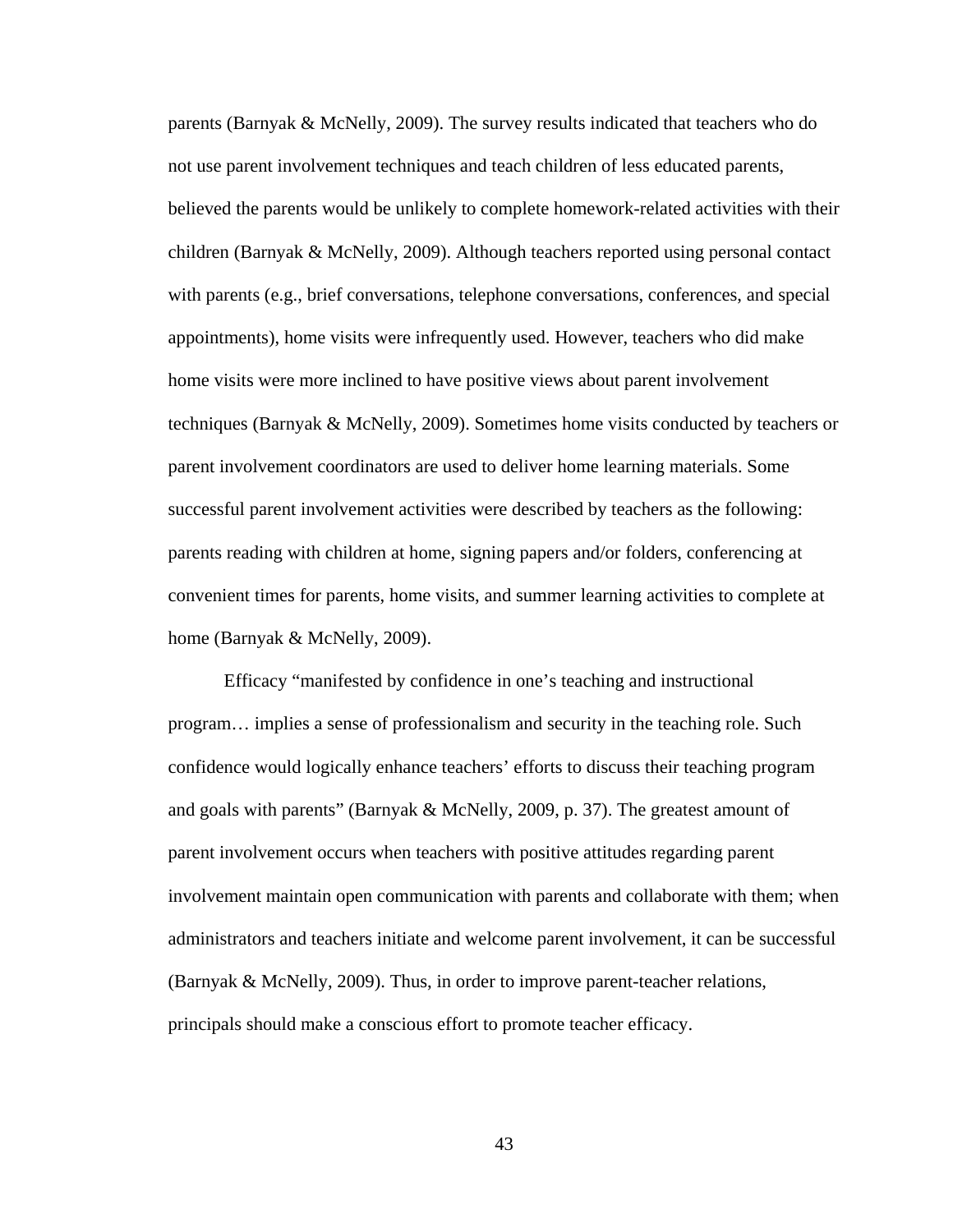parents (Barnyak & McNelly, 2009). The survey results indicated that teachers who do not use parent involvement techniques and teach children of less educated parents, believed the parents would be unlikely to complete homework-related activities with their children (Barnyak & McNelly, 2009). Although teachers reported using personal contact with parents (e.g., brief conversations, telephone conversations, conferences, and special appointments), home visits were infrequently used. However, teachers who did make home visits were more inclined to have positive views about parent involvement techniques (Barnyak & McNelly, 2009). Sometimes home visits conducted by teachers or parent involvement coordinators are used to deliver home learning materials. Some successful parent involvement activities were described by teachers as the following: parents reading with children at home, signing papers and/or folders, conferencing at convenient times for parents, home visits, and summer learning activities to complete at home (Barnyak & McNelly, 2009).

Efficacy "manifested by confidence in one's teaching and instructional program… implies a sense of professionalism and security in the teaching role. Such confidence would logically enhance teachers' efforts to discuss their teaching program and goals with parents" (Barnyak & McNelly, 2009, p. 37). The greatest amount of parent involvement occurs when teachers with positive attitudes regarding parent involvement maintain open communication with parents and collaborate with them; when administrators and teachers initiate and welcome parent involvement, it can be successful (Barnyak & McNelly, 2009). Thus, in order to improve parent-teacher relations, principals should make a conscious effort to promote teacher efficacy.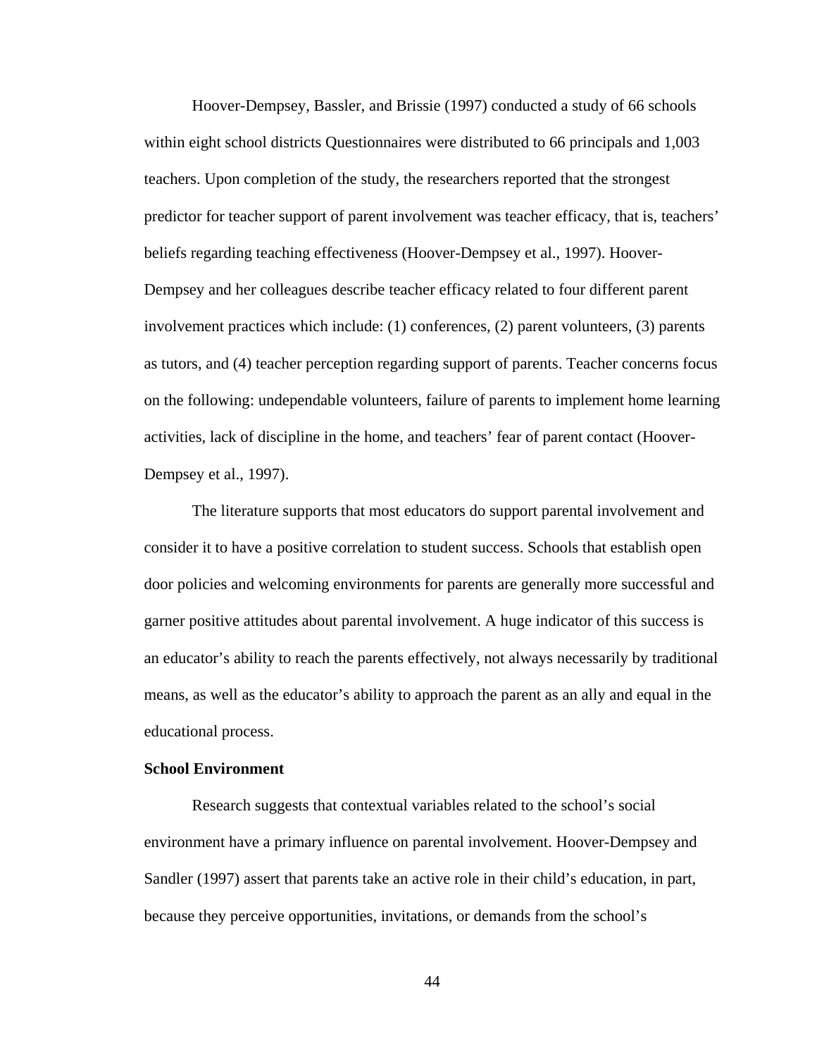Hoover-Dempsey, Bassler, and Brissie (1997) conducted a study of 66 schools within eight school districts Questionnaires were distributed to 66 principals and 1,003 teachers. Upon completion of the study, the researchers reported that the strongest predictor for teacher support of parent involvement was teacher efficacy, that is, teachers' beliefs regarding teaching effectiveness (Hoover-Dempsey et al., 1997). Hoover-Dempsey and her colleagues describe teacher efficacy related to four different parent involvement practices which include: (1) conferences, (2) parent volunteers, (3) parents as tutors, and (4) teacher perception regarding support of parents. Teacher concerns focus on the following: undependable volunteers, failure of parents to implement home learning activities, lack of discipline in the home, and teachers' fear of parent contact (Hoover-Dempsey et al., 1997).

The literature supports that most educators do support parental involvement and consider it to have a positive correlation to student success. Schools that establish open door policies and welcoming environments for parents are generally more successful and garner positive attitudes about parental involvement. A huge indicator of this success is an educator's ability to reach the parents effectively, not always necessarily by traditional means, as well as the educator's ability to approach the parent as an ally and equal in the educational process.

**School Environment**

Research suggests that contextual variables related to the school's social environment have a primary influence on parental involvement. Hoover-Dempsey and Sandler (1997) assert that parents take an active role in their child's education, in part, because they perceive opportunities, invitations, or demands from the school's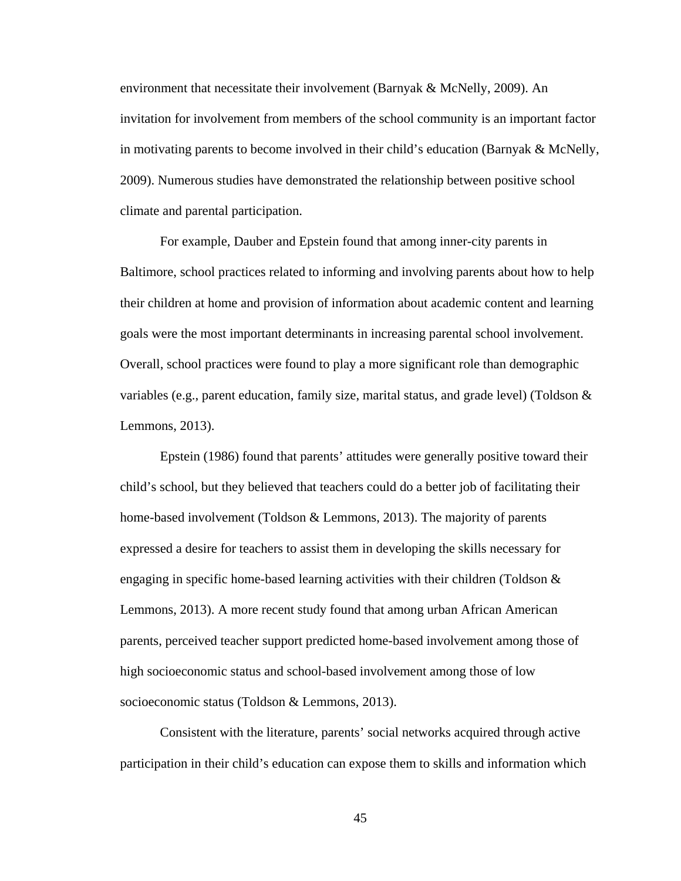environment that necessitate their involvement (Barnyak & McNelly, 2009). An invitation for involvement from members of the school community is an important factor in motivating parents to become involved in their child's education (Barnyak & McNelly, 2009). Numerous studies have demonstrated the relationship between positive school climate and parental participation.

For example, Dauber and Epstein found that among inner-city parents in Baltimore, school practices related to informing and involving parents about how to help their children at home and provision of information about academic content and learning goals were the most important determinants in increasing parental school involvement. Overall, school practices were found to play a more significant role than demographic variables (e.g., parent education, family size, marital status, and grade level) (Toldson & Lemmons, 2013).

Epstein (1986) found that parents' attitudes were generally positive toward their child's school, but they believed that teachers could do a better job of facilitating their home-based involvement (Toldson & Lemmons, 2013). The majority of parents expressed a desire for teachers to assist them in developing the skills necessary for engaging in specific home-based learning activities with their children (Toldson & Lemmons, 2013). A more recent study found that among urban African American parents, perceived teacher support predicted home-based involvement among those of high socioeconomic status and school-based involvement among those of low socioeconomic status (Toldson & Lemmons, 2013).

Consistent with the literature, parents' social networks acquired through active participation in their child's education can expose them to skills and information which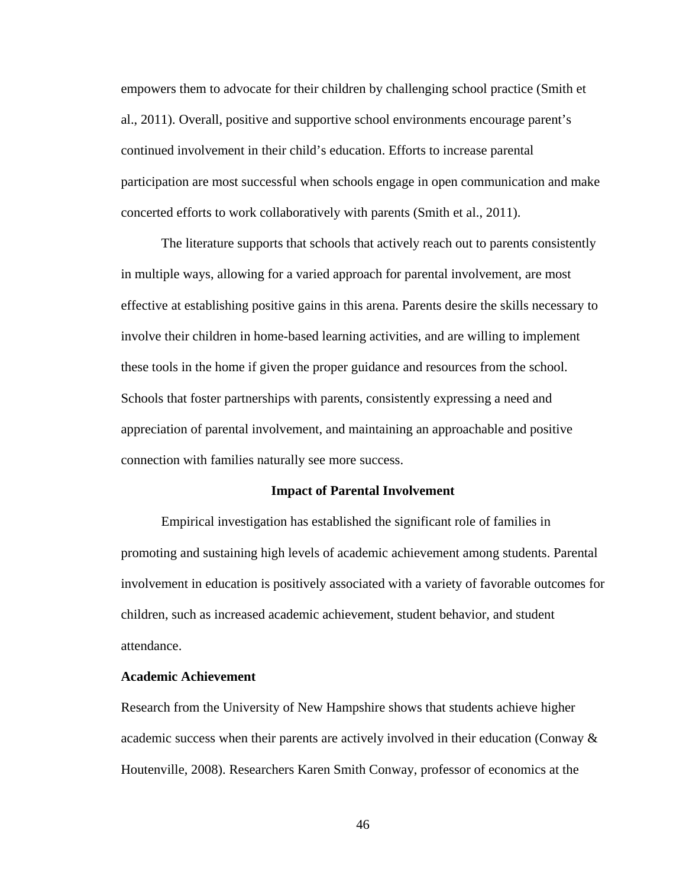empowers them to advocate for their children by challenging school practice (Smith et al., 2011). Overall, positive and supportive school environments encourage parent's continued involvement in their child's education. Efforts to increase parental participation are most successful when schools engage in open communication and make concerted efforts to work collaboratively with parents (Smith et al., 2011).

The literature supports that schools that actively reach out to parents consistently in multiple ways, allowing for a varied approach for parental involvement, are most effective at establishing positive gains in this arena. Parents desire the skills necessary to involve their children in home-based learning activities, and are willing to implement these tools in the home if given the proper guidance and resources from the school. Schools that foster partnerships with parents, consistently expressing a need and appreciation of parental involvement, and maintaining an approachable and positive connection with families naturally see more success.

## Impact of Parental Involvement

Empirical investigation has established the significant role of families in promoting and sustaining high levels of academic achievement among students. Parental involvement in education is positively associated with a variety of favorable outcomes for children, such as increased academic achievement, student behavior, and student attendance.

### Academic Achievement

Research from the University of New Hampshire shows that students achieve higher academic success when their parents are actively involved in their education (Conway & Houtenville, 2008). Researchers Karen Smith Conway, professor of economics at the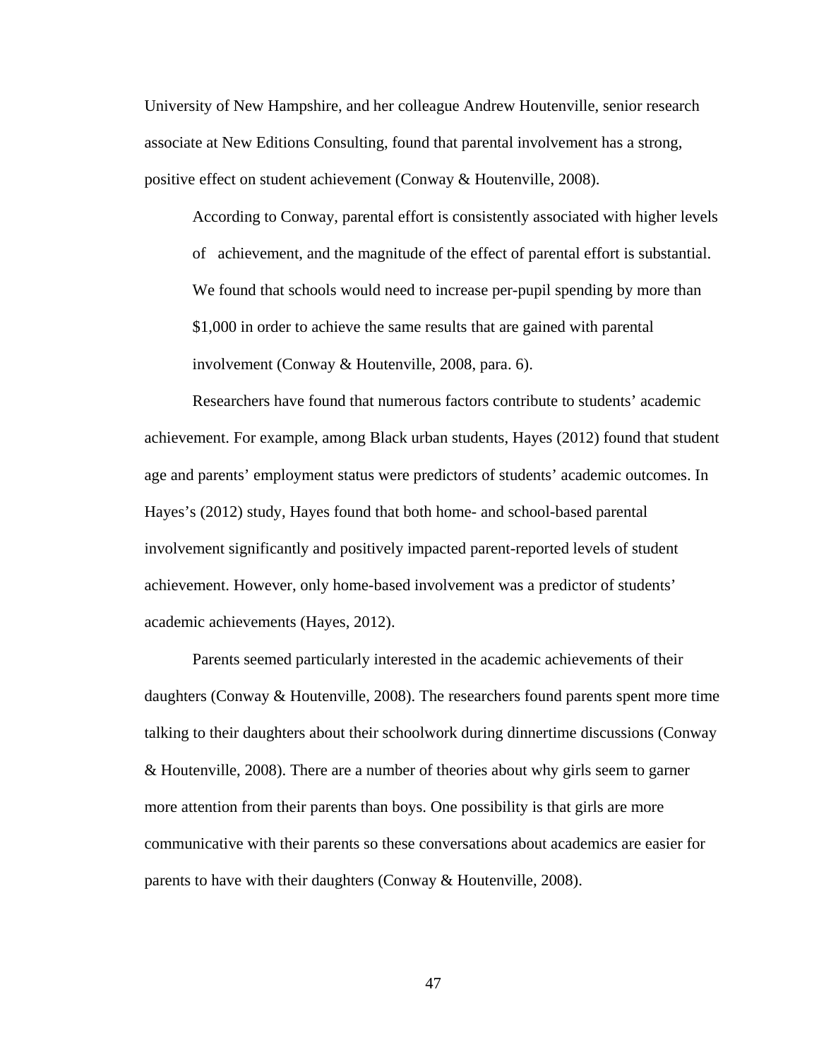University of New Hampshire, and her colleague Andrew Houtenville, senior research associate at New Editions Consulting, found that parental involvement has a strong, positive effect on student achievement (Conway & Houtenville, 2008).

> According to Conway, parental effort is consistently associated with higher levels of achievement, and the magnitude of the effect of parental effort is substantial. We found that schools would need to increase per-pupil spending by more than $1,000 in order to achieve the same results that are gained with parental involvement (Conway & Houtenville, 2008, para. 6).

Researchers have found that numerous factors contribute to students' academic achievement. For example, among Black urban students, Hayes (2012) found that student age and parents' employment status were predictors of students' academic outcomes. In Hayes's (2012) study, Hayes found that both home- and school-based parental involvement significantly and positively impacted parent-reported levels of student achievement. However, only home-based involvement was a predictor of students' academic achievements (Hayes, 2012).

Parents seemed particularly interested in the academic achievements of their daughters (Conway & Houtenville, 2008). The researchers found parents spent more time talking to their daughters about their schoolwork during dinnertime discussions (Conway & Houtenville, 2008). There are a number of theories about why girls seem to garner more attention from their parents than boys. One possibility is that girls are more communicative with their parents so these conversations about academics are easier for parents to have with their daughters (Conway & Houtenville, 2008).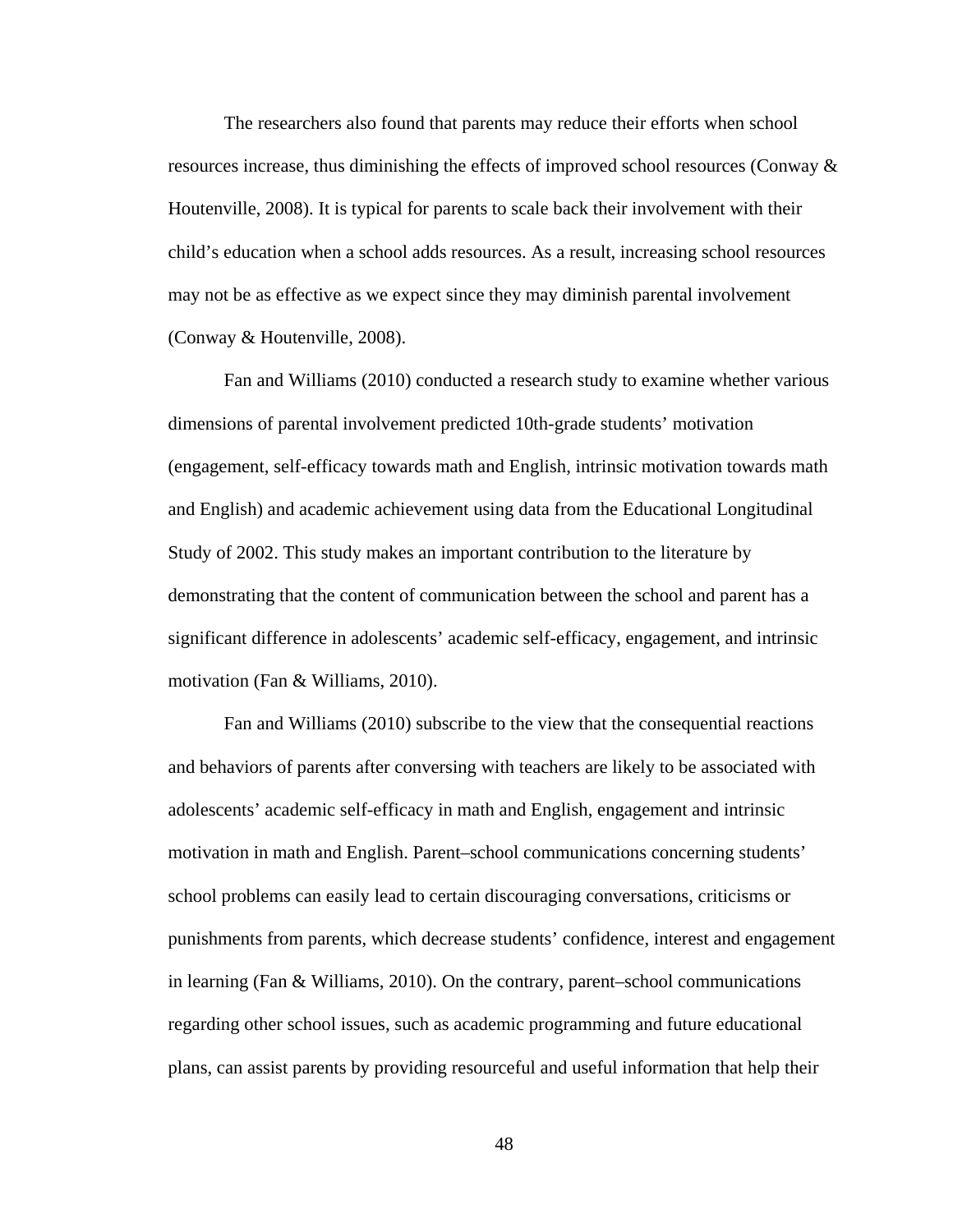The researchers also found that parents may reduce their efforts when school resources increase, thus diminishing the effects of improved school resources (Conway & Houtenville, 2008). It is typical for parents to scale back their involvement with their child's education when a school adds resources. As a result, increasing school resources may not be as effective as we expect since they may diminish parental involvement (Conway & Houtenville, 2008).

Fan and Williams (2010) conducted a research study to examine whether various dimensions of parental involvement predicted 10th-grade students' motivation (engagement, self-efficacy towards math and English, intrinsic motivation towards math and English) and academic achievement using data from the Educational Longitudinal Study of 2002. This study makes an important contribution to the literature by demonstrating that the content of communication between the school and parent has a significant difference in adolescents' academic self-efficacy, engagement, and intrinsic motivation (Fan & Williams, 2010).

Fan and Williams (2010) subscribe to the view that the consequential reactions and behaviors of parents after conversing with teachers are likely to be associated with adolescents' academic self-efficacy in math and English, engagement and intrinsic motivation in math and English. Parent–school communications concerning students' school problems can easily lead to certain discouraging conversations, criticisms or punishments from parents, which decrease students' confidence, interest and engagement in learning (Fan & Williams, 2010). On the contrary, parent–school communications regarding other school issues, such as academic programming and future educational plans, can assist parents by providing resourceful and useful information that help their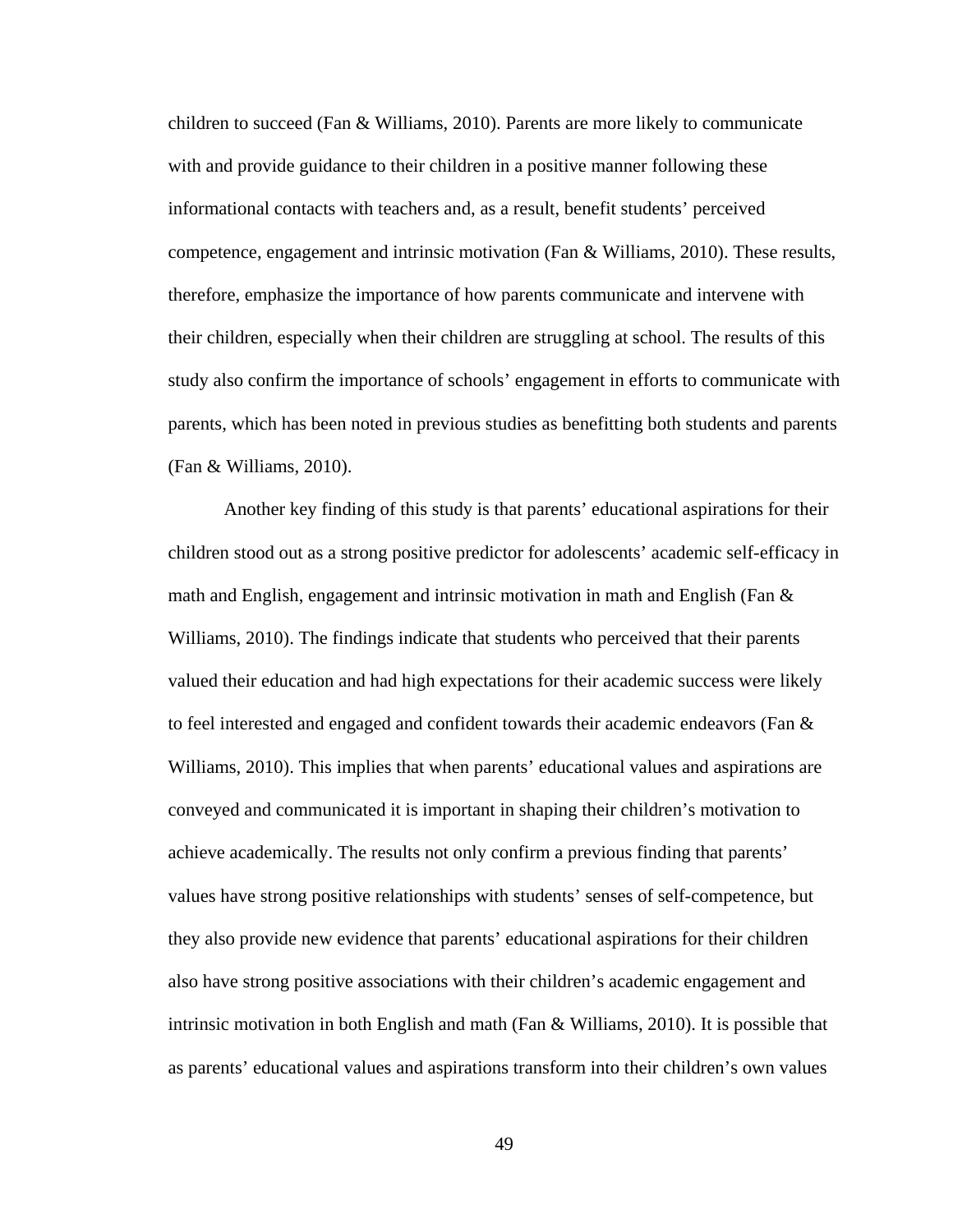children to succeed (Fan & Williams, 2010). Parents are more likely to communicate with and provide guidance to their children in a positive manner following these informational contacts with teachers and, as a result, benefit students' perceived competence, engagement and intrinsic motivation (Fan & Williams, 2010). These results, therefore, emphasize the importance of how parents communicate and intervene with their children, especially when their children are struggling at school. The results of this study also confirm the importance of schools' engagement in efforts to communicate with parents, which has been noted in previous studies as benefitting both students and parents (Fan & Williams, 2010).

Another key finding of this study is that parents' educational aspirations for their children stood out as a strong positive predictor for adolescents' academic self-efficacy in math and English, engagement and intrinsic motivation in math and English (Fan & Williams, 2010). The findings indicate that students who perceived that their parents valued their education and had high expectations for their academic success were likely to feel interested and engaged and confident towards their academic endeavors (Fan & Williams, 2010). This implies that when parents' educational values and aspirations are conveyed and communicated it is important in shaping their children's motivation to achieve academically. The results not only confirm a previous finding that parents' values have strong positive relationships with students' senses of self-competence, but they also provide new evidence that parents' educational aspirations for their children also have strong positive associations with their children's academic engagement and intrinsic motivation in both English and math (Fan & Williams, 2010). It is possible that as parents' educational values and aspirations transform into their children's own values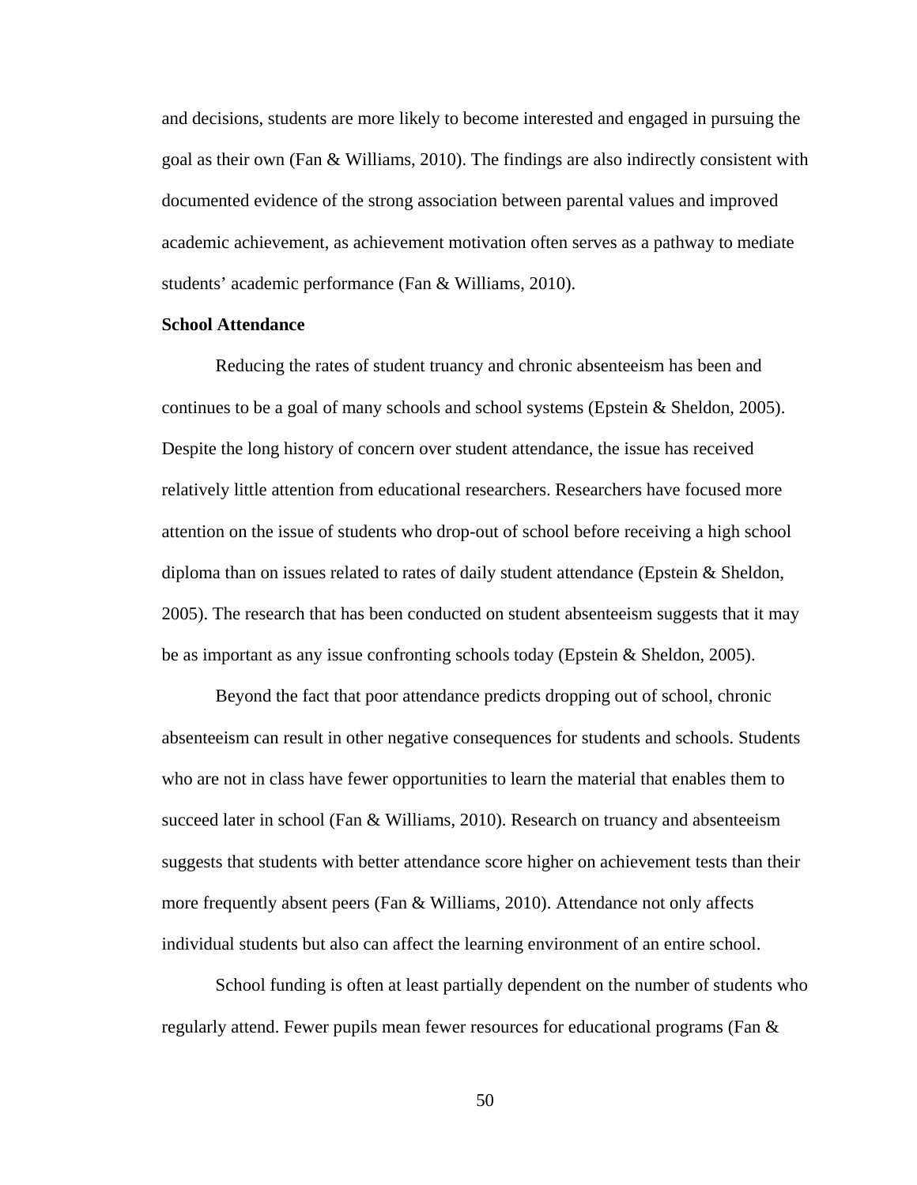and decisions, students are more likely to become interested and engaged in pursuing the goal as their own (Fan & Williams, 2010). The findings are also indirectly consistent with documented evidence of the strong association between parental values and improved academic achievement, as achievement motivation often serves as a pathway to mediate students' academic performance (Fan & Williams, 2010).

**School Attendance**

Reducing the rates of student truancy and chronic absenteeism has been and continues to be a goal of many schools and school systems (Epstein & Sheldon, 2005). Despite the long history of concern over student attendance, the issue has received relatively little attention from educational researchers. Researchers have focused more attention on the issue of students who drop-out of school before receiving a high school diploma than on issues related to rates of daily student attendance (Epstein & Sheldon, 2005). The research that has been conducted on student absenteeism suggests that it may be as important as any issue confronting schools today (Epstein & Sheldon, 2005).

Beyond the fact that poor attendance predicts dropping out of school, chronic absenteeism can result in other negative consequences for students and schools. Students who are not in class have fewer opportunities to learn the material that enables them to succeed later in school (Fan & Williams, 2010). Research on truancy and absenteeism suggests that students with better attendance score higher on achievement tests than their more frequently absent peers (Fan & Williams, 2010). Attendance not only affects individual students but also can affect the learning environment of an entire school.

School funding is often at least partially dependent on the number of students who regularly attend. Fewer pupils mean fewer resources for educational programs (Fan &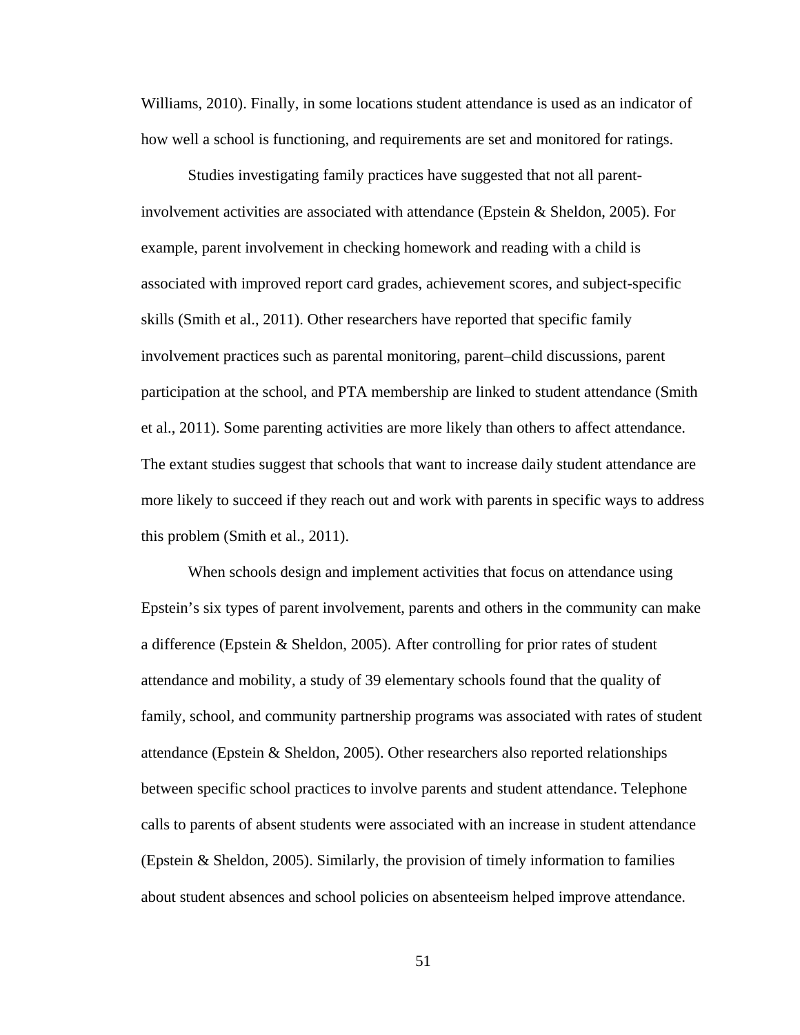Williams, 2010). Finally, in some locations student attendance is used as an indicator of how well a school is functioning, and requirements are set and monitored for ratings.

Studies investigating family practices have suggested that not all parent-involvement activities are associated with attendance (Epstein & Sheldon, 2005). For example, parent involvement in checking homework and reading with a child is associated with improved report card grades, achievement scores, and subject-specific skills (Smith et al., 2011). Other researchers have reported that specific family involvement practices such as parental monitoring, parent–child discussions, parent participation at the school, and PTA membership are linked to student attendance (Smith et al., 2011). Some parenting activities are more likely than others to affect attendance. The extant studies suggest that schools that want to increase daily student attendance are more likely to succeed if they reach out and work with parents in specific ways to address this problem (Smith et al., 2011).

When schools design and implement activities that focus on attendance using Epstein's six types of parent involvement, parents and others in the community can make a difference (Epstein & Sheldon, 2005). After controlling for prior rates of student attendance and mobility, a study of 39 elementary schools found that the quality of family, school, and community partnership programs was associated with rates of student attendance (Epstein & Sheldon, 2005). Other researchers also reported relationships between specific school practices to involve parents and student attendance. Telephone calls to parents of absent students were associated with an increase in student attendance (Epstein & Sheldon, 2005). Similarly, the provision of timely information to families about student absences and school policies on absenteeism helped improve attendance.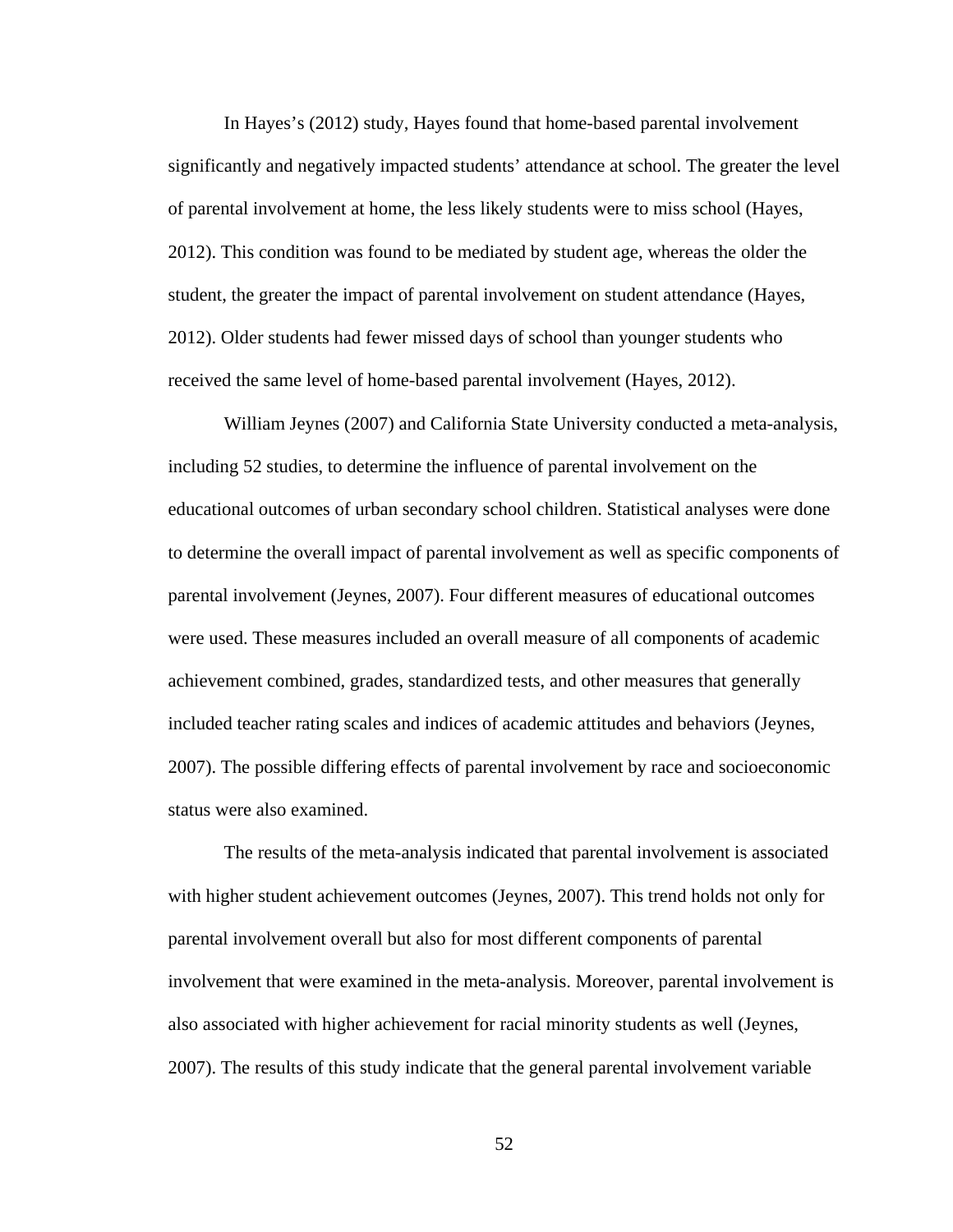In Hayes's (2012) study, Hayes found that home-based parental involvement significantly and negatively impacted students' attendance at school. The greater the level of parental involvement at home, the less likely students were to miss school (Hayes, 2012). This condition was found to be mediated by student age, whereas the older the student, the greater the impact of parental involvement on student attendance (Hayes, 2012). Older students had fewer missed days of school than younger students who received the same level of home-based parental involvement (Hayes, 2012).

William Jeynes (2007) and California State University conducted a meta-analysis, including 52 studies, to determine the influence of parental involvement on the educational outcomes of urban secondary school children. Statistical analyses were done to determine the overall impact of parental involvement as well as specific components of parental involvement (Jeynes, 2007). Four different measures of educational outcomes were used. These measures included an overall measure of all components of academic achievement combined, grades, standardized tests, and other measures that generally included teacher rating scales and indices of academic attitudes and behaviors (Jeynes, 2007). The possible differing effects of parental involvement by race and socioeconomic status were also examined.

The results of the meta-analysis indicated that parental involvement is associated with higher student achievement outcomes (Jeynes, 2007). This trend holds not only for parental involvement overall but also for most different components of parental involvement that were examined in the meta-analysis. Moreover, parental involvement is also associated with higher achievement for racial minority students as well (Jeynes, 2007). The results of this study indicate that the general parental involvement variable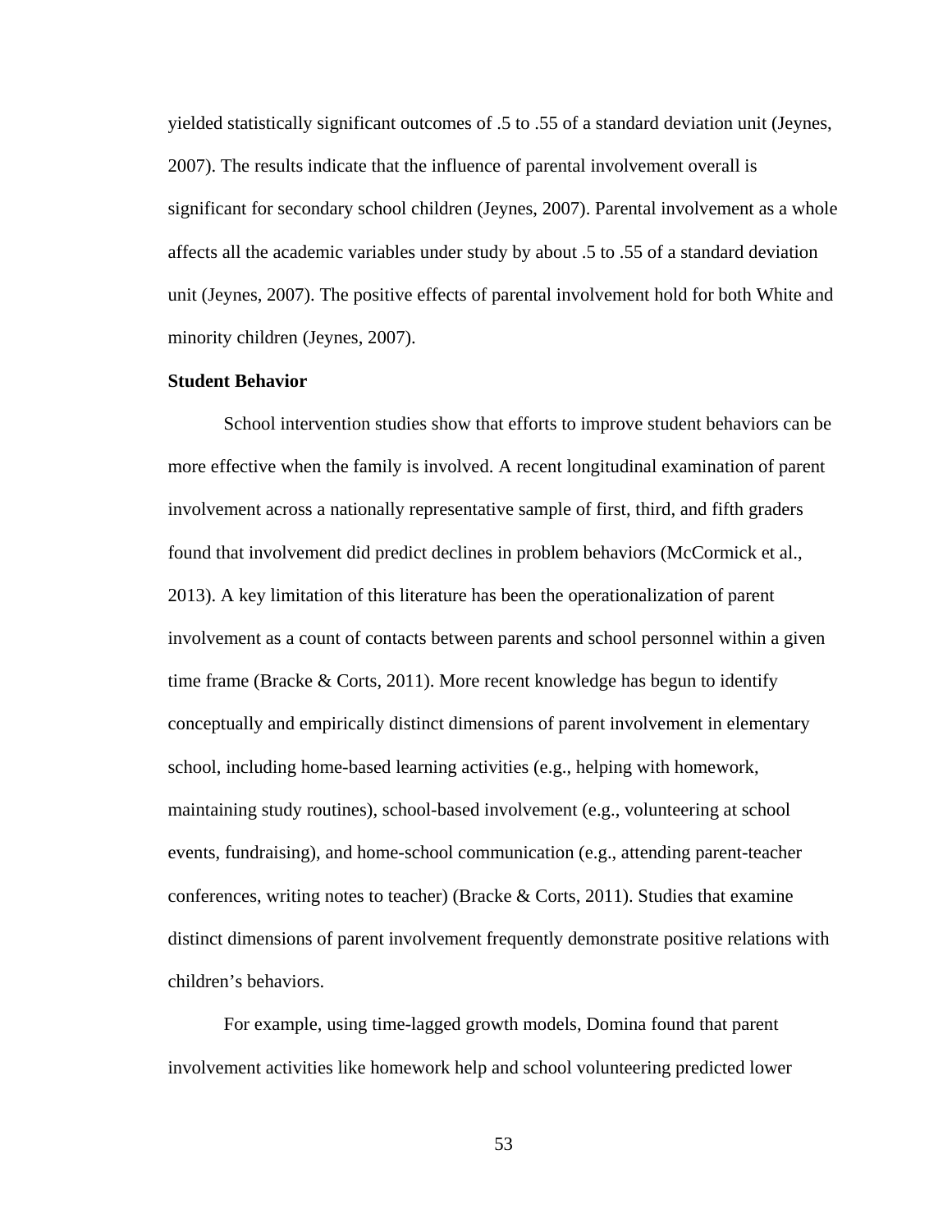yielded statistically significant outcomes of .5 to .55 of a standard deviation unit (Jeynes, 2007). The results indicate that the influence of parental involvement overall is significant for secondary school children (Jeynes, 2007). Parental involvement as a whole affects all the academic variables under study by about .5 to .55 of a standard deviation unit (Jeynes, 2007). The positive effects of parental involvement hold for both White and minority children (Jeynes, 2007).

**Student Behavior**

School intervention studies show that efforts to improve student behaviors can be more effective when the family is involved. A recent longitudinal examination of parent involvement across a nationally representative sample of first, third, and fifth graders found that involvement did predict declines in problem behaviors (McCormick et al., 2013). A key limitation of this literature has been the operationalization of parent involvement as a count of contacts between parents and school personnel within a given time frame (Bracke & Corts, 2011). More recent knowledge has begun to identify conceptually and empirically distinct dimensions of parent involvement in elementary school, including home-based learning activities (e.g., helping with homework, maintaining study routines), school-based involvement (e.g., volunteering at school events, fundraising), and home-school communication (e.g., attending parent-teacher conferences, writing notes to teacher) (Bracke & Corts, 2011). Studies that examine distinct dimensions of parent involvement frequently demonstrate positive relations with children's behaviors.

For example, using time-lagged growth models, Domina found that parent involvement activities like homework help and school volunteering predicted lower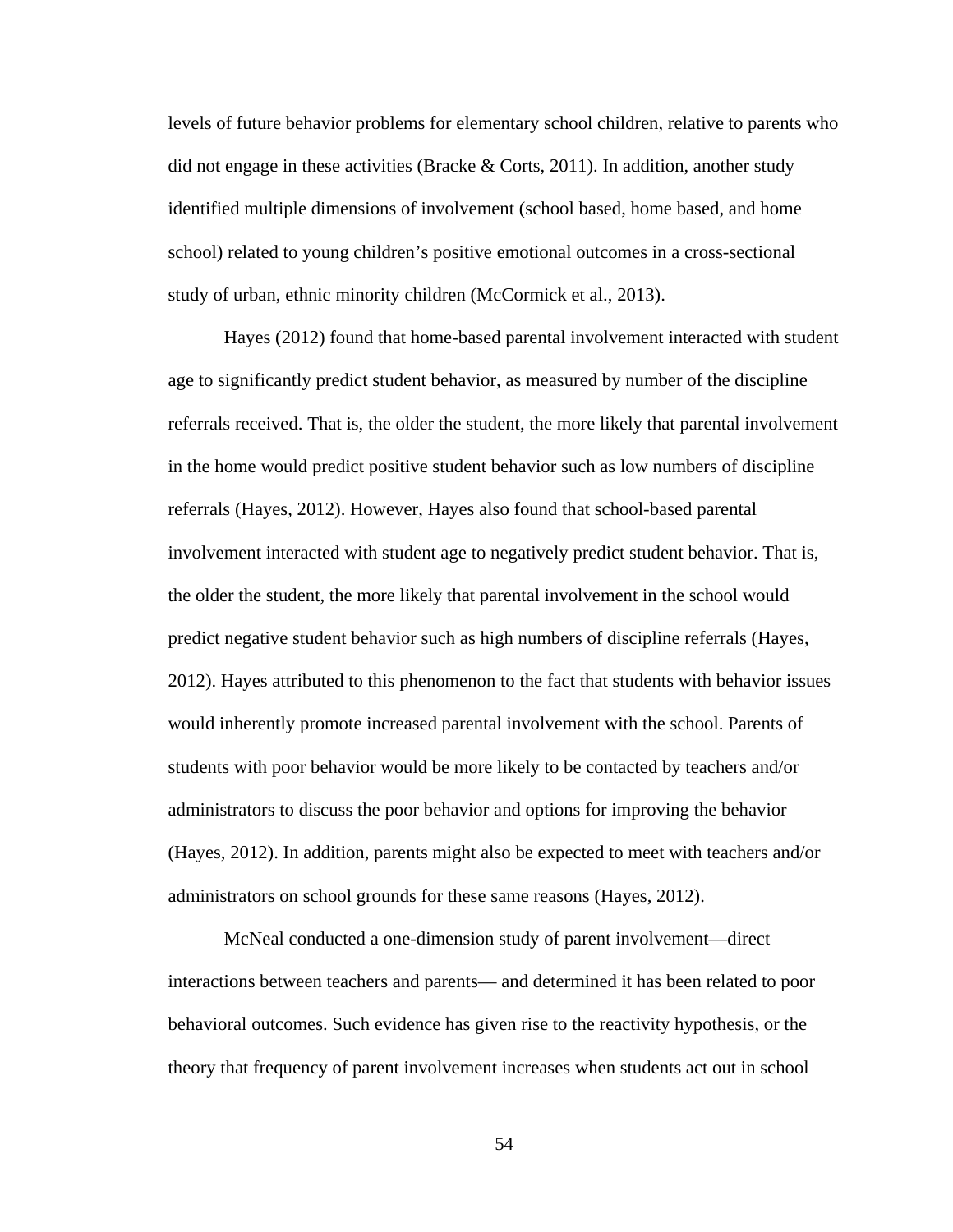levels of future behavior problems for elementary school children, relative to parents who did not engage in these activities (Bracke & Corts, 2011). In addition, another study identified multiple dimensions of involvement (school based, home based, and home school) related to young children's positive emotional outcomes in a cross-sectional study of urban, ethnic minority children (McCormick et al., 2013).

Hayes (2012) found that home-based parental involvement interacted with student age to significantly predict student behavior, as measured by number of the discipline referrals received. That is, the older the student, the more likely that parental involvement in the home would predict positive student behavior such as low numbers of discipline referrals (Hayes, 2012). However, Hayes also found that school-based parental involvement interacted with student age to negatively predict student behavior. That is, the older the student, the more likely that parental involvement in the school would predict negative student behavior such as high numbers of discipline referrals (Hayes, 2012). Hayes attributed to this phenomenon to the fact that students with behavior issues would inherently promote increased parental involvement with the school. Parents of students with poor behavior would be more likely to be contacted by teachers and/or administrators to discuss the poor behavior and options for improving the behavior (Hayes, 2012). In addition, parents might also be expected to meet with teachers and/or administrators on school grounds for these same reasons (Hayes, 2012).

McNeal conducted a one-dimension study of parent involvement—direct interactions between teachers and parents— and determined it has been related to poor behavioral outcomes. Such evidence has given rise to the reactivity hypothesis, or the theory that frequency of parent involvement increases when students act out in school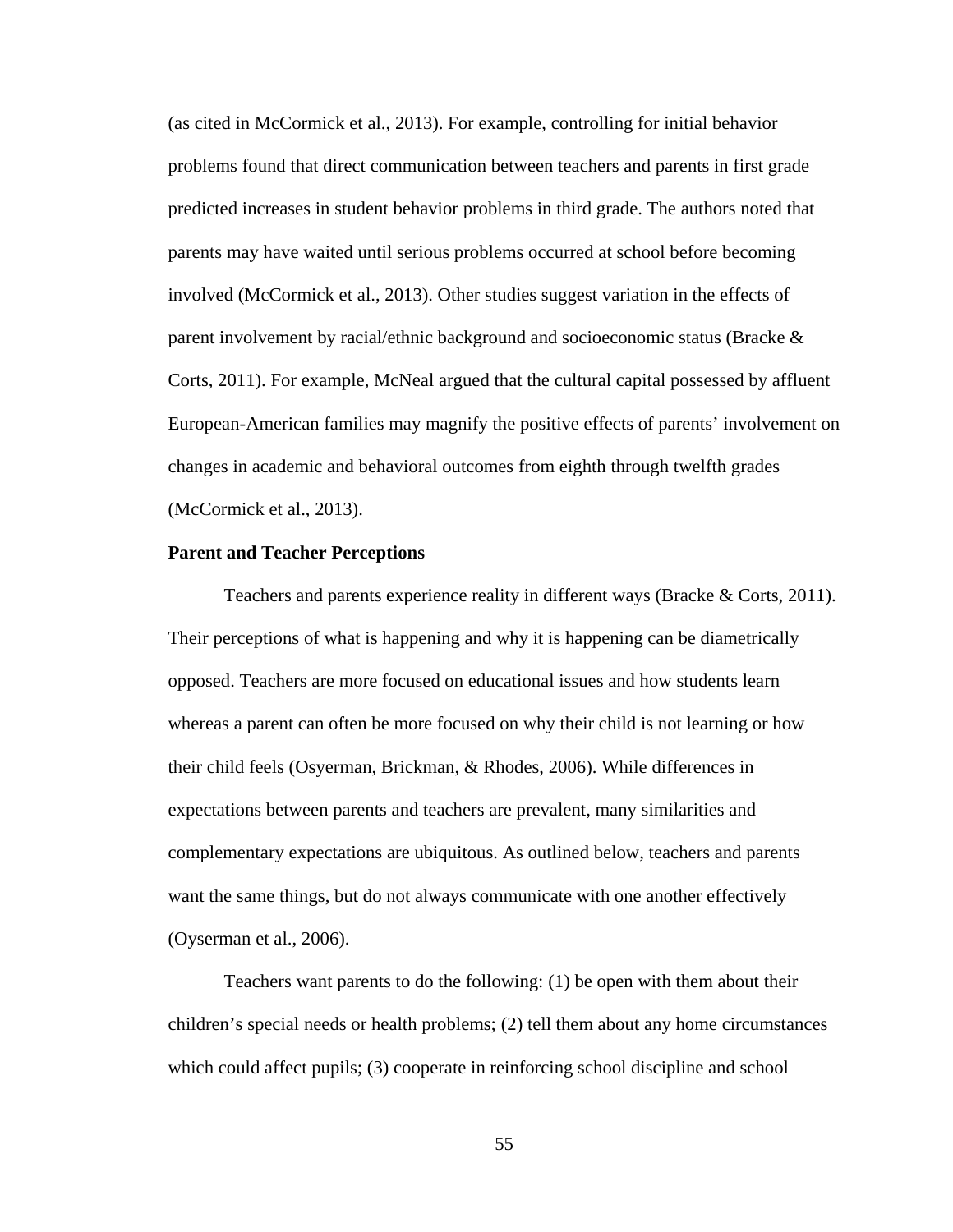(as cited in McCormick et al., 2013). For example, controlling for initial behavior problems found that direct communication between teachers and parents in first grade predicted increases in student behavior problems in third grade. The authors noted that parents may have waited until serious problems occurred at school before becoming involved (McCormick et al., 2013). Other studies suggest variation in the effects of parent involvement by racial/ethnic background and socioeconomic status (Bracke & Corts, 2011). For example, McNeal argued that the cultural capital possessed by affluent European-American families may magnify the positive effects of parents' involvement on changes in academic and behavioral outcomes from eighth through twelfth grades (McCormick et al., 2013).

**Parent and Teacher Perceptions**

Teachers and parents experience reality in different ways (Bracke & Corts, 2011). Their perceptions of what is happening and why it is happening can be diametrically opposed. Teachers are more focused on educational issues and how students learn whereas a parent can often be more focused on why their child is not learning or how their child feels (Osyerman, Brickman, & Rhodes, 2006). While differences in expectations between parents and teachers are prevalent, many similarities and complementary expectations are ubiquitous. As outlined below, teachers and parents want the same things, but do not always communicate with one another effectively (Oyserman et al., 2006).

Teachers want parents to do the following: (1) be open with them about their children's special needs or health problems; (2) tell them about any home circumstances which could affect pupils; (3) cooperate in reinforcing school discipline and school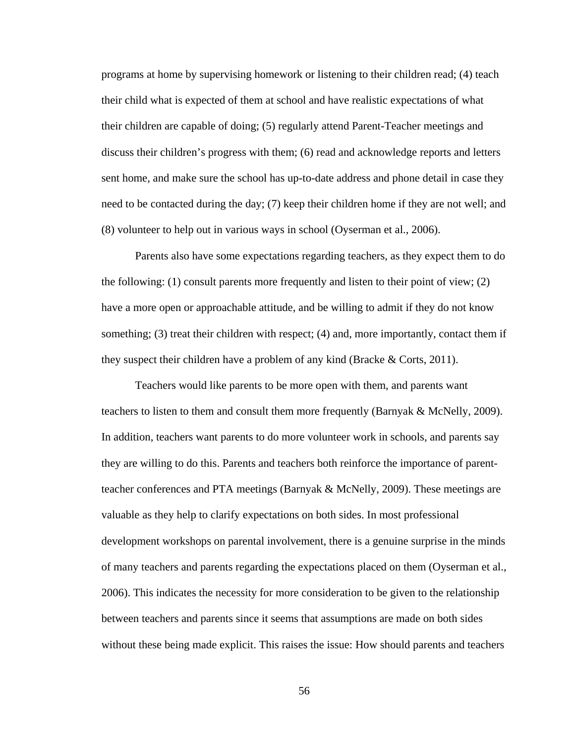programs at home by supervising homework or listening to their children read; (4) teach their child what is expected of them at school and have realistic expectations of what their children are capable of doing; (5) regularly attend Parent-Teacher meetings and discuss their children's progress with them; (6) read and acknowledge reports and letters sent home, and make sure the school has up-to-date address and phone detail in case they need to be contacted during the day; (7) keep their children home if they are not well; and (8) volunteer to help out in various ways in school (Oyserman et al., 2006).

Parents also have some expectations regarding teachers, as they expect them to do the following: (1) consult parents more frequently and listen to their point of view; (2) have a more open or approachable attitude, and be willing to admit if they do not know something; (3) treat their children with respect; (4) and, more importantly, contact them if they suspect their children have a problem of any kind (Bracke & Corts, 2011).

Teachers would like parents to be more open with them, and parents want teachers to listen to them and consult them more frequently (Barnyak & McNelly, 2009). In addition, teachers want parents to do more volunteer work in schools, and parents say they are willing to do this. Parents and teachers both reinforce the importance of parent-teacher conferences and PTA meetings (Barnyak & McNelly, 2009). These meetings are valuable as they help to clarify expectations on both sides. In most professional development workshops on parental involvement, there is a genuine surprise in the minds of many teachers and parents regarding the expectations placed on them (Oyserman et al., 2006). This indicates the necessity for more consideration to be given to the relationship between teachers and parents since it seems that assumptions are made on both sides without these being made explicit. This raises the issue: How should parents and teachers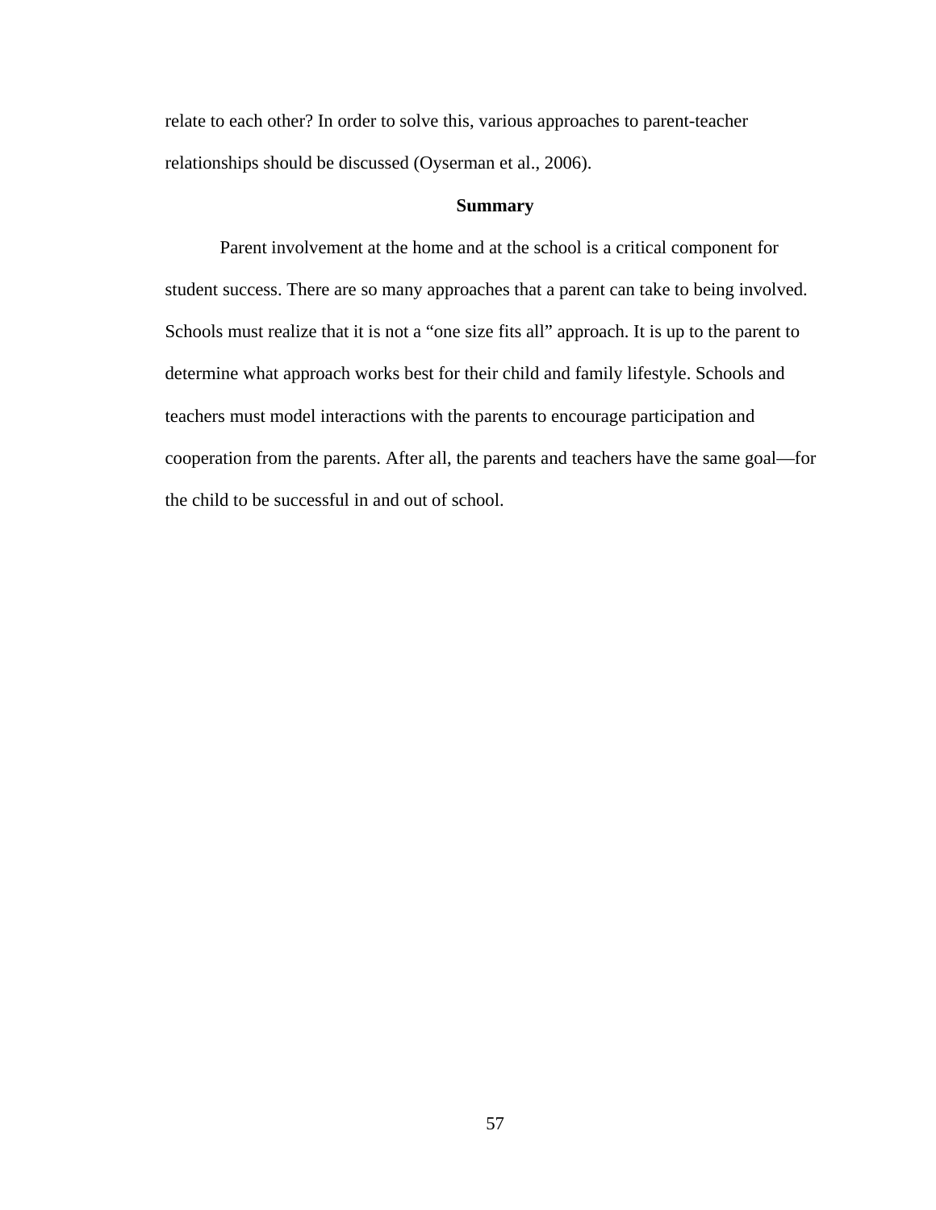relate to each other? In order to solve this, various approaches to parent-teacher relationships should be discussed (Oyserman et al., 2006).

## Summary

Parent involvement at the home and at the school is a critical component for student success. There are so many approaches that a parent can take to being involved. Schools must realize that it is not a “one size fits all” approach. It is up to the parent to determine what approach works best for their child and family lifestyle. Schools and teachers must model interactions with the parents to encourage participation and cooperation from the parents. After all, the parents and teachers have the same goal—for the child to be successful in and out of school.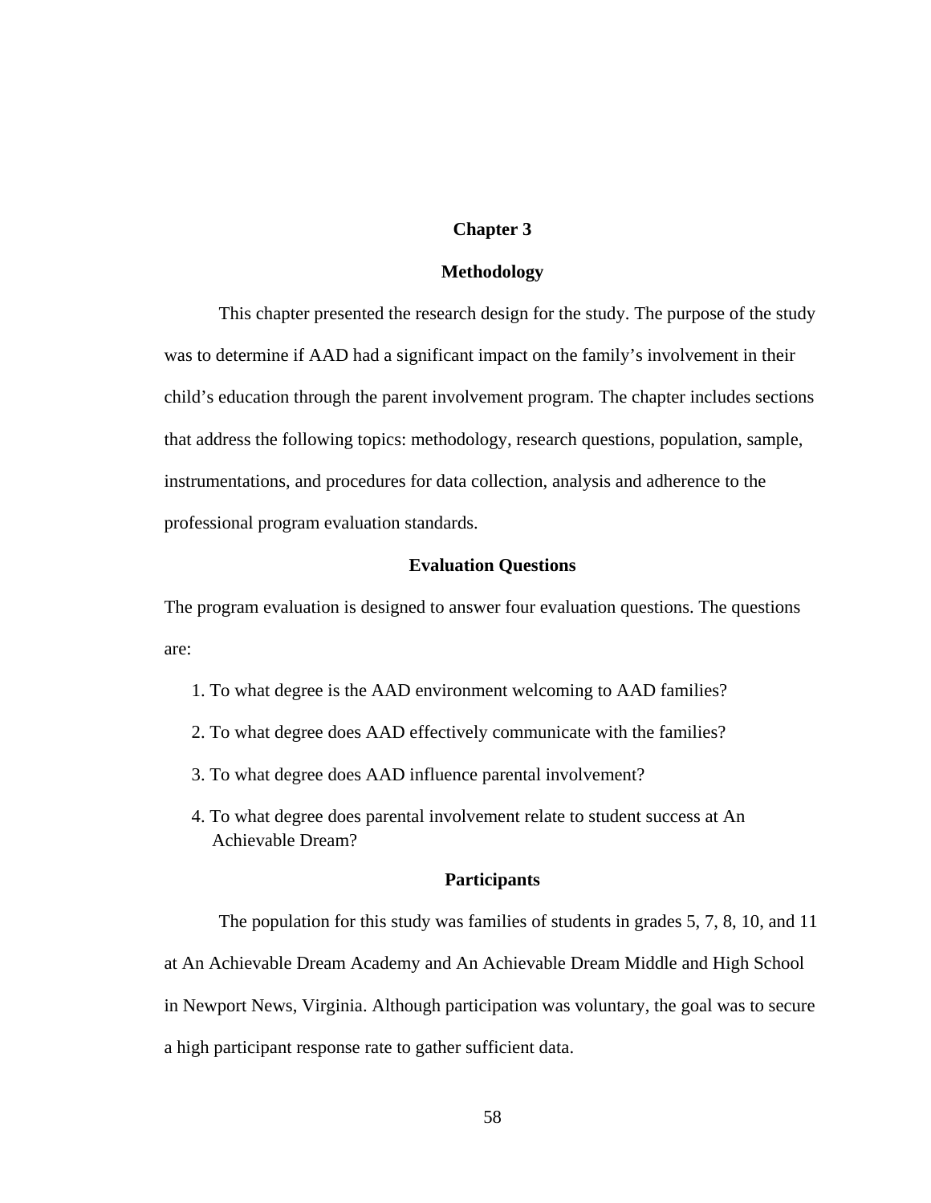# Chapter 3

## Methodology

This chapter presented the research design for the study. The purpose of the study was to determine if AAD had a significant impact on the family's involvement in their child's education through the parent involvement program. The chapter includes sections that address the following topics: methodology, research questions, population, sample, instrumentations, and procedures for data collection, analysis and adherence to the professional program evaluation standards.

### Evaluation Questions

The program evaluation is designed to answer four evaluation questions. The questions are:

1. To what degree is the AAD environment welcoming to AAD families?
2. To what degree does AAD effectively communicate with the families?
3. To what degree does AAD influence parental involvement?
4. To what degree does parental involvement relate to student success at An Achievable Dream?

### Participants

The population for this study was families of students in grades 5, 7, 8, 10, and 11 at An Achievable Dream Academy and An Achievable Dream Middle and High School in Newport News, Virginia. Although participation was voluntary, the goal was to secure a high participant response rate to gather sufficient data.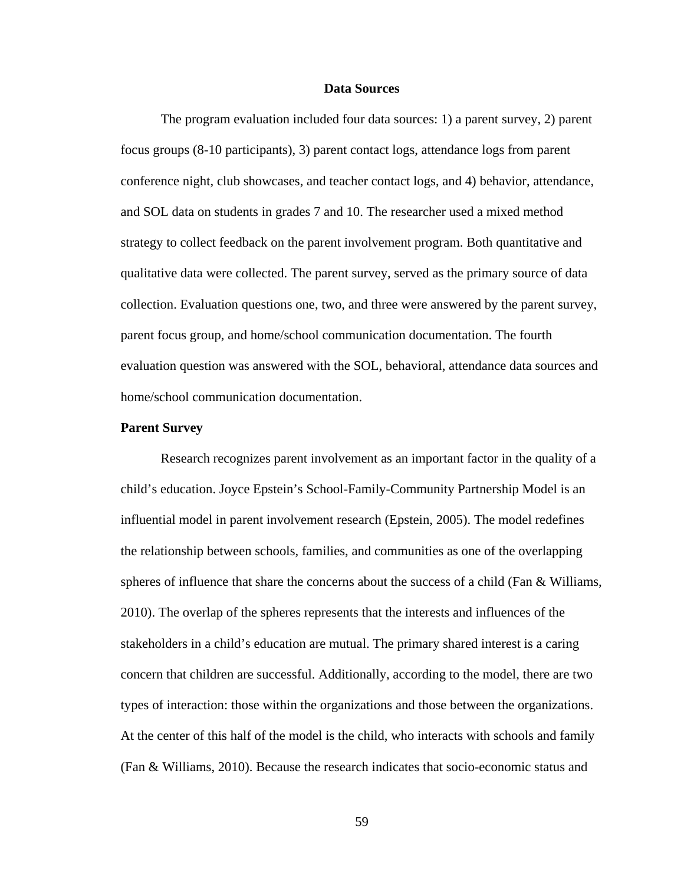## Data Sources

The program evaluation included four data sources: 1) a parent survey, 2) parent focus groups (8-10 participants), 3) parent contact logs, attendance logs from parent conference night, club showcases, and teacher contact logs, and 4) behavior, attendance, and SOL data on students in grades 7 and 10. The researcher used a mixed method strategy to collect feedback on the parent involvement program. Both quantitative and qualitative data were collected. The parent survey, served as the primary source of data collection. Evaluation questions one, two, and three were answered by the parent survey, parent focus group, and home/school communication documentation. The fourth evaluation question was answered with the SOL, behavioral, attendance data sources and home/school communication documentation.

### Parent Survey

Research recognizes parent involvement as an important factor in the quality of a child's education. Joyce Epstein's School-Family-Community Partnership Model is an influential model in parent involvement research (Epstein, 2005). The model redefines the relationship between schools, families, and communities as one of the overlapping spheres of influence that share the concerns about the success of a child (Fan & Williams, 2010). The overlap of the spheres represents that the interests and influences of the stakeholders in a child's education are mutual. The primary shared interest is a caring concern that children are successful. Additionally, according to the model, there are two types of interaction: those within the organizations and those between the organizations. At the center of this half of the model is the child, who interacts with schools and family (Fan & Williams, 2010). Because the research indicates that socio-economic status and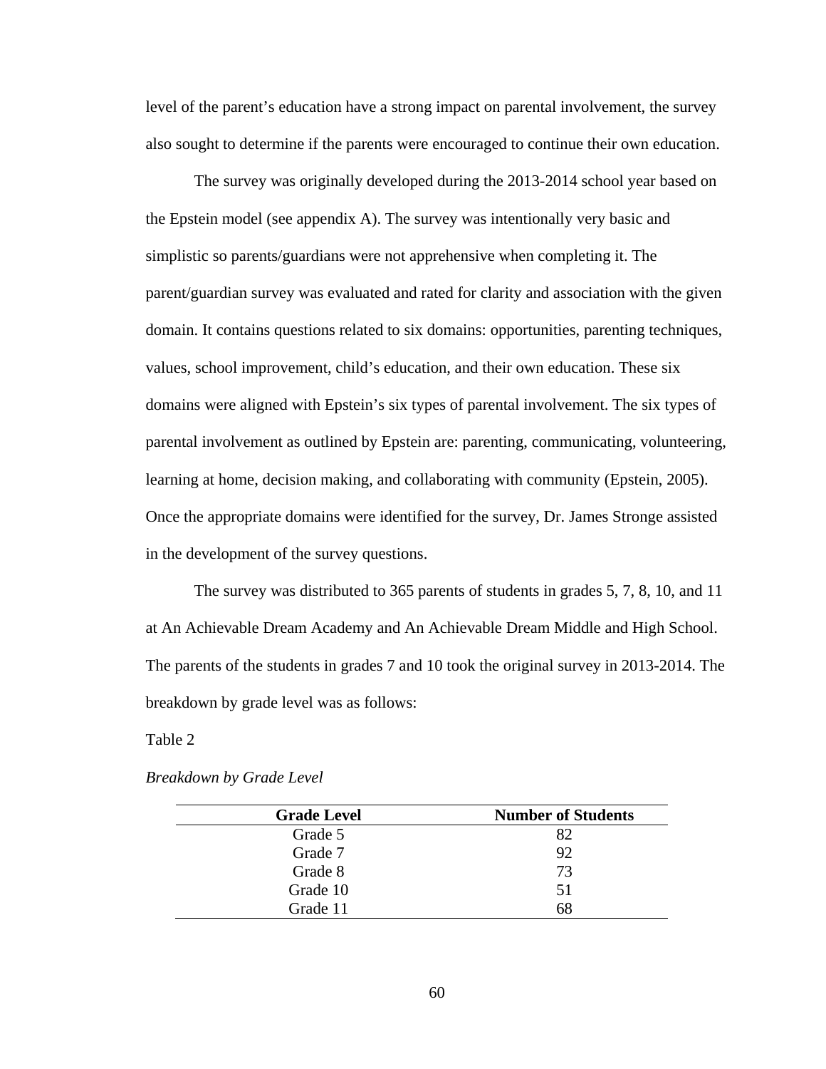level of the parent's education have a strong impact on parental involvement, the survey also sought to determine if the parents were encouraged to continue their own education.

The survey was originally developed during the 2013-2014 school year based on the Epstein model (see appendix A). The survey was intentionally very basic and simplistic so parents/guardians were not apprehensive when completing it. The parent/guardian survey was evaluated and rated for clarity and association with the given domain. It contains questions related to six domains: opportunities, parenting techniques, values, school improvement, child's education, and their own education. These six domains were aligned with Epstein's six types of parental involvement. The six types of parental involvement as outlined by Epstein are: parenting, communicating, volunteering, learning at home, decision making, and collaborating with community (Epstein, 2005). Once the appropriate domains were identified for the survey, Dr. James Stronge assisted in the development of the survey questions.

The survey was distributed to 365 parents of students in grades 5, 7, 8, 10, and 11 at An Achievable Dream Academy and An Achievable Dream Middle and High School. The parents of the students in grades 7 and 10 took the original survey in 2013-2014. The breakdown by grade level was as follows:

Table 2

*Breakdown by Grade Level*

| Grade Level | Number of Students |
|---|---|
| Grade 5 | 82 |
| Grade 7 | 92 |
| Grade 8 | 73 |
| Grade 10 | 51 |
| Grade 11 | 68 |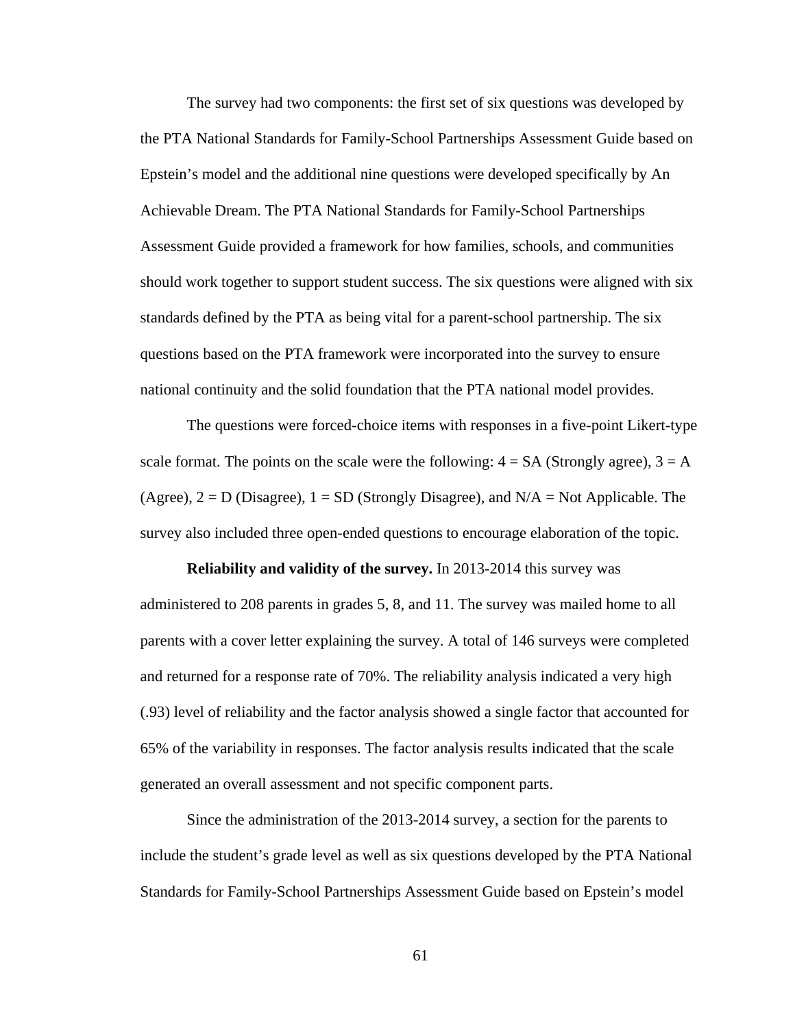The survey had two components: the first set of six questions was developed by the PTA National Standards for Family-School Partnerships Assessment Guide based on Epstein's model and the additional nine questions were developed specifically by An Achievable Dream. The PTA National Standards for Family-School Partnerships Assessment Guide provided a framework for how families, schools, and communities should work together to support student success. The six questions were aligned with six standards defined by the PTA as being vital for a parent-school partnership. The six questions based on the PTA framework were incorporated into the survey to ensure national continuity and the solid foundation that the PTA national model provides.

The questions were forced-choice items with responses in a five-point Likert-type scale format. The points on the scale were the following: 4 = SA (Strongly agree), 3 = A (Agree), 2 = D (Disagree), 1 = SD (Strongly Disagree), and N/A = Not Applicable. The survey also included three open-ended questions to encourage elaboration of the topic.

**Reliability and validity of the survey.** In 2013-2014 this survey was administered to 208 parents in grades 5, 8, and 11. The survey was mailed home to all parents with a cover letter explaining the survey. A total of 146 surveys were completed and returned for a response rate of 70%. The reliability analysis indicated a very high (.93) level of reliability and the factor analysis showed a single factor that accounted for 65% of the variability in responses. The factor analysis results indicated that the scale generated an overall assessment and not specific component parts.

Since the administration of the 2013-2014 survey, a section for the parents to include the student's grade level as well as six questions developed by the PTA National Standards for Family-School Partnerships Assessment Guide based on Epstein's model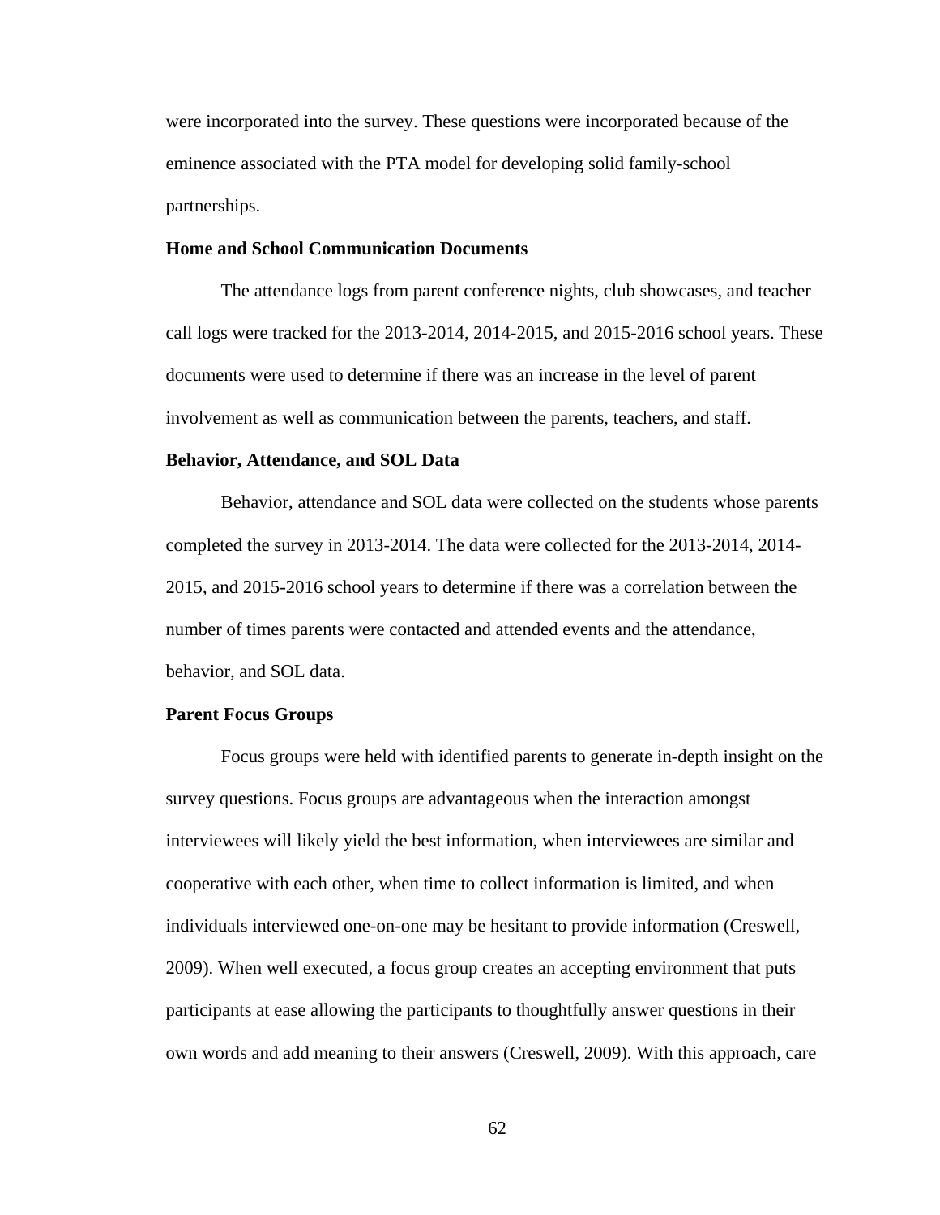were incorporated into the survey. These questions were incorporated because of the eminence associated with the PTA model for developing solid family-school partnerships.

### Home and School Communication Documents

The attendance logs from parent conference nights, club showcases, and teacher call logs were tracked for the 2013-2014, 2014-2015, and 2015-2016 school years. These documents were used to determine if there was an increase in the level of parent involvement as well as communication between the parents, teachers, and staff.

### Behavior, Attendance, and SOL Data

Behavior, attendance and SOL data were collected on the students whose parents completed the survey in 2013-2014. The data were collected for the 2013-2014, 2014-2015, and 2015-2016 school years to determine if there was a correlation between the number of times parents were contacted and attended events and the attendance, behavior, and SOL data.

### Parent Focus Groups

Focus groups were held with identified parents to generate in-depth insight on the survey questions. Focus groups are advantageous when the interaction amongst interviewees will likely yield the best information, when interviewees are similar and cooperative with each other, when time to collect information is limited, and when individuals interviewed one-on-one may be hesitant to provide information (Creswell, 2009). When well executed, a focus group creates an accepting environment that puts participants at ease allowing the participants to thoughtfully answer questions in their own words and add meaning to their answers (Creswell, 2009). With this approach, care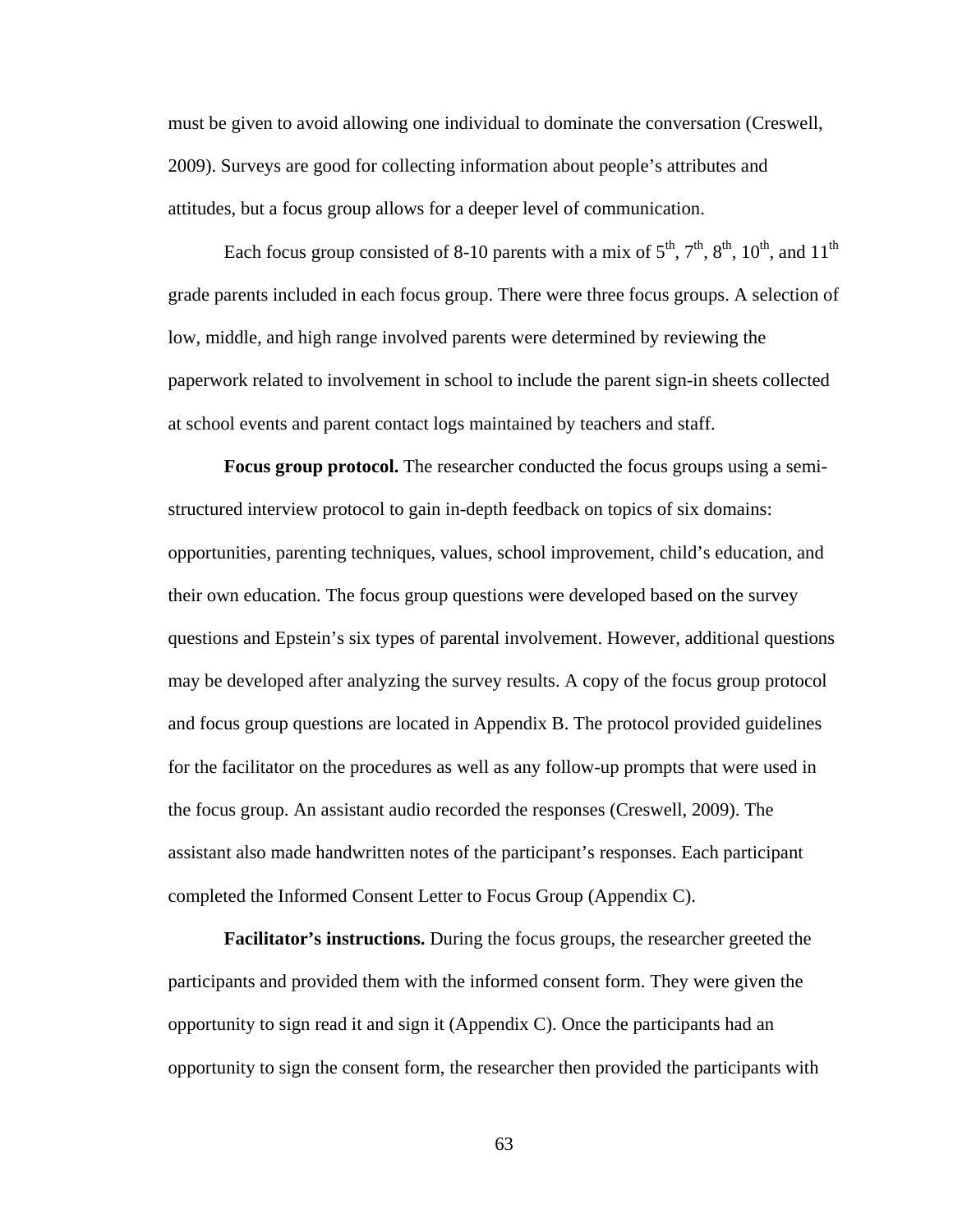must be given to avoid allowing one individual to dominate the conversation (Creswell, 2009). Surveys are good for collecting information about people's attributes and attitudes, but a focus group allows for a deeper level of communication.

Each focus group consisted of 8-10 parents with a mix of 5th, 7th, 8th, 10th, and 11th grade parents included in each focus group. There were three focus groups. A selection of low, middle, and high range involved parents were determined by reviewing the paperwork related to involvement in school to include the parent sign-in sheets collected at school events and parent contact logs maintained by teachers and staff.

**Focus group protocol.** The researcher conducted the focus groups using a semi-structured interview protocol to gain in-depth feedback on topics of six domains: opportunities, parenting techniques, values, school improvement, child's education, and their own education. The focus group questions were developed based on the survey questions and Epstein's six types of parental involvement. However, additional questions may be developed after analyzing the survey results. A copy of the focus group protocol and focus group questions are located in Appendix B. The protocol provided guidelines for the facilitator on the procedures as well as any follow-up prompts that were used in the focus group. An assistant audio recorded the responses (Creswell, 2009). The assistant also made handwritten notes of the participant's responses. Each participant completed the Informed Consent Letter to Focus Group (Appendix C).

**Facilitator's instructions.** During the focus groups, the researcher greeted the participants and provided them with the informed consent form. They were given the opportunity to sign read it and sign it (Appendix C). Once the participants had an opportunity to sign the consent form, the researcher then provided the participants with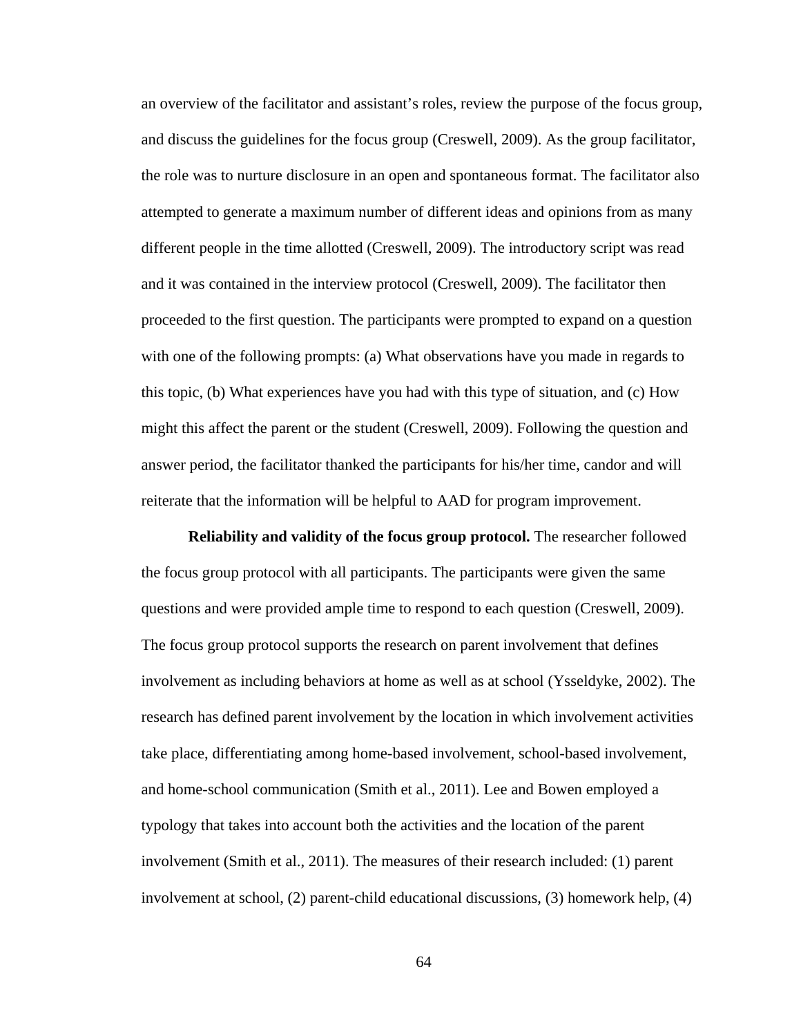an overview of the facilitator and assistant's roles, review the purpose of the focus group, and discuss the guidelines for the focus group (Creswell, 2009). As the group facilitator, the role was to nurture disclosure in an open and spontaneous format. The facilitator also attempted to generate a maximum number of different ideas and opinions from as many different people in the time allotted (Creswell, 2009). The introductory script was read and it was contained in the interview protocol (Creswell, 2009). The facilitator then proceeded to the first question. The participants were prompted to expand on a question with one of the following prompts: (a) What observations have you made in regards to this topic, (b) What experiences have you had with this type of situation, and (c) How might this affect the parent or the student (Creswell, 2009). Following the question and answer period, the facilitator thanked the participants for his/her time, candor and will reiterate that the information will be helpful to AAD for program improvement.

**Reliability and validity of the focus group protocol.** The researcher followed the focus group protocol with all participants. The participants were given the same questions and were provided ample time to respond to each question (Creswell, 2009). The focus group protocol supports the research on parent involvement that defines involvement as including behaviors at home as well as at school (Ysseldyke, 2002). The research has defined parent involvement by the location in which involvement activities take place, differentiating among home-based involvement, school-based involvement, and home-school communication (Smith et al., 2011). Lee and Bowen employed a typology that takes into account both the activities and the location of the parent involvement (Smith et al., 2011). The measures of their research included: (1) parent involvement at school, (2) parent-child educational discussions, (3) homework help, (4)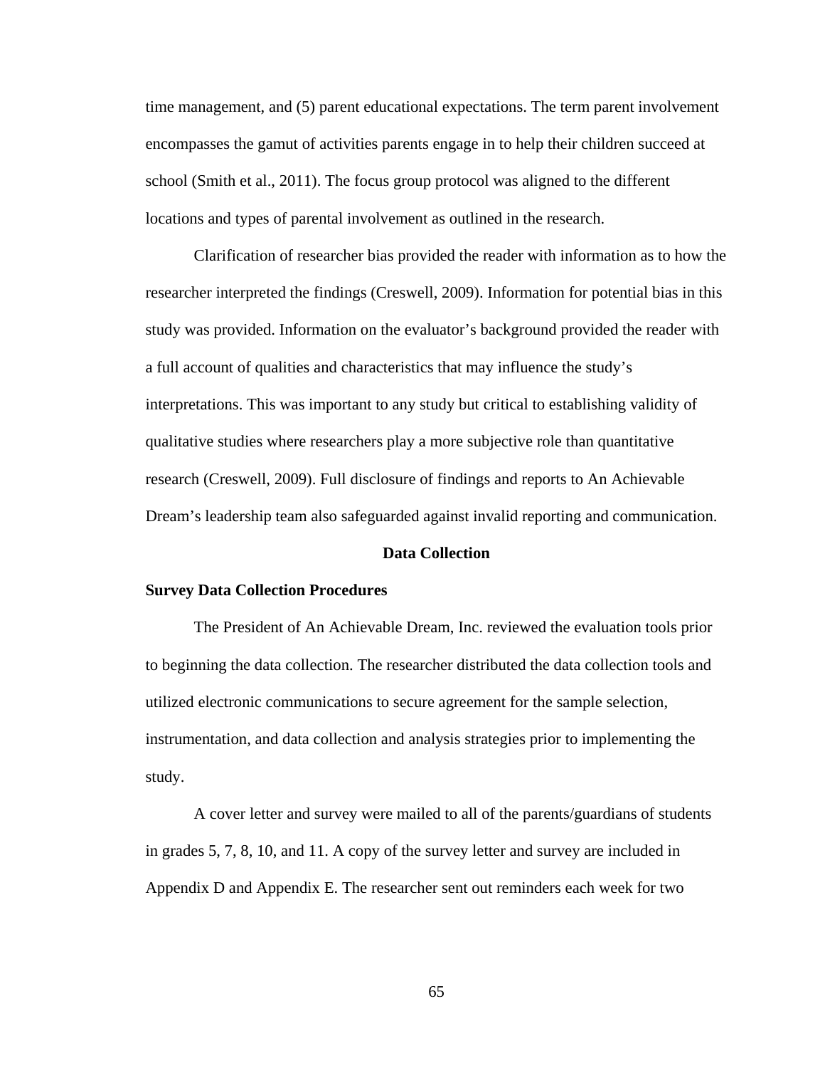time management, and (5) parent educational expectations. The term parent involvement encompasses the gamut of activities parents engage in to help their children succeed at school (Smith et al., 2011). The focus group protocol was aligned to the different locations and types of parental involvement as outlined in the research.

Clarification of researcher bias provided the reader with information as to how the researcher interpreted the findings (Creswell, 2009). Information for potential bias in this study was provided. Information on the evaluator's background provided the reader with a full account of qualities and characteristics that may influence the study's interpretations. This was important to any study but critical to establishing validity of qualitative studies where researchers play a more subjective role than quantitative research (Creswell, 2009). Full disclosure of findings and reports to An Achievable Dream's leadership team also safeguarded against invalid reporting and communication.

## Data Collection

### Survey Data Collection Procedures

The President of An Achievable Dream, Inc. reviewed the evaluation tools prior to beginning the data collection. The researcher distributed the data collection tools and utilized electronic communications to secure agreement for the sample selection, instrumentation, and data collection and analysis strategies prior to implementing the study.

A cover letter and survey were mailed to all of the parents/guardians of students in grades 5, 7, 8, 10, and 11. A copy of the survey letter and survey are included in Appendix D and Appendix E. The researcher sent out reminders each week for two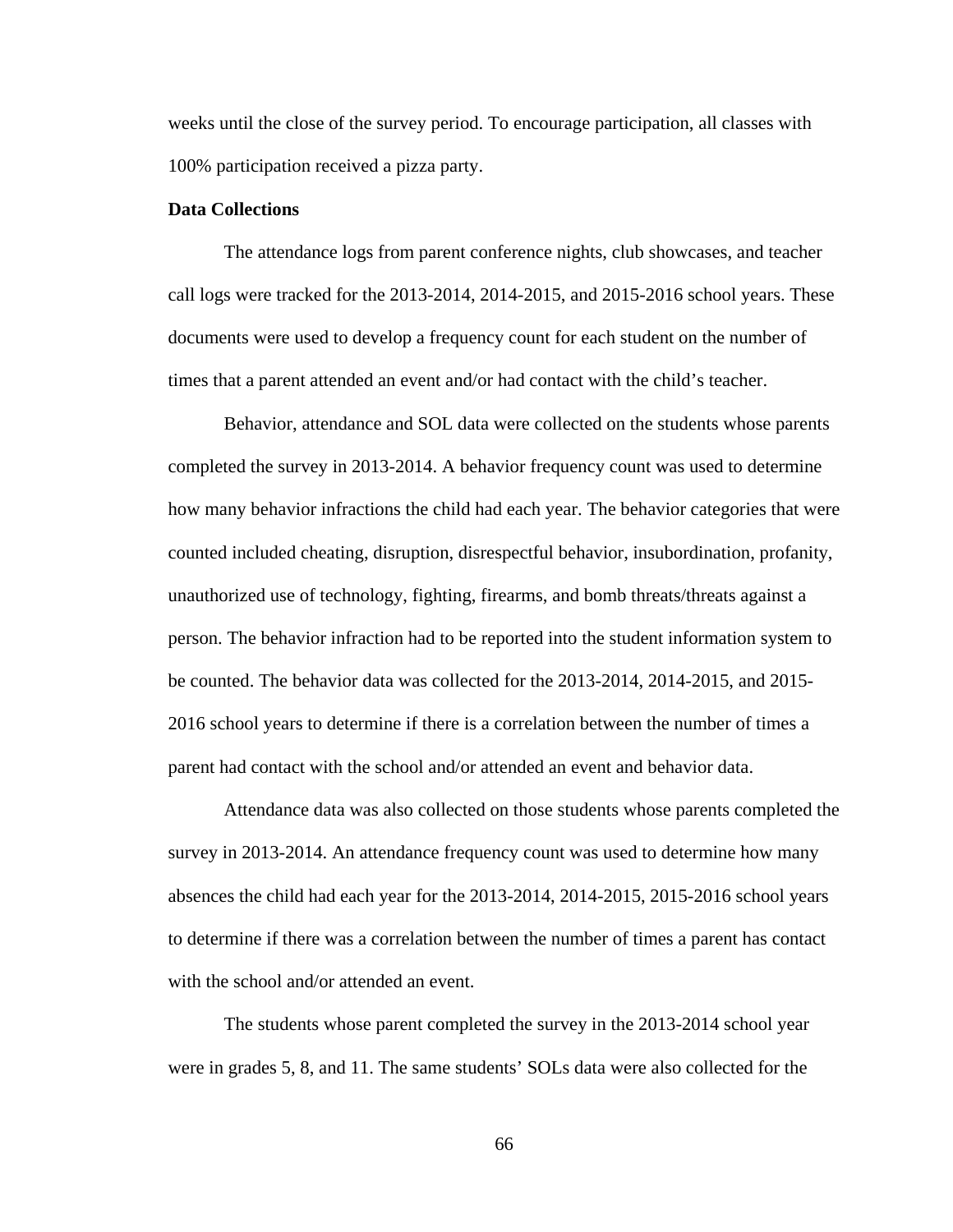weeks until the close of the survey period. To encourage participation, all classes with 100% participation received a pizza party.

**Data Collections**

The attendance logs from parent conference nights, club showcases, and teacher call logs were tracked for the 2013-2014, 2014-2015, and 2015-2016 school years. These documents were used to develop a frequency count for each student on the number of times that a parent attended an event and/or had contact with the child's teacher.

Behavior, attendance and SOL data were collected on the students whose parents completed the survey in 2013-2014. A behavior frequency count was used to determine how many behavior infractions the child had each year. The behavior categories that were counted included cheating, disruption, disrespectful behavior, insubordination, profanity, unauthorized use of technology, fighting, firearms, and bomb threats/threats against a person. The behavior infraction had to be reported into the student information system to be counted. The behavior data was collected for the 2013-2014, 2014-2015, and 2015-2016 school years to determine if there is a correlation between the number of times a parent had contact with the school and/or attended an event and behavior data.

Attendance data was also collected on those students whose parents completed the survey in 2013-2014. An attendance frequency count was used to determine how many absences the child had each year for the 2013-2014, 2014-2015, 2015-2016 school years to determine if there was a correlation between the number of times a parent has contact with the school and/or attended an event.

The students whose parent completed the survey in the 2013-2014 school year were in grades 5, 8, and 11. The same students' SOLs data were also collected for the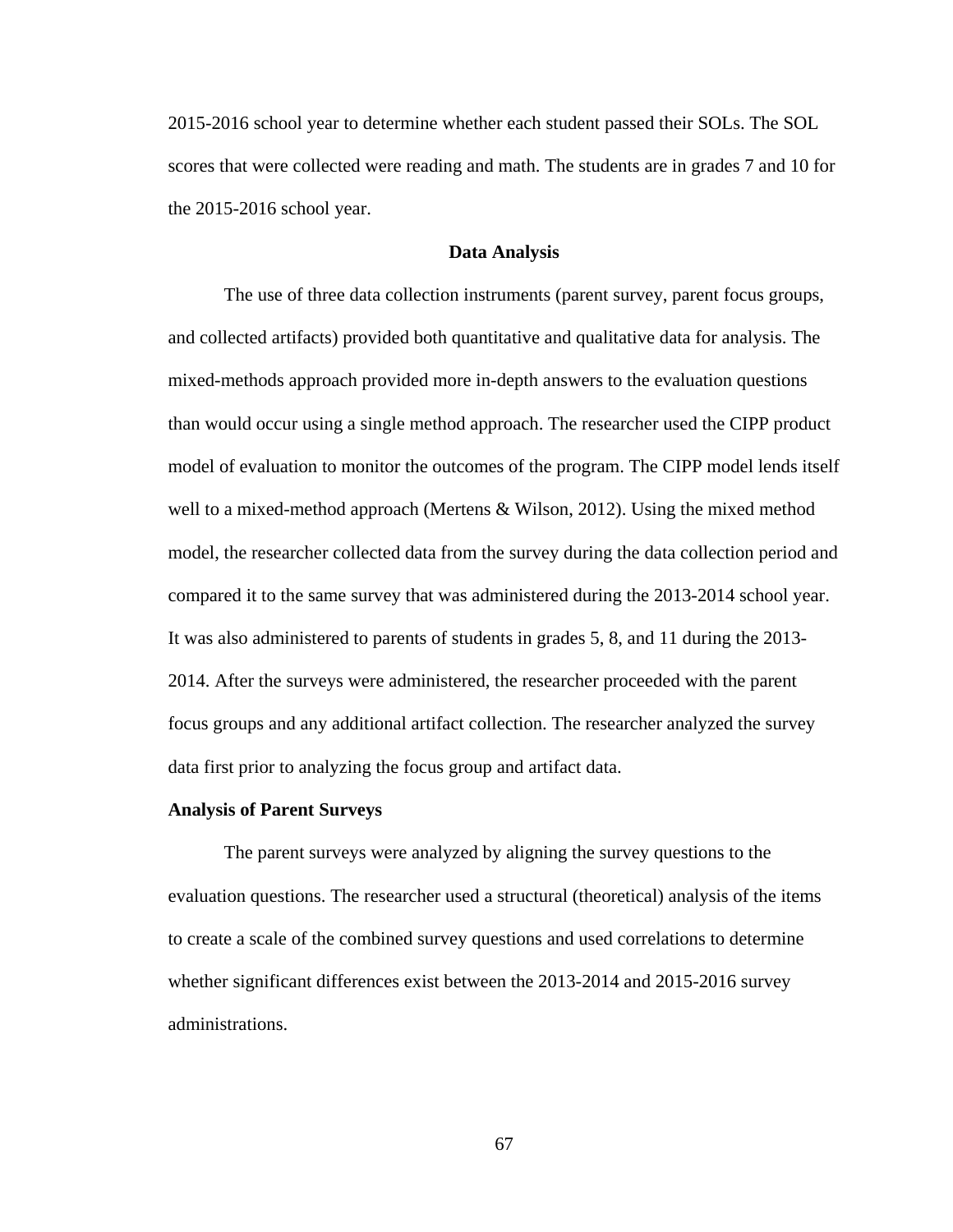2015-2016 school year to determine whether each student passed their SOLs. The SOL scores that were collected were reading and math. The students are in grades 7 and 10 for the 2015-2016 school year.

## Data Analysis

The use of three data collection instruments (parent survey, parent focus groups, and collected artifacts) provided both quantitative and qualitative data for analysis. The mixed-methods approach provided more in-depth answers to the evaluation questions than would occur using a single method approach. The researcher used the CIPP product model of evaluation to monitor the outcomes of the program. The CIPP model lends itself well to a mixed-method approach (Mertens & Wilson, 2012). Using the mixed method model, the researcher collected data from the survey during the data collection period and compared it to the same survey that was administered during the 2013-2014 school year. It was also administered to parents of students in grades 5, 8, and 11 during the 2013-2014. After the surveys were administered, the researcher proceeded with the parent focus groups and any additional artifact collection. The researcher analyzed the survey data first prior to analyzing the focus group and artifact data.

### Analysis of Parent Surveys

The parent surveys were analyzed by aligning the survey questions to the evaluation questions. The researcher used a structural (theoretical) analysis of the items to create a scale of the combined survey questions and used correlations to determine whether significant differences exist between the 2013-2014 and 2015-2016 survey administrations.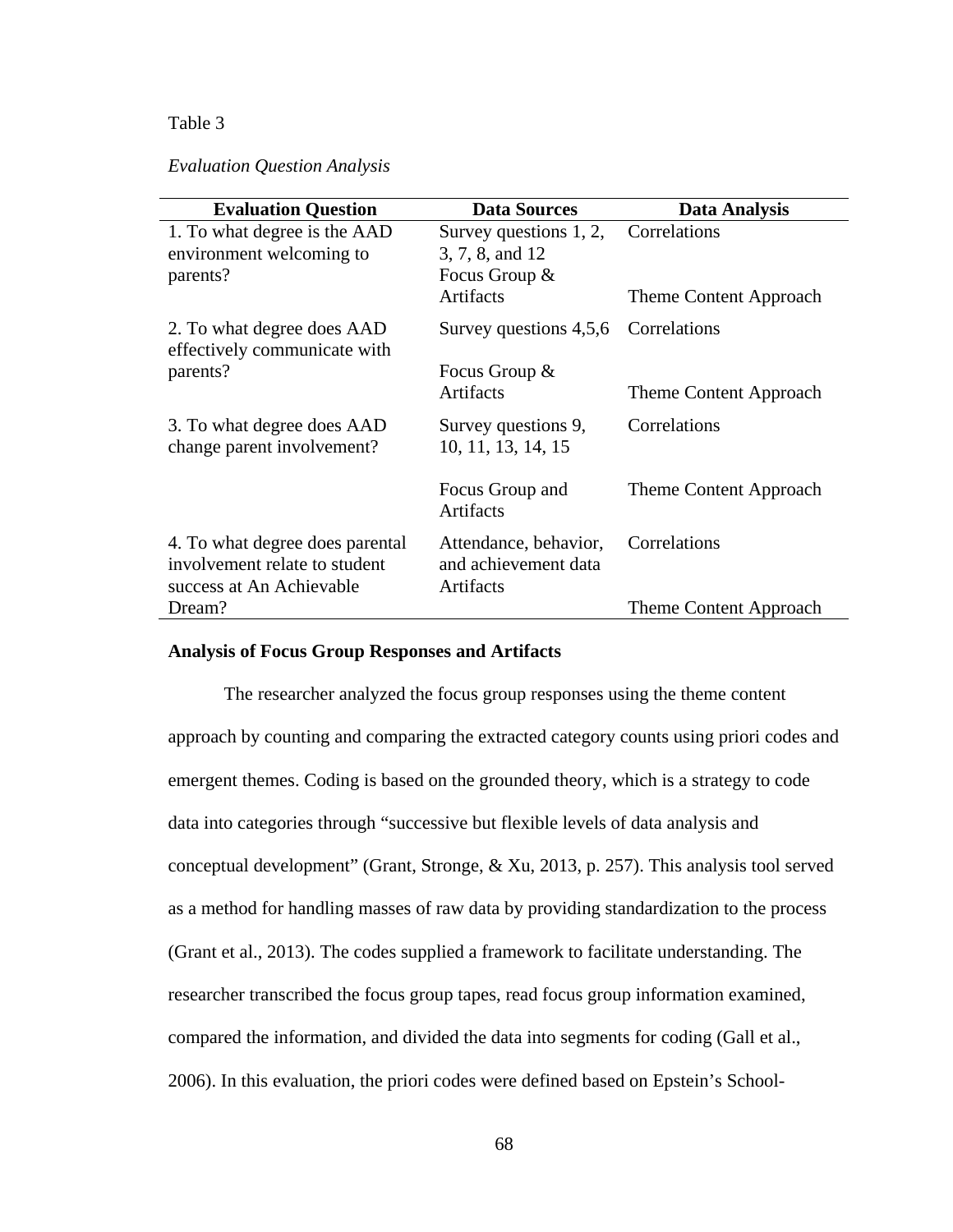Table 3

*Evaluation Question Analysis*

| Evaluation Question | Data Sources | Data Analysis |
|---|---|---|
| 1. To what degree is the AAD environment welcoming to parents? | Survey questions 1, 2, 3, 7, 8, and 12 | Correlations |
| | Focus Group & Artifacts | Theme Content Approach |
| 2. To what degree does AAD effectively communicate with parents? | Survey questions 4,5,6 | Correlations |
| | Focus Group & Artifacts | Theme Content Approach |
| 3. To what degree does AAD change parent involvement? | Survey questions 9, 10, 11, 13, 14, 15 | Correlations |
| | Focus Group and Artifacts | Theme Content Approach |
| 4. To what degree does parental involvement relate to student success at An Achievable Dream? | Attendance, behavior, and achievement data | Correlations |
| | Artifacts | Theme Content Approach |

**Analysis of Focus Group Responses and Artifacts**

The researcher analyzed the focus group responses using the theme content approach by counting and comparing the extracted category counts using priori codes and emergent themes. Coding is based on the grounded theory, which is a strategy to code data into categories through "successive but flexible levels of data analysis and conceptual development" (Grant, Stronge, & Xu, 2013, p. 257). This analysis tool served as a method for handling masses of raw data by providing standardization to the process (Grant et al., 2013). The codes supplied a framework to facilitate understanding. The researcher transcribed the focus group tapes, read focus group information examined, compared the information, and divided the data into segments for coding (Gall et al., 2006). In this evaluation, the priori codes were defined based on Epstein's School-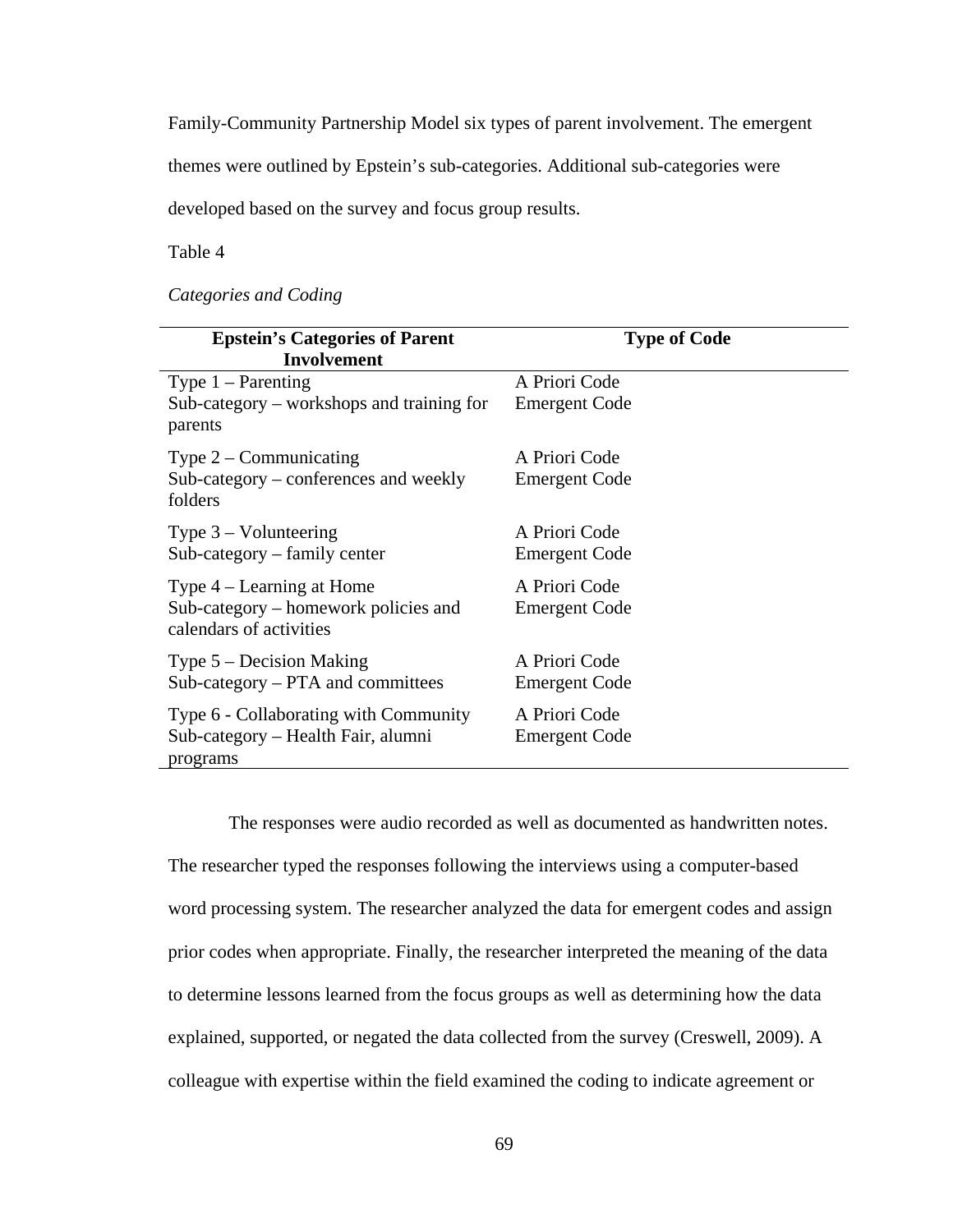Family-Community Partnership Model six types of parent involvement. The emergent themes were outlined by Epstein's sub-categories. Additional sub-categories were developed based on the survey and focus group results.

Table 4

*Categories and Coding*

| Epstein's Categories of Parent Involvement | Type of Code |
|---|---|
| Type 1 – Parenting<br>Sub-category – workshops and training for parents | A Priori Code<br>Emergent Code |
| Type 2 – Communicating<br>Sub-category – conferences and weekly folders | A Priori Code<br>Emergent Code |
| Type 3 – Volunteering<br>Sub-category – family center | A Priori Code<br>Emergent Code |
| Type 4 – Learning at Home<br>Sub-category – homework policies and calendars of activities | A Priori Code<br>Emergent Code |
| Type 5 – Decision Making<br>Sub-category – PTA and committees | A Priori Code<br>Emergent Code |
| Type 6 - Collaborating with Community<br>Sub-category – Health Fair, alumni programs | A Priori Code<br>Emergent Code |

The responses were audio recorded as well as documented as handwritten notes. The researcher typed the responses following the interviews using a computer-based word processing system. The researcher analyzed the data for emergent codes and assign prior codes when appropriate. Finally, the researcher interpreted the meaning of the data to determine lessons learned from the focus groups as well as determining how the data explained, supported, or negated the data collected from the survey (Creswell, 2009). A colleague with expertise within the field examined the coding to indicate agreement or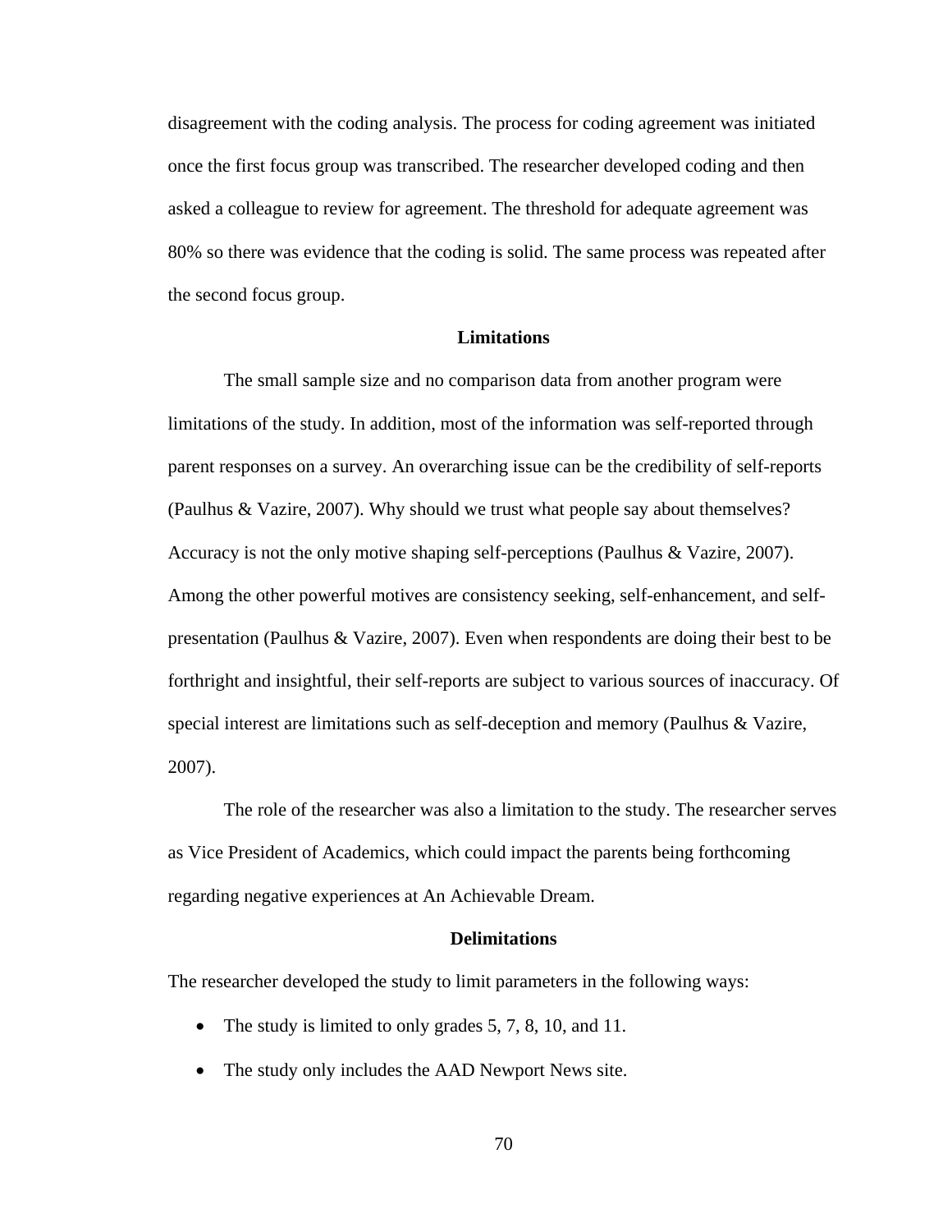disagreement with the coding analysis. The process for coding agreement was initiated once the first focus group was transcribed. The researcher developed coding and then asked a colleague to review for agreement. The threshold for adequate agreement was 80% so there was evidence that the coding is solid. The same process was repeated after the second focus group.

## Limitations

The small sample size and no comparison data from another program were limitations of the study. In addition, most of the information was self-reported through parent responses on a survey. An overarching issue can be the credibility of self-reports (Paulhus & Vazire, 2007). Why should we trust what people say about themselves? Accuracy is not the only motive shaping self-perceptions (Paulhus & Vazire, 2007). Among the other powerful motives are consistency seeking, self-enhancement, and self-presentation (Paulhus & Vazire, 2007). Even when respondents are doing their best to be forthright and insightful, their self-reports are subject to various sources of inaccuracy. Of special interest are limitations such as self-deception and memory (Paulhus & Vazire, 2007).

The role of the researcher was also a limitation to the study. The researcher serves as Vice President of Academics, which could impact the parents being forthcoming regarding negative experiences at An Achievable Dream.

## Delimitations

The researcher developed the study to limit parameters in the following ways:

- The study is limited to only grades 5, 7, 8, 10, and 11.
- The study only includes the AAD Newport News site.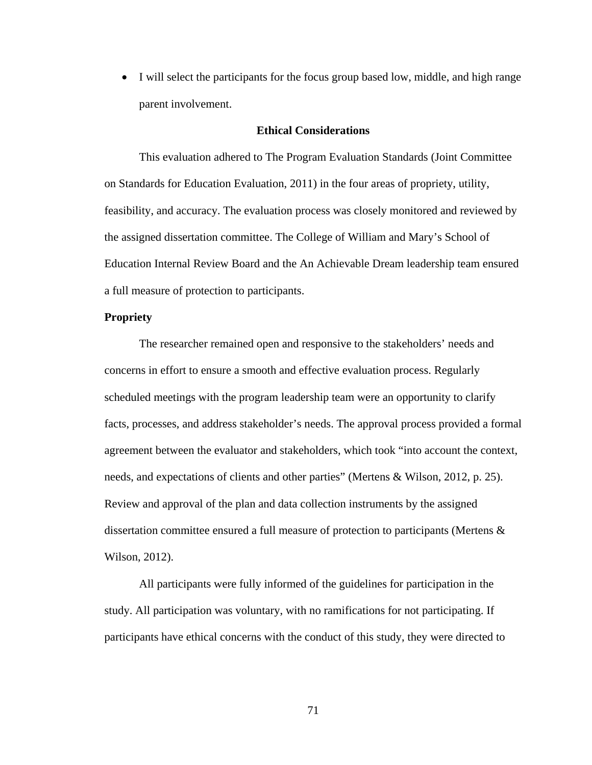- I will select the participants for the focus group based low, middle, and high range parent involvement.

## Ethical Considerations

This evaluation adhered to The Program Evaluation Standards (Joint Committee on Standards for Education Evaluation, 2011) in the four areas of propriety, utility, feasibility, and accuracy. The evaluation process was closely monitored and reviewed by the assigned dissertation committee. The College of William and Mary's School of Education Internal Review Board and the An Achievable Dream leadership team ensured a full measure of protection to participants.

### Propriety

The researcher remained open and responsive to the stakeholders' needs and concerns in effort to ensure a smooth and effective evaluation process. Regularly scheduled meetings with the program leadership team were an opportunity to clarify facts, processes, and address stakeholder's needs. The approval process provided a formal agreement between the evaluator and stakeholders, which took "into account the context, needs, and expectations of clients and other parties" (Mertens & Wilson, 2012, p. 25). Review and approval of the plan and data collection instruments by the assigned dissertation committee ensured a full measure of protection to participants (Mertens & Wilson, 2012).

All participants were fully informed of the guidelines for participation in the study. All participation was voluntary, with no ramifications for not participating. If participants have ethical concerns with the conduct of this study, they were directed to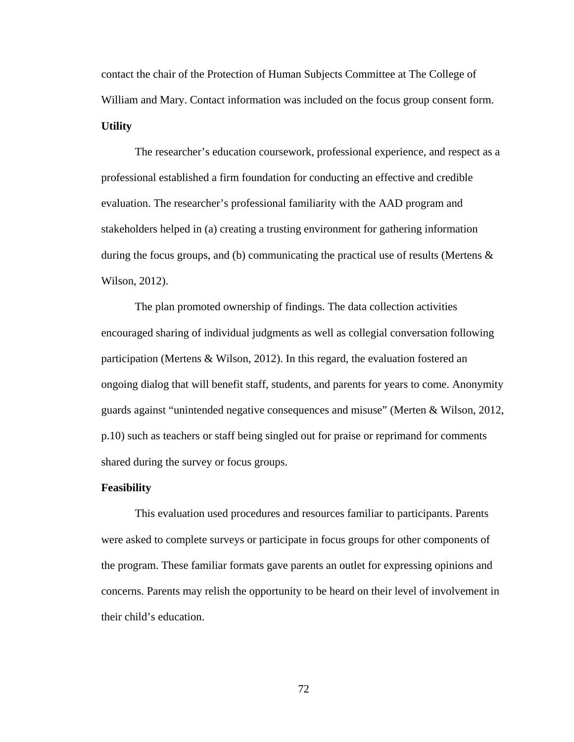contact the chair of the Protection of Human Subjects Committee at The College of William and Mary. Contact information was included on the focus group consent form.

**Utility**

The researcher's education coursework, professional experience, and respect as a professional established a firm foundation for conducting an effective and credible evaluation. The researcher's professional familiarity with the AAD program and stakeholders helped in (a) creating a trusting environment for gathering information during the focus groups, and (b) communicating the practical use of results (Mertens & Wilson, 2012).

The plan promoted ownership of findings. The data collection activities encouraged sharing of individual judgments as well as collegial conversation following participation (Mertens & Wilson, 2012). In this regard, the evaluation fostered an ongoing dialog that will benefit staff, students, and parents for years to come. Anonymity guards against "unintended negative consequences and misuse" (Merten & Wilson, 2012, p.10) such as teachers or staff being singled out for praise or reprimand for comments shared during the survey or focus groups.

**Feasibility**

This evaluation used procedures and resources familiar to participants. Parents were asked to complete surveys or participate in focus groups for other components of the program. These familiar formats gave parents an outlet for expressing opinions and concerns. Parents may relish the opportunity to be heard on their level of involvement in their child's education.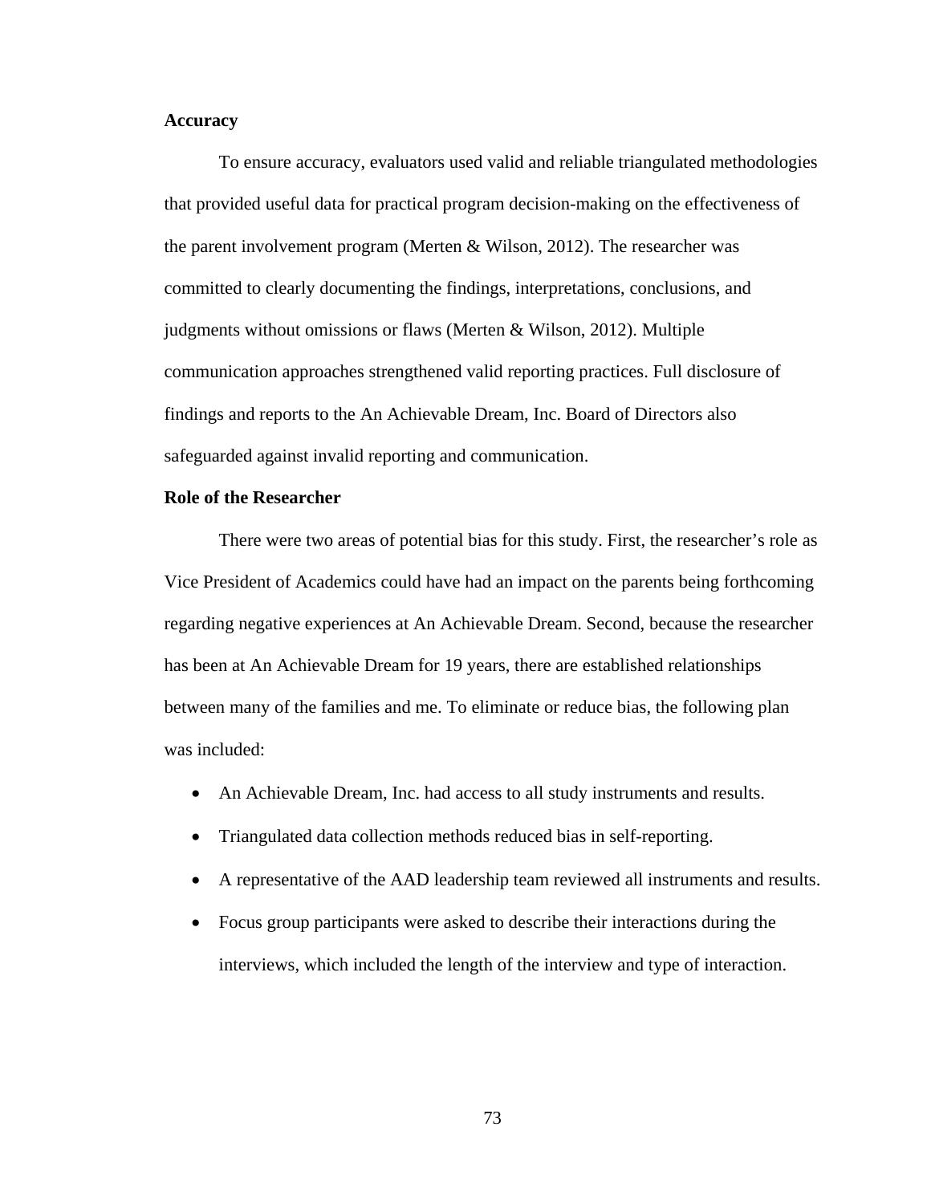**Accuracy**

To ensure accuracy, evaluators used valid and reliable triangulated methodologies that provided useful data for practical program decision-making on the effectiveness of the parent involvement program (Merten & Wilson, 2012). The researcher was committed to clearly documenting the findings, interpretations, conclusions, and judgments without omissions or flaws (Merten & Wilson, 2012). Multiple communication approaches strengthened valid reporting practices. Full disclosure of findings and reports to the An Achievable Dream, Inc. Board of Directors also safeguarded against invalid reporting and communication.

**Role of the Researcher**

There were two areas of potential bias for this study. First, the researcher's role as Vice President of Academics could have had an impact on the parents being forthcoming regarding negative experiences at An Achievable Dream. Second, because the researcher has been at An Achievable Dream for 19 years, there are established relationships between many of the families and me. To eliminate or reduce bias, the following plan was included:

- An Achievable Dream, Inc. had access to all study instruments and results.
- Triangulated data collection methods reduced bias in self-reporting.
- A representative of the AAD leadership team reviewed all instruments and results.
- Focus group participants were asked to describe their interactions during the interviews, which included the length of the interview and type of interaction.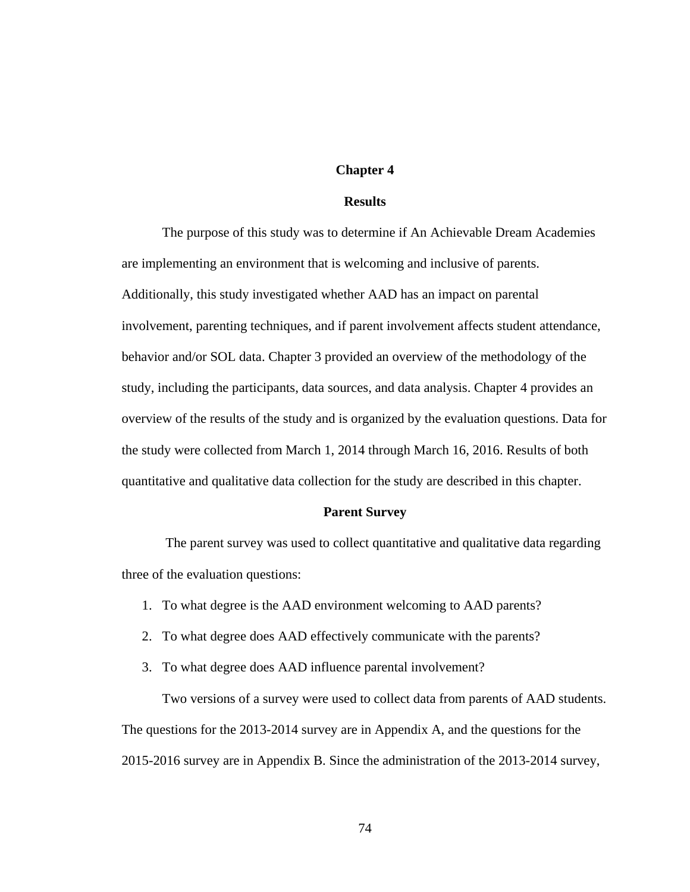# Chapter 4

## Results

The purpose of this study was to determine if An Achievable Dream Academies are implementing an environment that is welcoming and inclusive of parents. Additionally, this study investigated whether AAD has an impact on parental involvement, parenting techniques, and if parent involvement affects student attendance, behavior and/or SOL data. Chapter 3 provided an overview of the methodology of the study, including the participants, data sources, and data analysis. Chapter 4 provides an overview of the results of the study and is organized by the evaluation questions. Data for the study were collected from March 1, 2014 through March 16, 2016. Results of both quantitative and qualitative data collection for the study are described in this chapter.

## Parent Survey

The parent survey was used to collect quantitative and qualitative data regarding three of the evaluation questions:

1. To what degree is the AAD environment welcoming to AAD parents?
2. To what degree does AAD effectively communicate with the parents?
3. To what degree does AAD influence parental involvement?

Two versions of a survey were used to collect data from parents of AAD students. The questions for the 2013-2014 survey are in Appendix A, and the questions for the 2015-2016 survey are in Appendix B. Since the administration of the 2013-2014 survey,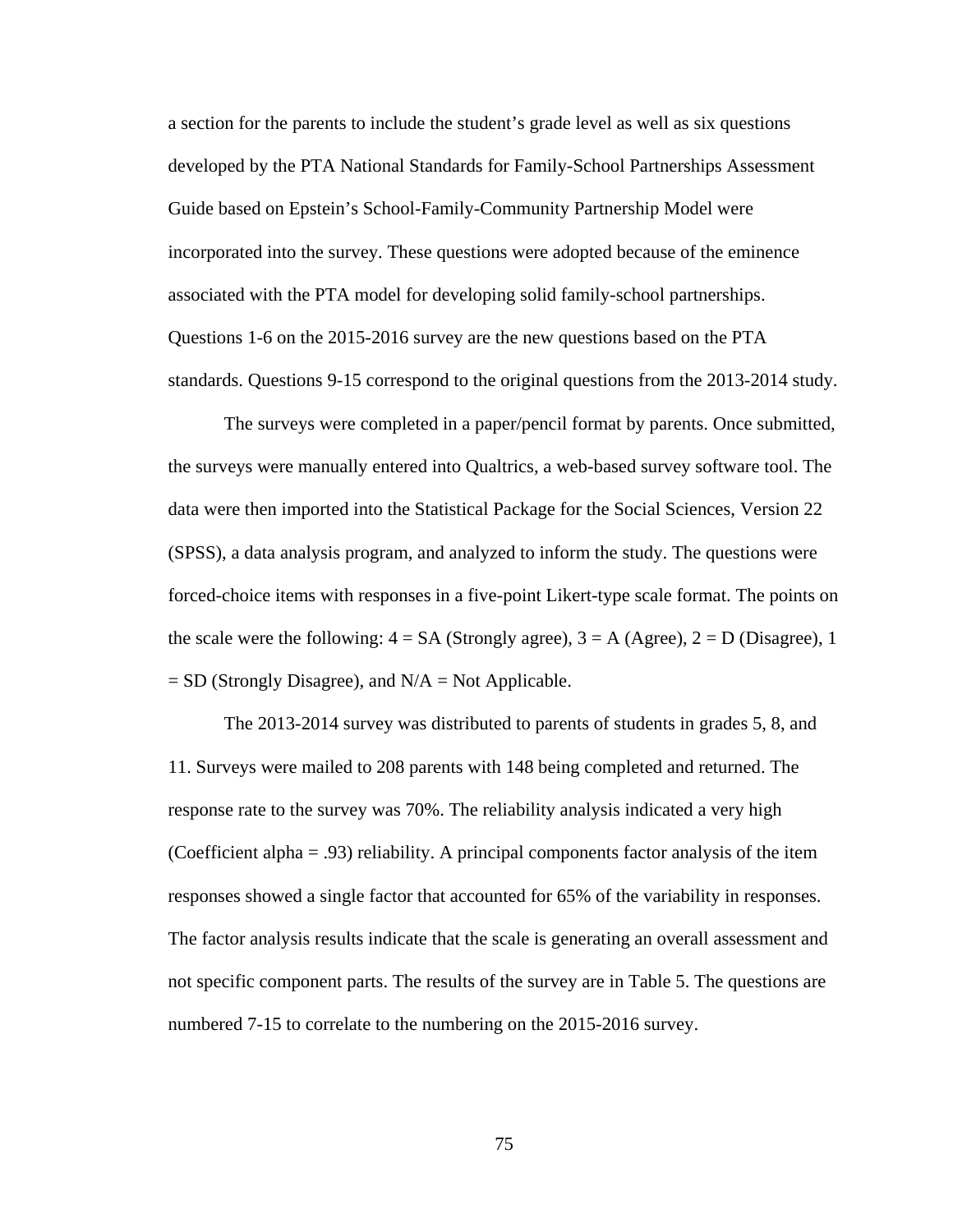a section for the parents to include the student's grade level as well as six questions developed by the PTA National Standards for Family-School Partnerships Assessment Guide based on Epstein's School-Family-Community Partnership Model were incorporated into the survey. These questions were adopted because of the eminence associated with the PTA model for developing solid family-school partnerships. Questions 1-6 on the 2015-2016 survey are the new questions based on the PTA standards. Questions 9-15 correspond to the original questions from the 2013-2014 study.

The surveys were completed in a paper/pencil format by parents. Once submitted, the surveys were manually entered into Qualtrics, a web-based survey software tool. The data were then imported into the Statistical Package for the Social Sciences, Version 22 (SPSS), a data analysis program, and analyzed to inform the study. The questions were forced-choice items with responses in a five-point Likert-type scale format. The points on the scale were the following: 4 = SA (Strongly agree), 3 = A (Agree), 2 = D (Disagree), 1 = SD (Strongly Disagree), and N/A = Not Applicable.

The 2013-2014 survey was distributed to parents of students in grades 5, 8, and 11. Surveys were mailed to 208 parents with 148 being completed and returned. The response rate to the survey was 70%. The reliability analysis indicated a very high (Coefficient alpha = .93) reliability. A principal components factor analysis of the item responses showed a single factor that accounted for 65% of the variability in responses. The factor analysis results indicate that the scale is generating an overall assessment and not specific component parts. The results of the survey are in Table 5. The questions are numbered 7-15 to correlate to the numbering on the 2015-2016 survey.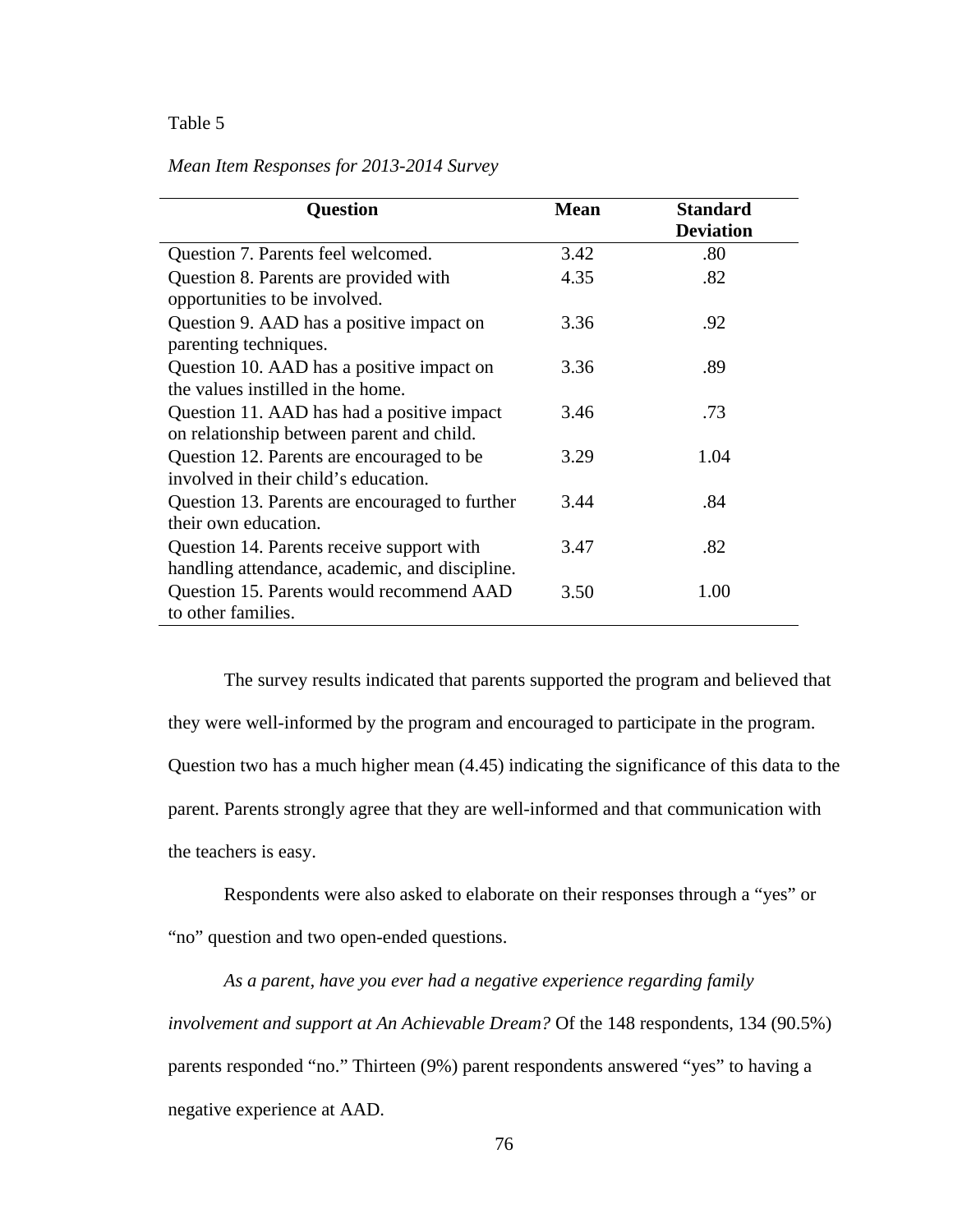Table 5

*Mean Item Responses for 2013-2014 Survey*

| Question | Mean | Standard Deviation |
|---|---|---|
| Question 7. Parents feel welcomed. | 3.42 | .80 |
| Question 8. Parents are provided with opportunities to be involved. | 4.35 | .82 |
| Question 9. AAD has a positive impact on parenting techniques. | 3.36 | .92 |
| Question 10. AAD has a positive impact on the values instilled in the home. | 3.36 | .89 |
| Question 11. AAD has had a positive impact on relationship between parent and child. | 3.46 | .73 |
| Question 12. Parents are encouraged to be involved in their child's education. | 3.29 | 1.04 |
| Question 13. Parents are encouraged to further their own education. | 3.44 | .84 |
| Question 14. Parents receive support with handling attendance, academic, and discipline. | 3.47 | .82 |
| Question 15. Parents would recommend AAD to other families. | 3.50 | 1.00 |

The survey results indicated that parents supported the program and believed that they were well-informed by the program and encouraged to participate in the program. Question two has a much higher mean (4.45) indicating the significance of this data to the parent. Parents strongly agree that they are well-informed and that communication with the teachers is easy.

Respondents were also asked to elaborate on their responses through a "yes" or "no" question and two open-ended questions.

*As a parent, have you ever had a negative experience regarding family involvement and support at An Achievable Dream?* Of the 148 respondents, 134 (90.5%) parents responded "no." Thirteen (9%) parent respondents answered "yes" to having a negative experience at AAD.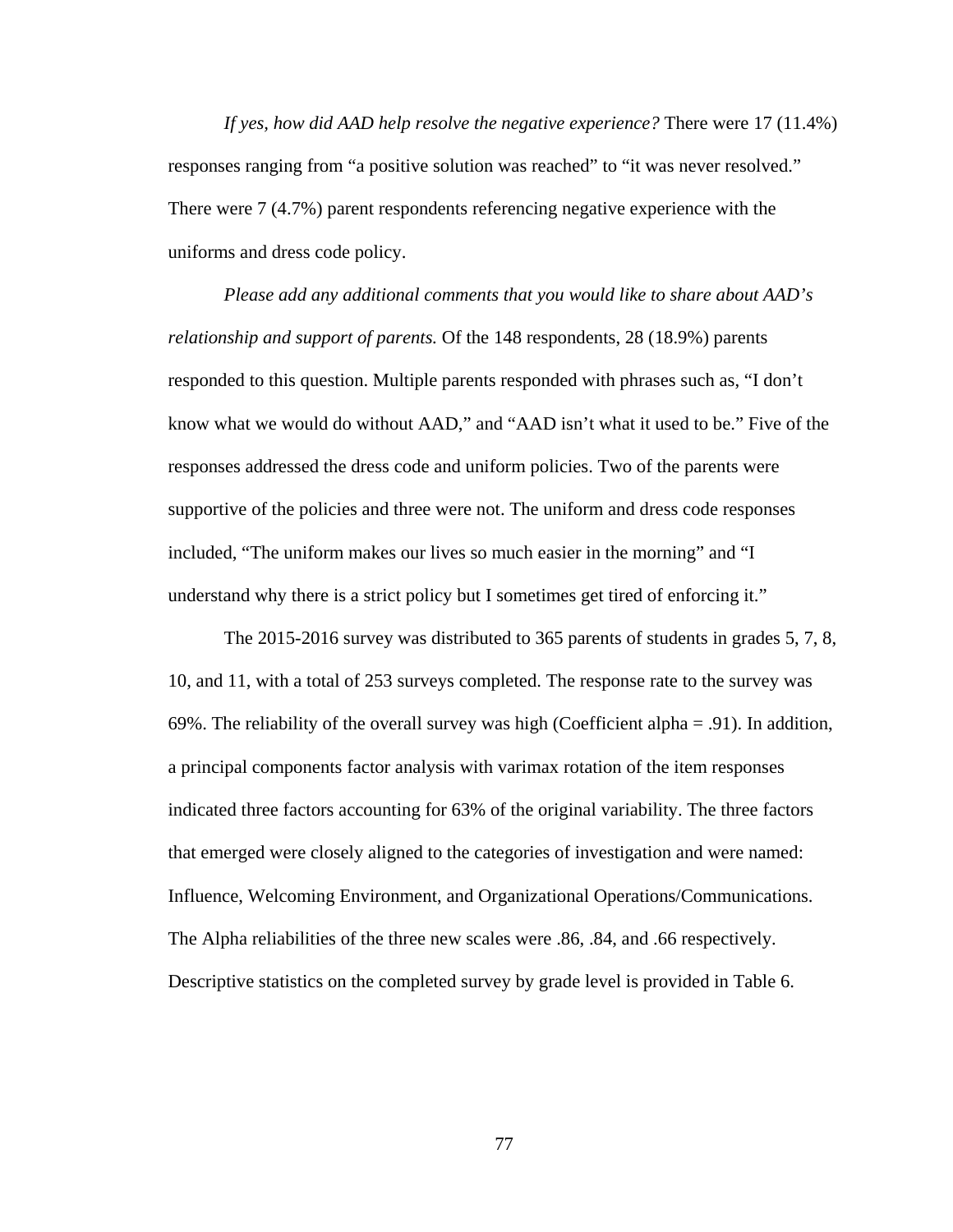*If yes, how did AAD help resolve the negative experience?* There were 17 (11.4%) responses ranging from "a positive solution was reached" to "it was never resolved." There were 7 (4.7%) parent respondents referencing negative experience with the uniforms and dress code policy.

*Please add any additional comments that you would like to share about AAD's relationship and support of parents.* Of the 148 respondents, 28 (18.9%) parents responded to this question. Multiple parents responded with phrases such as, "I don't know what we would do without AAD," and "AAD isn't what it used to be." Five of the responses addressed the dress code and uniform policies. Two of the parents were supportive of the policies and three were not. The uniform and dress code responses included, "The uniform makes our lives so much easier in the morning" and "I understand why there is a strict policy but I sometimes get tired of enforcing it."

The 2015-2016 survey was distributed to 365 parents of students in grades 5, 7, 8, 10, and 11, with a total of 253 surveys completed. The response rate to the survey was 69%. The reliability of the overall survey was high (Coefficient alpha = .91). In addition, a principal components factor analysis with varimax rotation of the item responses indicated three factors accounting for 63% of the original variability. The three factors that emerged were closely aligned to the categories of investigation and were named: Influence, Welcoming Environment, and Organizational Operations/Communications. The Alpha reliabilities of the three new scales were .86, .84, and .66 respectively. Descriptive statistics on the completed survey by grade level is provided in Table 6.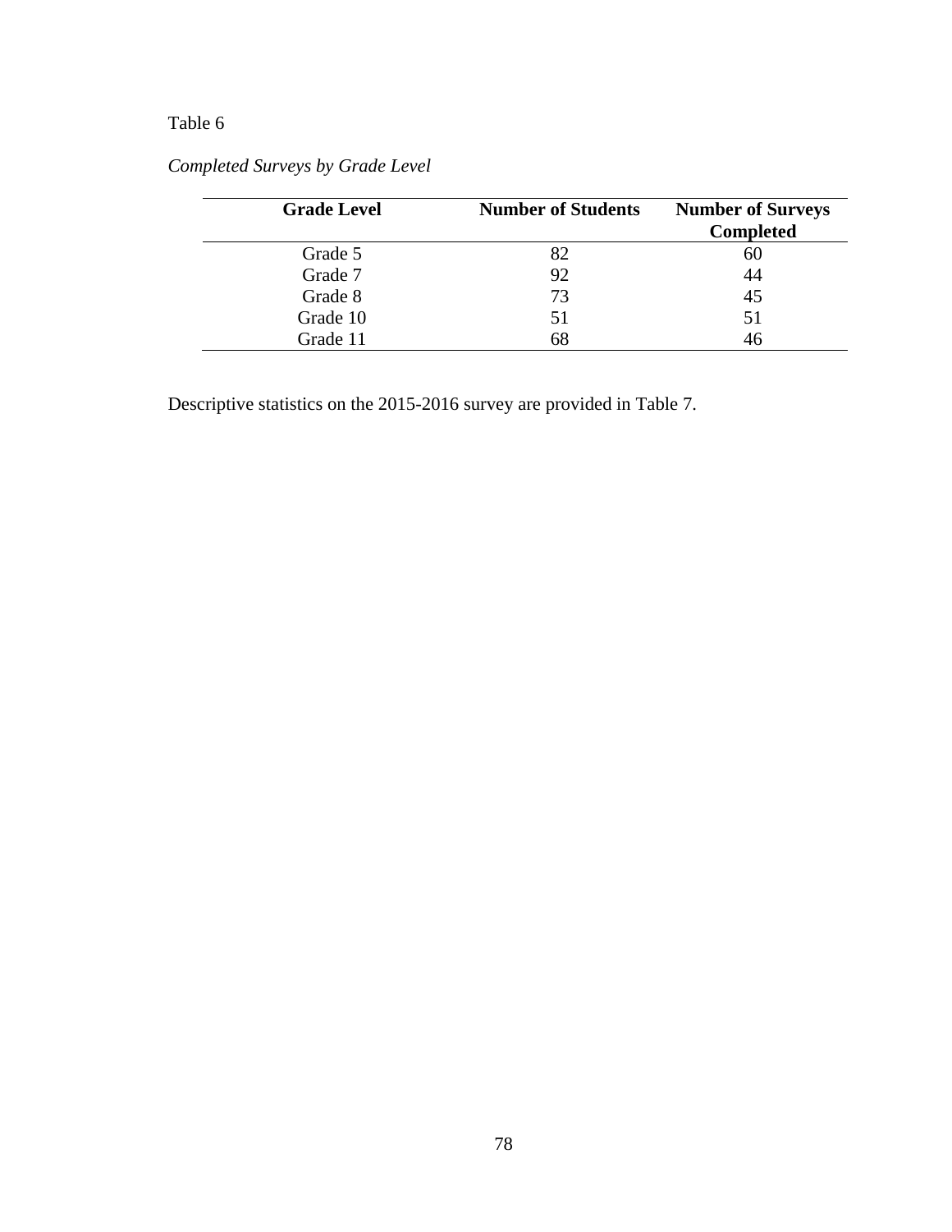Table 6

*Completed Surveys by Grade Level*

| Grade Level | Number of Students | Number of Surveys Completed |
|---|---|---|
| Grade 5 | 82 | 60 |
| Grade 7 | 92 | 44 |
| Grade 8 | 73 | 45 |
| Grade 10 | 51 | 51 |
| Grade 11 | 68 | 46 |

Descriptive statistics on the 2015-2016 survey are provided in Table 7.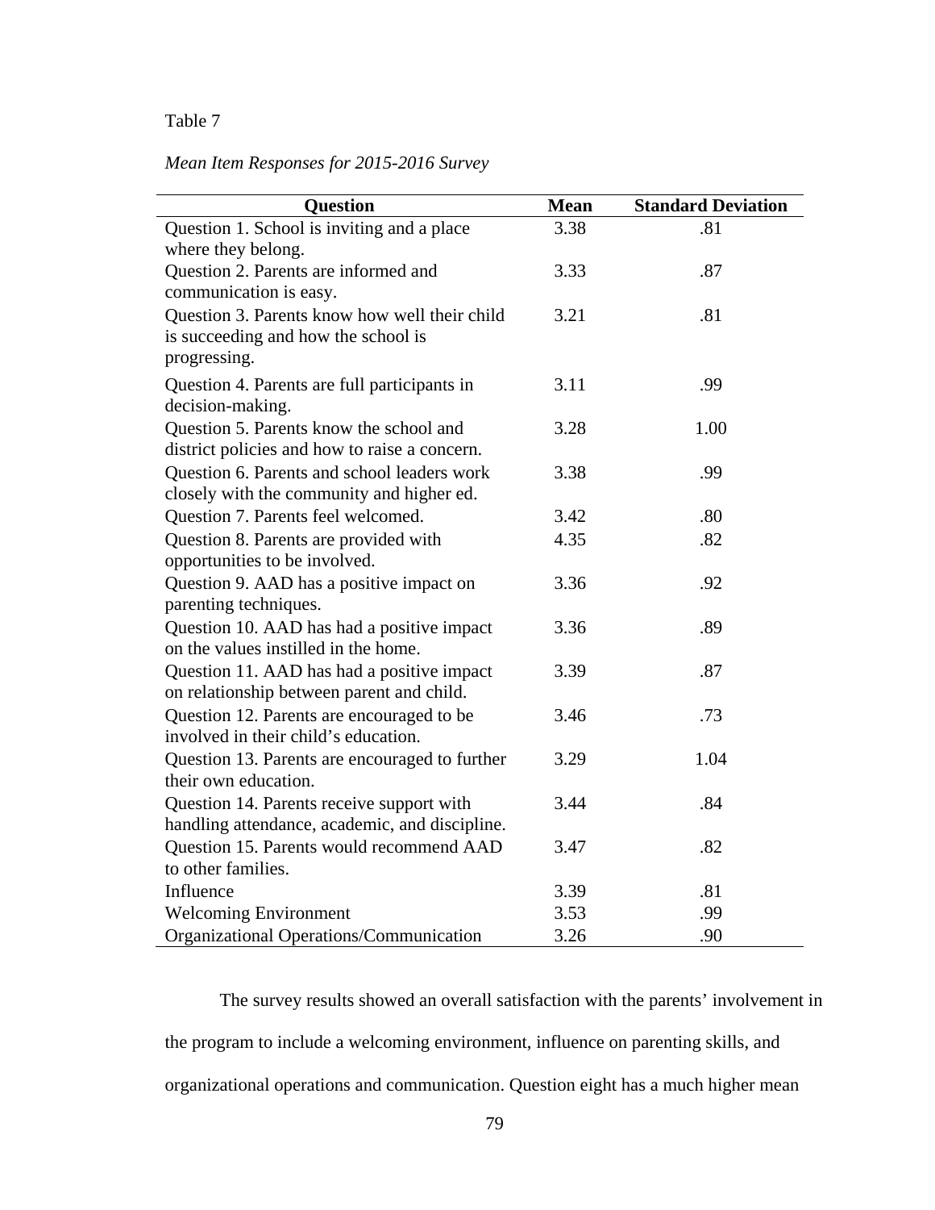Table 7

*Mean Item Responses for 2015-2016 Survey*

| Question | Mean | Standard Deviation |
|---|---|---|
| Question 1. School is inviting and a place where they belong. | 3.38 | .81 |
| Question 2. Parents are informed and communication is easy. | 3.33 | .87 |
| Question 3. Parents know how well their child is succeeding and how the school is progressing. | 3.21 | .81 |
| Question 4. Parents are full participants in decision-making. | 3.11 | .99 |
| Question 5. Parents know the school and district policies and how to raise a concern. | 3.28 | 1.00 |
| Question 6. Parents and school leaders work closely with the community and higher ed. | 3.38 | .99 |
| Question 7. Parents feel welcomed. | 3.42 | .80 |
| Question 8. Parents are provided with opportunities to be involved. | 4.35 | .82 |
| Question 9. AAD has a positive impact on parenting techniques. | 3.36 | .92 |
| Question 10. AAD has had a positive impact on the values instilled in the home. | 3.36 | .89 |
| Question 11. AAD has had a positive impact on relationship between parent and child. | 3.39 | .87 |
| Question 12. Parents are encouraged to be involved in their child's education. | 3.46 | .73 |
| Question 13. Parents are encouraged to further their own education. | 3.29 | 1.04 |
| Question 14. Parents receive support with handling attendance, academic, and discipline. | 3.44 | .84 |
| Question 15. Parents would recommend AAD to other families. | 3.47 | .82 |
| Influence | 3.39 | .81 |
| Welcoming Environment | 3.53 | .99 |
| Organizational Operations/Communication | 3.26 | .90 |

The survey results showed an overall satisfaction with the parents' involvement in the program to include a welcoming environment, influence on parenting skills, and organizational operations and communication. Question eight has a much higher mean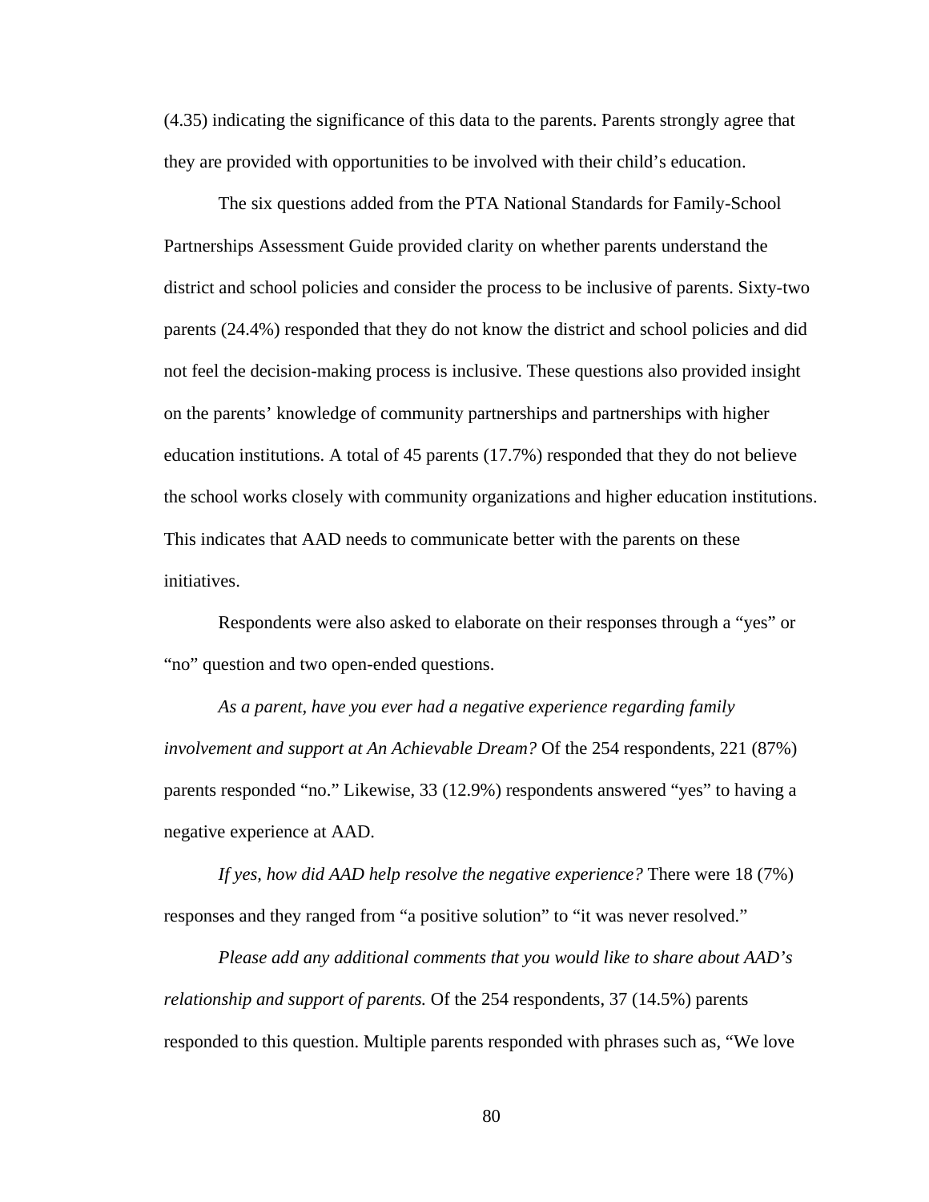(4.35) indicating the significance of this data to the parents. Parents strongly agree that they are provided with opportunities to be involved with their child's education.

The six questions added from the PTA National Standards for Family-School Partnerships Assessment Guide provided clarity on whether parents understand the district and school policies and consider the process to be inclusive of parents. Sixty-two parents (24.4%) responded that they do not know the district and school policies and did not feel the decision-making process is inclusive. These questions also provided insight on the parents' knowledge of community partnerships and partnerships with higher education institutions. A total of 45 parents (17.7%) responded that they do not believe the school works closely with community organizations and higher education institutions. This indicates that AAD needs to communicate better with the parents on these initiatives.

Respondents were also asked to elaborate on their responses through a "yes" or "no" question and two open-ended questions.

*As a parent, have you ever had a negative experience regarding family involvement and support at An Achievable Dream?* Of the 254 respondents, 221 (87%) parents responded "no." Likewise, 33 (12.9%) respondents answered "yes" to having a negative experience at AAD.

*If yes, how did AAD help resolve the negative experience?* There were 18 (7%) responses and they ranged from "a positive solution" to "it was never resolved."

*Please add any additional comments that you would like to share about AAD's relationship and support of parents.* Of the 254 respondents, 37 (14.5%) parents responded to this question. Multiple parents responded with phrases such as, "We love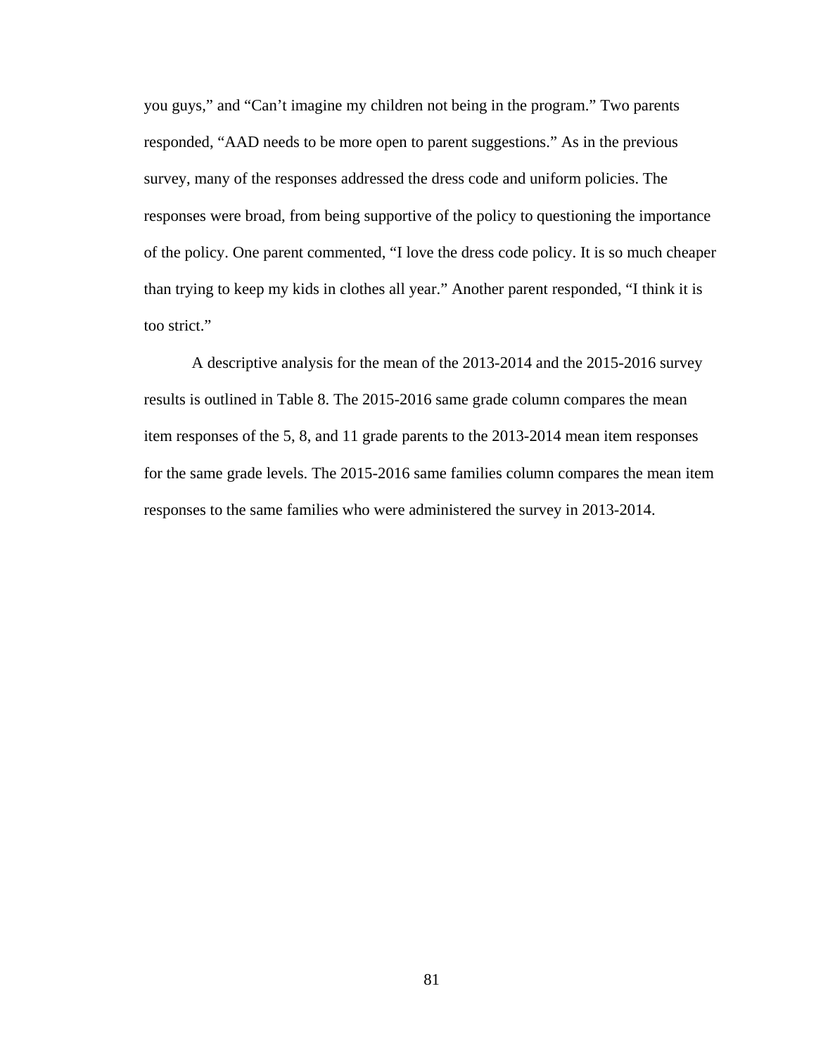you guys," and "Can't imagine my children not being in the program." Two parents responded, "AAD needs to be more open to parent suggestions." As in the previous survey, many of the responses addressed the dress code and uniform policies. The responses were broad, from being supportive of the policy to questioning the importance of the policy. One parent commented, "I love the dress code policy. It is so much cheaper than trying to keep my kids in clothes all year." Another parent responded, "I think it is too strict."

A descriptive analysis for the mean of the 2013-2014 and the 2015-2016 survey results is outlined in Table 8. The 2015-2016 same grade column compares the mean item responses of the 5, 8, and 11 grade parents to the 2013-2014 mean item responses for the same grade levels. The 2015-2016 same families column compares the mean item responses to the same families who were administered the survey in 2013-2014.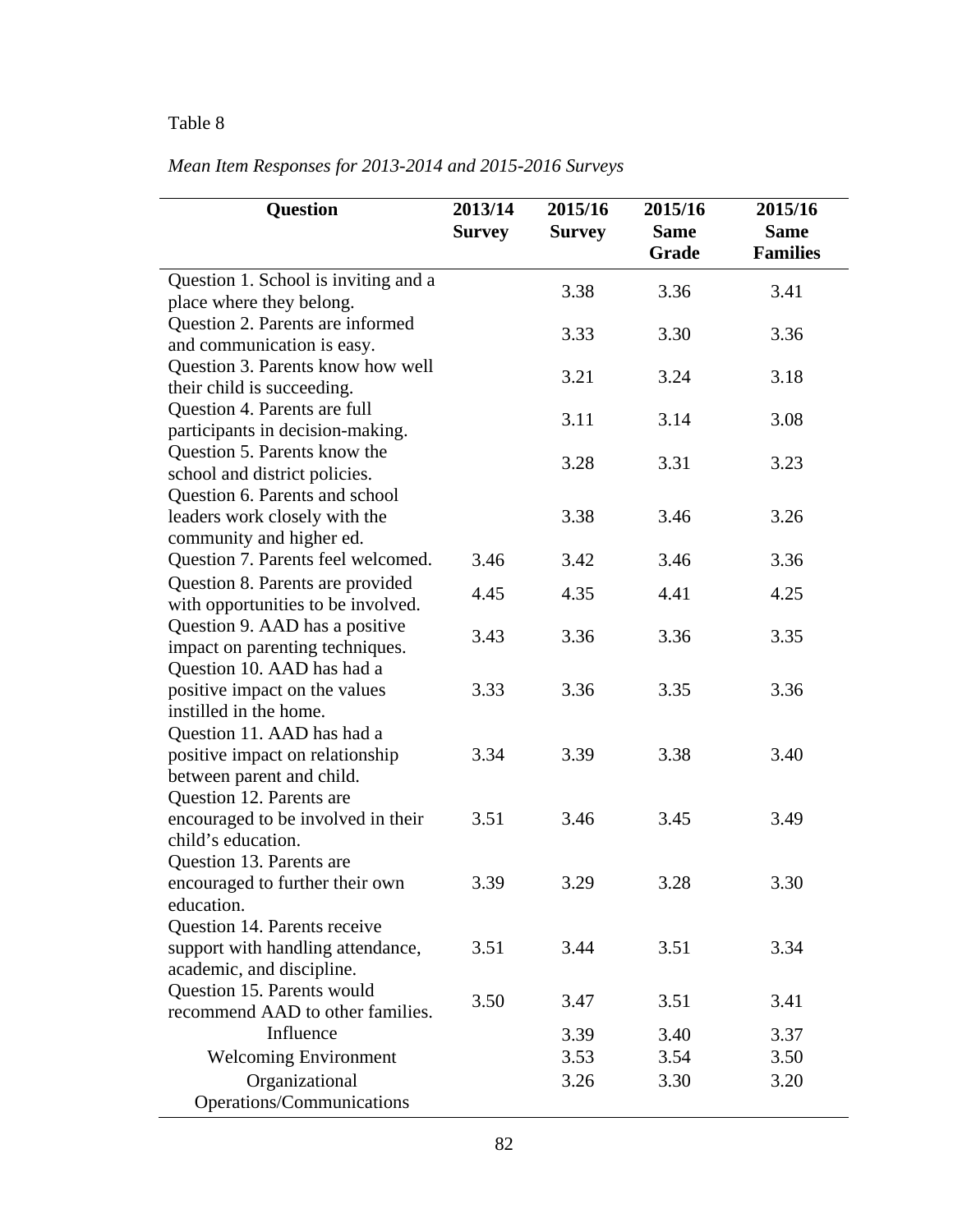Table 8

*Mean Item Responses for 2013-2014 and 2015-2016 Surveys*

| Question | 2013/14 Survey | 2015/16 Survey | 2015/16 Same Grade | 2015/16 Same Families |
|---|---|---|---|---|
| Question 1. School is inviting and a place where they belong. | | 3.38 | 3.36 | 3.41 |
| Question 2. Parents are informed and communication is easy. | | 3.33 | 3.30 | 3.36 |
| Question 3. Parents know how well their child is succeeding. | | 3.21 | 3.24 | 3.18 |
| Question 4. Parents are full participants in decision-making. | | 3.11 | 3.14 | 3.08 |
| Question 5. Parents know the school and district policies. | | 3.28 | 3.31 | 3.23 |
| Question 6. Parents and school leaders work closely with the community and higher ed. | | 3.38 | 3.46 | 3.26 |
| Question 7. Parents feel welcomed. | 3.46 | 3.42 | 3.46 | 3.36 |
| Question 8. Parents are provided with opportunities to be involved. | 4.45 | 4.35 | 4.41 | 4.25 |
| Question 9. AAD has a positive impact on parenting techniques. | 3.43 | 3.36 | 3.36 | 3.35 |
| Question 10. AAD has had a positive impact on the values instilled in the home. | 3.33 | 3.36 | 3.35 | 3.36 |
| Question 11. AAD has had a positive impact on relationship between parent and child. | 3.34 | 3.39 | 3.38 | 3.40 |
| Question 12. Parents are encouraged to be involved in their child's education. | 3.51 | 3.46 | 3.45 | 3.49 |
| Question 13. Parents are encouraged to further their own education. | 3.39 | 3.29 | 3.28 | 3.30 |
| Question 14. Parents receive support with handling attendance, academic, and discipline. | 3.51 | 3.44 | 3.51 | 3.34 |
| Question 15. Parents would recommend AAD to other families. | 3.50 | 3.47 | 3.51 | 3.41 |
| Influence | | 3.39 | 3.40 | 3.37 |
| Welcoming Environment | | 3.53 | 3.54 | 3.50 |
| Organizational Operations/Communications | | 3.26 | 3.30 | 3.20 |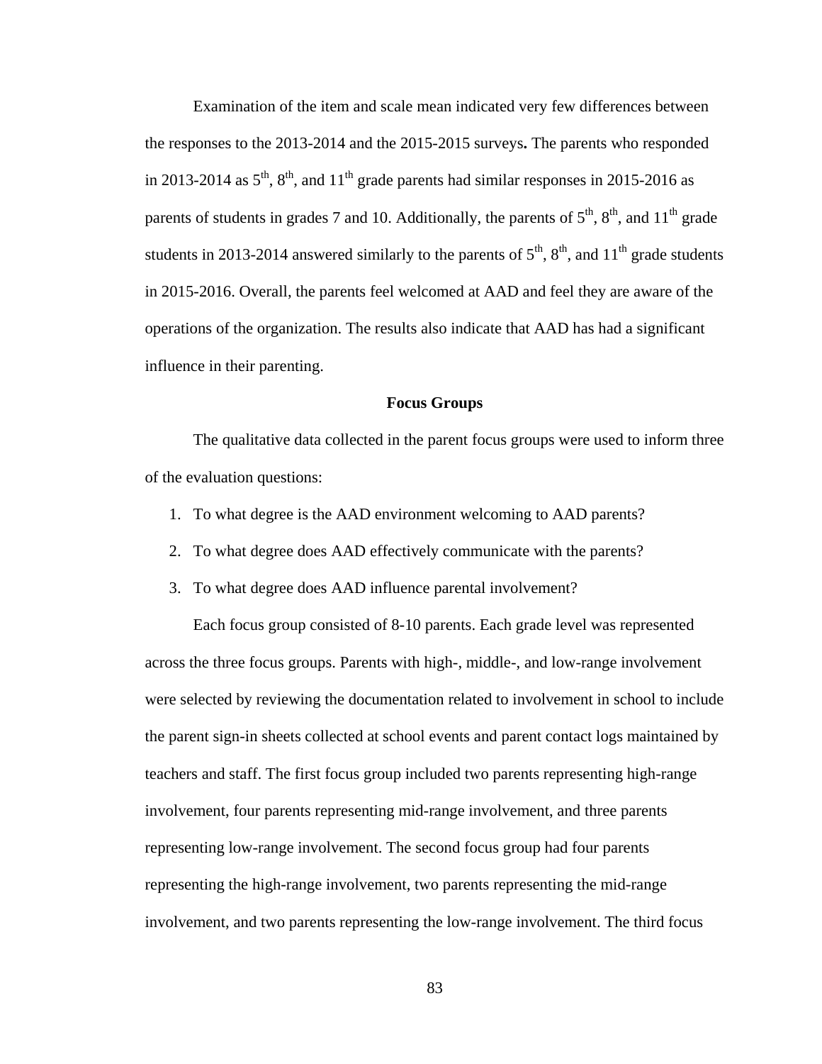Examination of the item and scale mean indicated very few differences between the responses to the 2013-2014 and the 2015-2015 surveys**.** The parents who responded in 2013-2014 as 5th, 8th, and 11th grade parents had similar responses in 2015-2016 as parents of students in grades 7 and 10. Additionally, the parents of 5th, 8th, and 11th grade students in 2013-2014 answered similarly to the parents of 5th, 8th, and 11th grade students in 2015-2016. Overall, the parents feel welcomed at AAD and feel they are aware of the operations of the organization. The results also indicate that AAD has had a significant influence in their parenting.

## Focus Groups

The qualitative data collected in the parent focus groups were used to inform three of the evaluation questions:

1. To what degree is the AAD environment welcoming to AAD parents?
2. To what degree does AAD effectively communicate with the parents?
3. To what degree does AAD influence parental involvement?

Each focus group consisted of 8-10 parents. Each grade level was represented across the three focus groups. Parents with high-, middle-, and low-range involvement were selected by reviewing the documentation related to involvement in school to include the parent sign-in sheets collected at school events and parent contact logs maintained by teachers and staff. The first focus group included two parents representing high-range involvement, four parents representing mid-range involvement, and three parents representing low-range involvement. The second focus group had four parents representing the high-range involvement, two parents representing the mid-range involvement, and two parents representing the low-range involvement. The third focus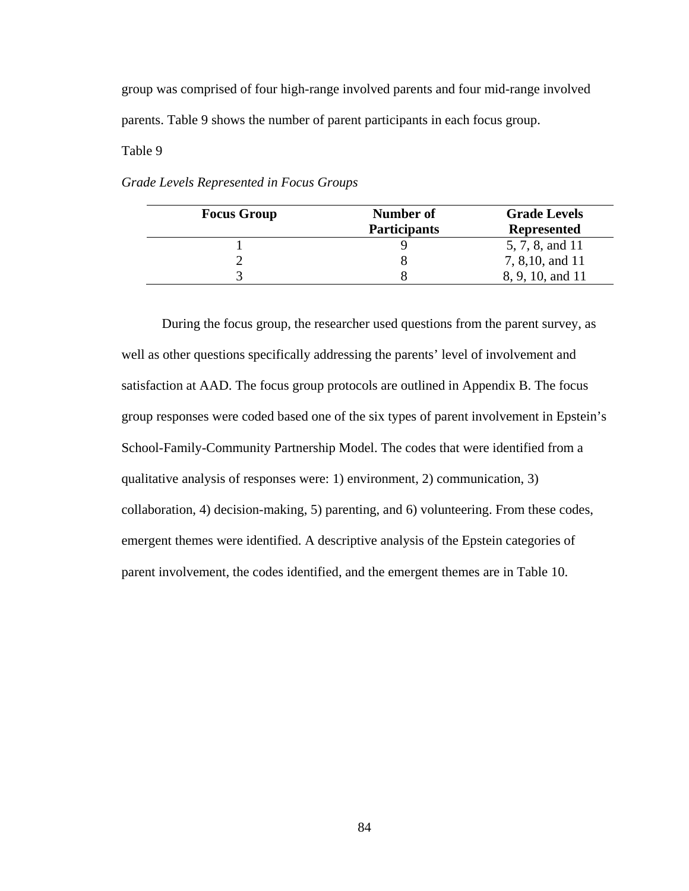group was comprised of four high-range involved parents and four mid-range involved parents. Table 9 shows the number of parent participants in each focus group.

Table 9

*Grade Levels Represented in Focus Groups*

| Focus Group | Number of Participants | Grade Levels Represented |
|---|---|---|
| 1 | 9 | 5, 7, 8, and 11 |
| 2 | 8 | 7, 8,10, and 11 |
| 3 | 8 | 8, 9, 10, and 11 |

During the focus group, the researcher used questions from the parent survey, as well as other questions specifically addressing the parents' level of involvement and satisfaction at AAD. The focus group protocols are outlined in Appendix B. The focus group responses were coded based one of the six types of parent involvement in Epstein's School-Family-Community Partnership Model. The codes that were identified from a qualitative analysis of responses were: 1) environment, 2) communication, 3) collaboration, 4) decision-making, 5) parenting, and 6) volunteering. From these codes, emergent themes were identified. A descriptive analysis of the Epstein categories of parent involvement, the codes identified, and the emergent themes are in Table 10.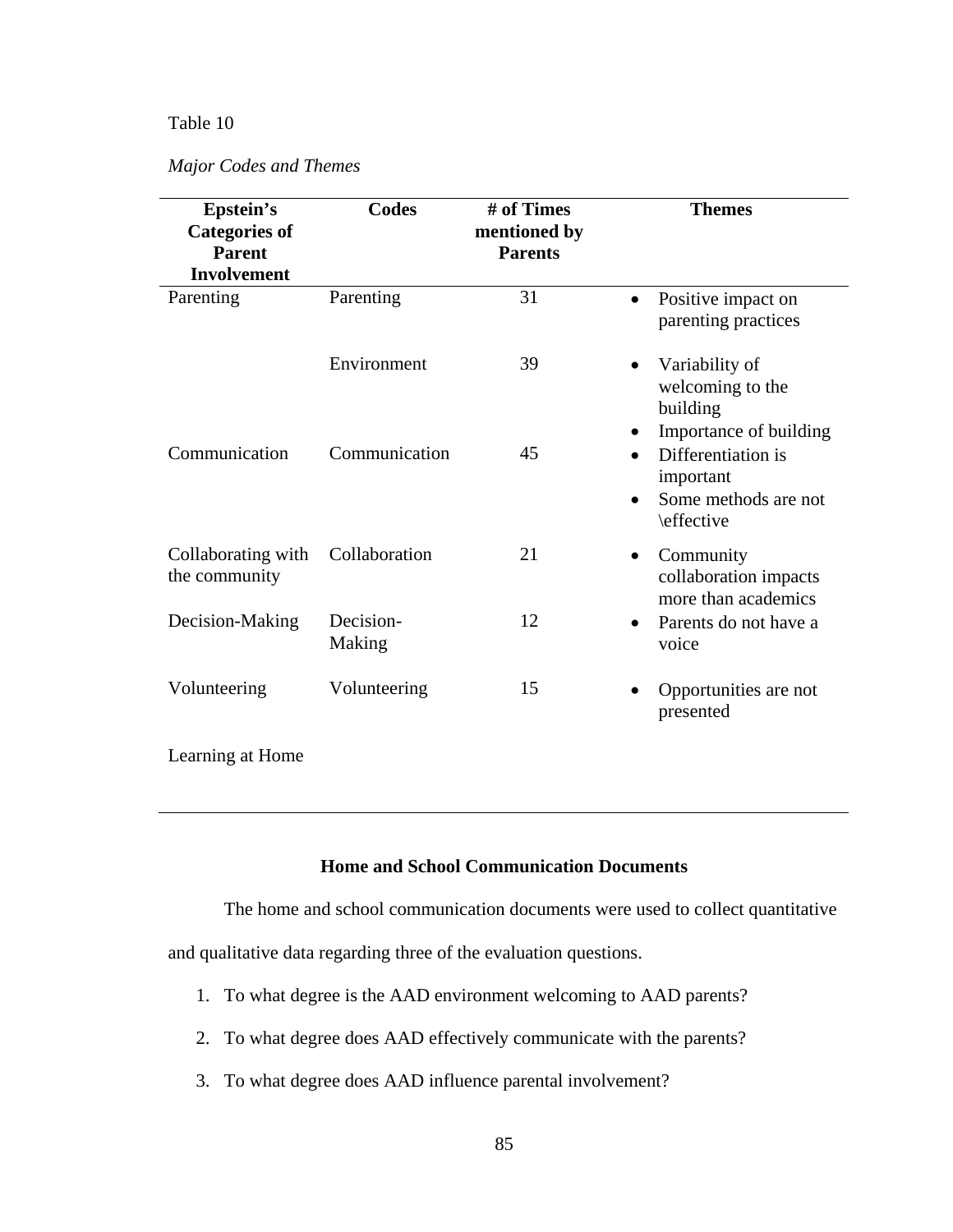Table 10

*Major Codes and Themes*

| Epstein's Categories of Parent Involvement | Codes | # of Times mentioned by Parents | Themes |
|---|---|---|---|
| Parenting | Parenting | 31 | • Positive impact on parenting practices |
| | Environment | 39 | • Variability of welcoming to the building<br>• Importance of building |
| Communication | Communication | 45 | • Differentiation is important<br>• Some methods are not \effective |
| Collaborating with the community | Collaboration | 21 | • Community collaboration impacts more than academics |
| Decision-Making | Decision-Making | 12 | • Parents do not have a voice |
| Volunteering | Volunteering | 15 | • Opportunities are not presented |
| Learning at Home | | | |

## Home and School Communication Documents

The home and school communication documents were used to collect quantitative and qualitative data regarding three of the evaluation questions.

1. To what degree is the AAD environment welcoming to AAD parents?
2. To what degree does AAD effectively communicate with the parents?
3. To what degree does AAD influence parental involvement?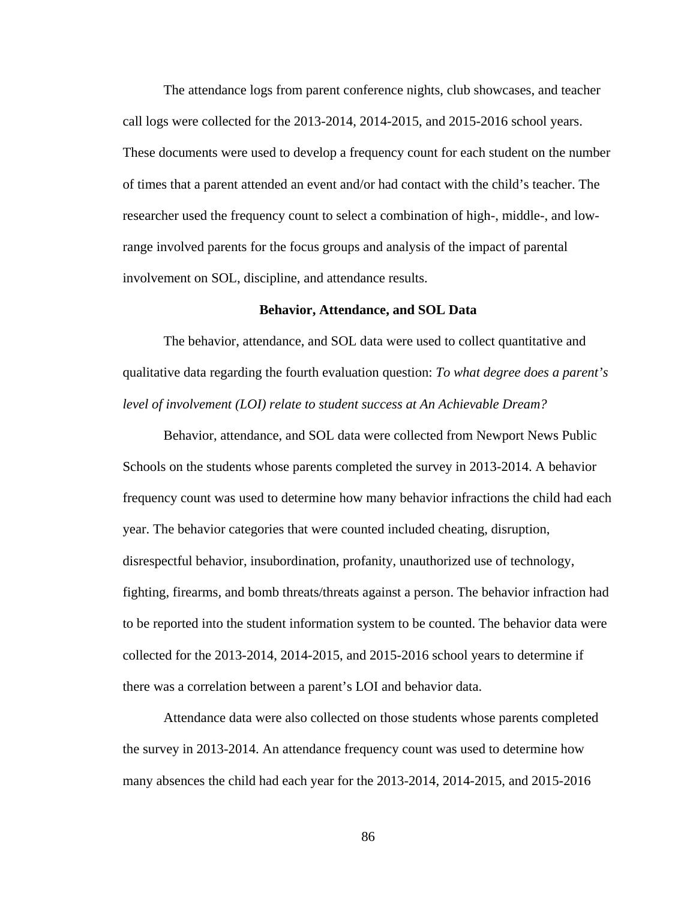The attendance logs from parent conference nights, club showcases, and teacher call logs were collected for the 2013-2014, 2014-2015, and 2015-2016 school years. These documents were used to develop a frequency count for each student on the number of times that a parent attended an event and/or had contact with the child's teacher. The researcher used the frequency count to select a combination of high-, middle-, and low-range involved parents for the focus groups and analysis of the impact of parental involvement on SOL, discipline, and attendance results.

### Behavior, Attendance, and SOL Data

The behavior, attendance, and SOL data were used to collect quantitative and qualitative data regarding the fourth evaluation question: *To what degree does a parent's level of involvement (LOI) relate to student success at An Achievable Dream?*

Behavior, attendance, and SOL data were collected from Newport News Public Schools on the students whose parents completed the survey in 2013-2014. A behavior frequency count was used to determine how many behavior infractions the child had each year. The behavior categories that were counted included cheating, disruption, disrespectful behavior, insubordination, profanity, unauthorized use of technology, fighting, firearms, and bomb threats/threats against a person. The behavior infraction had to be reported into the student information system to be counted. The behavior data were collected for the 2013-2014, 2014-2015, and 2015-2016 school years to determine if there was a correlation between a parent's LOI and behavior data.

Attendance data were also collected on those students whose parents completed the survey in 2013-2014. An attendance frequency count was used to determine how many absences the child had each year for the 2013-2014, 2014-2015, and 2015-2016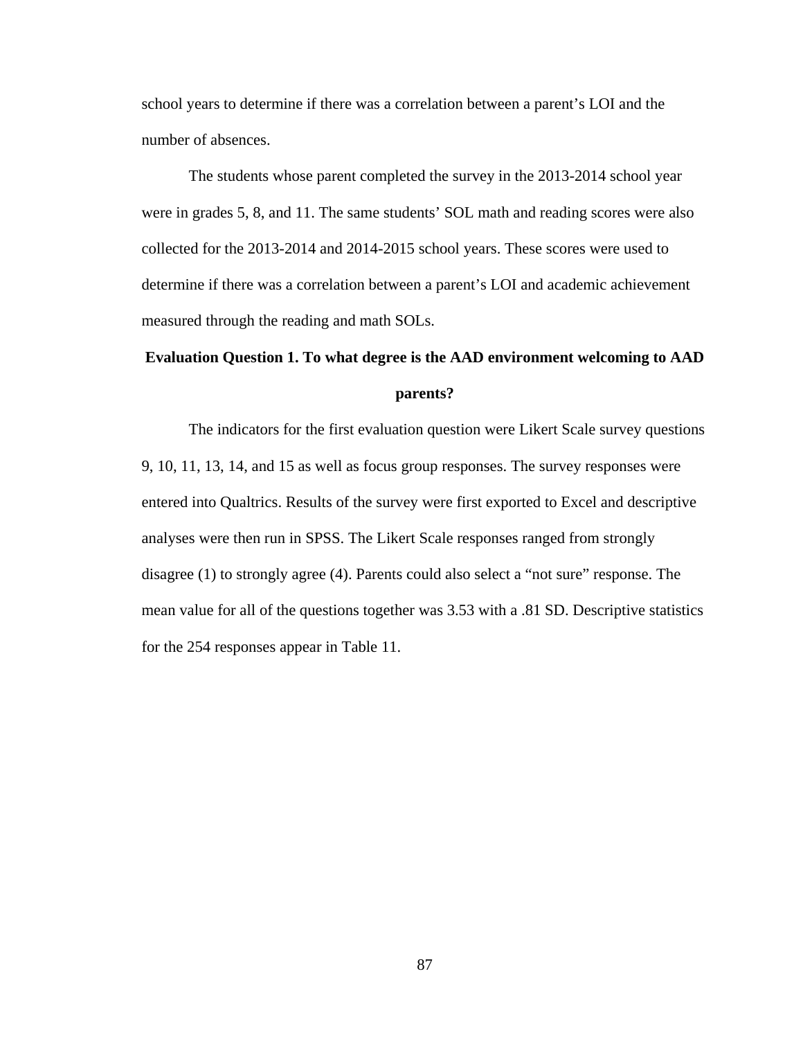school years to determine if there was a correlation between a parent's LOI and the number of absences.

The students whose parent completed the survey in the 2013-2014 school year were in grades 5, 8, and 11. The same students' SOL math and reading scores were also collected for the 2013-2014 and 2014-2015 school years. These scores were used to determine if there was a correlation between a parent's LOI and academic achievement measured through the reading and math SOLs.

## Evaluation Question 1. To what degree is the AAD environment welcoming to AAD parents?

The indicators for the first evaluation question were Likert Scale survey questions 9, 10, 11, 13, 14, and 15 as well as focus group responses. The survey responses were entered into Qualtrics. Results of the survey were first exported to Excel and descriptive analyses were then run in SPSS. The Likert Scale responses ranged from strongly disagree (1) to strongly agree (4). Parents could also select a "not sure" response. The mean value for all of the questions together was 3.53 with a .81 SD. Descriptive statistics for the 254 responses appear in Table 11.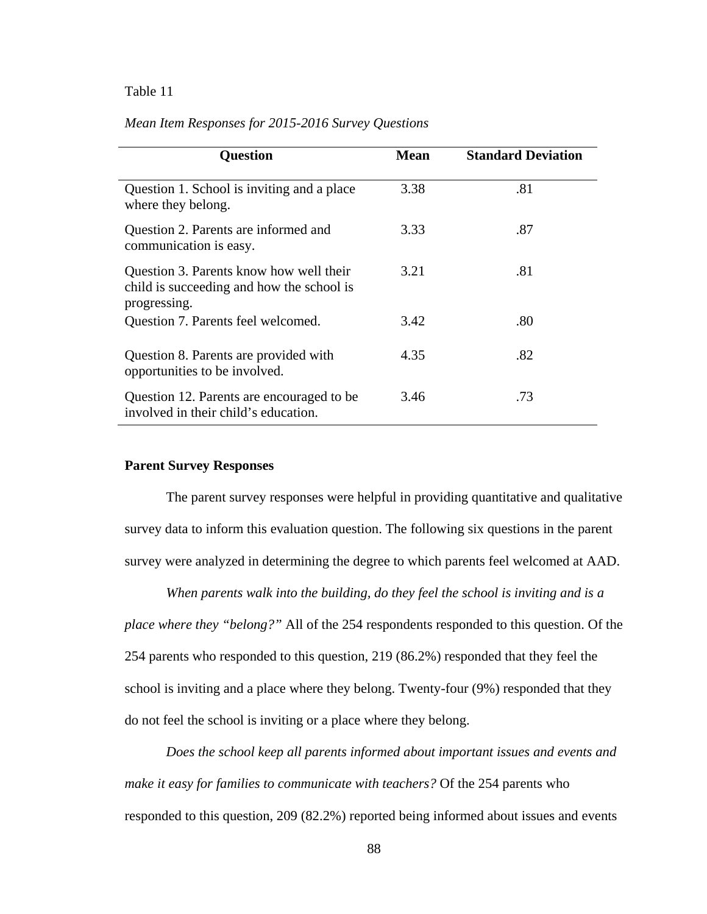Table 11

*Mean Item Responses for 2015-2016 Survey Questions*

| Question | Mean | Standard Deviation |
|---|---|---|
| Question 1. School is inviting and a place where they belong. | 3.38 | .81 |
| Question 2. Parents are informed and communication is easy. | 3.33 | .87 |
| Question 3. Parents know how well their child is succeeding and how the school is progressing. | 3.21 | .81 |
| Question 7. Parents feel welcomed. | 3.42 | .80 |
| Question 8. Parents are provided with opportunities to be involved. | 4.35 | .82 |
| Question 12. Parents are encouraged to be involved in their child's education. | 3.46 | .73 |

**Parent Survey Responses**

The parent survey responses were helpful in providing quantitative and qualitative survey data to inform this evaluation question. The following six questions in the parent survey were analyzed in determining the degree to which parents feel welcomed at AAD.

*When parents walk into the building, do they feel the school is inviting and is a place where they "belong?"* All of the 254 respondents responded to this question. Of the 254 parents who responded to this question, 219 (86.2%) responded that they feel the school is inviting and a place where they belong. Twenty-four (9%) responded that they do not feel the school is inviting or a place where they belong.

*Does the school keep all parents informed about important issues and events and make it easy for families to communicate with teachers?* Of the 254 parents who responded to this question, 209 (82.2%) reported being informed about issues and events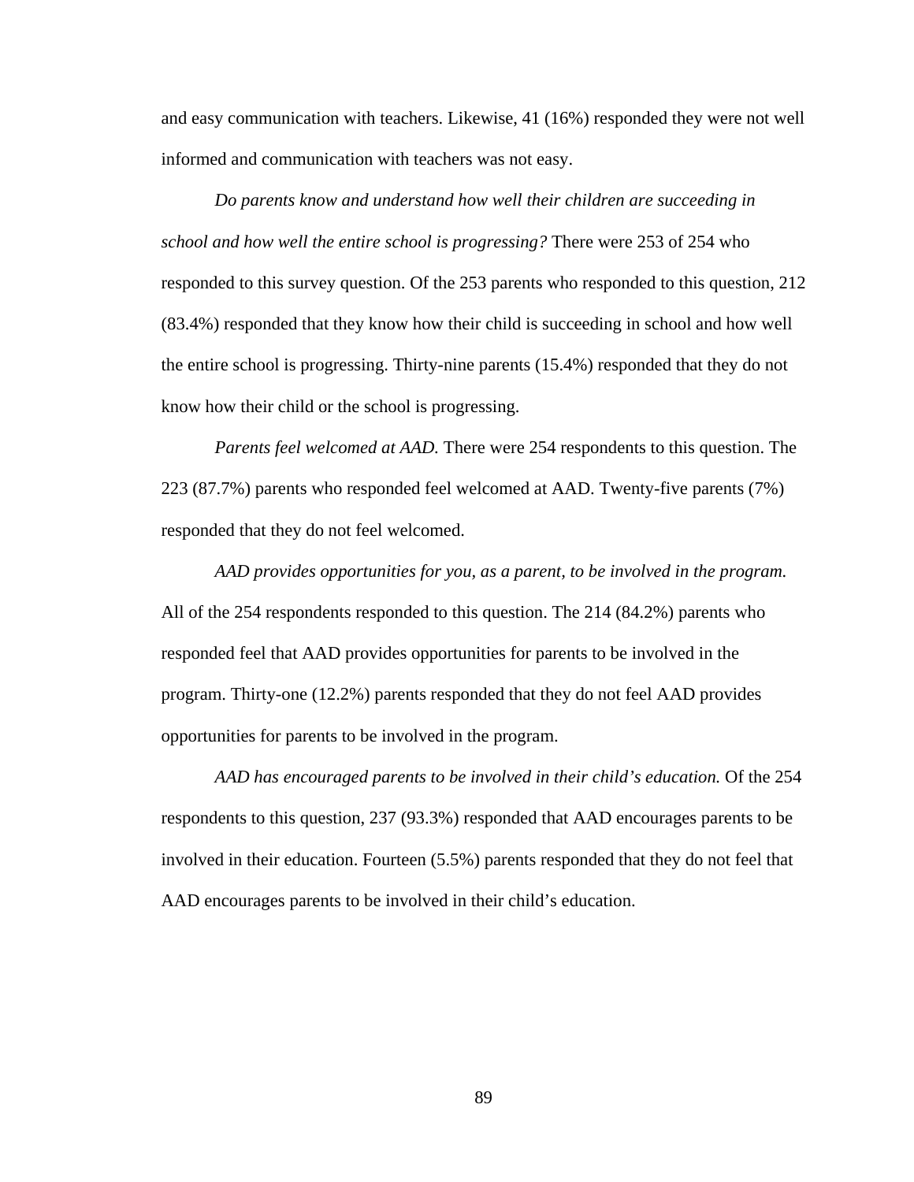and easy communication with teachers. Likewise, 41 (16%) responded they were not well informed and communication with teachers was not easy.

*Do parents know and understand how well their children are succeeding in school and how well the entire school is progressing?* There were 253 of 254 who responded to this survey question. Of the 253 parents who responded to this question, 212 (83.4%) responded that they know how their child is succeeding in school and how well the entire school is progressing. Thirty-nine parents (15.4%) responded that they do not know how their child or the school is progressing.

*Parents feel welcomed at AAD.* There were 254 respondents to this question. The 223 (87.7%) parents who responded feel welcomed at AAD. Twenty-five parents (7%) responded that they do not feel welcomed.

*AAD provides opportunities for you, as a parent, to be involved in the program.* All of the 254 respondents responded to this question. The 214 (84.2%) parents who responded feel that AAD provides opportunities for parents to be involved in the program. Thirty-one (12.2%) parents responded that they do not feel AAD provides opportunities for parents to be involved in the program.

*AAD has encouraged parents to be involved in their child's education.* Of the 254 respondents to this question, 237 (93.3%) responded that AAD encourages parents to be involved in their education. Fourteen (5.5%) parents responded that they do not feel that AAD encourages parents to be involved in their child's education.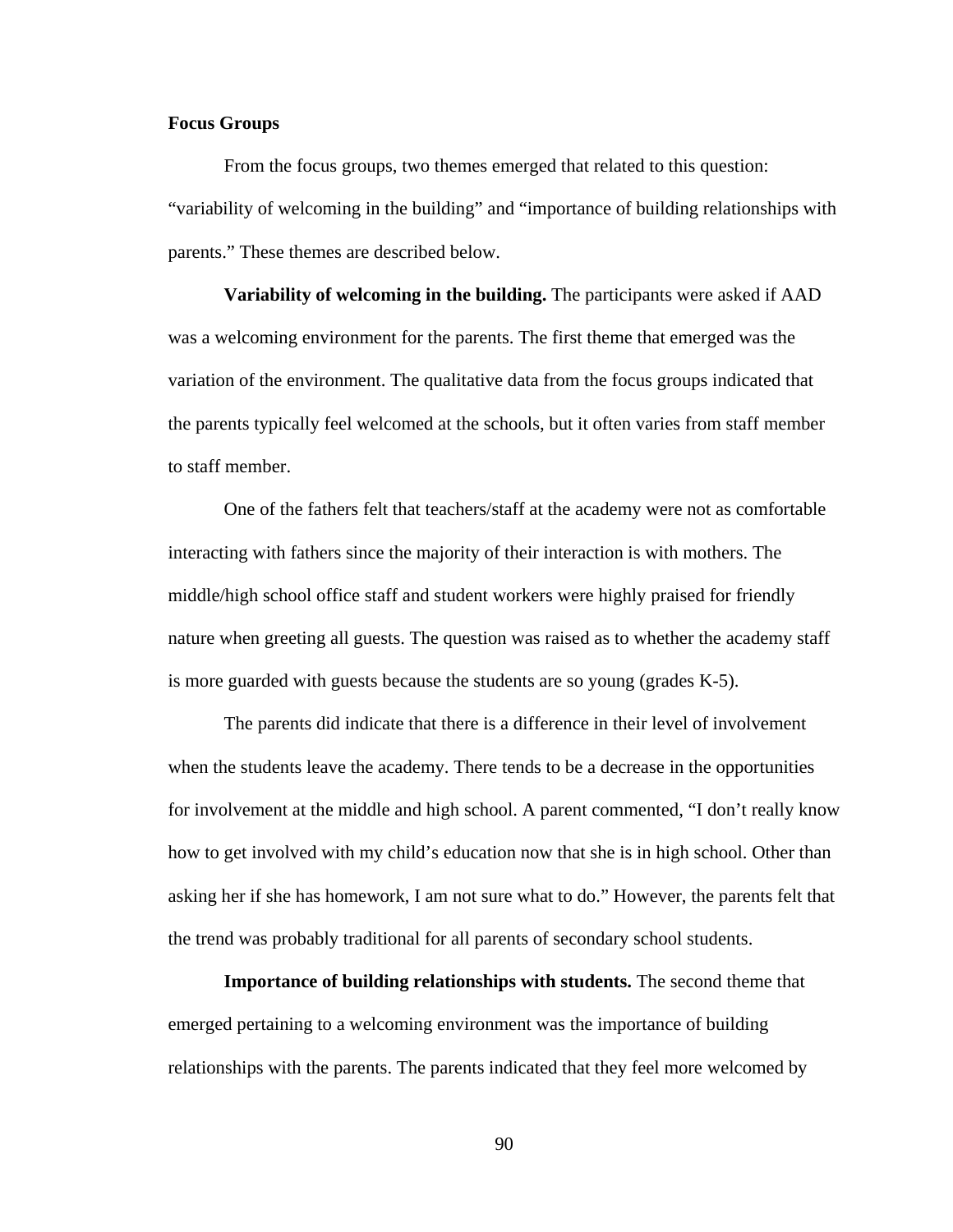**Focus Groups**

From the focus groups, two themes emerged that related to this question: “variability of welcoming in the building” and “importance of building relationships with parents.” These themes are described below.

**Variability of welcoming in the building.** The participants were asked if AAD was a welcoming environment for the parents. The first theme that emerged was the variation of the environment. The qualitative data from the focus groups indicated that the parents typically feel welcomed at the schools, but it often varies from staff member to staff member.

One of the fathers felt that teachers/staff at the academy were not as comfortable interacting with fathers since the majority of their interaction is with mothers. The middle/high school office staff and student workers were highly praised for friendly nature when greeting all guests. The question was raised as to whether the academy staff is more guarded with guests because the students are so young (grades K-5).

The parents did indicate that there is a difference in their level of involvement when the students leave the academy. There tends to be a decrease in the opportunities for involvement at the middle and high school. A parent commented, “I don’t really know how to get involved with my child’s education now that she is in high school. Other than asking her if she has homework, I am not sure what to do.” However, the parents felt that the trend was probably traditional for all parents of secondary school students.

**Importance of building relationships with students.** The second theme that emerged pertaining to a welcoming environment was the importance of building relationships with the parents. The parents indicated that they feel more welcomed by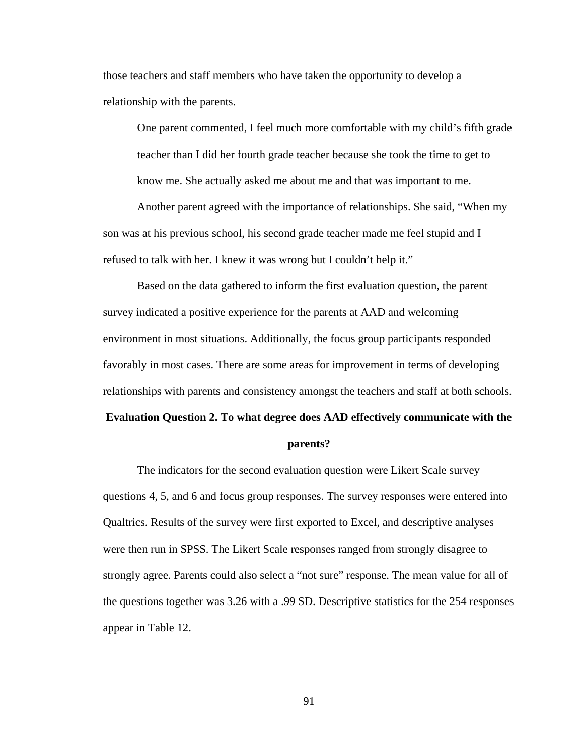those teachers and staff members who have taken the opportunity to develop a relationship with the parents.

> One parent commented, I feel much more comfortable with my child's fifth grade teacher than I did her fourth grade teacher because she took the time to get to know me. She actually asked me about me and that was important to me.

Another parent agreed with the importance of relationships. She said, "When my son was at his previous school, his second grade teacher made me feel stupid and I refused to talk with her. I knew it was wrong but I couldn't help it."

Based on the data gathered to inform the first evaluation question, the parent survey indicated a positive experience for the parents at AAD and welcoming environment in most situations. Additionally, the focus group participants responded favorably in most cases. There are some areas for improvement in terms of developing relationships with parents and consistency amongst the teachers and staff at both schools.

**Evaluation Question 2. To what degree does AAD effectively communicate with the parents?**

The indicators for the second evaluation question were Likert Scale survey questions 4, 5, and 6 and focus group responses. The survey responses were entered into Qualtrics. Results of the survey were first exported to Excel, and descriptive analyses were then run in SPSS. The Likert Scale responses ranged from strongly disagree to strongly agree. Parents could also select a "not sure" response. The mean value for all of the questions together was 3.26 with a .99 SD. Descriptive statistics for the 254 responses appear in Table 12.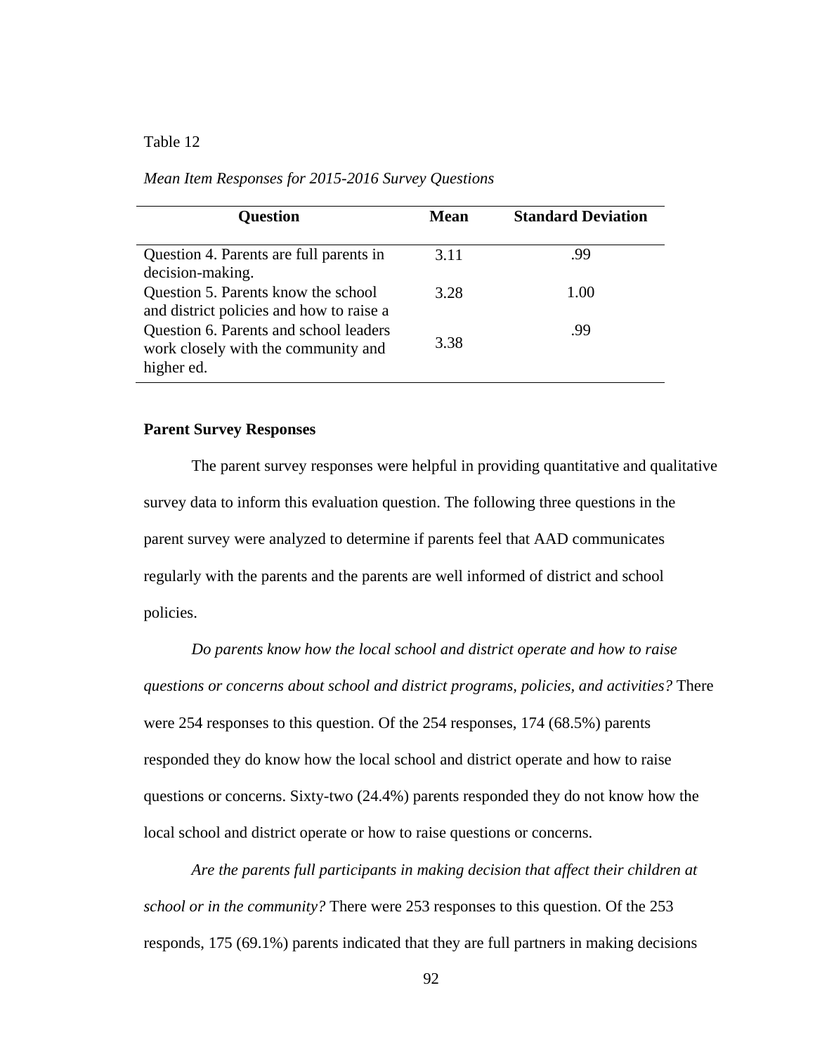Table 12

*Mean Item Responses for 2015-2016 Survey Questions*

| Question | Mean | Standard Deviation |
|---|---|---|
| Question 4. Parents are full parents in decision-making. | 3.11 | .99 |
| Question 5. Parents know the school and district policies and how to raise a | 3.28 | 1.00 |
| Question 6. Parents and school leaders work closely with the community and higher ed. | 3.38 | .99 |

**Parent Survey Responses**

The parent survey responses were helpful in providing quantitative and qualitative survey data to inform this evaluation question. The following three questions in the parent survey were analyzed to determine if parents feel that AAD communicates regularly with the parents and the parents are well informed of district and school policies.

*Do parents know how the local school and district operate and how to raise questions or concerns about school and district programs, policies, and activities?* There were 254 responses to this question. Of the 254 responses, 174 (68.5%) parents responded they do know how the local school and district operate and how to raise questions or concerns. Sixty-two (24.4%) parents responded they do not know how the local school and district operate or how to raise questions or concerns.

*Are the parents full participants in making decision that affect their children at school or in the community?* There were 253 responses to this question. Of the 253 responds, 175 (69.1%) parents indicated that they are full partners in making decisions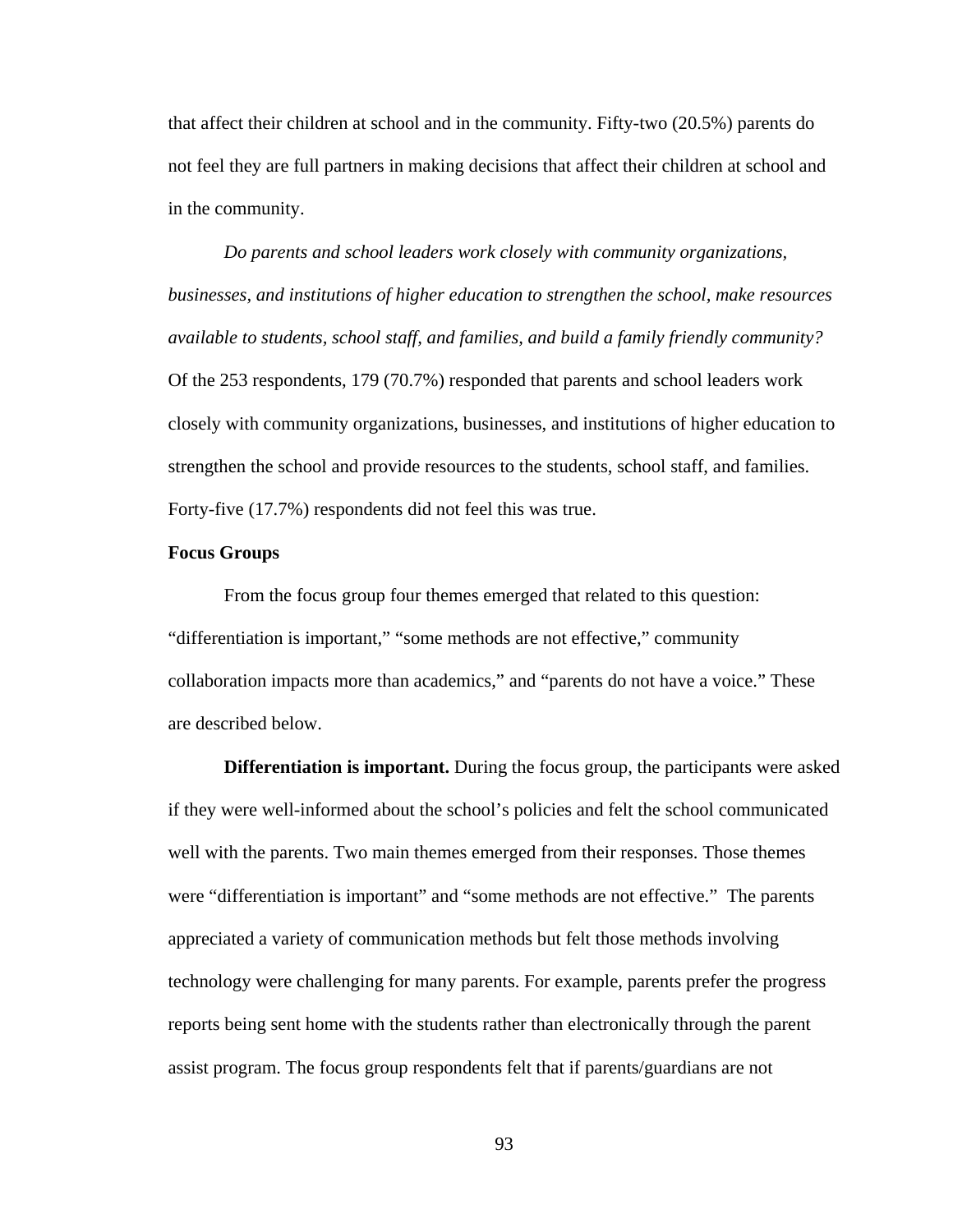that affect their children at school and in the community. Fifty-two (20.5%) parents do not feel they are full partners in making decisions that affect their children at school and in the community.

*Do parents and school leaders work closely with community organizations, businesses, and institutions of higher education to strengthen the school, make resources available to students, school staff, and families, and build a family friendly community?* Of the 253 respondents, 179 (70.7%) responded that parents and school leaders work closely with community organizations, businesses, and institutions of higher education to strengthen the school and provide resources to the students, school staff, and families. Forty-five (17.7%) respondents did not feel this was true.

**Focus Groups**

From the focus group four themes emerged that related to this question: “differentiation is important,” “some methods are not effective,” community collaboration impacts more than academics,” and “parents do not have a voice.” These are described below.

**Differentiation is important.** During the focus group, the participants were asked if they were well-informed about the school’s policies and felt the school communicated well with the parents. Two main themes emerged from their responses. Those themes were “differentiation is important” and “some methods are not effective.” The parents appreciated a variety of communication methods but felt those methods involving technology were challenging for many parents. For example, parents prefer the progress reports being sent home with the students rather than electronically through the parent assist program. The focus group respondents felt that if parents/guardians are not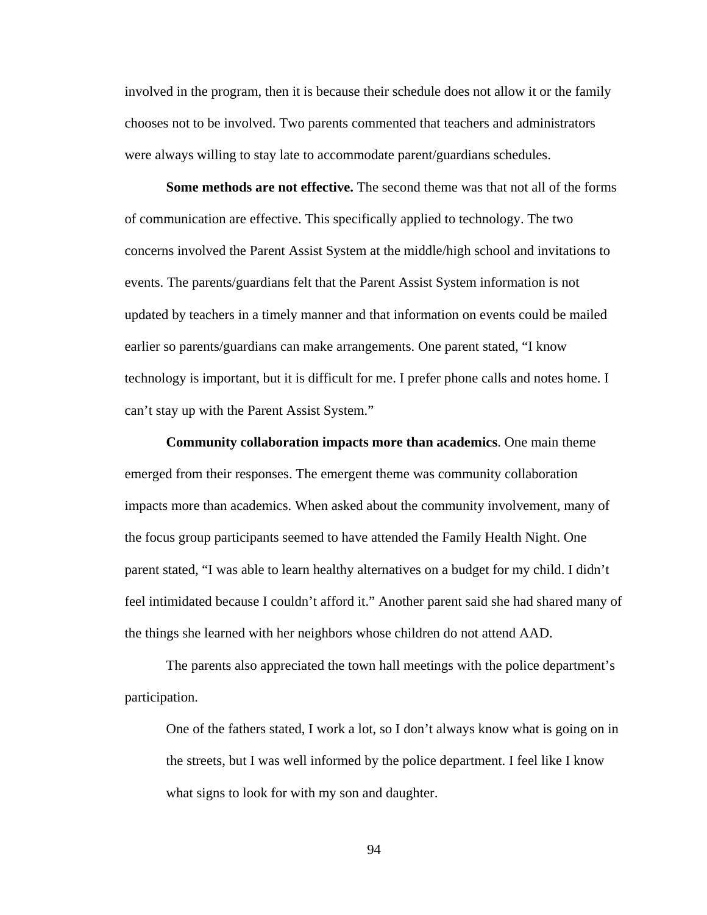involved in the program, then it is because their schedule does not allow it or the family chooses not to be involved. Two parents commented that teachers and administrators were always willing to stay late to accommodate parent/guardians schedules.

**Some methods are not effective.** The second theme was that not all of the forms of communication are effective. This specifically applied to technology. The two concerns involved the Parent Assist System at the middle/high school and invitations to events. The parents/guardians felt that the Parent Assist System information is not updated by teachers in a timely manner and that information on events could be mailed earlier so parents/guardians can make arrangements. One parent stated, "I know technology is important, but it is difficult for me. I prefer phone calls and notes home. I can't stay up with the Parent Assist System."

**Community collaboration impacts more than academics**. One main theme emerged from their responses. The emergent theme was community collaboration impacts more than academics. When asked about the community involvement, many of the focus group participants seemed to have attended the Family Health Night. One parent stated, "I was able to learn healthy alternatives on a budget for my child. I didn't feel intimidated because I couldn't afford it." Another parent said she had shared many of the things she learned with her neighbors whose children do not attend AAD.

The parents also appreciated the town hall meetings with the police department's participation.

> One of the fathers stated, I work a lot, so I don't always know what is going on in the streets, but I was well informed by the police department. I feel like I know what signs to look for with my son and daughter.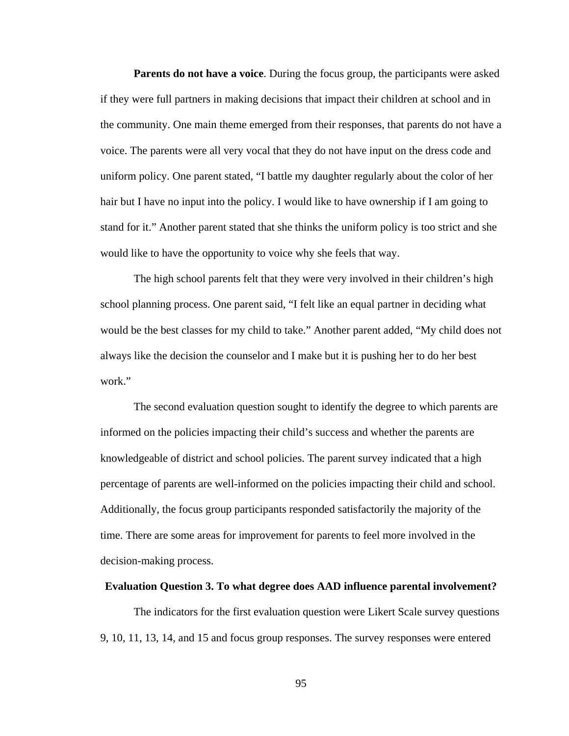**Parents do not have a voice**. During the focus group, the participants were asked if they were full partners in making decisions that impact their children at school and in the community. One main theme emerged from their responses, that parents do not have a voice. The parents were all very vocal that they do not have input on the dress code and uniform policy. One parent stated, “I battle my daughter regularly about the color of her hair but I have no input into the policy. I would like to have ownership if I am going to stand for it.” Another parent stated that she thinks the uniform policy is too strict and she would like to have the opportunity to voice why she feels that way.

The high school parents felt that they were very involved in their children’s high school planning process. One parent said, “I felt like an equal partner in deciding what would be the best classes for my child to take.” Another parent added, “My child does not always like the decision the counselor and I make but it is pushing her to do her best work.”

The second evaluation question sought to identify the degree to which parents are informed on the policies impacting their child’s success and whether the parents are knowledgeable of district and school policies. The parent survey indicated that a high percentage of parents are well-informed on the policies impacting their child and school. Additionally, the focus group participants responded satisfactorily the majority of the time. There are some areas for improvement for parents to feel more involved in the decision-making process.

**Evaluation Question 3. To what degree does AAD influence parental involvement?**

The indicators for the first evaluation question were Likert Scale survey questions 9, 10, 11, 13, 14, and 15 and focus group responses. The survey responses were entered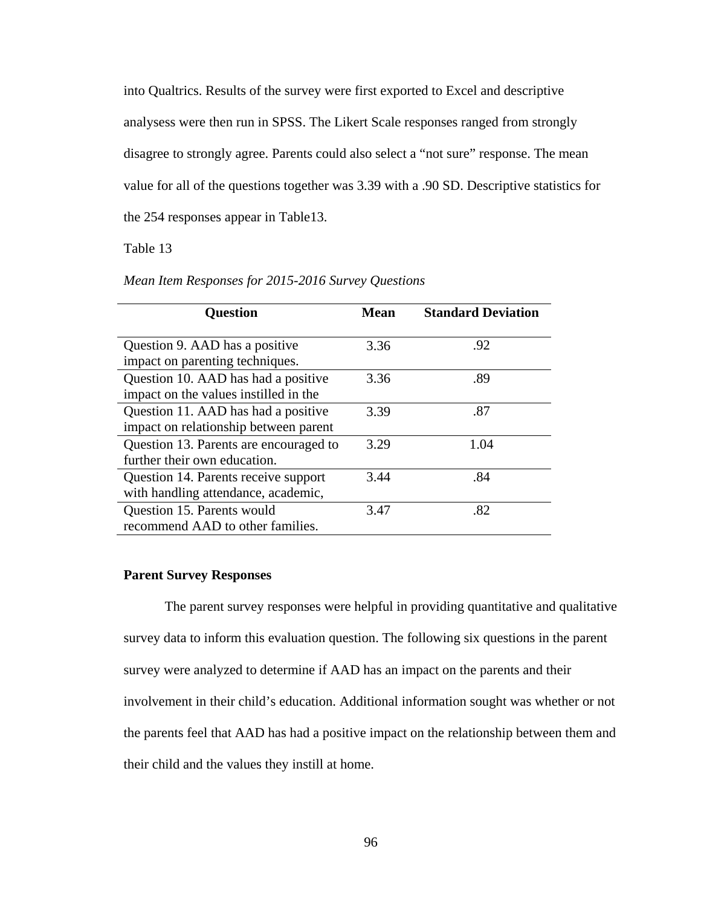into Qualtrics. Results of the survey were first exported to Excel and descriptive analysess were then run in SPSS. The Likert Scale responses ranged from strongly disagree to strongly agree. Parents could also select a “not sure” response. The mean value for all of the questions together was 3.39 with a .90 SD. Descriptive statistics for the 254 responses appear in Table13.

Table 13

*Mean Item Responses for 2015-2016 Survey Questions*

| Question | Mean | Standard Deviation |
|---|---|---|
| Question 9. AAD has a positive impact on parenting techniques. | 3.36 | .92 |
| Question 10. AAD has had a positive impact on the values instilled in the | 3.36 | .89 |
| Question 11. AAD has had a positive impact on relationship between parent | 3.39 | .87 |
| Question 13. Parents are encouraged to further their own education. | 3.29 | 1.04 |
| Question 14. Parents receive support with handling attendance, academic, | 3.44 | .84 |
| Question 15. Parents would recommend AAD to other families. | 3.47 | .82 |

**Parent Survey Responses**

The parent survey responses were helpful in providing quantitative and qualitative survey data to inform this evaluation question. The following six questions in the parent survey were analyzed to determine if AAD has an impact on the parents and their involvement in their child’s education. Additional information sought was whether or not the parents feel that AAD has had a positive impact on the relationship between them and their child and the values they instill at home.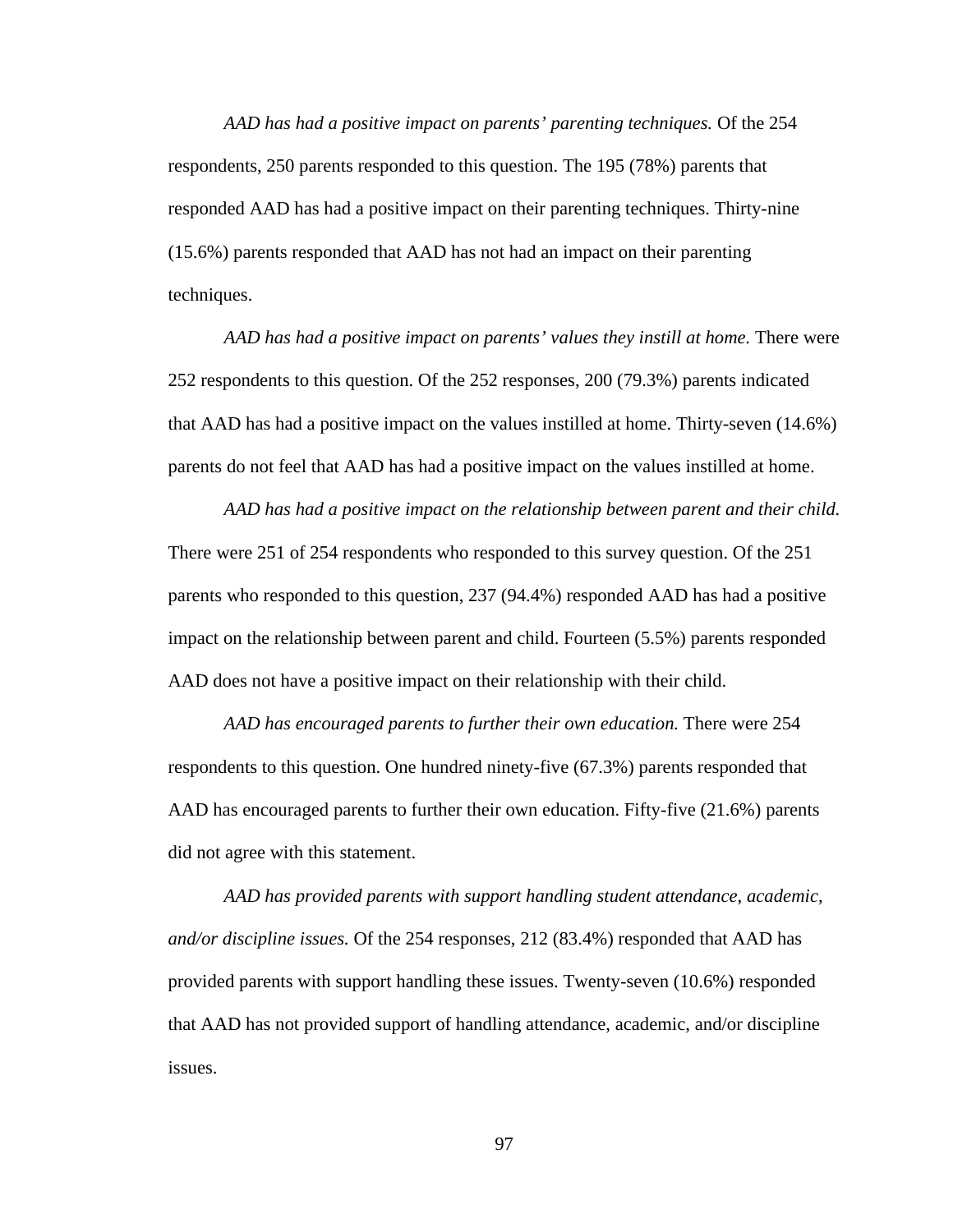*AAD has had a positive impact on parents' parenting techniques.* Of the 254 respondents, 250 parents responded to this question. The 195 (78%) parents that responded AAD has had a positive impact on their parenting techniques. Thirty-nine (15.6%) parents responded that AAD has not had an impact on their parenting techniques.

*AAD has had a positive impact on parents' values they instill at home.* There were 252 respondents to this question. Of the 252 responses, 200 (79.3%) parents indicated that AAD has had a positive impact on the values instilled at home. Thirty-seven (14.6%) parents do not feel that AAD has had a positive impact on the values instilled at home.

*AAD has had a positive impact on the relationship between parent and their child.* There were 251 of 254 respondents who responded to this survey question. Of the 251 parents who responded to this question, 237 (94.4%) responded AAD has had a positive impact on the relationship between parent and child. Fourteen (5.5%) parents responded AAD does not have a positive impact on their relationship with their child.

*AAD has encouraged parents to further their own education.* There were 254 respondents to this question. One hundred ninety-five (67.3%) parents responded that AAD has encouraged parents to further their own education. Fifty-five (21.6%) parents did not agree with this statement.

*AAD has provided parents with support handling student attendance, academic, and/or discipline issues.* Of the 254 responses, 212 (83.4%) responded that AAD has provided parents with support handling these issues. Twenty-seven (10.6%) responded that AAD has not provided support of handling attendance, academic, and/or discipline issues.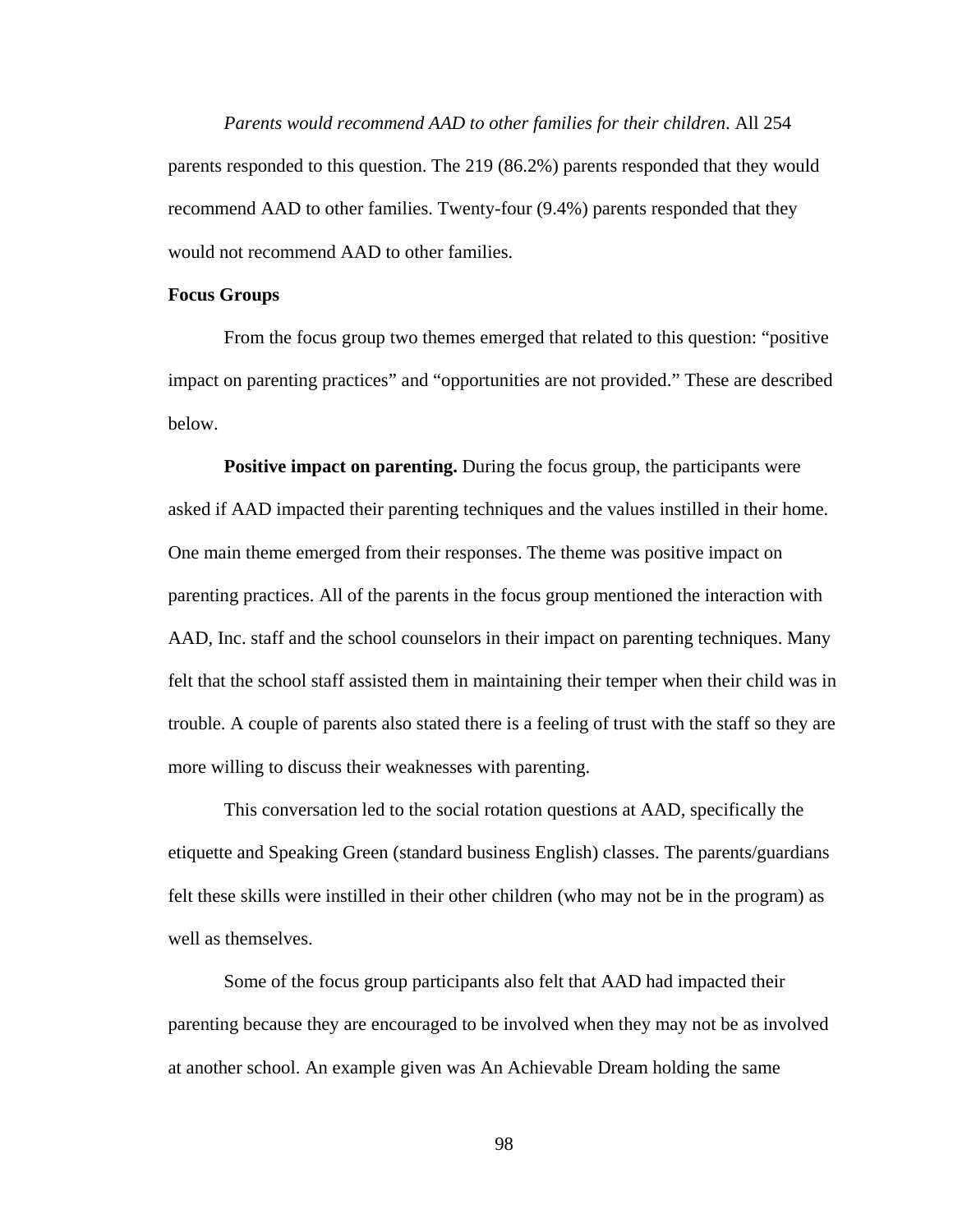*Parents would recommend AAD to other families for their children*. All 254 parents responded to this question. The 219 (86.2%) parents responded that they would recommend AAD to other families. Twenty-four (9.4%) parents responded that they would not recommend AAD to other families.

**Focus Groups**

From the focus group two themes emerged that related to this question: "positive impact on parenting practices" and "opportunities are not provided." These are described below.

**Positive impact on parenting.** During the focus group, the participants were asked if AAD impacted their parenting techniques and the values instilled in their home. One main theme emerged from their responses. The theme was positive impact on parenting practices. All of the parents in the focus group mentioned the interaction with AAD, Inc. staff and the school counselors in their impact on parenting techniques. Many felt that the school staff assisted them in maintaining their temper when their child was in trouble. A couple of parents also stated there is a feeling of trust with the staff so they are more willing to discuss their weaknesses with parenting.

This conversation led to the social rotation questions at AAD, specifically the etiquette and Speaking Green (standard business English) classes. The parents/guardians felt these skills were instilled in their other children (who may not be in the program) as well as themselves.

Some of the focus group participants also felt that AAD had impacted their parenting because they are encouraged to be involved when they may not be as involved at another school. An example given was An Achievable Dream holding the same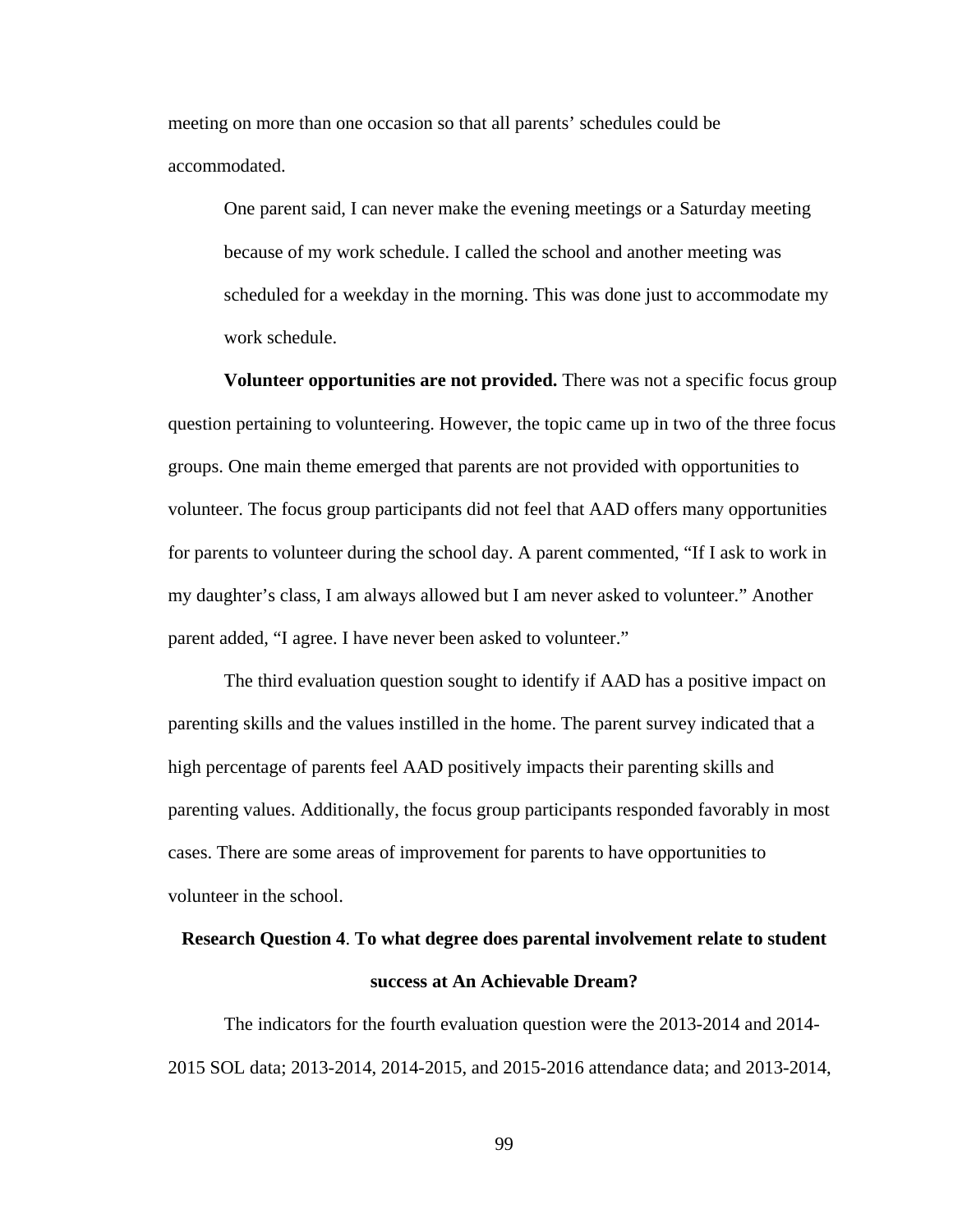meeting on more than one occasion so that all parents' schedules could be accommodated.

> One parent said, I can never make the evening meetings or a Saturday meeting because of my work schedule. I called the school and another meeting was scheduled for a weekday in the morning. This was done just to accommodate my work schedule.

**Volunteer opportunities are not provided.** There was not a specific focus group question pertaining to volunteering. However, the topic came up in two of the three focus groups. One main theme emerged that parents are not provided with opportunities to volunteer. The focus group participants did not feel that AAD offers many opportunities for parents to volunteer during the school day. A parent commented, "If I ask to work in my daughter's class, I am always allowed but I am never asked to volunteer." Another parent added, "I agree. I have never been asked to volunteer."

The third evaluation question sought to identify if AAD has a positive impact on parenting skills and the values instilled in the home. The parent survey indicated that a high percentage of parents feel AAD positively impacts their parenting skills and parenting values. Additionally, the focus group participants responded favorably in most cases. There are some areas of improvement for parents to have opportunities to volunteer in the school.

## Research Question 4. To what degree does parental involvement relate to student success at An Achievable Dream?

The indicators for the fourth evaluation question were the 2013-2014 and 2014-2015 SOL data; 2013-2014, 2014-2015, and 2015-2016 attendance data; and 2013-2014,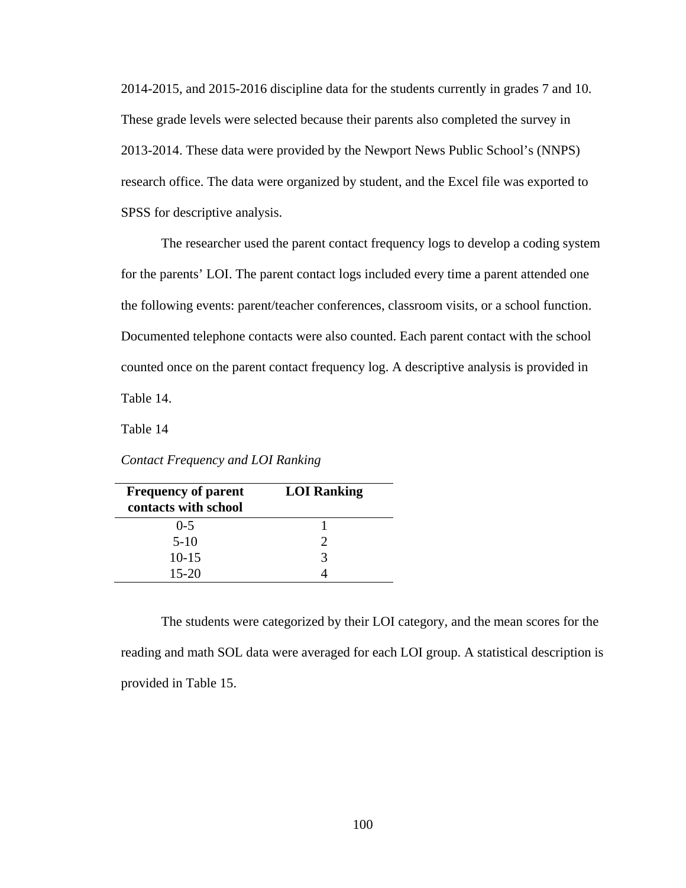2014-2015, and 2015-2016 discipline data for the students currently in grades 7 and 10. These grade levels were selected because their parents also completed the survey in 2013-2014. These data were provided by the Newport News Public School's (NNPS) research office. The data were organized by student, and the Excel file was exported to SPSS for descriptive analysis.

The researcher used the parent contact frequency logs to develop a coding system for the parents' LOI. The parent contact logs included every time a parent attended one the following events: parent/teacher conferences, classroom visits, or a school function. Documented telephone contacts were also counted. Each parent contact with the school counted once on the parent contact frequency log. A descriptive analysis is provided in Table 14.

Table 14

*Contact Frequency and LOI Ranking*

| **Frequency of parent contacts with school** | **LOI Ranking** |
|---|---|
| 0-5 | 1 |
| 5-10 | 2 |
| 10-15 | 3 |
| 15-20 | 4 |

The students were categorized by their LOI category, and the mean scores for the reading and math SOL data were averaged for each LOI group. A statistical description is provided in Table 15.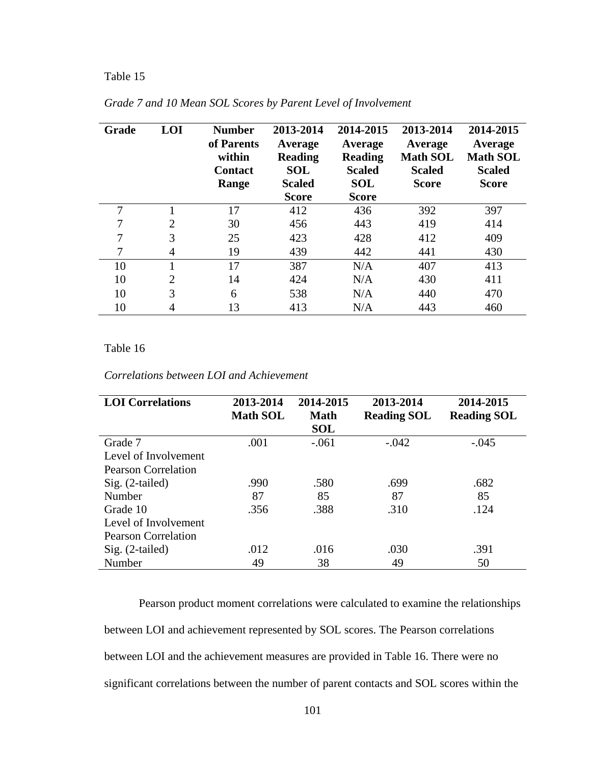Table 15

*Grade 7 and 10 Mean SOL Scores by Parent Level of Involvement*

| Grade | LOI | Number of Parents within Contact Range | 2013-2014 Average Reading SOL Scaled Score | 2014-2015 Average Reading Scaled SOL Score | 2013-2014 Average Math SOL Scaled Score | 2014-2015 Average Math SOL Scaled Score |
|---|---|---|---|---|---|---|
| 7 | 1 | 17 | 412 | 436 | 392 | 397 |
| 7 | 2 | 30 | 456 | 443 | 419 | 414 |
| 7 | 3 | 25 | 423 | 428 | 412 | 409 |
| 7 | 4 | 19 | 439 | 442 | 441 | 430 |
| 10 | 1 | 17 | 387 | N/A | 407 | 413 |
| 10 | 2 | 14 | 424 | N/A | 430 | 411 |
| 10 | 3 | 6 | 538 | N/A | 440 | 470 |
| 10 | 4 | 13 | 413 | N/A | 443 | 460 |

Table 16

*Correlations between LOI and Achievement*

| LOI Correlations | 2013-2014 Math SOL | 2014-2015 Math SOL | 2013-2014 Reading SOL | 2014-2015 Reading SOL |
|---|---|---|---|---|
| Grade 7 Level of Involvement Pearson Correlation | .001 | -.061 | -.042 | -.045 |
| Sig. (2-tailed) | .990 | .580 | .699 | .682 |
| Number | 87 | 85 | 87 | 85 |
| Grade 10 Level of Involvement Pearson Correlation | .356 | .388 | .310 | .124 |
| Sig. (2-tailed) | .012 | .016 | .030 | .391 |
| Number | 49 | 38 | 49 | 50 |

Pearson product moment correlations were calculated to examine the relationships between LOI and achievement represented by SOL scores. The Pearson correlations between LOI and the achievement measures are provided in Table 16. There were no significant correlations between the number of parent contacts and SOL scores within the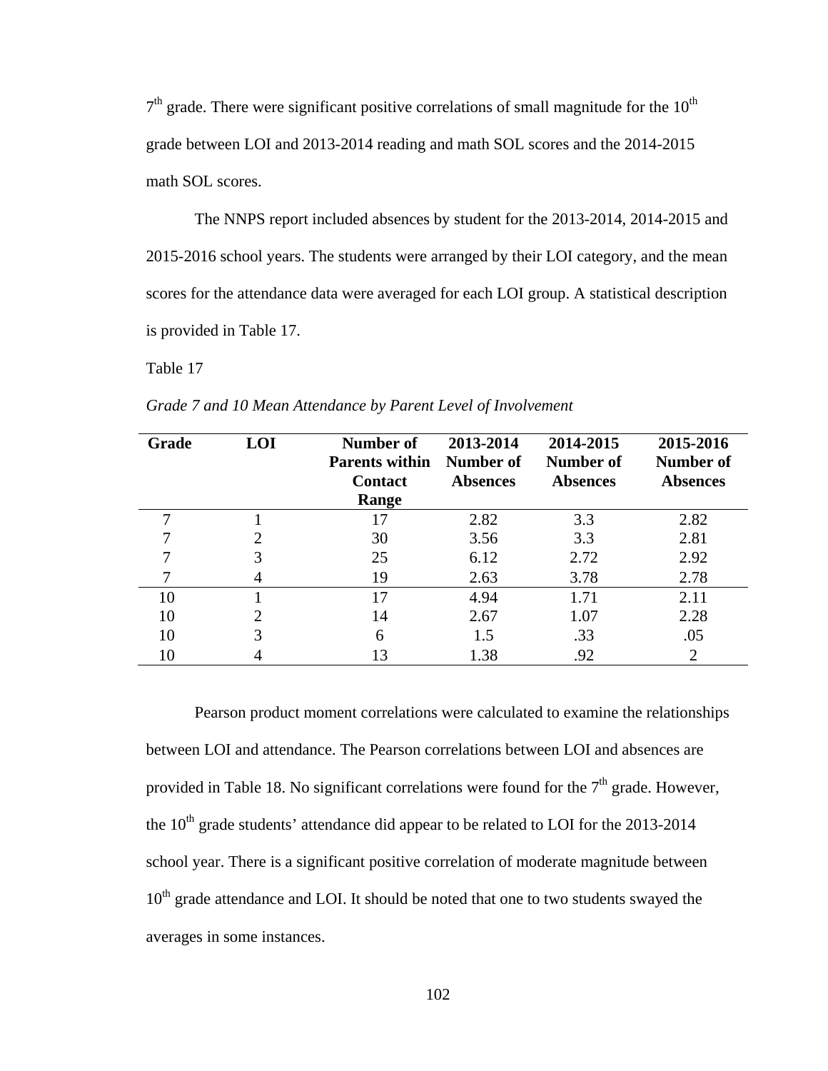7th grade. There were significant positive correlations of small magnitude for the 10th grade between LOI and 2013-2014 reading and math SOL scores and the 2014-2015 math SOL scores.

The NNPS report included absences by student for the 2013-2014, 2014-2015 and 2015-2016 school years. The students were arranged by their LOI category, and the mean scores for the attendance data were averaged for each LOI group. A statistical description is provided in Table 17.

Table 17

*Grade 7 and 10 Mean Attendance by Parent Level of Involvement*

| **Grade** | **LOI** | **Number of Parents within Contact Range** | **2013-2014 Number of Absences** | **2014-2015 Number of Absences** | **2015-2016 Number of Absences** |
|---|---|---|---|---|---|
| 7 | 1 | 17 | 2.82 | 3.3 | 2.82 |
| 7 | 2 | 30 | 3.56 | 3.3 | 2.81 |
| 7 | 3 | 25 | 6.12 | 2.72 | 2.92 |
| 7 | 4 | 19 | 2.63 | 3.78 | 2.78 |
| 10 | 1 | 17 | 4.94 | 1.71 | 2.11 |
| 10 | 2 | 14 | 2.67 | 1.07 | 2.28 |
| 10 | 3 | 6 | 1.5 | .33 | .05 |
| 10 | 4 | 13 | 1.38 | .92 | 2 |

Pearson product moment correlations were calculated to examine the relationships between LOI and attendance. The Pearson correlations between LOI and absences are provided in Table 18. No significant correlations were found for the 7th grade. However, the 10th grade students' attendance did appear to be related to LOI for the 2013-2014 school year. There is a significant positive correlation of moderate magnitude between 10th grade attendance and LOI. It should be noted that one to two students swayed the averages in some instances.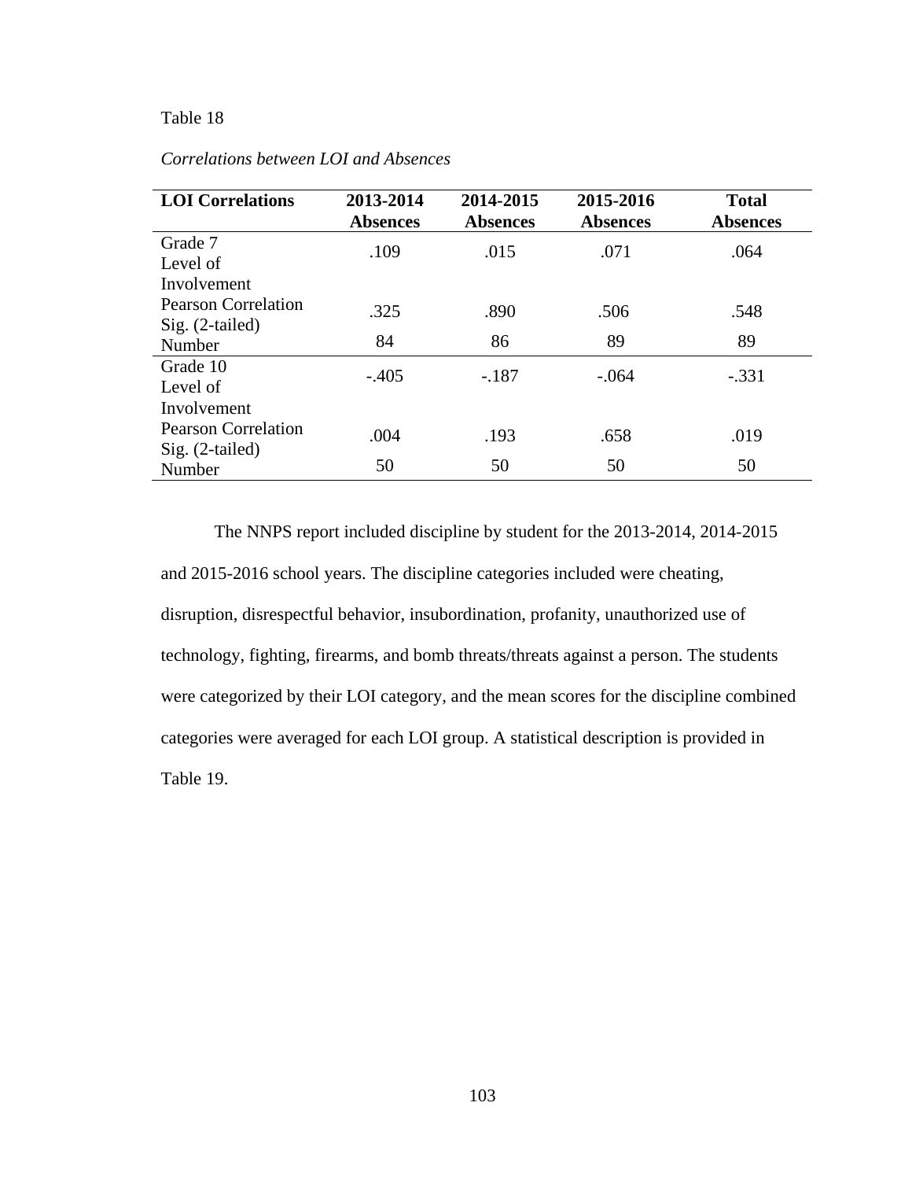Table 18

*Correlations between LOI and Absences*

| LOI Correlations | 2013-2014 Absences | 2014-2015 Absences | 2015-2016 Absences | Total Absences |
|---|---|---|---|---|
| Grade 7 Level of Involvement Pearson Correlation | .109 | .015 | .071 | .064 |
| Sig. (2-tailed) | .325 | .890 | .506 | .548 |
| Number | 84 | 86 | 89 | 89 |
| Grade 10 Level of Involvement Pearson Correlation | -.405 | -.187 | -.064 | -.331 |
| Sig. (2-tailed) | .004 | .193 | .658 | .019 |
| Number | 50 | 50 | 50 | 50 |

The NNPS report included discipline by student for the 2013-2014, 2014-2015 and 2015-2016 school years. The discipline categories included were cheating, disruption, disrespectful behavior, insubordination, profanity, unauthorized use of technology, fighting, firearms, and bomb threats/threats against a person. The students were categorized by their LOI category, and the mean scores for the discipline combined categories were averaged for each LOI group. A statistical description is provided in Table 19.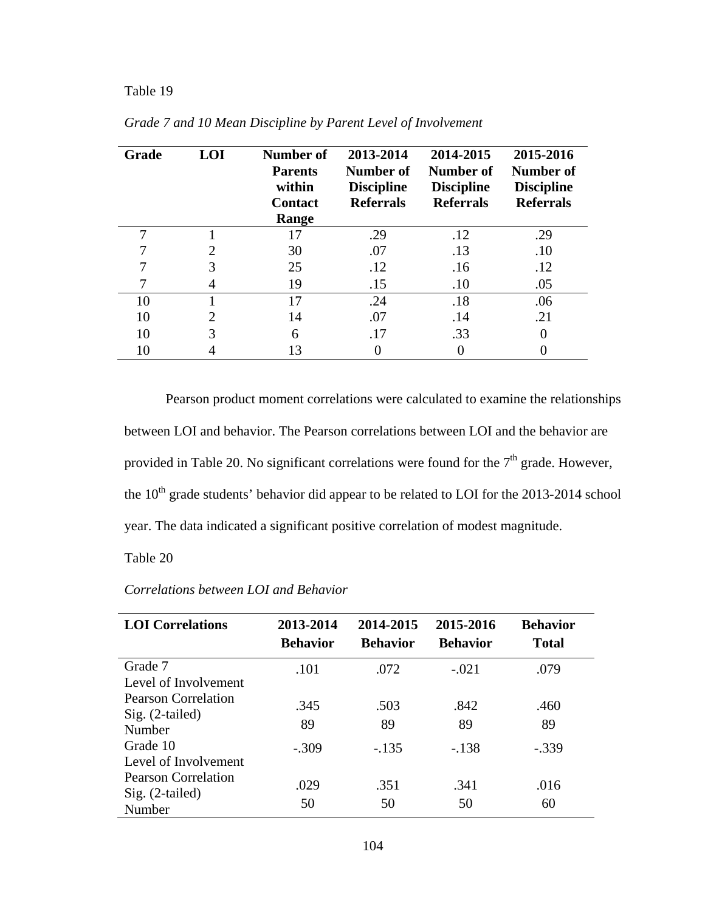Table 19

*Grade 7 and 10 Mean Discipline by Parent Level of Involvement*

| Grade | LOI | Number of Parents within Contact Range | 2013-2014 Number of Discipline Referrals | 2014-2015 Number of Discipline Referrals | 2015-2016 Number of Discipline Referrals |
|---|---|---|---|---|---|
| 7 | 1 | 17 | .29 | .12 | .29 |
| 7 | 2 | 30 | .07 | .13 | .10 |
| 7 | 3 | 25 | .12 | .16 | .12 |
| 7 | 4 | 19 | .15 | .10 | .05 |
| 10 | 1 | 17 | .24 | .18 | .06 |
| 10 | 2 | 14 | .07 | .14 | .21 |
| 10 | 3 | 6 | .17 | .33 | 0 |
| 10 | 4 | 13 | 0 | 0 | 0 |

Pearson product moment correlations were calculated to examine the relationships between LOI and behavior. The Pearson correlations between LOI and the behavior are provided in Table 20. No significant correlations were found for the 7th grade. However, the 10th grade students' behavior did appear to be related to LOI for the 2013-2014 school year. The data indicated a significant positive correlation of modest magnitude.

Table 20

*Correlations between LOI and Behavior*

| LOI Correlations | 2013-2014 Behavior | 2014-2015 Behavior | 2015-2016 Behavior | Behavior Total |
|---|---|---|---|---|
| Grade 7 Level of Involvement Pearson Correlation | .101 | .072 | -.021 | .079 |
| Sig. (2-tailed) | .345 | .503 | .842 | .460 |
| Number | 89 | 89 | 89 | 89 |
| Grade 10 Level of Involvement Pearson Correlation | -.309 | -.135 | -.138 | -.339 |
| Sig. (2-tailed) | .029 | .351 | .341 | .016 |
| Number | 50 | 50 | 50 | 60 |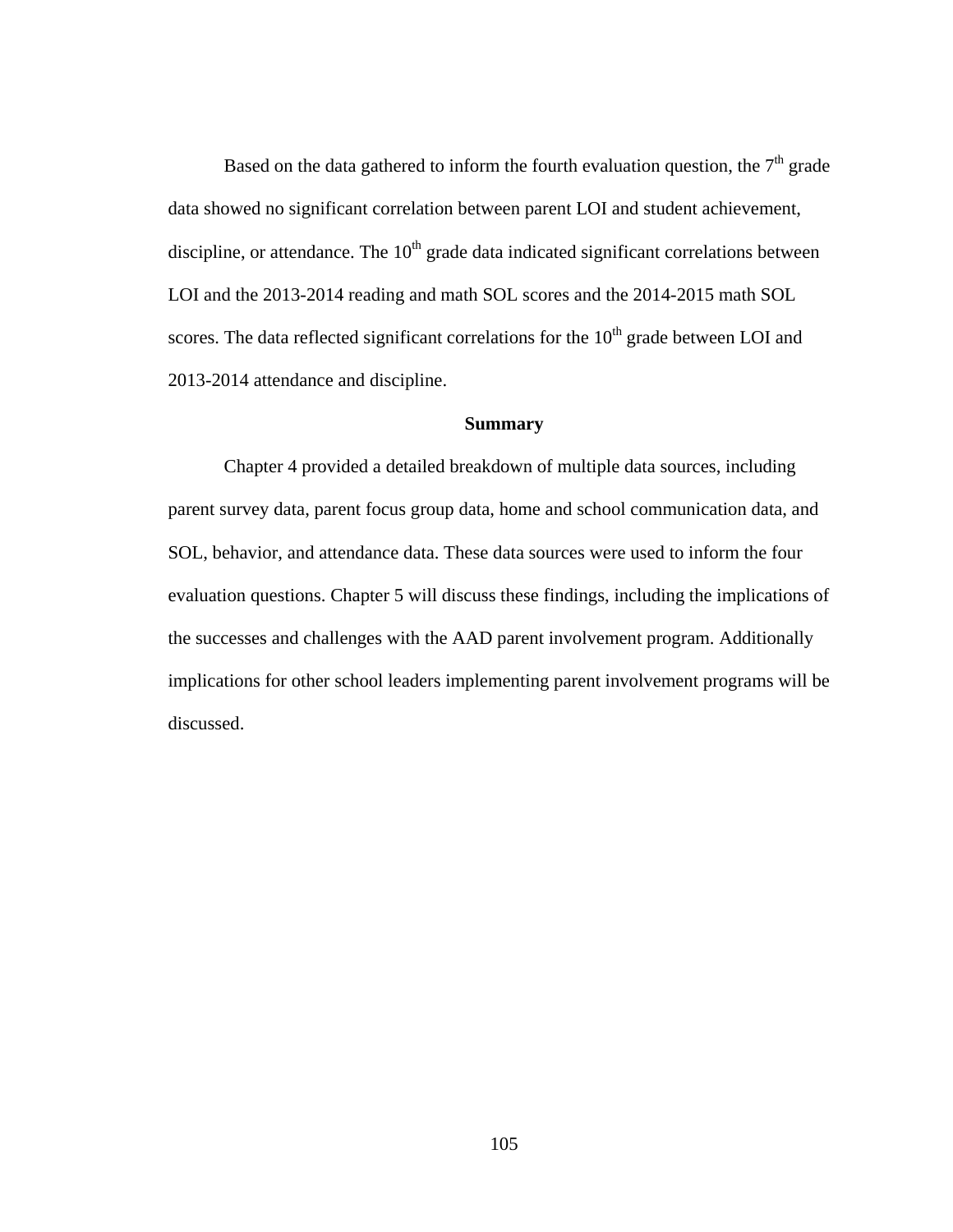Based on the data gathered to inform the fourth evaluation question, the 7th grade data showed no significant correlation between parent LOI and student achievement, discipline, or attendance. The 10th grade data indicated significant correlations between LOI and the 2013-2014 reading and math SOL scores and the 2014-2015 math SOL scores. The data reflected significant correlations for the 10th grade between LOI and 2013-2014 attendance and discipline.

## Summary

Chapter 4 provided a detailed breakdown of multiple data sources, including parent survey data, parent focus group data, home and school communication data, and SOL, behavior, and attendance data. These data sources were used to inform the four evaluation questions. Chapter 5 will discuss these findings, including the implications of the successes and challenges with the AAD parent involvement program. Additionally implications for other school leaders implementing parent involvement programs will be discussed.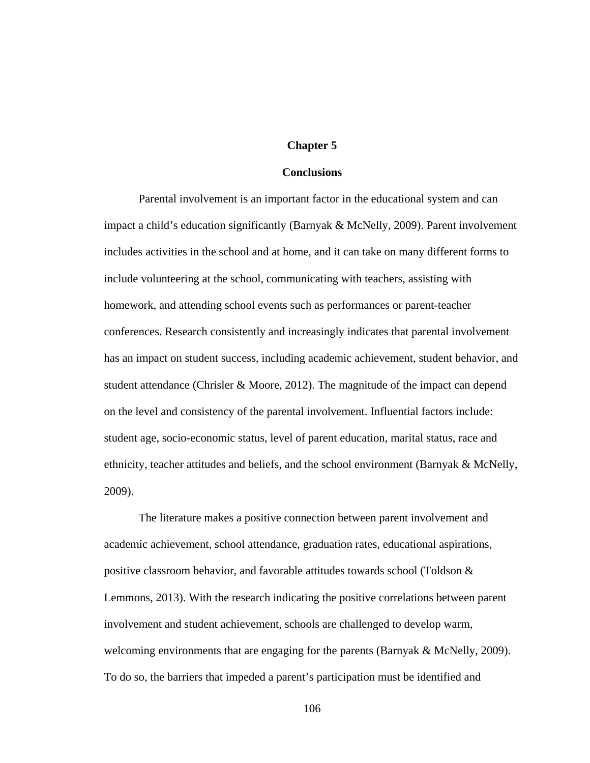# Chapter 5

## Conclusions

Parental involvement is an important factor in the educational system and can impact a child's education significantly (Barnyak & McNelly, 2009). Parent involvement includes activities in the school and at home, and it can take on many different forms to include volunteering at the school, communicating with teachers, assisting with homework, and attending school events such as performances or parent-teacher conferences. Research consistently and increasingly indicates that parental involvement has an impact on student success, including academic achievement, student behavior, and student attendance (Chrisler & Moore, 2012). The magnitude of the impact can depend on the level and consistency of the parental involvement. Influential factors include: student age, socio-economic status, level of parent education, marital status, race and ethnicity, teacher attitudes and beliefs, and the school environment (Barnyak & McNelly, 2009).

The literature makes a positive connection between parent involvement and academic achievement, school attendance, graduation rates, educational aspirations, positive classroom behavior, and favorable attitudes towards school (Toldson & Lemmons, 2013). With the research indicating the positive correlations between parent involvement and student achievement, schools are challenged to develop warm, welcoming environments that are engaging for the parents (Barnyak & McNelly, 2009). To do so, the barriers that impeded a parent's participation must be identified and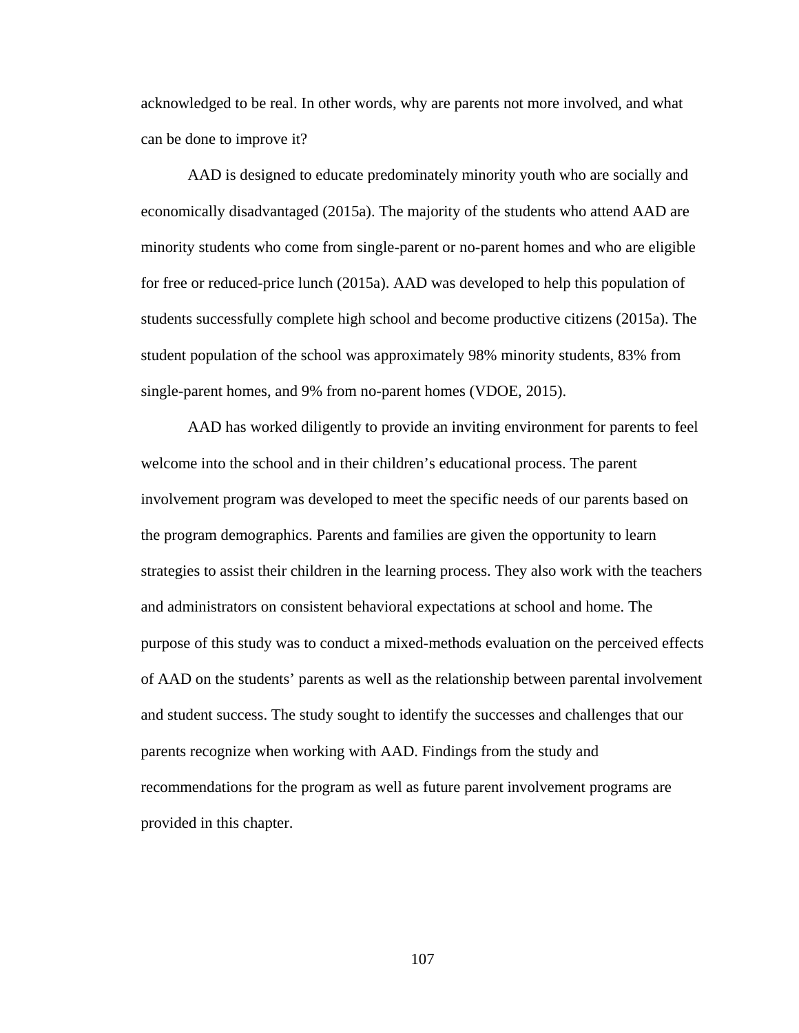acknowledged to be real. In other words, why are parents not more involved, and what can be done to improve it?

AAD is designed to educate predominately minority youth who are socially and economically disadvantaged (2015a). The majority of the students who attend AAD are minority students who come from single-parent or no-parent homes and who are eligible for free or reduced-price lunch (2015a). AAD was developed to help this population of students successfully complete high school and become productive citizens (2015a). The student population of the school was approximately 98% minority students, 83% from single-parent homes, and 9% from no-parent homes (VDOE, 2015).

AAD has worked diligently to provide an inviting environment for parents to feel welcome into the school and in their children's educational process. The parent involvement program was developed to meet the specific needs of our parents based on the program demographics. Parents and families are given the opportunity to learn strategies to assist their children in the learning process. They also work with the teachers and administrators on consistent behavioral expectations at school and home. The purpose of this study was to conduct a mixed-methods evaluation on the perceived effects of AAD on the students' parents as well as the relationship between parental involvement and student success. The study sought to identify the successes and challenges that our parents recognize when working with AAD. Findings from the study and recommendations for the program as well as future parent involvement programs are provided in this chapter.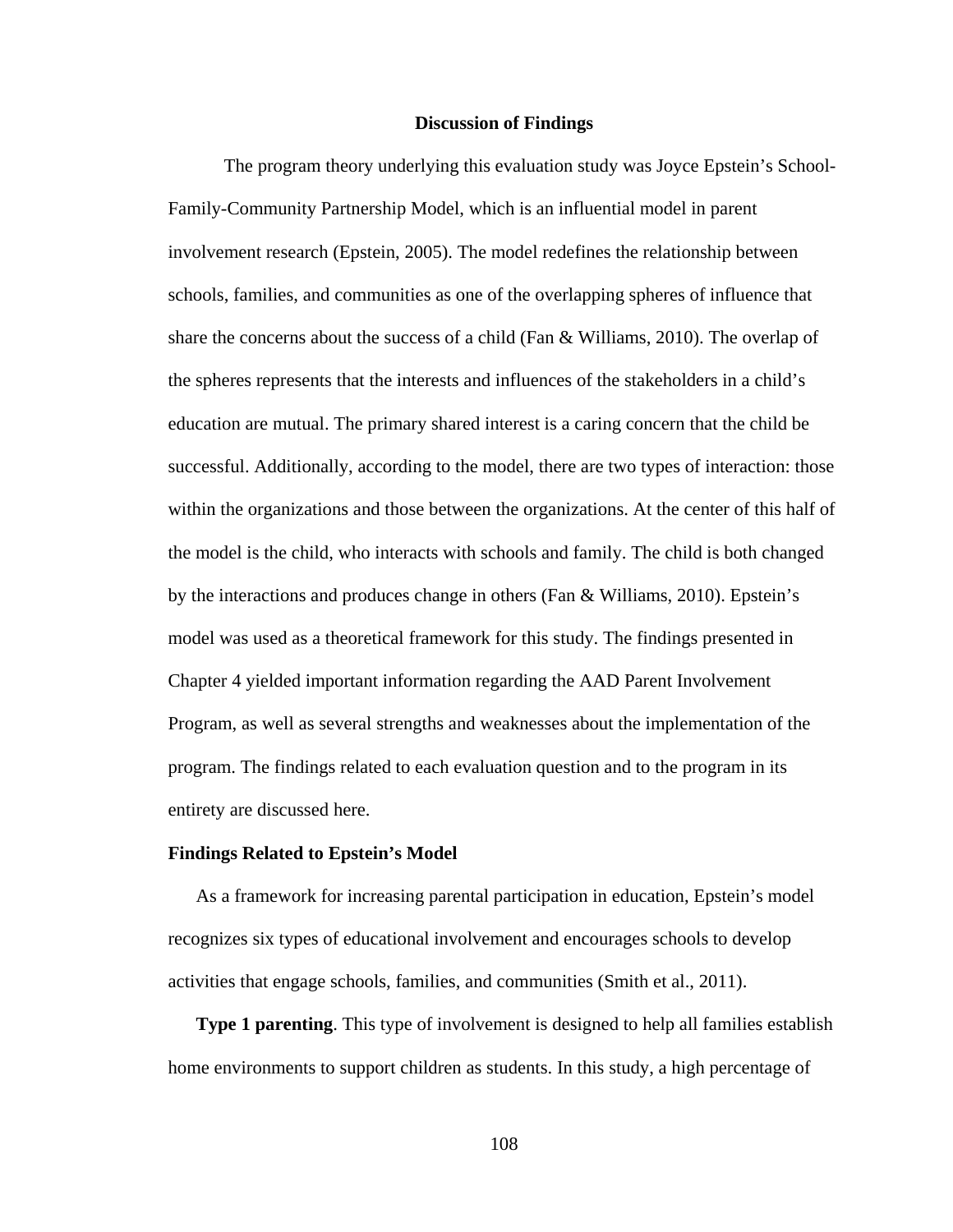## Discussion of Findings

The program theory underlying this evaluation study was Joyce Epstein's School-Family-Community Partnership Model, which is an influential model in parent involvement research (Epstein, 2005). The model redefines the relationship between schools, families, and communities as one of the overlapping spheres of influence that share the concerns about the success of a child (Fan & Williams, 2010). The overlap of the spheres represents that the interests and influences of the stakeholders in a child's education are mutual. The primary shared interest is a caring concern that the child be successful. Additionally, according to the model, there are two types of interaction: those within the organizations and those between the organizations. At the center of this half of the model is the child, who interacts with schools and family. The child is both changed by the interactions and produces change in others (Fan & Williams, 2010). Epstein's model was used as a theoretical framework for this study. The findings presented in Chapter 4 yielded important information regarding the AAD Parent Involvement Program, as well as several strengths and weaknesses about the implementation of the program. The findings related to each evaluation question and to the program in its entirety are discussed here.

### Findings Related to Epstein's Model

As a framework for increasing parental participation in education, Epstein's model recognizes six types of educational involvement and encourages schools to develop activities that engage schools, families, and communities (Smith et al., 2011).

**Type 1 parenting**. This type of involvement is designed to help all families establish home environments to support children as students. In this study, a high percentage of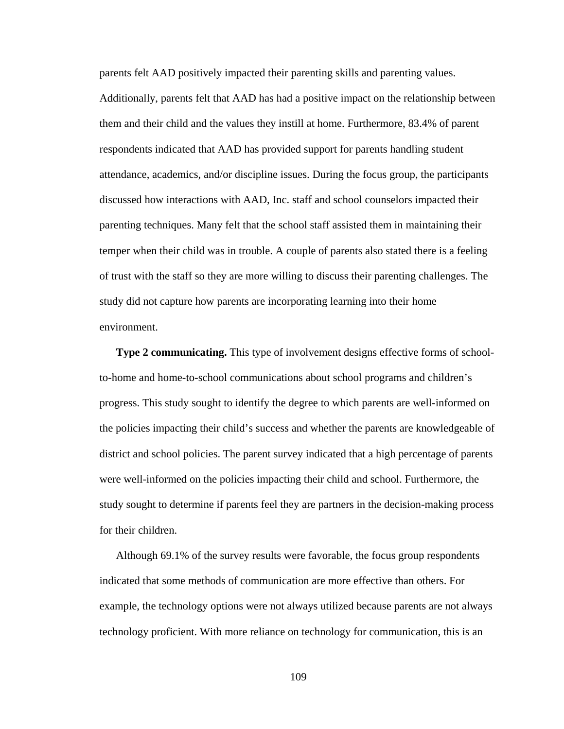parents felt AAD positively impacted their parenting skills and parenting values. Additionally, parents felt that AAD has had a positive impact on the relationship between them and their child and the values they instill at home. Furthermore, 83.4% of parent respondents indicated that AAD has provided support for parents handling student attendance, academics, and/or discipline issues. During the focus group, the participants discussed how interactions with AAD, Inc. staff and school counselors impacted their parenting techniques. Many felt that the school staff assisted them in maintaining their temper when their child was in trouble. A couple of parents also stated there is a feeling of trust with the staff so they are more willing to discuss their parenting challenges. The study did not capture how parents are incorporating learning into their home environment.

**Type 2 communicating.** This type of involvement designs effective forms of school-to-home and home-to-school communications about school programs and children's progress. This study sought to identify the degree to which parents are well-informed on the policies impacting their child's success and whether the parents are knowledgeable of district and school policies. The parent survey indicated that a high percentage of parents were well-informed on the policies impacting their child and school. Furthermore, the study sought to determine if parents feel they are partners in the decision-making process for their children.

Although 69.1% of the survey results were favorable, the focus group respondents indicated that some methods of communication are more effective than others. For example, the technology options were not always utilized because parents are not always technology proficient. With more reliance on technology for communication, this is an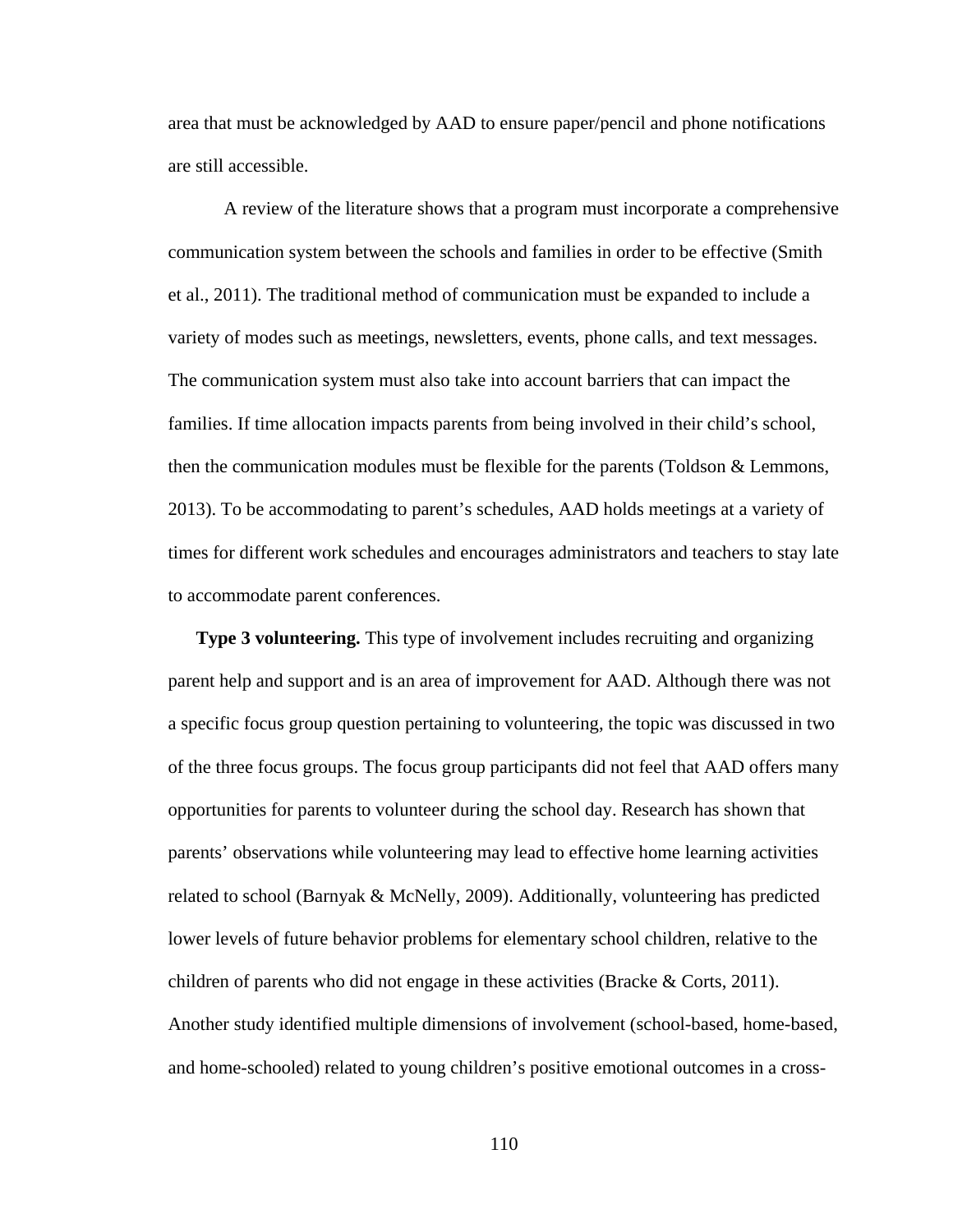area that must be acknowledged by AAD to ensure paper/pencil and phone notifications are still accessible.

A review of the literature shows that a program must incorporate a comprehensive communication system between the schools and families in order to be effective (Smith et al., 2011). The traditional method of communication must be expanded to include a variety of modes such as meetings, newsletters, events, phone calls, and text messages. The communication system must also take into account barriers that can impact the families. If time allocation impacts parents from being involved in their child's school, then the communication modules must be flexible for the parents (Toldson & Lemmons, 2013). To be accommodating to parent's schedules, AAD holds meetings at a variety of times for different work schedules and encourages administrators and teachers to stay late to accommodate parent conferences.

**Type 3 volunteering.** This type of involvement includes recruiting and organizing parent help and support and is an area of improvement for AAD. Although there was not a specific focus group question pertaining to volunteering, the topic was discussed in two of the three focus groups. The focus group participants did not feel that AAD offers many opportunities for parents to volunteer during the school day. Research has shown that parents' observations while volunteering may lead to effective home learning activities related to school (Barnyak & McNelly, 2009). Additionally, volunteering has predicted lower levels of future behavior problems for elementary school children, relative to the children of parents who did not engage in these activities (Bracke & Corts, 2011). Another study identified multiple dimensions of involvement (school-based, home-based, and home-schooled) related to young children's positive emotional outcomes in a cross-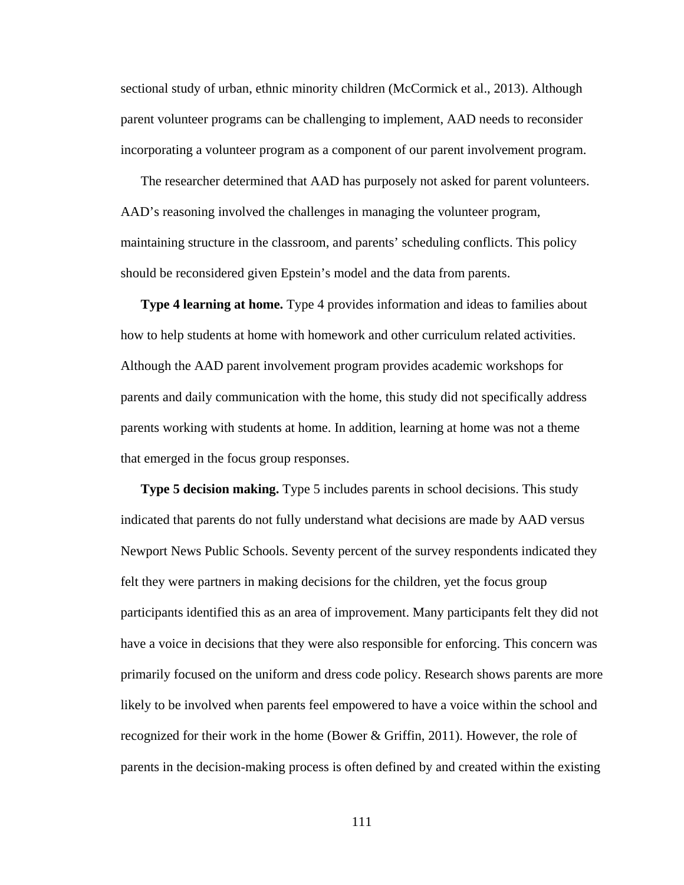sectional study of urban, ethnic minority children (McCormick et al., 2013). Although parent volunteer programs can be challenging to implement, AAD needs to reconsider incorporating a volunteer program as a component of our parent involvement program.

The researcher determined that AAD has purposely not asked for parent volunteers. AAD's reasoning involved the challenges in managing the volunteer program, maintaining structure in the classroom, and parents' scheduling conflicts. This policy should be reconsidered given Epstein's model and the data from parents.

**Type 4 learning at home.** Type 4 provides information and ideas to families about how to help students at home with homework and other curriculum related activities. Although the AAD parent involvement program provides academic workshops for parents and daily communication with the home, this study did not specifically address parents working with students at home. In addition, learning at home was not a theme that emerged in the focus group responses.

**Type 5 decision making.** Type 5 includes parents in school decisions. This study indicated that parents do not fully understand what decisions are made by AAD versus Newport News Public Schools. Seventy percent of the survey respondents indicated they felt they were partners in making decisions for the children, yet the focus group participants identified this as an area of improvement. Many participants felt they did not have a voice in decisions that they were also responsible for enforcing. This concern was primarily focused on the uniform and dress code policy. Research shows parents are more likely to be involved when parents feel empowered to have a voice within the school and recognized for their work in the home (Bower & Griffin, 2011). However, the role of parents in the decision-making process is often defined by and created within the existing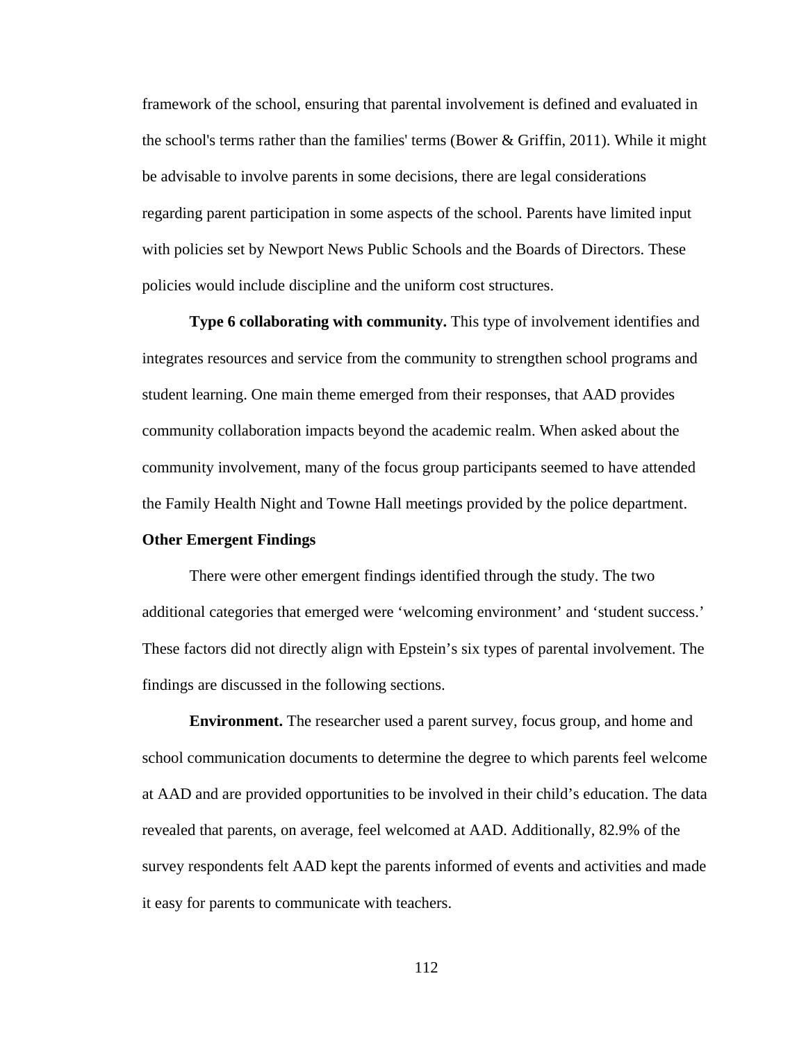framework of the school, ensuring that parental involvement is defined and evaluated in the school's terms rather than the families' terms (Bower & Griffin, 2011). While it might be advisable to involve parents in some decisions, there are legal considerations regarding parent participation in some aspects of the school. Parents have limited input with policies set by Newport News Public Schools and the Boards of Directors. These policies would include discipline and the uniform cost structures.

**Type 6 collaborating with community.** This type of involvement identifies and integrates resources and service from the community to strengthen school programs and student learning. One main theme emerged from their responses, that AAD provides community collaboration impacts beyond the academic realm. When asked about the community involvement, many of the focus group participants seemed to have attended the Family Health Night and Towne Hall meetings provided by the police department.

### Other Emergent Findings

There were other emergent findings identified through the study. The two additional categories that emerged were 'welcoming environment' and 'student success.' These factors did not directly align with Epstein's six types of parental involvement. The findings are discussed in the following sections.

**Environment.** The researcher used a parent survey, focus group, and home and school communication documents to determine the degree to which parents feel welcome at AAD and are provided opportunities to be involved in their child's education. The data revealed that parents, on average, feel welcomed at AAD. Additionally, 82.9% of the survey respondents felt AAD kept the parents informed of events and activities and made it easy for parents to communicate with teachers.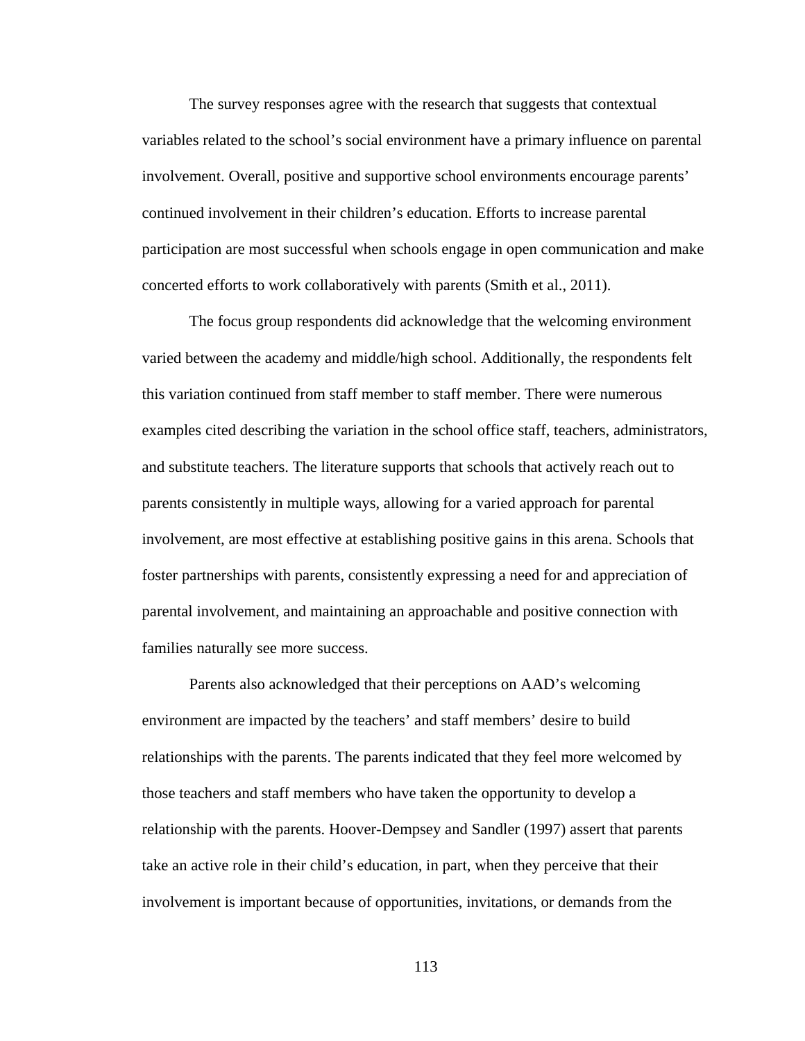The survey responses agree with the research that suggests that contextual variables related to the school's social environment have a primary influence on parental involvement. Overall, positive and supportive school environments encourage parents' continued involvement in their children's education. Efforts to increase parental participation are most successful when schools engage in open communication and make concerted efforts to work collaboratively with parents (Smith et al., 2011).

The focus group respondents did acknowledge that the welcoming environment varied between the academy and middle/high school. Additionally, the respondents felt this variation continued from staff member to staff member. There were numerous examples cited describing the variation in the school office staff, teachers, administrators, and substitute teachers. The literature supports that schools that actively reach out to parents consistently in multiple ways, allowing for a varied approach for parental involvement, are most effective at establishing positive gains in this arena. Schools that foster partnerships with parents, consistently expressing a need for and appreciation of parental involvement, and maintaining an approachable and positive connection with families naturally see more success.

Parents also acknowledged that their perceptions on AAD's welcoming environment are impacted by the teachers' and staff members' desire to build relationships with the parents. The parents indicated that they feel more welcomed by those teachers and staff members who have taken the opportunity to develop a relationship with the parents. Hoover-Dempsey and Sandler (1997) assert that parents take an active role in their child's education, in part, when they perceive that their involvement is important because of opportunities, invitations, or demands from the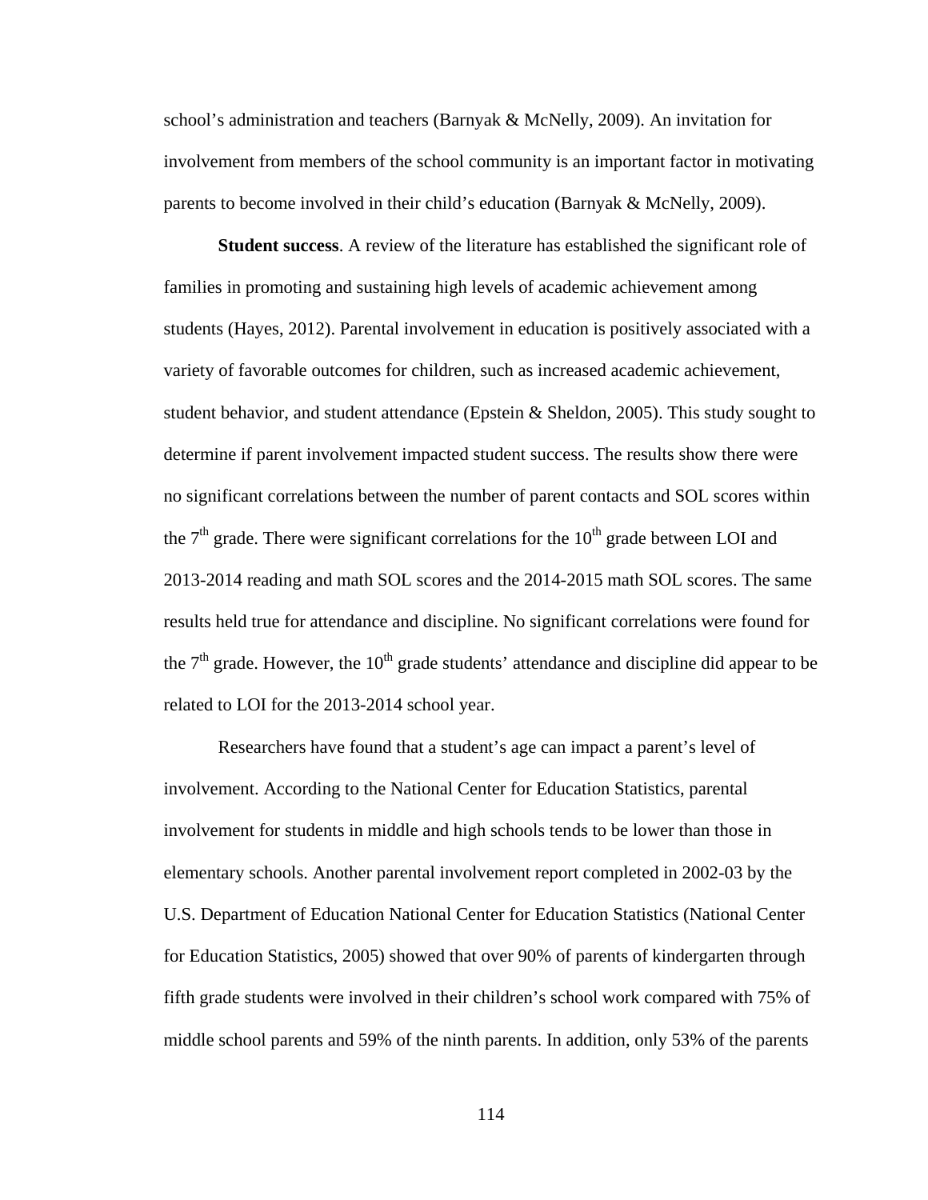school's administration and teachers (Barnyak & McNelly, 2009). An invitation for involvement from members of the school community is an important factor in motivating parents to become involved in their child's education (Barnyak & McNelly, 2009).

**Student success**. A review of the literature has established the significant role of families in promoting and sustaining high levels of academic achievement among students (Hayes, 2012). Parental involvement in education is positively associated with a variety of favorable outcomes for children, such as increased academic achievement, student behavior, and student attendance (Epstein & Sheldon, 2005). This study sought to determine if parent involvement impacted student success. The results show there were no significant correlations between the number of parent contacts and SOL scores within the 7$^{th}$ grade. There were significant correlations for the 10$^{th}$ grade between LOI and 2013-2014 reading and math SOL scores and the 2014-2015 math SOL scores. The same results held true for attendance and discipline. No significant correlations were found for the 7$^{th}$ grade. However, the 10$^{th}$ grade students' attendance and discipline did appear to be related to LOI for the 2013-2014 school year.

Researchers have found that a student's age can impact a parent's level of involvement. According to the National Center for Education Statistics, parental involvement for students in middle and high schools tends to be lower than those in elementary schools. Another parental involvement report completed in 2002-03 by the U.S. Department of Education National Center for Education Statistics (National Center for Education Statistics, 2005) showed that over 90% of parents of kindergarten through fifth grade students were involved in their children's school work compared with 75% of middle school parents and 59% of the ninth parents. In addition, only 53% of the parents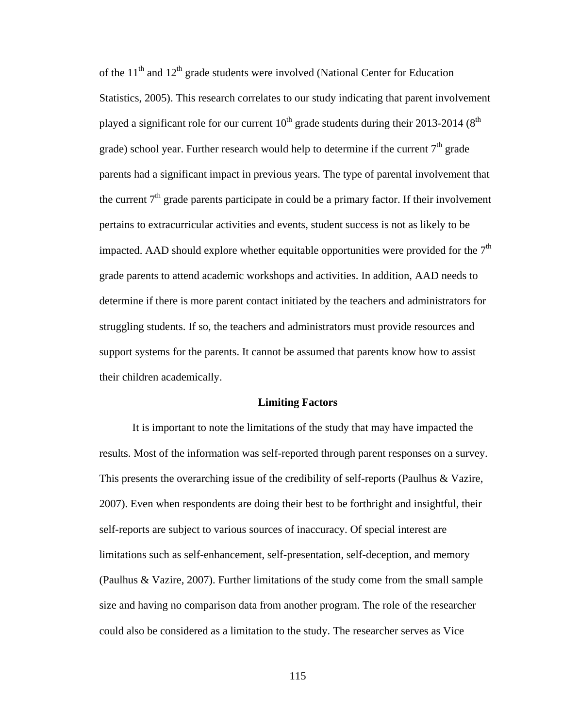of the 11th and 12th grade students were involved (National Center for Education Statistics, 2005). This research correlates to our study indicating that parent involvement played a significant role for our current 10th grade students during their 2013-2014 (8th grade) school year. Further research would help to determine if the current 7th grade parents had a significant impact in previous years. The type of parental involvement that the current 7th grade parents participate in could be a primary factor. If their involvement pertains to extracurricular activities and events, student success is not as likely to be impacted. AAD should explore whether equitable opportunities were provided for the 7th grade parents to attend academic workshops and activities. In addition, AAD needs to determine if there is more parent contact initiated by the teachers and administrators for struggling students. If so, the teachers and administrators must provide resources and support systems for the parents. It cannot be assumed that parents know how to assist their children academically.

## Limiting Factors

It is important to note the limitations of the study that may have impacted the results. Most of the information was self-reported through parent responses on a survey. This presents the overarching issue of the credibility of self-reports (Paulhus & Vazire, 2007). Even when respondents are doing their best to be forthright and insightful, their self-reports are subject to various sources of inaccuracy. Of special interest are limitations such as self-enhancement, self-presentation, self-deception, and memory (Paulhus & Vazire, 2007). Further limitations of the study come from the small sample size and having no comparison data from another program. The role of the researcher could also be considered as a limitation to the study. The researcher serves as Vice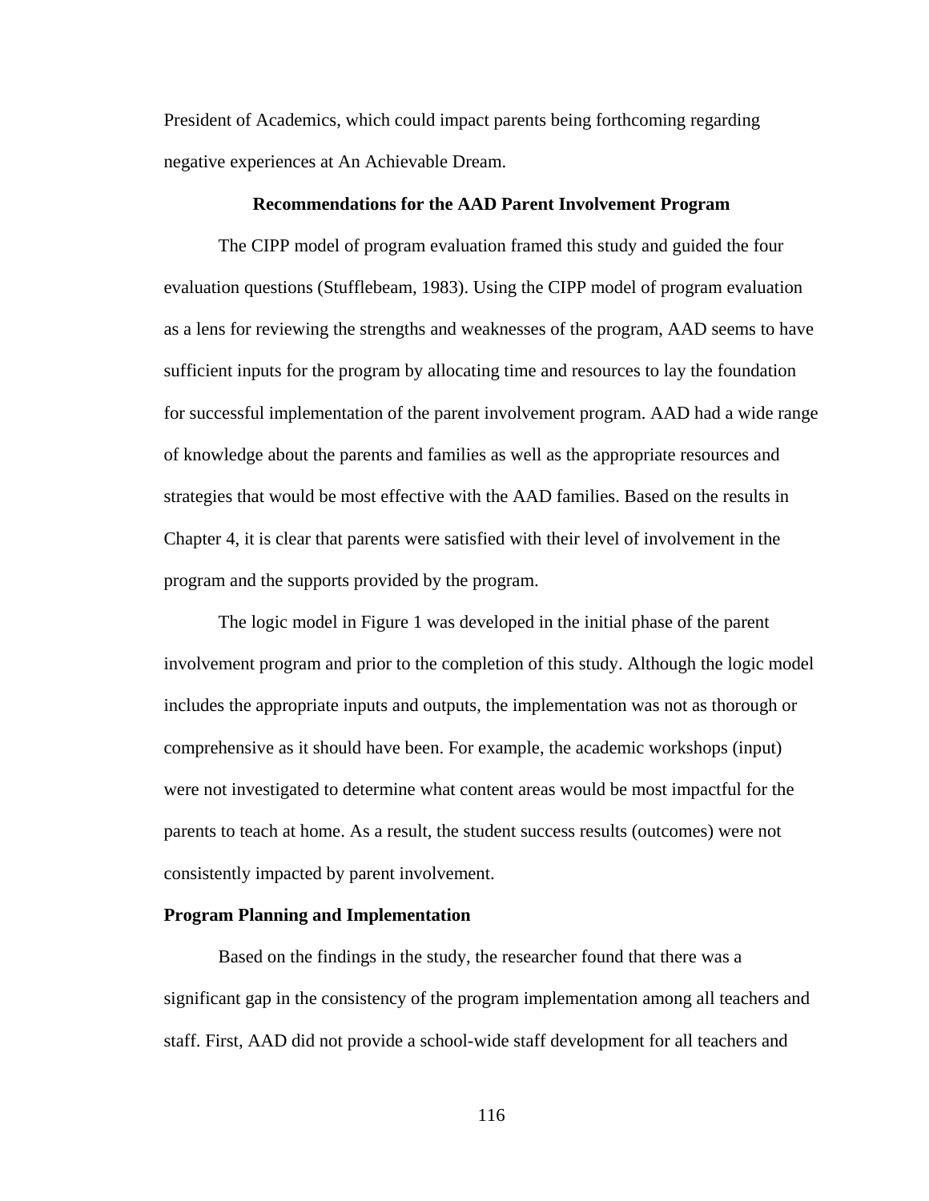President of Academics, which could impact parents being forthcoming regarding negative experiences at An Achievable Dream.

## Recommendations for the AAD Parent Involvement Program

The CIPP model of program evaluation framed this study and guided the four evaluation questions (Stufflebeam, 1983). Using the CIPP model of program evaluation as a lens for reviewing the strengths and weaknesses of the program, AAD seems to have sufficient inputs for the program by allocating time and resources to lay the foundation for successful implementation of the parent involvement program. AAD had a wide range of knowledge about the parents and families as well as the appropriate resources and strategies that would be most effective with the AAD families. Based on the results in Chapter 4, it is clear that parents were satisfied with their level of involvement in the program and the supports provided by the program.

The logic model in Figure 1 was developed in the initial phase of the parent involvement program and prior to the completion of this study. Although the logic model includes the appropriate inputs and outputs, the implementation was not as thorough or comprehensive as it should have been. For example, the academic workshops (input) were not investigated to determine what content areas would be most impactful for the parents to teach at home. As a result, the student success results (outcomes) were not consistently impacted by parent involvement.

### Program Planning and Implementation

Based on the findings in the study, the researcher found that there was a significant gap in the consistency of the program implementation among all teachers and staff. First, AAD did not provide a school-wide staff development for all teachers and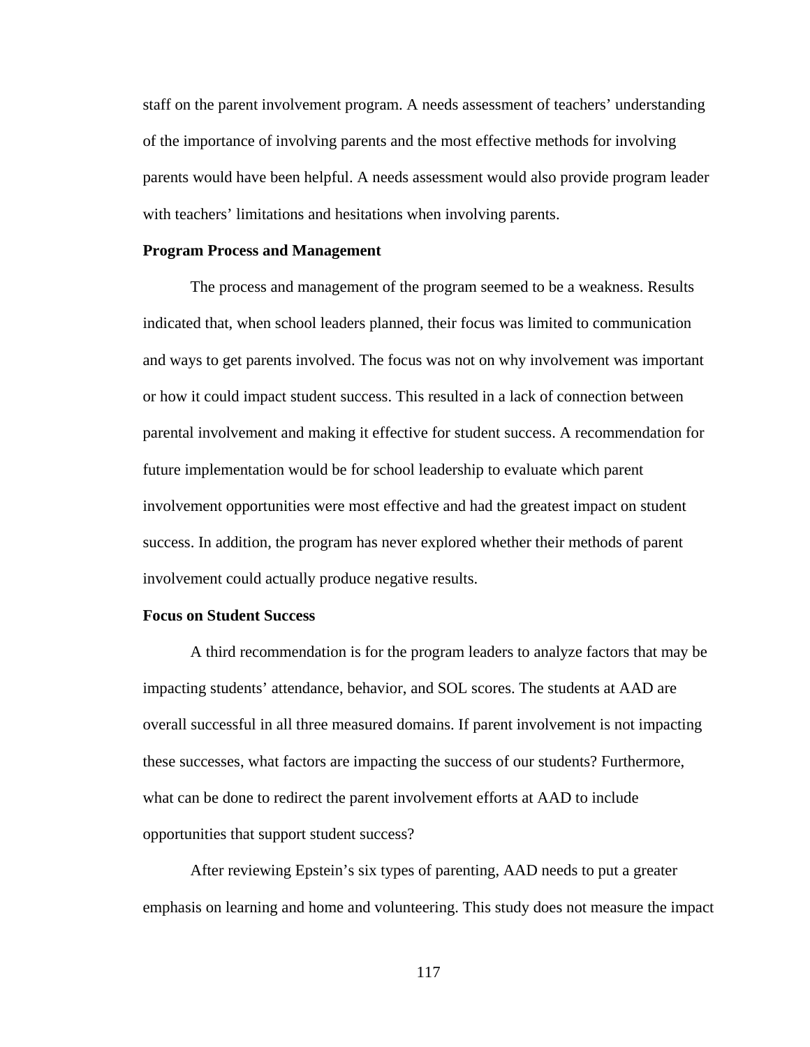staff on the parent involvement program. A needs assessment of teachers' understanding of the importance of involving parents and the most effective methods for involving parents would have been helpful. A needs assessment would also provide program leader with teachers' limitations and hesitations when involving parents.

**Program Process and Management**

The process and management of the program seemed to be a weakness. Results indicated that, when school leaders planned, their focus was limited to communication and ways to get parents involved. The focus was not on why involvement was important or how it could impact student success. This resulted in a lack of connection between parental involvement and making it effective for student success. A recommendation for future implementation would be for school leadership to evaluate which parent involvement opportunities were most effective and had the greatest impact on student success. In addition, the program has never explored whether their methods of parent involvement could actually produce negative results.

**Focus on Student Success**

A third recommendation is for the program leaders to analyze factors that may be impacting students' attendance, behavior, and SOL scores. The students at AAD are overall successful in all three measured domains. If parent involvement is not impacting these successes, what factors are impacting the success of our students? Furthermore, what can be done to redirect the parent involvement efforts at AAD to include opportunities that support student success?

After reviewing Epstein's six types of parenting, AAD needs to put a greater emphasis on learning and home and volunteering. This study does not measure the impact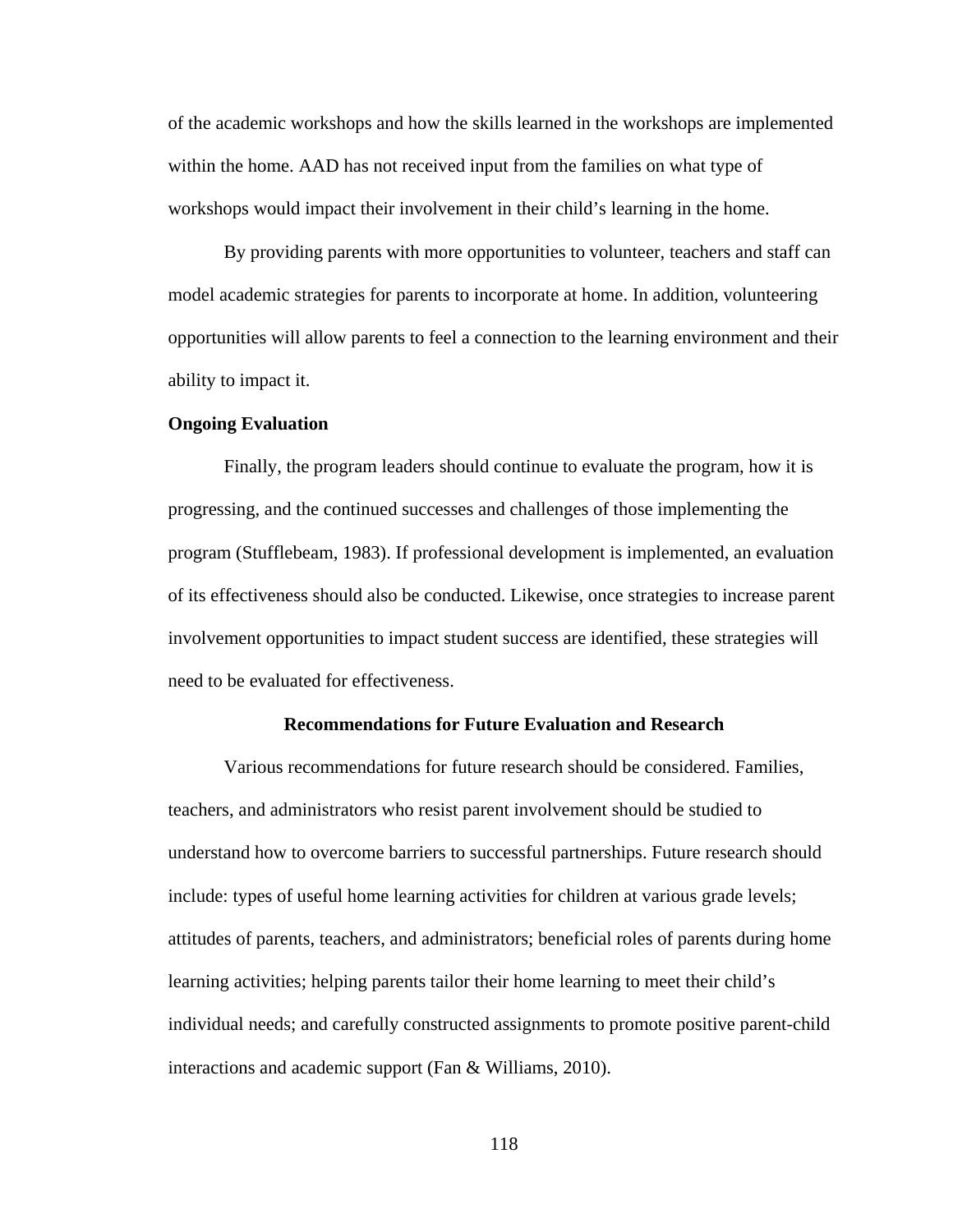of the academic workshops and how the skills learned in the workshops are implemented within the home. AAD has not received input from the families on what type of workshops would impact their involvement in their child's learning in the home.

By providing parents with more opportunities to volunteer, teachers and staff can model academic strategies for parents to incorporate at home. In addition, volunteering opportunities will allow parents to feel a connection to the learning environment and their ability to impact it.

### Ongoing Evaluation

Finally, the program leaders should continue to evaluate the program, how it is progressing, and the continued successes and challenges of those implementing the program (Stufflebeam, 1983). If professional development is implemented, an evaluation of its effectiveness should also be conducted. Likewise, once strategies to increase parent involvement opportunities to impact student success are identified, these strategies will need to be evaluated for effectiveness.

## Recommendations for Future Evaluation and Research

Various recommendations for future research should be considered. Families, teachers, and administrators who resist parent involvement should be studied to understand how to overcome barriers to successful partnerships. Future research should include: types of useful home learning activities for children at various grade levels; attitudes of parents, teachers, and administrators; beneficial roles of parents during home learning activities; helping parents tailor their home learning to meet their child's individual needs; and carefully constructed assignments to promote positive parent-child interactions and academic support (Fan & Williams, 2010).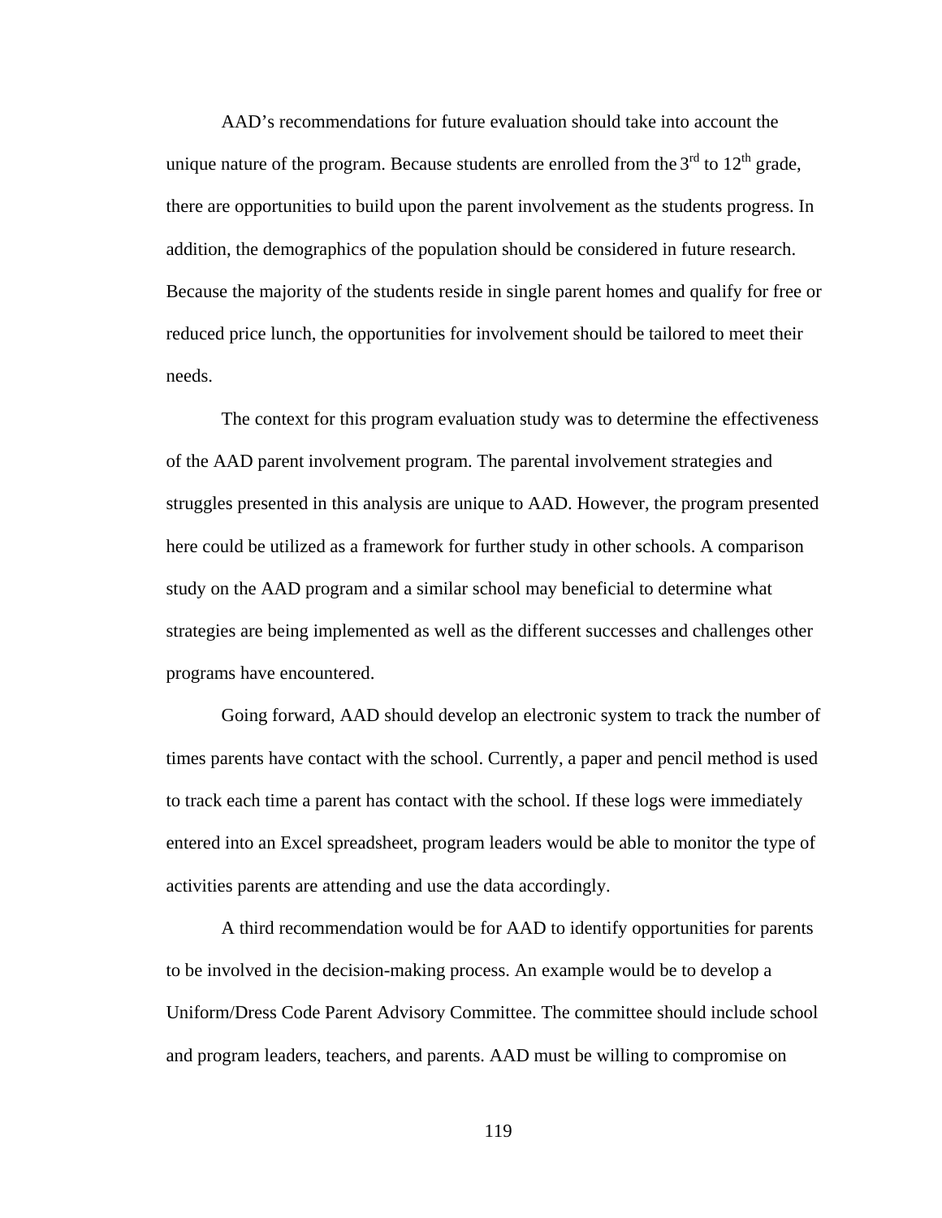AAD's recommendations for future evaluation should take into account the unique nature of the program. Because students are enrolled from the 3rd to 12th grade, there are opportunities to build upon the parent involvement as the students progress. In addition, the demographics of the population should be considered in future research. Because the majority of the students reside in single parent homes and qualify for free or reduced price lunch, the opportunities for involvement should be tailored to meet their needs.

The context for this program evaluation study was to determine the effectiveness of the AAD parent involvement program. The parental involvement strategies and struggles presented in this analysis are unique to AAD. However, the program presented here could be utilized as a framework for further study in other schools. A comparison study on the AAD program and a similar school may beneficial to determine what strategies are being implemented as well as the different successes and challenges other programs have encountered.

Going forward, AAD should develop an electronic system to track the number of times parents have contact with the school. Currently, a paper and pencil method is used to track each time a parent has contact with the school. If these logs were immediately entered into an Excel spreadsheet, program leaders would be able to monitor the type of activities parents are attending and use the data accordingly.

A third recommendation would be for AAD to identify opportunities for parents to be involved in the decision-making process. An example would be to develop a Uniform/Dress Code Parent Advisory Committee. The committee should include school and program leaders, teachers, and parents. AAD must be willing to compromise on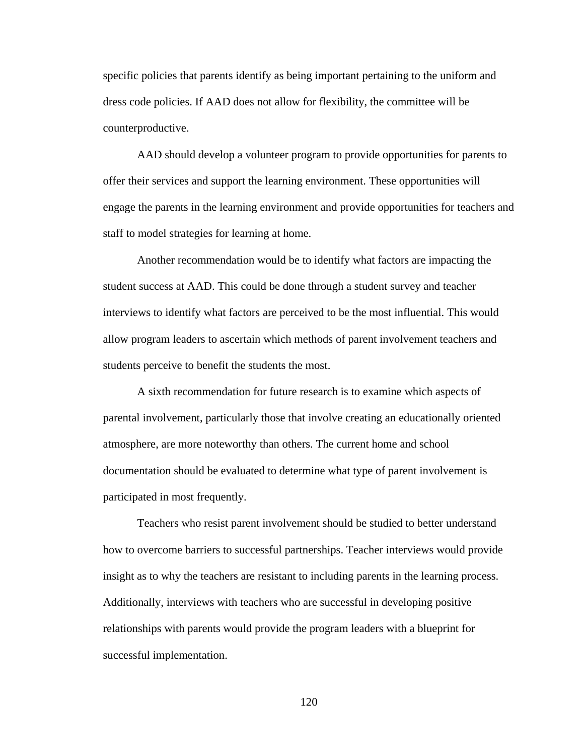specific policies that parents identify as being important pertaining to the uniform and dress code policies. If AAD does not allow for flexibility, the committee will be counterproductive.

AAD should develop a volunteer program to provide opportunities for parents to offer their services and support the learning environment. These opportunities will engage the parents in the learning environment and provide opportunities for teachers and staff to model strategies for learning at home.

Another recommendation would be to identify what factors are impacting the student success at AAD. This could be done through a student survey and teacher interviews to identify what factors are perceived to be the most influential. This would allow program leaders to ascertain which methods of parent involvement teachers and students perceive to benefit the students the most.

A sixth recommendation for future research is to examine which aspects of parental involvement, particularly those that involve creating an educationally oriented atmosphere, are more noteworthy than others. The current home and school documentation should be evaluated to determine what type of parent involvement is participated in most frequently.

Teachers who resist parent involvement should be studied to better understand how to overcome barriers to successful partnerships. Teacher interviews would provide insight as to why the teachers are resistant to including parents in the learning process. Additionally, interviews with teachers who are successful in developing positive relationships with parents would provide the program leaders with a blueprint for successful implementation.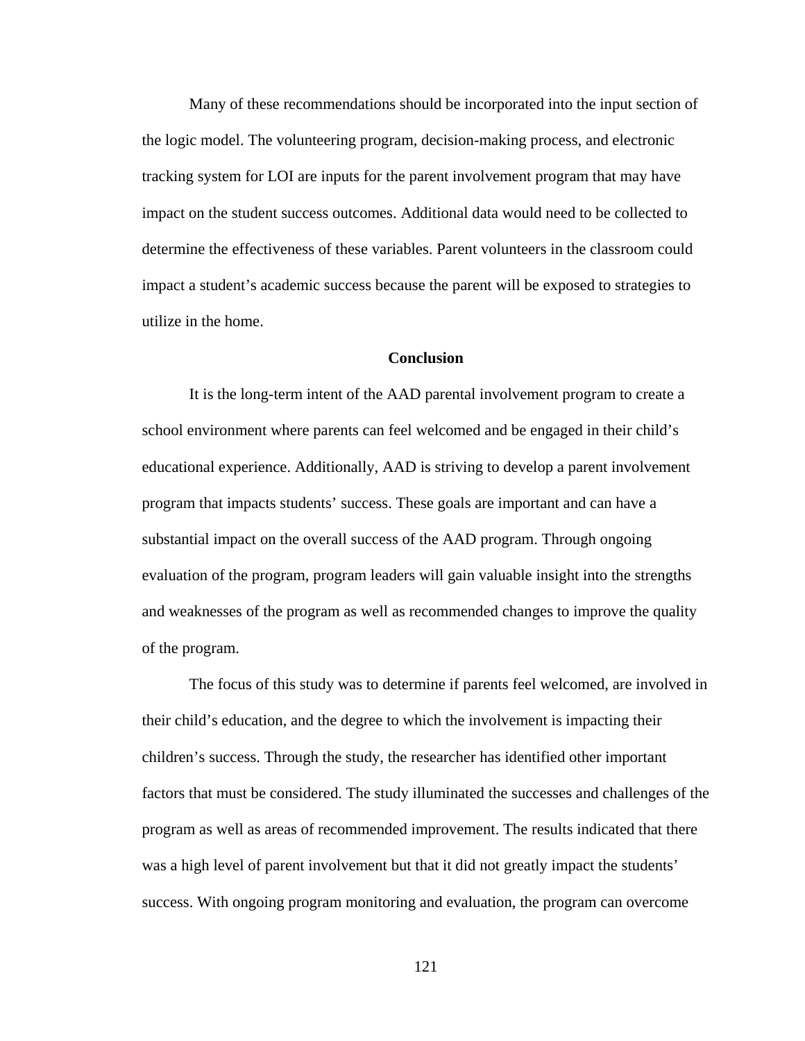Many of these recommendations should be incorporated into the input section of the logic model. The volunteering program, decision-making process, and electronic tracking system for LOI are inputs for the parent involvement program that may have impact on the student success outcomes. Additional data would need to be collected to determine the effectiveness of these variables. Parent volunteers in the classroom could impact a student's academic success because the parent will be exposed to strategies to utilize in the home.

## Conclusion

It is the long-term intent of the AAD parental involvement program to create a school environment where parents can feel welcomed and be engaged in their child's educational experience. Additionally, AAD is striving to develop a parent involvement program that impacts students' success. These goals are important and can have a substantial impact on the overall success of the AAD program. Through ongoing evaluation of the program, program leaders will gain valuable insight into the strengths and weaknesses of the program as well as recommended changes to improve the quality of the program.

The focus of this study was to determine if parents feel welcomed, are involved in their child's education, and the degree to which the involvement is impacting their children's success. Through the study, the researcher has identified other important factors that must be considered. The study illuminated the successes and challenges of the program as well as areas of recommended improvement. The results indicated that there was a high level of parent involvement but that it did not greatly impact the students' success. With ongoing program monitoring and evaluation, the program can overcome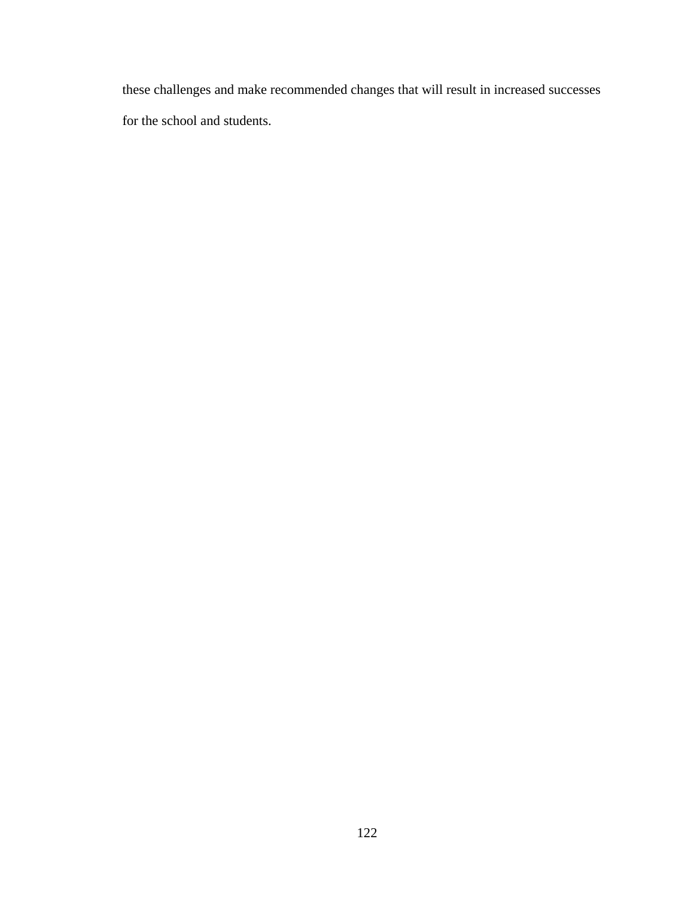these challenges and make recommended changes that will result in increased successes for the school and students.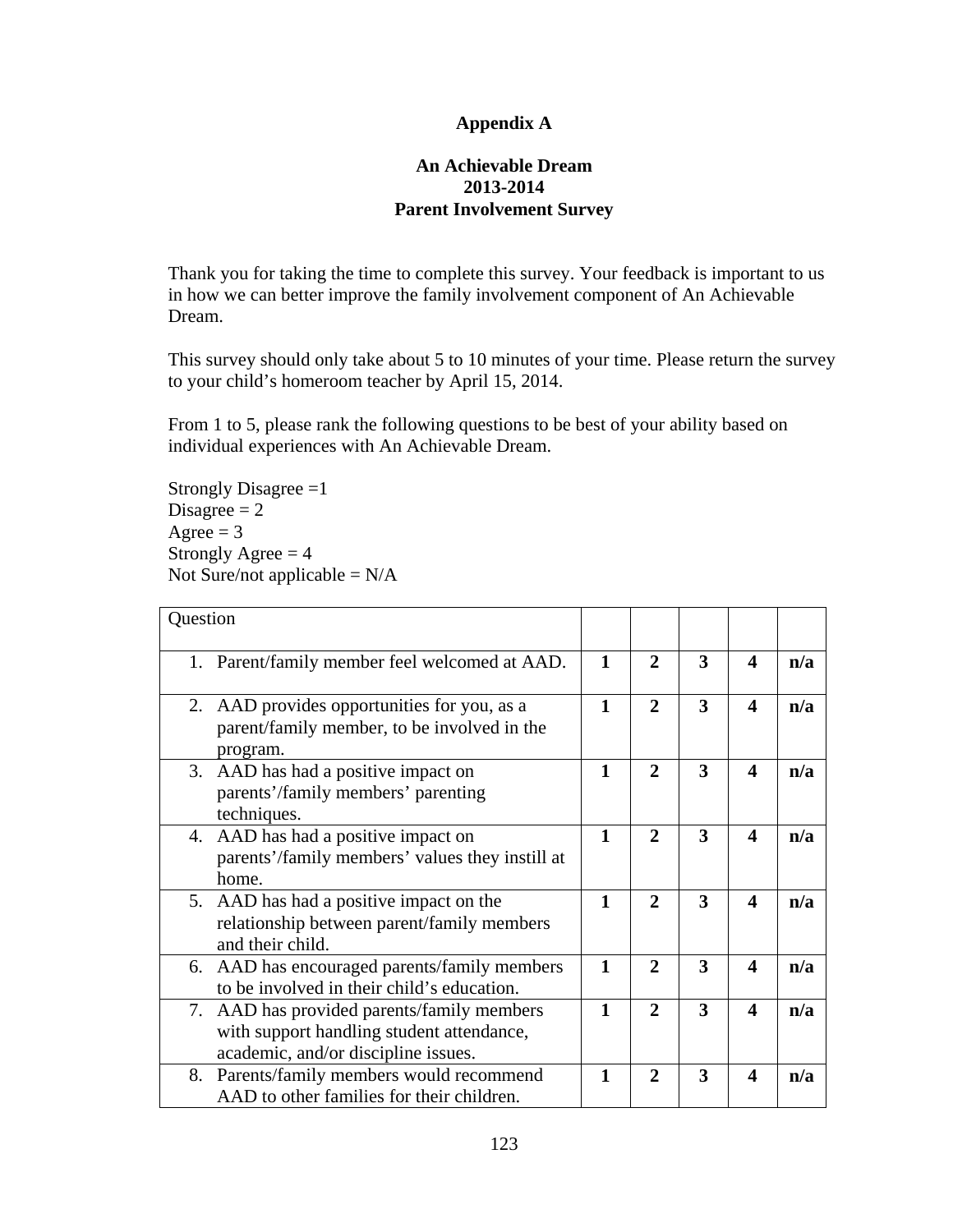# Appendix A

## An Achievable Dream
## 2013-2014
## Parent Involvement Survey

Thank you for taking the time to complete this survey. Your feedback is important to us in how we can better improve the family involvement component of An Achievable Dream.

This survey should only take about 5 to 10 minutes of your time. Please return the survey to your child's homeroom teacher by April 15, 2014.

From 1 to 5, please rank the following questions to be best of your ability based on individual experiences with An Achievable Dream.

Strongly Disagree =1
Disagree = 2
Agree = 3
Strongly Agree = 4
Not Sure/not applicable = N/A

| Question | | | | | |
|---|---|---|---|---|---|
| 1. Parent/family member feel welcomed at AAD. | **1** | **2** | **3** | **4** | **n/a** |
| 2. AAD provides opportunities for you, as a parent/family member, to be involved in the program. | **1** | **2** | **3** | **4** | **n/a** |
| 3. AAD has had a positive impact on parents'/family members' parenting techniques. | **1** | **2** | **3** | **4** | **n/a** |
| 4. AAD has had a positive impact on parents'/family members' values they instill at home. | **1** | **2** | **3** | **4** | **n/a** |
| 5. AAD has had a positive impact on the relationship between parent/family members and their child. | **1** | **2** | **3** | **4** | **n/a** |
| 6. AAD has encouraged parents/family members to be involved in their child's education. | **1** | **2** | **3** | **4** | **n/a** |
| 7. AAD has provided parents/family members with support handling student attendance, academic, and/or discipline issues. | **1** | **2** | **3** | **4** | **n/a** |
| 8. Parents/family members would recommend AAD to other families for their children. | **1** | **2** | **3** | **4** | **n/a** |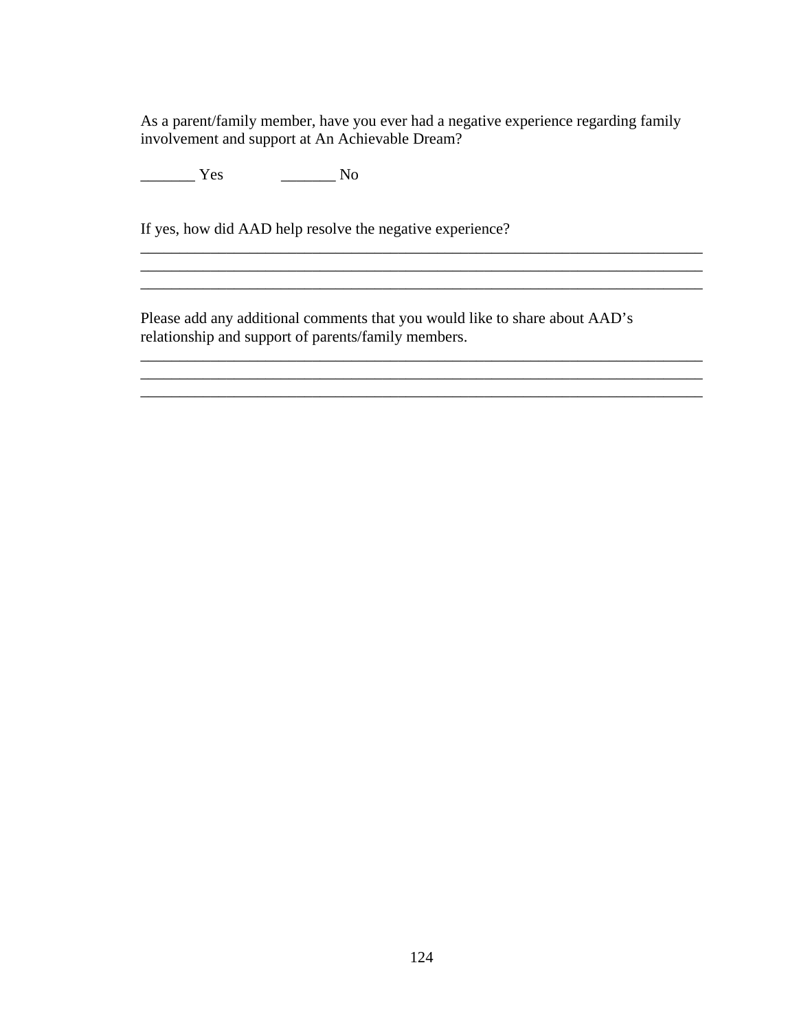As a parent/family member, have you ever had a negative experience regarding family involvement and support at An Achievable Dream?

_______ Yes                _______ No

If yes, how did AAD help resolve the negative experience?

___________________________________________________________________________
___________________________________________________________________________
___________________________________________________________________________

Please add any additional comments that you would like to share about AAD's relationship and support of parents/family members.

___________________________________________________________________________
___________________________________________________________________________
___________________________________________________________________________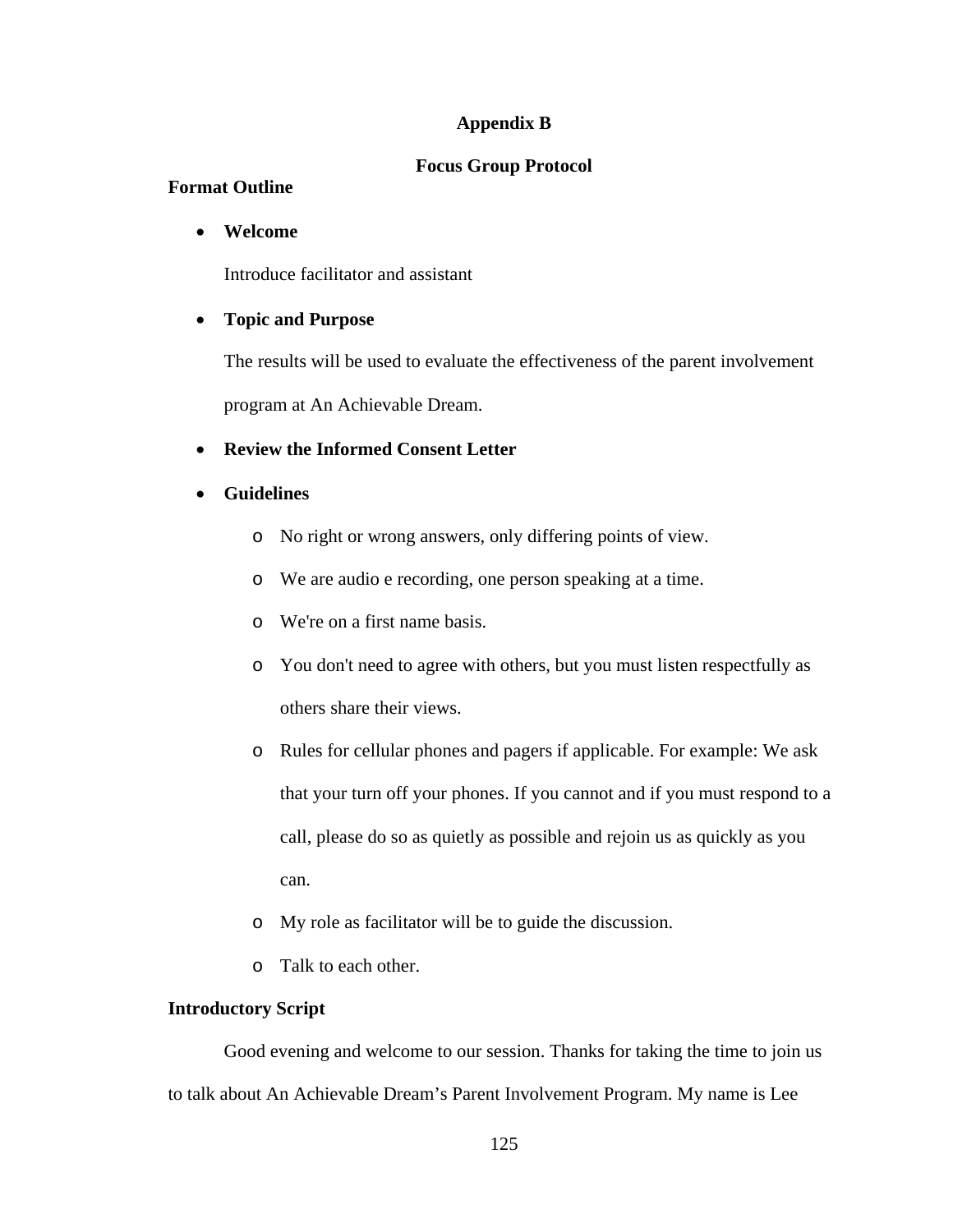## Appendix B

## Focus Group Protocol

**Format Outline**

- **Welcome**

  Introduce facilitator and assistant

- **Topic and Purpose**

  The results will be used to evaluate the effectiveness of the parent involvement program at An Achievable Dream.

- **Review the Informed Consent Letter**

- **Guidelines**

  - No right or wrong answers, only differing points of view.
  - We are audio e recording, one person speaking at a time.
  - We're on a first name basis.
  - You don't need to agree with others, but you must listen respectfully as others share their views.
  - Rules for cellular phones and pagers if applicable. For example: We ask that your turn off your phones. If you cannot and if you must respond to a call, please do so as quietly as possible and rejoin us as quickly as you can.
  - My role as facilitator will be to guide the discussion.
  - Talk to each other.

**Introductory Script**

Good evening and welcome to our session. Thanks for taking the time to join us to talk about An Achievable Dream's Parent Involvement Program. My name is Lee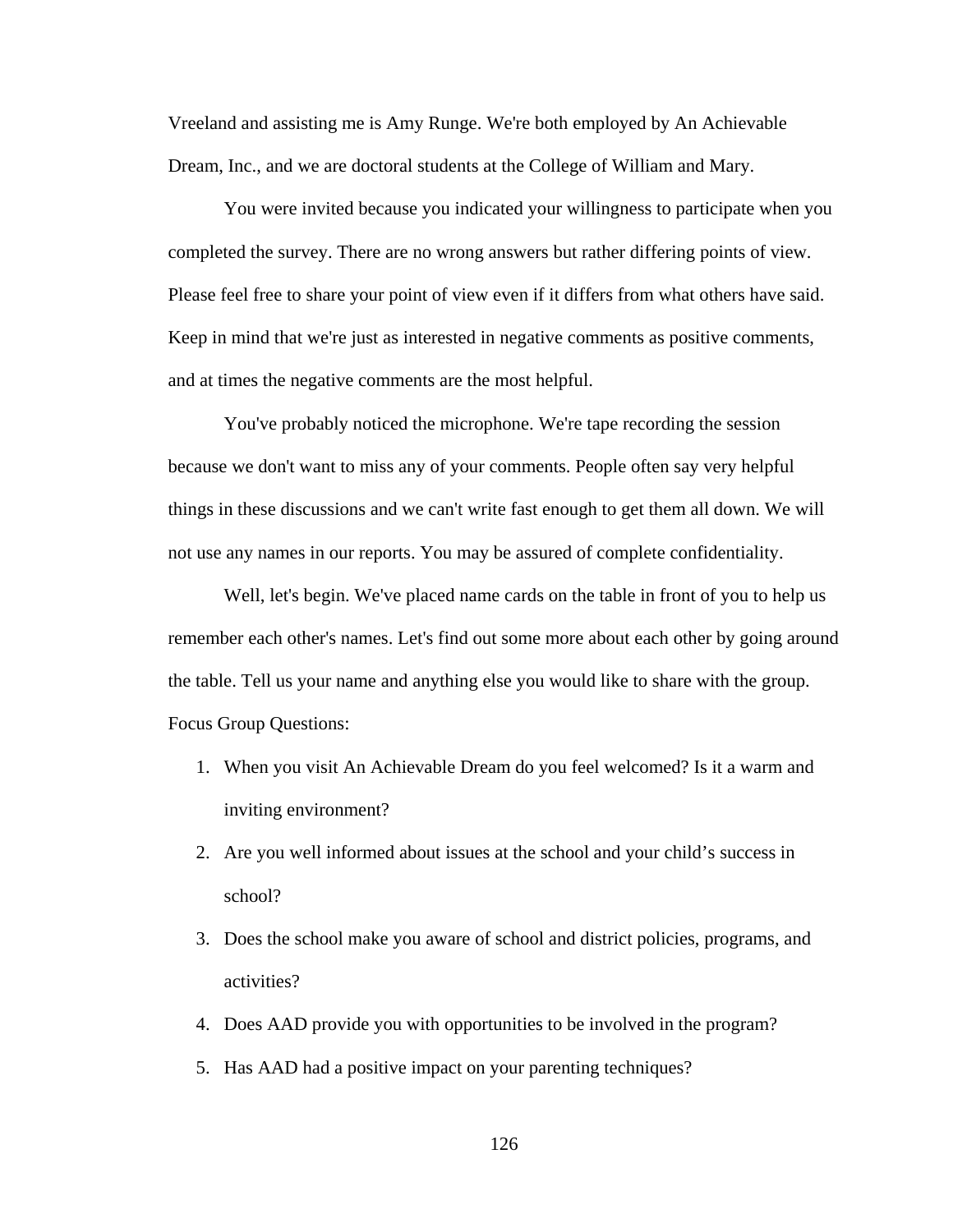Vreeland and assisting me is Amy Runge. We're both employed by An Achievable Dream, Inc., and we are doctoral students at the College of William and Mary.

You were invited because you indicated your willingness to participate when you completed the survey. There are no wrong answers but rather differing points of view. Please feel free to share your point of view even if it differs from what others have said. Keep in mind that we're just as interested in negative comments as positive comments, and at times the negative comments are the most helpful.

You've probably noticed the microphone. We're tape recording the session because we don't want to miss any of your comments. People often say very helpful things in these discussions and we can't write fast enough to get them all down. We will not use any names in our reports. You may be assured of complete confidentiality.

Well, let's begin. We've placed name cards on the table in front of you to help us remember each other's names. Let's find out some more about each other by going around the table. Tell us your name and anything else you would like to share with the group.

Focus Group Questions:

1. When you visit An Achievable Dream do you feel welcomed? Is it a warm and inviting environment?
2. Are you well informed about issues at the school and your child's success in school?
3. Does the school make you aware of school and district policies, programs, and activities?
4. Does AAD provide you with opportunities to be involved in the program?
5. Has AAD had a positive impact on your parenting techniques?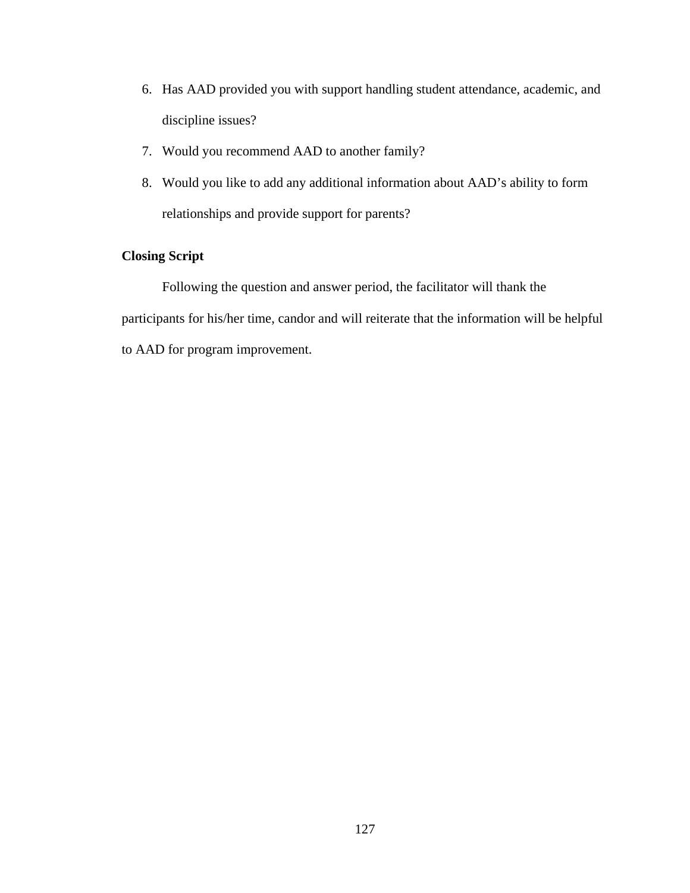6. Has AAD provided you with support handling student attendance, academic, and discipline issues?
7. Would you recommend AAD to another family?
8. Would you like to add any additional information about AAD's ability to form relationships and provide support for parents?

**Closing Script**

Following the question and answer period, the facilitator will thank the participants for his/her time, candor and will reiterate that the information will be helpful to AAD for program improvement.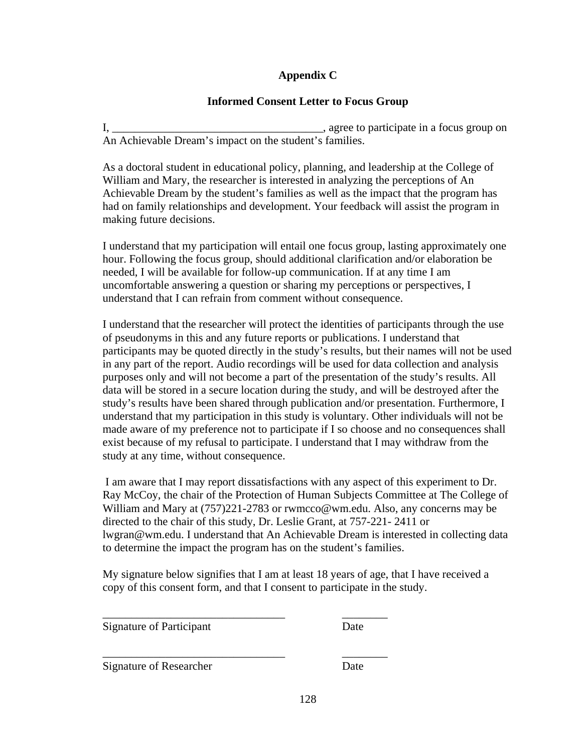## Appendix C

### Informed Consent Letter to Focus Group

I, ____________________________________, agree to participate in a focus group on An Achievable Dream's impact on the student's families.

As a doctoral student in educational policy, planning, and leadership at the College of William and Mary, the researcher is interested in analyzing the perceptions of An Achievable Dream by the student's families as well as the impact that the program has had on family relationships and development. Your feedback will assist the program in making future decisions.

I understand that my participation will entail one focus group, lasting approximately one hour. Following the focus group, should additional clarification and/or elaboration be needed, I will be available for follow-up communication. If at any time I am uncomfortable answering a question or sharing my perceptions or perspectives, I understand that I can refrain from comment without consequence.

I understand that the researcher will protect the identities of participants through the use of pseudonyms in this and any future reports or publications. I understand that participants may be quoted directly in the study's results, but their names will not be used in any part of the report. Audio recordings will be used for data collection and analysis purposes only and will not become a part of the presentation of the study's results. All data will be stored in a secure location during the study, and will be destroyed after the study's results have been shared through publication and/or presentation. Furthermore, I understand that my participation in this study is voluntary. Other individuals will not be made aware of my preference not to participate if I so choose and no consequences shall exist because of my refusal to participate. I understand that I may withdraw from the study at any time, without consequence.

I am aware that I may report dissatisfactions with any aspect of this experiment to Dr. Ray McCoy, the chair of the Protection of Human Subjects Committee at The College of William and Mary at (757)221-2783 or rwmcco@wm.edu. Also, any concerns may be directed to the chair of this study, Dr. Leslie Grant, at 757-221- 2411 or lwgran@wm.edu. I understand that An Achievable Dream is interested in collecting data to determine the impact the program has on the student's families.

My signature below signifies that I am at least 18 years of age, that I have received a copy of this consent form, and that I consent to participate in the study.

________________________________ ________

Signature of Participant Date

________________________________ ________

Signature of Researcher Date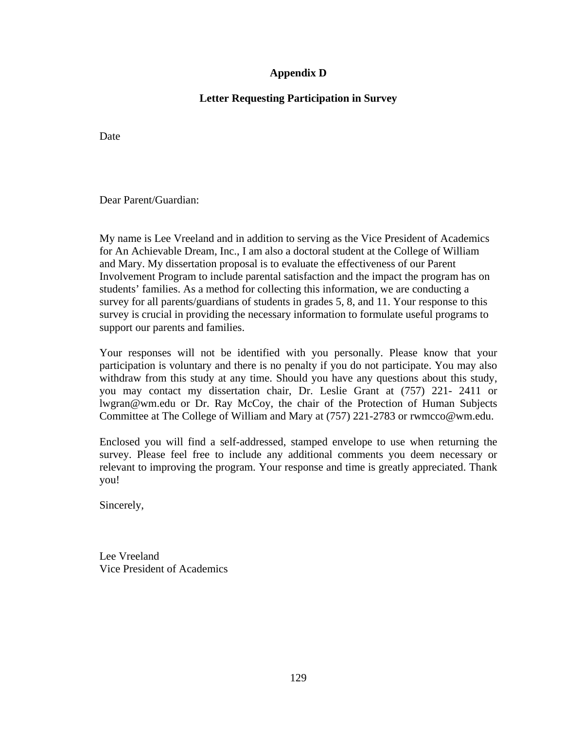## Appendix D

### Letter Requesting Participation in Survey

Date

Dear Parent/Guardian:

My name is Lee Vreeland and in addition to serving as the Vice President of Academics for An Achievable Dream, Inc., I am also a doctoral student at the College of William and Mary. My dissertation proposal is to evaluate the effectiveness of our Parent Involvement Program to include parental satisfaction and the impact the program has on students' families. As a method for collecting this information, we are conducting a survey for all parents/guardians of students in grades 5, 8, and 11. Your response to this survey is crucial in providing the necessary information to formulate useful programs to support our parents and families.

Your responses will not be identified with you personally. Please know that your participation is voluntary and there is no penalty if you do not participate. You may also withdraw from this study at any time. Should you have any questions about this study, you may contact my dissertation chair, Dr. Leslie Grant at (757) 221- 2411 or lwgran@wm.edu or Dr. Ray McCoy, the chair of the Protection of Human Subjects Committee at The College of William and Mary at (757) 221-2783 or rwmcco@wm.edu.

Enclosed you will find a self-addressed, stamped envelope to use when returning the survey. Please feel free to include any additional comments you deem necessary or relevant to improving the program. Your response and time is greatly appreciated. Thank you!

Sincerely,

Lee Vreeland
Vice President of Academics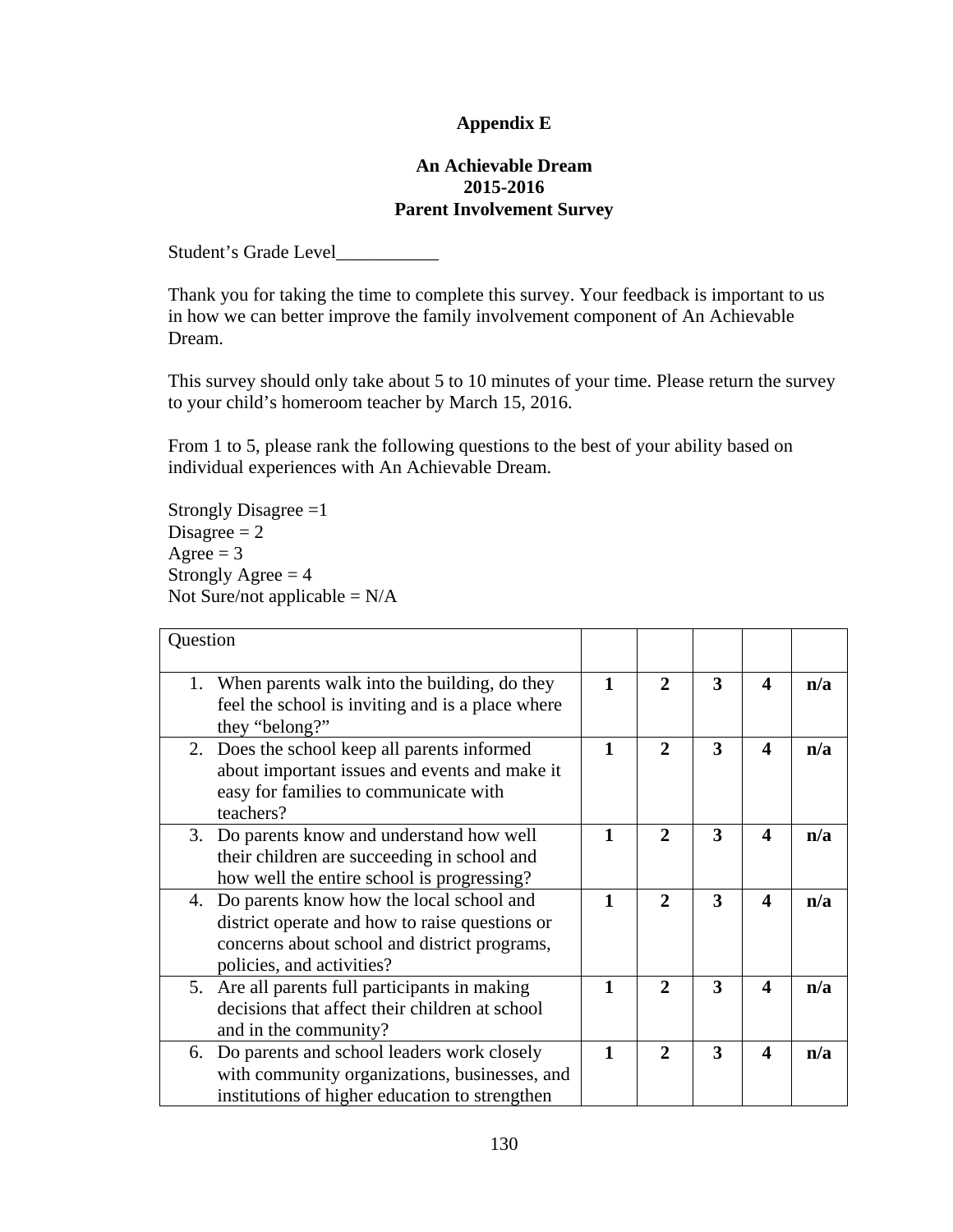**Appendix E**

**An Achievable Dream**
**2015-2016**
**Parent Involvement Survey**

Student's Grade Level___________

Thank you for taking the time to complete this survey. Your feedback is important to us in how we can better improve the family involvement component of An Achievable Dream.

This survey should only take about 5 to 10 minutes of your time. Please return the survey to your child's homeroom teacher by March 15, 2016.

From 1 to 5, please rank the following questions to the best of your ability based on individual experiences with An Achievable Dream.

Strongly Disagree =1
Disagree = 2
Agree = 3
Strongly Agree = 4
Not Sure/not applicable = N/A

| Question | | | | | |
|---|---|---|---|---|---|
| 1. When parents walk into the building, do they feel the school is inviting and is a place where they "belong?" | **1** | **2** | **3** | **4** | **n/a** |
| 2. Does the school keep all parents informed about important issues and events and make it easy for families to communicate with teachers? | **1** | **2** | **3** | **4** | **n/a** |
| 3. Do parents know and understand how well their children are succeeding in school and how well the entire school is progressing? | **1** | **2** | **3** | **4** | **n/a** |
| 4. Do parents know how the local school and district operate and how to raise questions or concerns about school and district programs, policies, and activities? | **1** | **2** | **3** | **4** | **n/a** |
| 5. Are all parents full participants in making decisions that affect their children at school and in the community? | **1** | **2** | **3** | **4** | **n/a** |
| 6. Do parents and school leaders work closely with community organizations, businesses, and institutions of higher education to strengthen | **1** | **2** | **3** | **4** | **n/a** |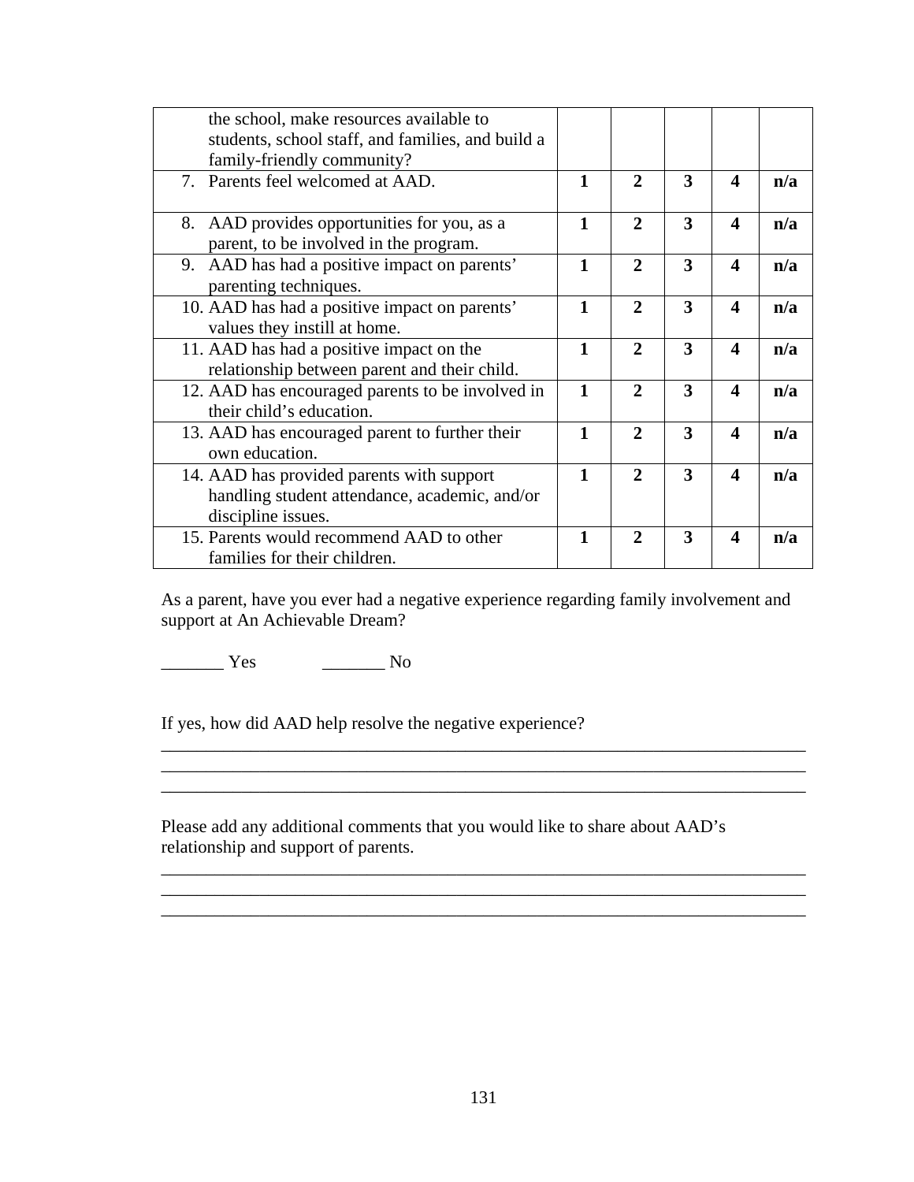| | | | | | |
|---|---|---|---|---|---|
| the school, make resources available to students, school staff, and families, and build a family-friendly community? | | | | | |
| 7. Parents feel welcomed at AAD. | **1** | **2** | **3** | **4** | **n/a** |
| 8. AAD provides opportunities for you, as a parent, to be involved in the program. | **1** | **2** | **3** | **4** | **n/a** |
| 9. AAD has had a positive impact on parents' parenting techniques. | **1** | **2** | **3** | **4** | **n/a** |
| 10. AAD has had a positive impact on parents' values they instill at home. | **1** | **2** | **3** | **4** | **n/a** |
| 11. AAD has had a positive impact on the relationship between parent and their child. | **1** | **2** | **3** | **4** | **n/a** |
| 12. AAD has encouraged parents to be involved in their child's education. | **1** | **2** | **3** | **4** | **n/a** |
| 13. AAD has encouraged parent to further their own education. | **1** | **2** | **3** | **4** | **n/a** |
| 14. AAD has provided parents with support handling student attendance, academic, and/or discipline issues. | **1** | **2** | **3** | **4** | **n/a** |
| 15. Parents would recommend AAD to other families for their children. | **1** | **2** | **3** | **4** | **n/a** |

As a parent, have you ever had a negative experience regarding family involvement and support at An Achievable Dream?

_______ Yes _______ No

If yes, how did AAD help resolve the negative experience?
___________________________________________________________________________
___________________________________________________________________________
___________________________________________________________________________

Please add any additional comments that you would like to share about AAD's relationship and support of parents.
___________________________________________________________________________
___________________________________________________________________________
___________________________________________________________________________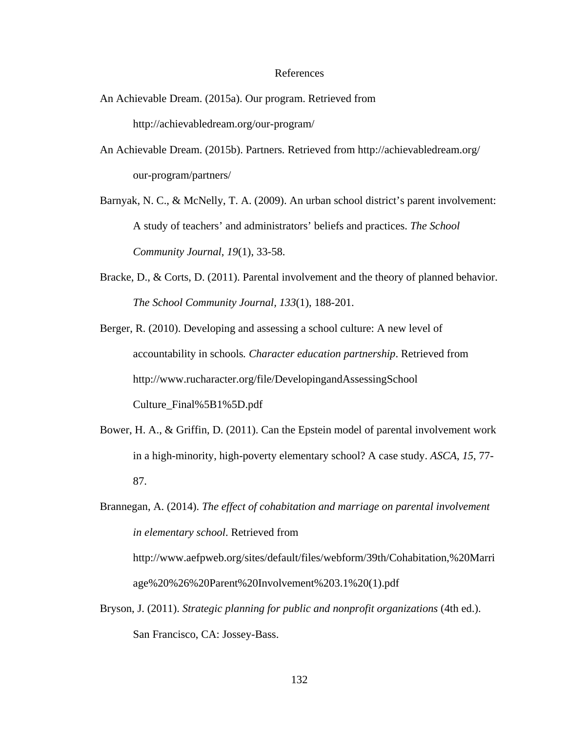# References

An Achievable Dream. (2015a). Our program. Retrieved from http://achievabledream.org/our-program/

An Achievable Dream. (2015b). Partners. Retrieved from http://achievabledream.org/our-program/partners/

Barnyak, N. C., & McNelly, T. A. (2009). An urban school district's parent involvement: A study of teachers' and administrators' beliefs and practices. *The School Community Journal*, *19*(1), 33-58.

Bracke, D., & Corts, D. (2011). Parental involvement and the theory of planned behavior. *The School Community Journal*, *133*(1), 188-201.

Berger, R. (2010). Developing and assessing a school culture: A new level of accountability in schools. *Character education partnership*. Retrieved from http://www.rucharacter.org/file/DevelopingandAssessingSchool Culture_Final%5B1%5D.pdf

Bower, H. A., & Griffin, D. (2011). Can the Epstein model of parental involvement work in a high-minority, high-poverty elementary school? A case study. *ASCA*, *15*, 77-87.

Brannegan, A. (2014). *The effect of cohabitation and marriage on parental involvement in elementary school*. Retrieved from http://www.aefpweb.org/sites/default/files/webform/39th/Cohabitation,%20Marriage%20%26%20Parent%20Involvement%203.1%20(1).pdf

Bryson, J. (2011). *Strategic planning for public and nonprofit organizations* (4th ed.). San Francisco, CA: Jossey-Bass.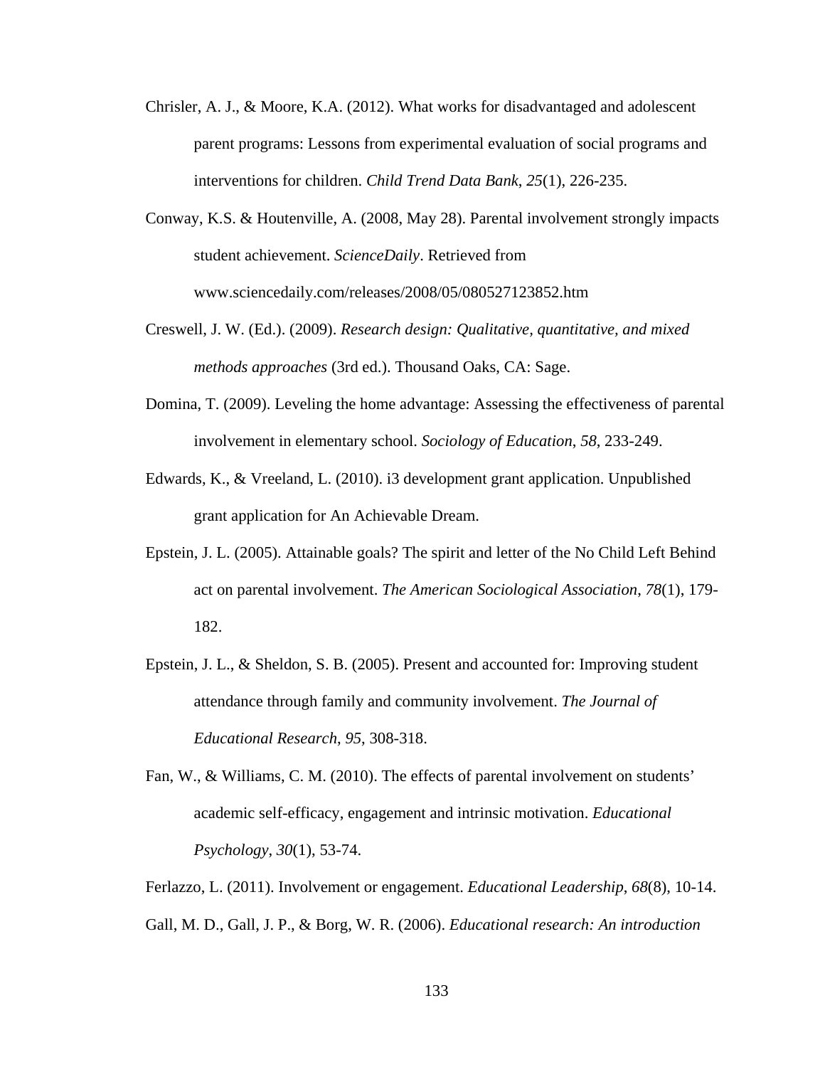Chrisler, A. J., & Moore, K.A. (2012). What works for disadvantaged and adolescent parent programs: Lessons from experimental evaluation of social programs and interventions for children. *Child Trend Data Bank*, *25*(1), 226-235.

Conway, K.S. & Houtenville, A. (2008, May 28). Parental involvement strongly impacts student achievement. *ScienceDaily*. Retrieved from www.sciencedaily.com/releases/2008/05/080527123852.htm

Creswell, J. W. (Ed.). (2009). *Research design: Qualitative, quantitative, and mixed methods approaches* (3rd ed.). Thousand Oaks, CA: Sage.

Domina, T. (2009). Leveling the home advantage: Assessing the effectiveness of parental involvement in elementary school. *Sociology of Education*, *58*, 233-249.

Edwards, K., & Vreeland, L. (2010). i3 development grant application. Unpublished grant application for An Achievable Dream.

Epstein, J. L. (2005). Attainable goals? The spirit and letter of the No Child Left Behind act on parental involvement. *The American Sociological Association*, *78*(1), 179-182.

Epstein, J. L., & Sheldon, S. B. (2005). Present and accounted for: Improving student attendance through family and community involvement. *The Journal of Educational Research*, *95*, 308-318.

Fan, W., & Williams, C. M. (2010). The effects of parental involvement on students' academic self-efficacy, engagement and intrinsic motivation. *Educational Psychology*, *30*(1), 53-74.

Ferlazzo, L. (2011). Involvement or engagement. *Educational Leadership*, *68*(8), 10-14.

Gall, M. D., Gall, J. P., & Borg, W. R. (2006). *Educational research: An introduction*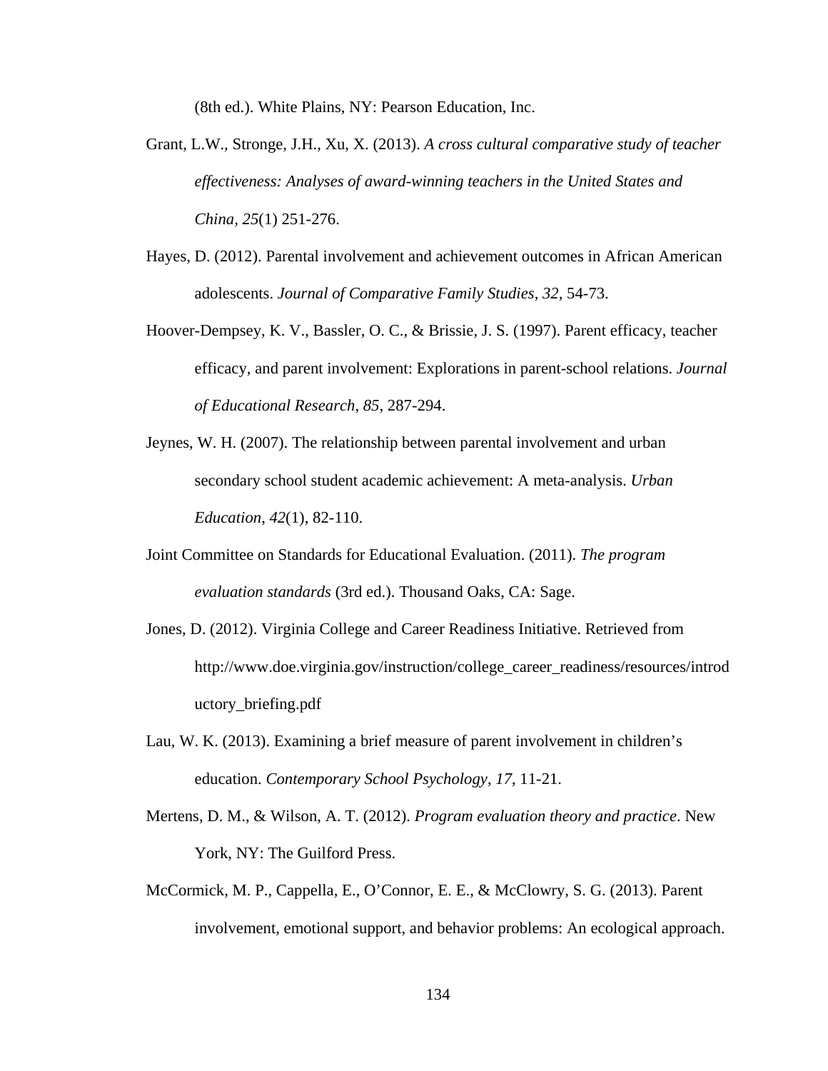(8th ed.). White Plains, NY: Pearson Education, Inc.

Grant, L.W., Stronge, J.H., Xu, X. (2013). *A cross cultural comparative study of teacher effectiveness: Analyses of award-winning teachers in the United States and China, 25*(1) 251-276.

Hayes, D. (2012). Parental involvement and achievement outcomes in African American adolescents. *Journal of Comparative Family Studies, 32*, 54-73.

Hoover-Dempsey, K. V., Bassler, O. C., & Brissie, J. S. (1997). Parent efficacy, teacher efficacy, and parent involvement: Explorations in parent-school relations. *Journal of Educational Research*, *85*, 287-294.

Jeynes, W. H. (2007). The relationship between parental involvement and urban secondary school student academic achievement: A meta-analysis. *Urban Education*, *42*(1), 82-110.

Joint Committee on Standards for Educational Evaluation. (2011). *The program evaluation standards* (3rd ed.). Thousand Oaks, CA: Sage.

Jones, D. (2012). Virginia College and Career Readiness Initiative. Retrieved from http://www.doe.virginia.gov/instruction/college_career_readiness/resources/introductory_briefing.pdf

Lau, W. K. (2013). Examining a brief measure of parent involvement in children's education. *Contemporary School Psychology*, *17*, 11-21.

Mertens, D. M., & Wilson, A. T. (2012). *Program evaluation theory and practice*. New York, NY: The Guilford Press.

McCormick, M. P., Cappella, E., O'Connor, E. E., & McClowry, S. G. (2013). Parent involvement, emotional support, and behavior problems: An ecological approach.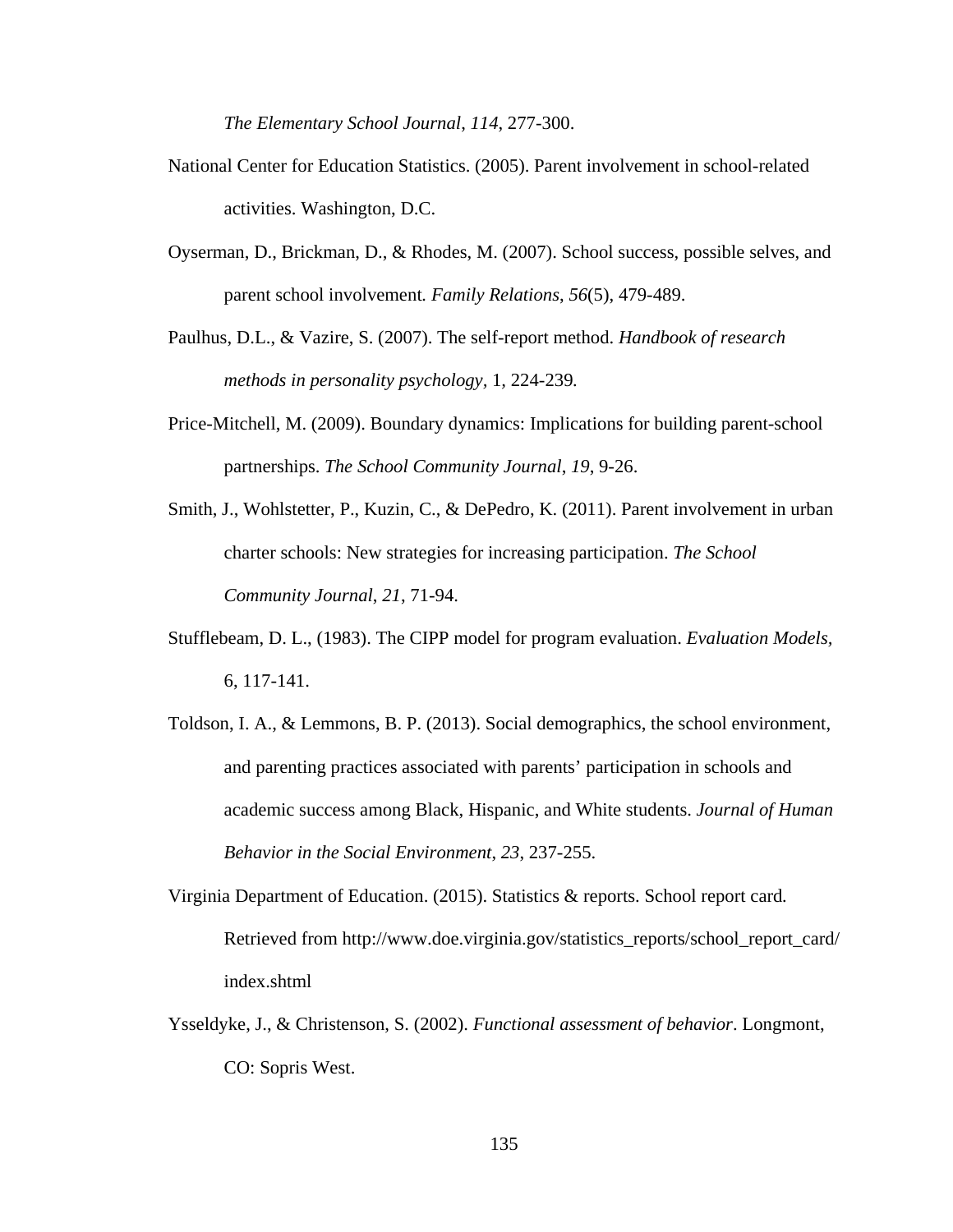*The Elementary School Journal*, *114*, 277-300.

National Center for Education Statistics. (2005). Parent involvement in school-related activities. Washington, D.C.

Oyserman, D., Brickman, D., & Rhodes, M. (2007). School success, possible selves, and parent school involvement. *Family Relations*, *56*(5), 479-489.

Paulhus, D.L., & Vazire, S. (2007). The self-report method. *Handbook of research methods in personality psychology*, 1, 224-239.

Price-Mitchell, M. (2009). Boundary dynamics: Implications for building parent-school partnerships. *The School Community Journal*, *19*, 9-26.

Smith, J., Wohlstetter, P., Kuzin, C., & DePedro, K. (2011). Parent involvement in urban charter schools: New strategies for increasing participation. *The School Community Journal*, *21*, 71-94.

Stufflebeam, D. L., (1983). The CIPP model for program evaluation. *Evaluation Models*, 6, 117-141.

Toldson, I. A., & Lemmons, B. P. (2013). Social demographics, the school environment, and parenting practices associated with parents' participation in schools and academic success among Black, Hispanic, and White students. *Journal of Human Behavior in the Social Environment*, *23*, 237-255.

Virginia Department of Education. (2015). Statistics & reports. School report card. Retrieved from http://www.doe.virginia.gov/statistics_reports/school_report_card/index.shtml

Ysseldyke, J., & Christenson, S. (2002). *Functional assessment of behavior*. Longmont, CO: Sopris West.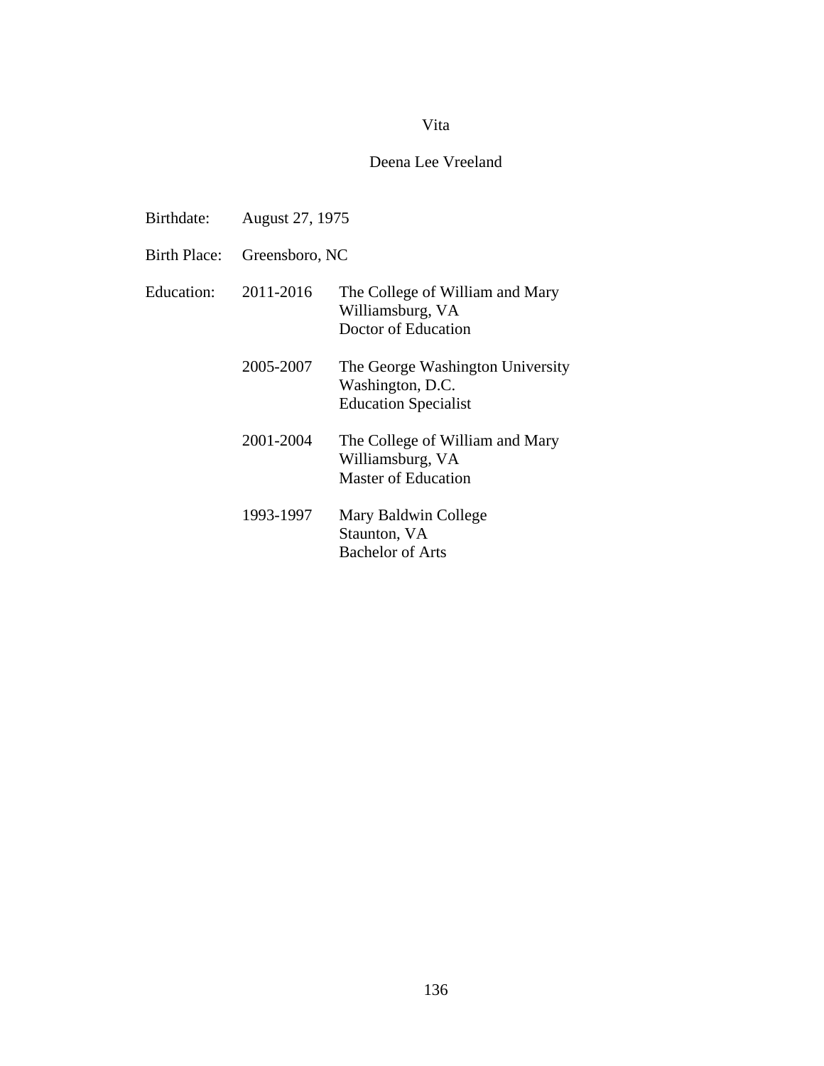# Vita

## Deena Lee Vreeland

| | | |
|---|---|---|
| Birthdate: | August 27, 1975 | |
| Birth Place: | Greensboro, NC | |
| Education: | 2011-2016 | The College of William and Mary<br>Williamsburg, VA<br>Doctor of Education |
| | 2005-2007 | The George Washington University<br>Washington, D.C.<br>Education Specialist |
| | 2001-2004 | The College of William and Mary<br>Williamsburg, VA<br>Master of Education |
| | 1993-1997 | Mary Baldwin College<br>Staunton, VA<br>Bachelor of Arts |